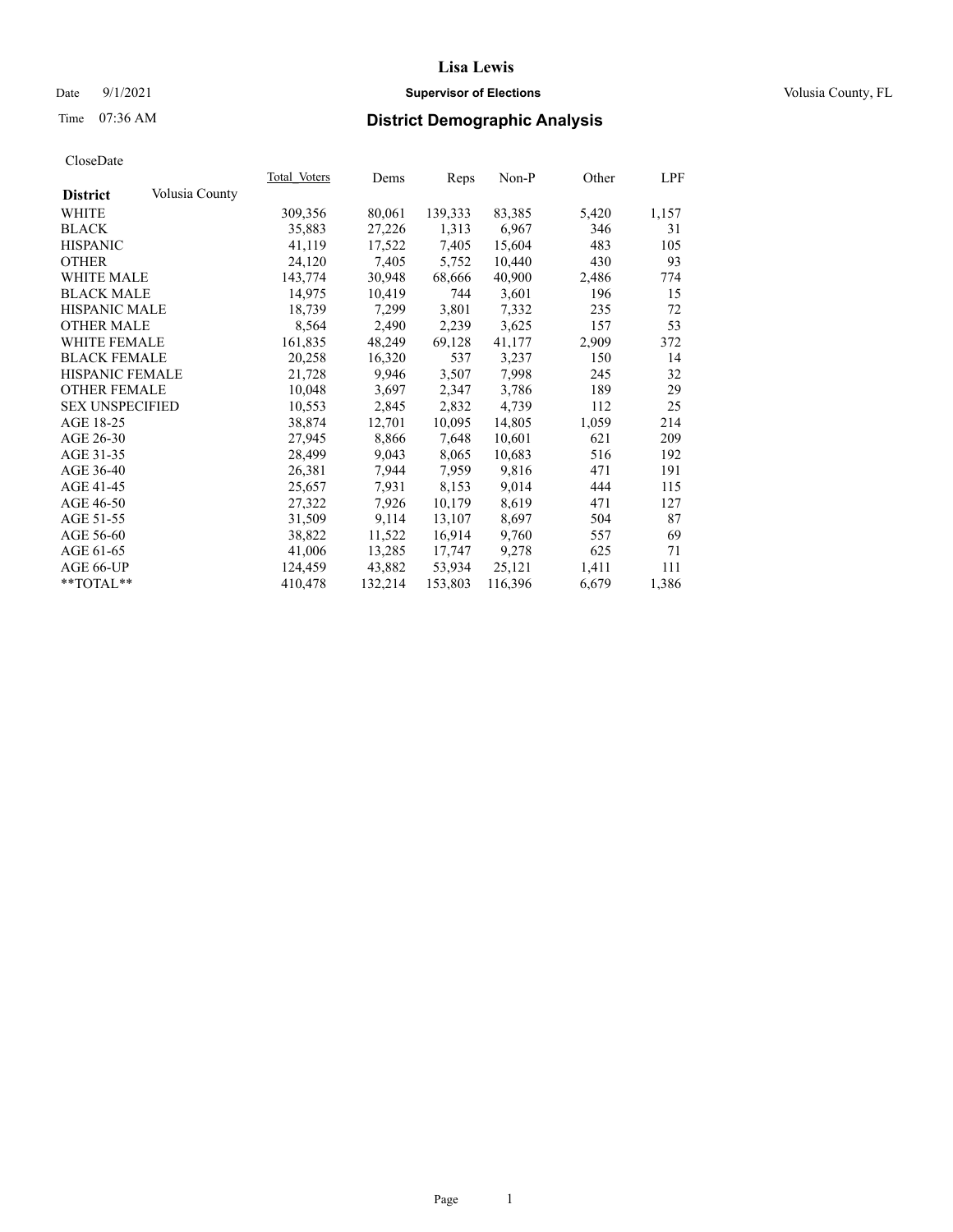**Lisa Lewis**

Date 9/1/2021 **Supervisor of Elections** Volusia County, FL

Time 07:36 AM **District Demographic Analysis**

CloseDate

| **District** Volusia County | Total Voters | Dems | Reps | Non-P | Other | LPF |
|---|---|---|---|---|---|---|
| WHITE | 309,356 | 80,061 | 139,333 | 83,385 | 5,420 | 1,157 |
| BLACK | 35,883 | 27,226 | 1,313 | 6,967 | 346 | 31 |
| HISPANIC | 41,119 | 17,522 | 7,405 | 15,604 | 483 | 105 |
| OTHER | 24,120 | 7,405 | 5,752 | 10,440 | 430 | 93 |
| WHITE MALE | 143,774 | 30,948 | 68,666 | 40,900 | 2,486 | 774 |
| BLACK MALE | 14,975 | 10,419 | 744 | 3,601 | 196 | 15 |
| HISPANIC MALE | 18,739 | 7,299 | 3,801 | 7,332 | 235 | 72 |
| OTHER MALE | 8,564 | 2,490 | 2,239 | 3,625 | 157 | 53 |
| WHITE FEMALE | 161,835 | 48,249 | 69,128 | 41,177 | 2,909 | 372 |
| BLACK FEMALE | 20,258 | 16,320 | 537 | 3,237 | 150 | 14 |
| HISPANIC FEMALE | 21,728 | 9,946 | 3,507 | 7,998 | 245 | 32 |
| OTHER FEMALE | 10,048 | 3,697 | 2,347 | 3,786 | 189 | 29 |
| SEX UNSPECIFIED | 10,553 | 2,845 | 2,832 | 4,739 | 112 | 25 |
| AGE 18-25 | 38,874 | 12,701 | 10,095 | 14,805 | 1,059 | 214 |
| AGE 26-30 | 27,945 | 8,866 | 7,648 | 10,601 | 621 | 209 |
| AGE 31-35 | 28,499 | 9,043 | 8,065 | 10,683 | 516 | 192 |
| AGE 36-40 | 26,381 | 7,944 | 7,959 | 9,816 | 471 | 191 |
| AGE 41-45 | 25,657 | 7,931 | 8,153 | 9,014 | 444 | 115 |
| AGE 46-50 | 27,322 | 7,926 | 10,179 | 8,619 | 471 | 127 |
| AGE 51-55 | 31,509 | 9,114 | 13,107 | 8,697 | 504 | 87 |
| AGE 56-60 | 38,822 | 11,522 | 16,914 | 9,760 | 557 | 69 |
| AGE 61-65 | 41,006 | 13,285 | 17,747 | 9,278 | 625 | 71 |
| AGE 66-UP | 124,459 | 43,882 | 53,934 | 25,121 | 1,411 | 111 |
| **TOTAL** | 410,478 | 132,214 | 153,803 | 116,396 | 6,679 | 1,386 |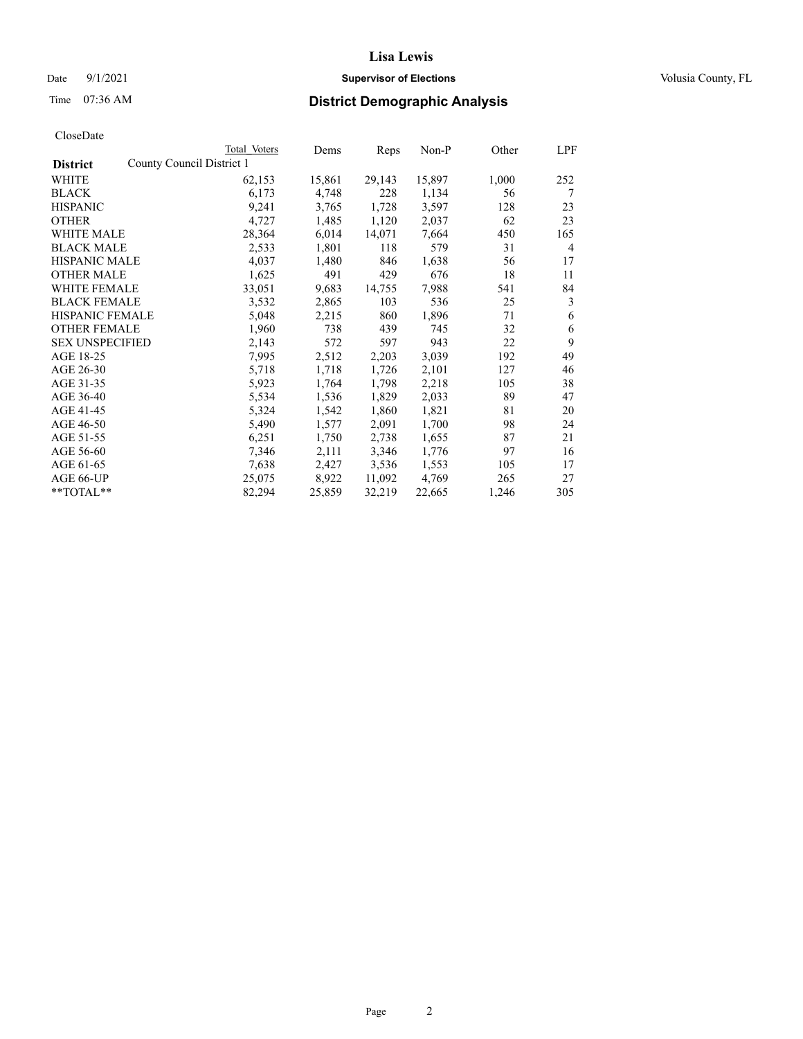# Lisa Lewis

Date 9/1/2021 **Supervisor of Elections** Volusia County, FL

Time 07:36 AM **District Demographic Analysis**

CloseDate

| District | County Council District 1 | Total Voters | Dems | Reps | Non-P | Other | LPF |
|---|---|---|---|---|---|---|---|
| WHITE | | 62,153 | 15,861 | 29,143 | 15,897 | 1,000 | 252 |
| BLACK | | 6,173 | 4,748 | 228 | 1,134 | 56 | 7 |
| HISPANIC | | 9,241 | 3,765 | 1,728 | 3,597 | 128 | 23 |
| OTHER | | 4,727 | 1,485 | 1,120 | 2,037 | 62 | 23 |
| WHITE MALE | | 28,364 | 6,014 | 14,071 | 7,664 | 450 | 165 |
| BLACK MALE | | 2,533 | 1,801 | 118 | 579 | 31 | 4 |
| HISPANIC MALE | | 4,037 | 1,480 | 846 | 1,638 | 56 | 17 |
| OTHER MALE | | 1,625 | 491 | 429 | 676 | 18 | 11 |
| WHITE FEMALE | | 33,051 | 9,683 | 14,755 | 7,988 | 541 | 84 |
| BLACK FEMALE | | 3,532 | 2,865 | 103 | 536 | 25 | 3 |
| HISPANIC FEMALE | | 5,048 | 2,215 | 860 | 1,896 | 71 | 6 |
| OTHER FEMALE | | 1,960 | 738 | 439 | 745 | 32 | 6 |
| SEX UNSPECIFIED | | 2,143 | 572 | 597 | 943 | 22 | 9 |
| AGE 18-25 | | 7,995 | 2,512 | 2,203 | 3,039 | 192 | 49 |
| AGE 26-30 | | 5,718 | 1,718 | 1,726 | 2,101 | 127 | 46 |
| AGE 31-35 | | 5,923 | 1,764 | 1,798 | 2,218 | 105 | 38 |
| AGE 36-40 | | 5,534 | 1,536 | 1,829 | 2,033 | 89 | 47 |
| AGE 41-45 | | 5,324 | 1,542 | 1,860 | 1,821 | 81 | 20 |
| AGE 46-50 | | 5,490 | 1,577 | 2,091 | 1,700 | 98 | 24 |
| AGE 51-55 | | 6,251 | 1,750 | 2,738 | 1,655 | 87 | 21 |
| AGE 56-60 | | 7,346 | 2,111 | 3,346 | 1,776 | 97 | 16 |
| AGE 61-65 | | 7,638 | 2,427 | 3,536 | 1,553 | 105 | 17 |
| AGE 66-UP | | 25,075 | 8,922 | 11,092 | 4,769 | 265 | 27 |
| **TOTAL** | | 82,294 | 25,859 | 32,219 | 22,665 | 1,246 | 305 |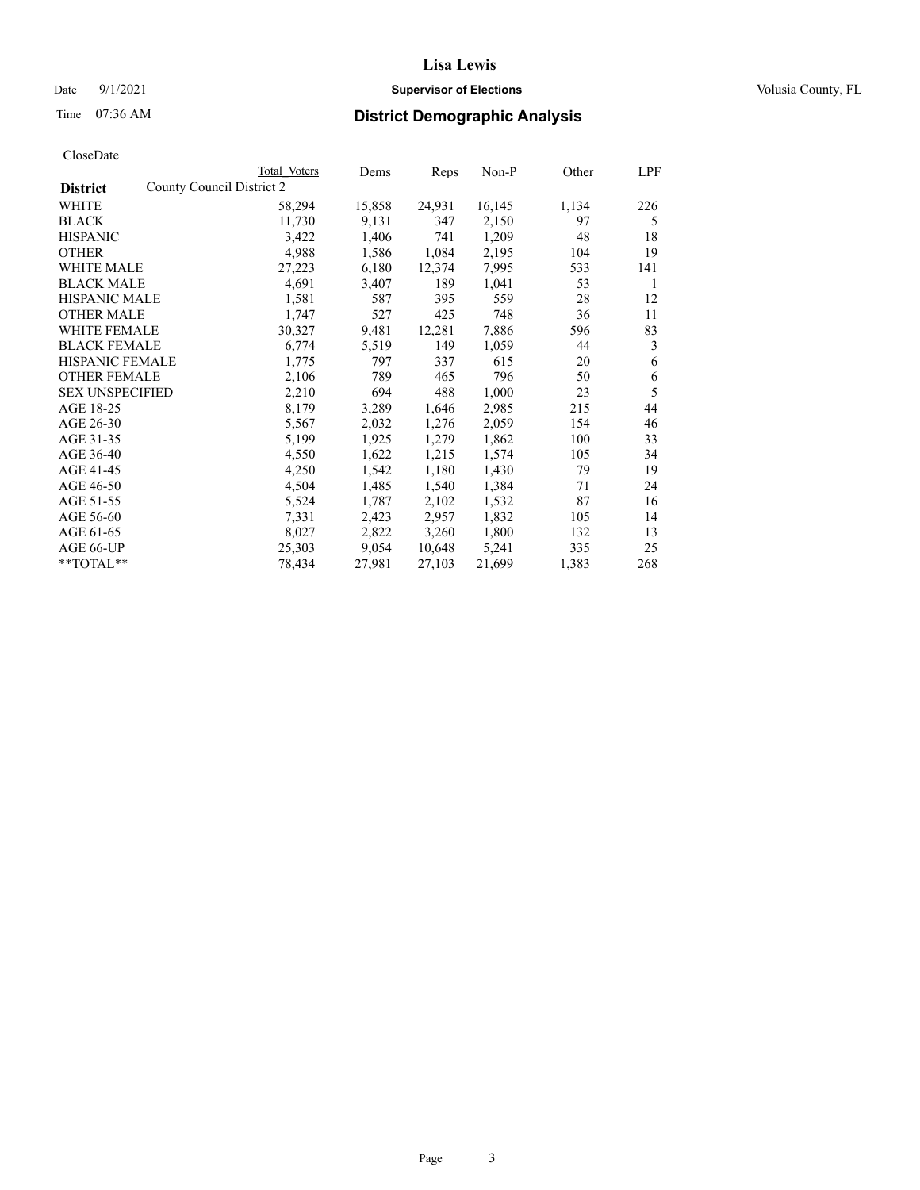# Lisa Lewis

Date 9/1/2021 **Supervisor of Elections** Volusia County, FL

Time 07:36 AM **District Demographic Analysis**

CloseDate

| District | Total Voters | Dems | Reps | Non-P | Other | LPF |
|---|---|---|---|---|---|---|
| County Council District 2 | | | | | | |
| WHITE | 58,294 | 15,858 | 24,931 | 16,145 | 1,134 | 226 |
| BLACK | 11,730 | 9,131 | 347 | 2,150 | 97 | 5 |
| HISPANIC | 3,422 | 1,406 | 741 | 1,209 | 48 | 18 |
| OTHER | 4,988 | 1,586 | 1,084 | 2,195 | 104 | 19 |
| WHITE MALE | 27,223 | 6,180 | 12,374 | 7,995 | 533 | 141 |
| BLACK MALE | 4,691 | 3,407 | 189 | 1,041 | 53 | 1 |
| HISPANIC MALE | 1,581 | 587 | 395 | 559 | 28 | 12 |
| OTHER MALE | 1,747 | 527 | 425 | 748 | 36 | 11 |
| WHITE FEMALE | 30,327 | 9,481 | 12,281 | 7,886 | 596 | 83 |
| BLACK FEMALE | 6,774 | 5,519 | 149 | 1,059 | 44 | 3 |
| HISPANIC FEMALE | 1,775 | 797 | 337 | 615 | 20 | 6 |
| OTHER FEMALE | 2,106 | 789 | 465 | 796 | 50 | 6 |
| SEX UNSPECIFIED | 2,210 | 694 | 488 | 1,000 | 23 | 5 |
| AGE 18-25 | 8,179 | 3,289 | 1,646 | 2,985 | 215 | 44 |
| AGE 26-30 | 5,567 | 2,032 | 1,276 | 2,059 | 154 | 46 |
| AGE 31-35 | 5,199 | 1,925 | 1,279 | 1,862 | 100 | 33 |
| AGE 36-40 | 4,550 | 1,622 | 1,215 | 1,574 | 105 | 34 |
| AGE 41-45 | 4,250 | 1,542 | 1,180 | 1,430 | 79 | 19 |
| AGE 46-50 | 4,504 | 1,485 | 1,540 | 1,384 | 71 | 24 |
| AGE 51-55 | 5,524 | 1,787 | 2,102 | 1,532 | 87 | 16 |
| AGE 56-60 | 7,331 | 2,423 | 2,957 | 1,832 | 105 | 14 |
| AGE 61-65 | 8,027 | 2,822 | 3,260 | 1,800 | 132 | 13 |
| AGE 66-UP | 25,303 | 9,054 | 10,648 | 5,241 | 335 | 25 |
| **TOTAL** | 78,434 | 27,981 | 27,103 | 21,699 | 1,383 | 268 |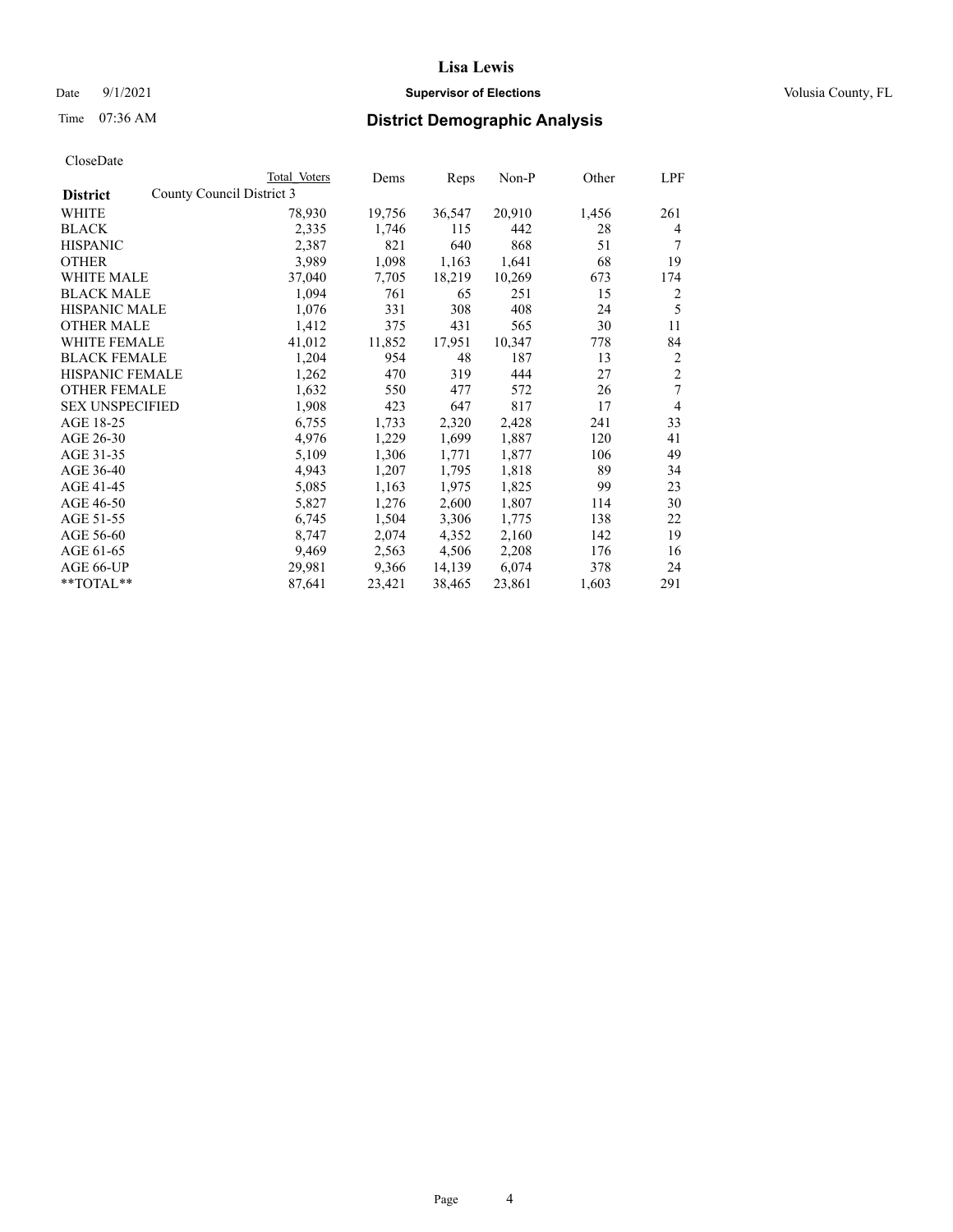# Lisa Lewis

Date 9/1/2021 **Supervisor of Elections** Volusia County, FL

Time 07:36 AM **District Demographic Analysis**

CloseDate

| District | Total Voters | Dems | Reps | Non-P | Other | LPF |
|---|---|---|---|---|---|---|
| County Council District 3 | | | | | | |
| WHITE | 78,930 | 19,756 | 36,547 | 20,910 | 1,456 | 261 |
| BLACK | 2,335 | 1,746 | 115 | 442 | 28 | 4 |
| HISPANIC | 2,387 | 821 | 640 | 868 | 51 | 7 |
| OTHER | 3,989 | 1,098 | 1,163 | 1,641 | 68 | 19 |
| WHITE MALE | 37,040 | 7,705 | 18,219 | 10,269 | 673 | 174 |
| BLACK MALE | 1,094 | 761 | 65 | 251 | 15 | 2 |
| HISPANIC MALE | 1,076 | 331 | 308 | 408 | 24 | 5 |
| OTHER MALE | 1,412 | 375 | 431 | 565 | 30 | 11 |
| WHITE FEMALE | 41,012 | 11,852 | 17,951 | 10,347 | 778 | 84 |
| BLACK FEMALE | 1,204 | 954 | 48 | 187 | 13 | 2 |
| HISPANIC FEMALE | 1,262 | 470 | 319 | 444 | 27 | 2 |
| OTHER FEMALE | 1,632 | 550 | 477 | 572 | 26 | 7 |
| SEX UNSPECIFIED | 1,908 | 423 | 647 | 817 | 17 | 4 |
| AGE 18-25 | 6,755 | 1,733 | 2,320 | 2,428 | 241 | 33 |
| AGE 26-30 | 4,976 | 1,229 | 1,699 | 1,887 | 120 | 41 |
| AGE 31-35 | 5,109 | 1,306 | 1,771 | 1,877 | 106 | 49 |
| AGE 36-40 | 4,943 | 1,207 | 1,795 | 1,818 | 89 | 34 |
| AGE 41-45 | 5,085 | 1,163 | 1,975 | 1,825 | 99 | 23 |
| AGE 46-50 | 5,827 | 1,276 | 2,600 | 1,807 | 114 | 30 |
| AGE 51-55 | 6,745 | 1,504 | 3,306 | 1,775 | 138 | 22 |
| AGE 56-60 | 8,747 | 2,074 | 4,352 | 2,160 | 142 | 19 |
| AGE 61-65 | 9,469 | 2,563 | 4,506 | 2,208 | 176 | 16 |
| AGE 66-UP | 29,981 | 9,366 | 14,139 | 6,074 | 378 | 24 |
| **TOTAL** | 87,641 | 23,421 | 38,465 | 23,861 | 1,603 | 291 |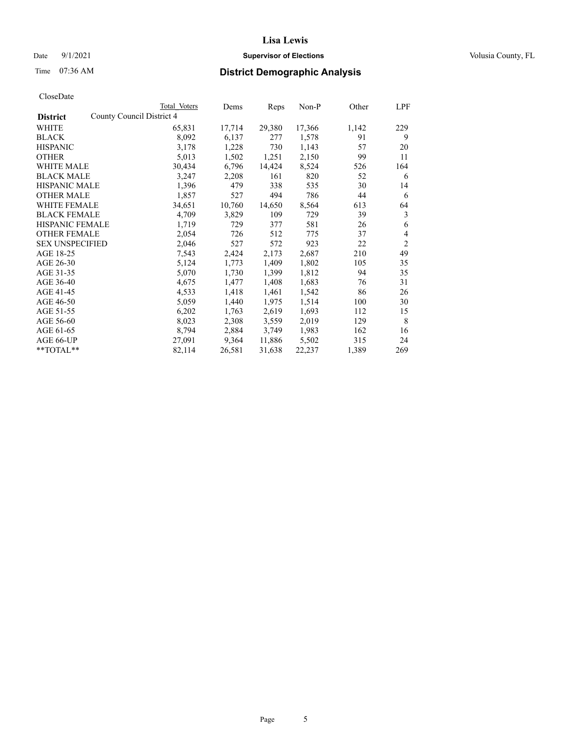# Lisa Lewis

Date 9/1/2021 **Supervisor of Elections** Volusia County, FL

Time 07:36 AM **District Demographic Analysis**

CloseDate

| District | County Council District 4 Total Voters | Dems | Reps | Non-P | Other | LPF |
|---|---|---|---|---|---|---|
| WHITE | 65,831 | 17,714 | 29,380 | 17,366 | 1,142 | 229 |
| BLACK | 8,092 | 6,137 | 277 | 1,578 | 91 | 9 |
| HISPANIC | 3,178 | 1,228 | 730 | 1,143 | 57 | 20 |
| OTHER | 5,013 | 1,502 | 1,251 | 2,150 | 99 | 11 |
| WHITE MALE | 30,434 | 6,796 | 14,424 | 8,524 | 526 | 164 |
| BLACK MALE | 3,247 | 2,208 | 161 | 820 | 52 | 6 |
| HISPANIC MALE | 1,396 | 479 | 338 | 535 | 30 | 14 |
| OTHER MALE | 1,857 | 527 | 494 | 786 | 44 | 6 |
| WHITE FEMALE | 34,651 | 10,760 | 14,650 | 8,564 | 613 | 64 |
| BLACK FEMALE | 4,709 | 3,829 | 109 | 729 | 39 | 3 |
| HISPANIC FEMALE | 1,719 | 729 | 377 | 581 | 26 | 6 |
| OTHER FEMALE | 2,054 | 726 | 512 | 775 | 37 | 4 |
| SEX UNSPECIFIED | 2,046 | 527 | 572 | 923 | 22 | 2 |
| AGE 18-25 | 7,543 | 2,424 | 2,173 | 2,687 | 210 | 49 |
| AGE 26-30 | 5,124 | 1,773 | 1,409 | 1,802 | 105 | 35 |
| AGE 31-35 | 5,070 | 1,730 | 1,399 | 1,812 | 94 | 35 |
| AGE 36-40 | 4,675 | 1,477 | 1,408 | 1,683 | 76 | 31 |
| AGE 41-45 | 4,533 | 1,418 | 1,461 | 1,542 | 86 | 26 |
| AGE 46-50 | 5,059 | 1,440 | 1,975 | 1,514 | 100 | 30 |
| AGE 51-55 | 6,202 | 1,763 | 2,619 | 1,693 | 112 | 15 |
| AGE 56-60 | 8,023 | 2,308 | 3,559 | 2,019 | 129 | 8 |
| AGE 61-65 | 8,794 | 2,884 | 3,749 | 1,983 | 162 | 16 |
| AGE 66-UP | 27,091 | 9,364 | 11,886 | 5,502 | 315 | 24 |
| **TOTAL** | 82,114 | 26,581 | 31,638 | 22,237 | 1,389 | 269 |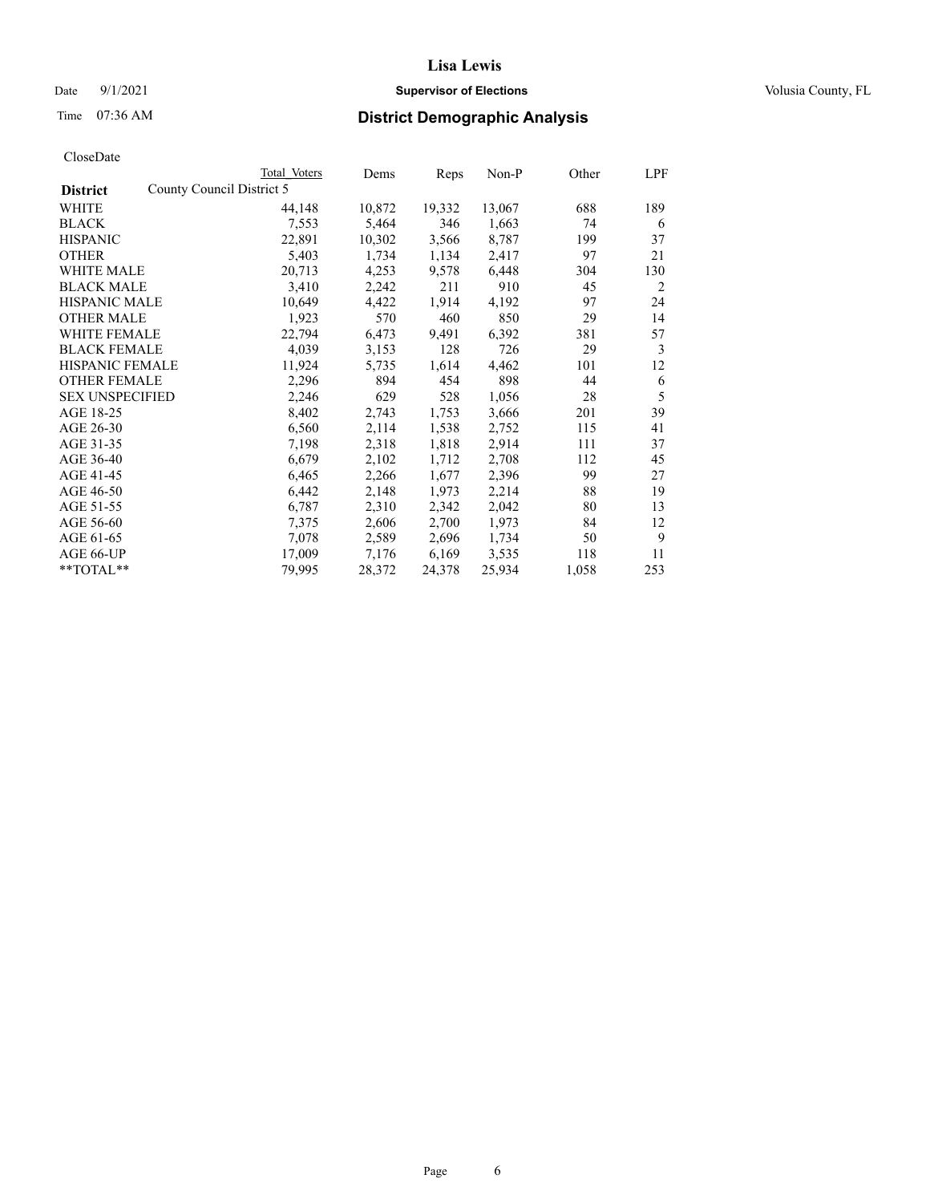# Lisa Lewis

Date 9/1/2021 **Supervisor of Elections** Volusia County, FL

Time 07:36 AM **District Demographic Analysis**

CloseDate

| District | Total Voters | Dems | Reps | Non-P | Other | LPF |
|---|---|---|---|---|---|---|
| County Council District 5 | | | | | | |
| WHITE | 44,148 | 10,872 | 19,332 | 13,067 | 688 | 189 |
| BLACK | 7,553 | 5,464 | 346 | 1,663 | 74 | 6 |
| HISPANIC | 22,891 | 10,302 | 3,566 | 8,787 | 199 | 37 |
| OTHER | 5,403 | 1,734 | 1,134 | 2,417 | 97 | 21 |
| WHITE MALE | 20,713 | 4,253 | 9,578 | 6,448 | 304 | 130 |
| BLACK MALE | 3,410 | 2,242 | 211 | 910 | 45 | 2 |
| HISPANIC MALE | 10,649 | 4,422 | 1,914 | 4,192 | 97 | 24 |
| OTHER MALE | 1,923 | 570 | 460 | 850 | 29 | 14 |
| WHITE FEMALE | 22,794 | 6,473 | 9,491 | 6,392 | 381 | 57 |
| BLACK FEMALE | 4,039 | 3,153 | 128 | 726 | 29 | 3 |
| HISPANIC FEMALE | 11,924 | 5,735 | 1,614 | 4,462 | 101 | 12 |
| OTHER FEMALE | 2,296 | 894 | 454 | 898 | 44 | 6 |
| SEX UNSPECIFIED | 2,246 | 629 | 528 | 1,056 | 28 | 5 |
| AGE 18-25 | 8,402 | 2,743 | 1,753 | 3,666 | 201 | 39 |
| AGE 26-30 | 6,560 | 2,114 | 1,538 | 2,752 | 115 | 41 |
| AGE 31-35 | 7,198 | 2,318 | 1,818 | 2,914 | 111 | 37 |
| AGE 36-40 | 6,679 | 2,102 | 1,712 | 2,708 | 112 | 45 |
| AGE 41-45 | 6,465 | 2,266 | 1,677 | 2,396 | 99 | 27 |
| AGE 46-50 | 6,442 | 2,148 | 1,973 | 2,214 | 88 | 19 |
| AGE 51-55 | 6,787 | 2,310 | 2,342 | 2,042 | 80 | 13 |
| AGE 56-60 | 7,375 | 2,606 | 2,700 | 1,973 | 84 | 12 |
| AGE 61-65 | 7,078 | 2,589 | 2,696 | 1,734 | 50 | 9 |
| AGE 66-UP | 17,009 | 7,176 | 6,169 | 3,535 | 118 | 11 |
| **TOTAL** | 79,995 | 28,372 | 24,378 | 25,934 | 1,058 | 253 |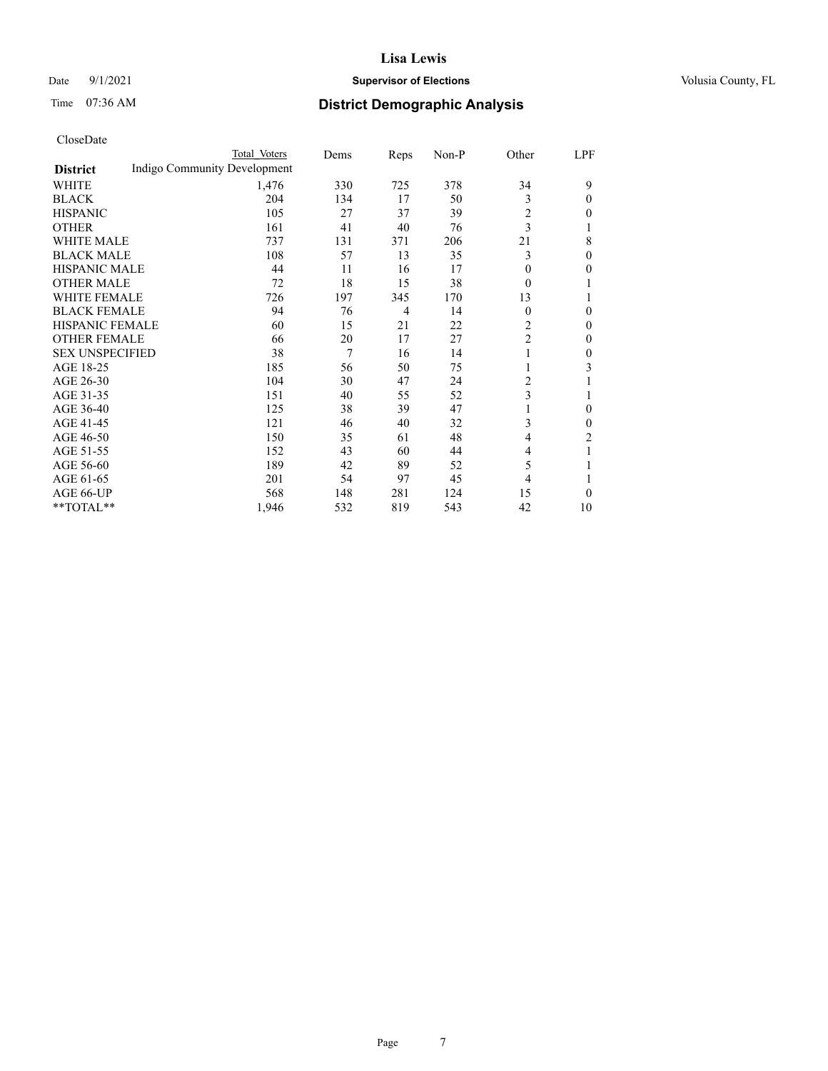CloseDate

| District | Indigo Community Development<br>Total Voters | Dems | Reps | Non-P | Other | LPF |
|---|---|---|---|---|---|---|
| WHITE | 1,476 | 330 | 725 | 378 | 34 | 9 |
| BLACK | 204 | 134 | 17 | 50 | 3 | 0 |
| HISPANIC | 105 | 27 | 37 | 39 | 2 | 0 |
| OTHER | 161 | 41 | 40 | 76 | 3 | 1 |
| WHITE MALE | 737 | 131 | 371 | 206 | 21 | 8 |
| BLACK MALE | 108 | 57 | 13 | 35 | 3 | 0 |
| HISPANIC MALE | 44 | 11 | 16 | 17 | 0 | 0 |
| OTHER MALE | 72 | 18 | 15 | 38 | 0 | 1 |
| WHITE FEMALE | 726 | 197 | 345 | 170 | 13 | 1 |
| BLACK FEMALE | 94 | 76 | 4 | 14 | 0 | 0 |
| HISPANIC FEMALE | 60 | 15 | 21 | 22 | 2 | 0 |
| OTHER FEMALE | 66 | 20 | 17 | 27 | 2 | 0 |
| SEX UNSPECIFIED | 38 | 7 | 16 | 14 | 1 | 0 |
| AGE 18-25 | 185 | 56 | 50 | 75 | 1 | 3 |
| AGE 26-30 | 104 | 30 | 47 | 24 | 2 | 1 |
| AGE 31-35 | 151 | 40 | 55 | 52 | 3 | 1 |
| AGE 36-40 | 125 | 38 | 39 | 47 | 1 | 0 |
| AGE 41-45 | 121 | 46 | 40 | 32 | 3 | 0 |
| AGE 46-50 | 150 | 35 | 61 | 48 | 4 | 2 |
| AGE 51-55 | 152 | 43 | 60 | 44 | 4 | 1 |
| AGE 56-60 | 189 | 42 | 89 | 52 | 5 | 1 |
| AGE 61-65 | 201 | 54 | 97 | 45 | 4 | 1 |
| AGE 66-UP | 568 | 148 | 281 | 124 | 15 | 0 |
| **TOTAL** | 1,946 | 532 | 819 | 543 | 42 | 10 |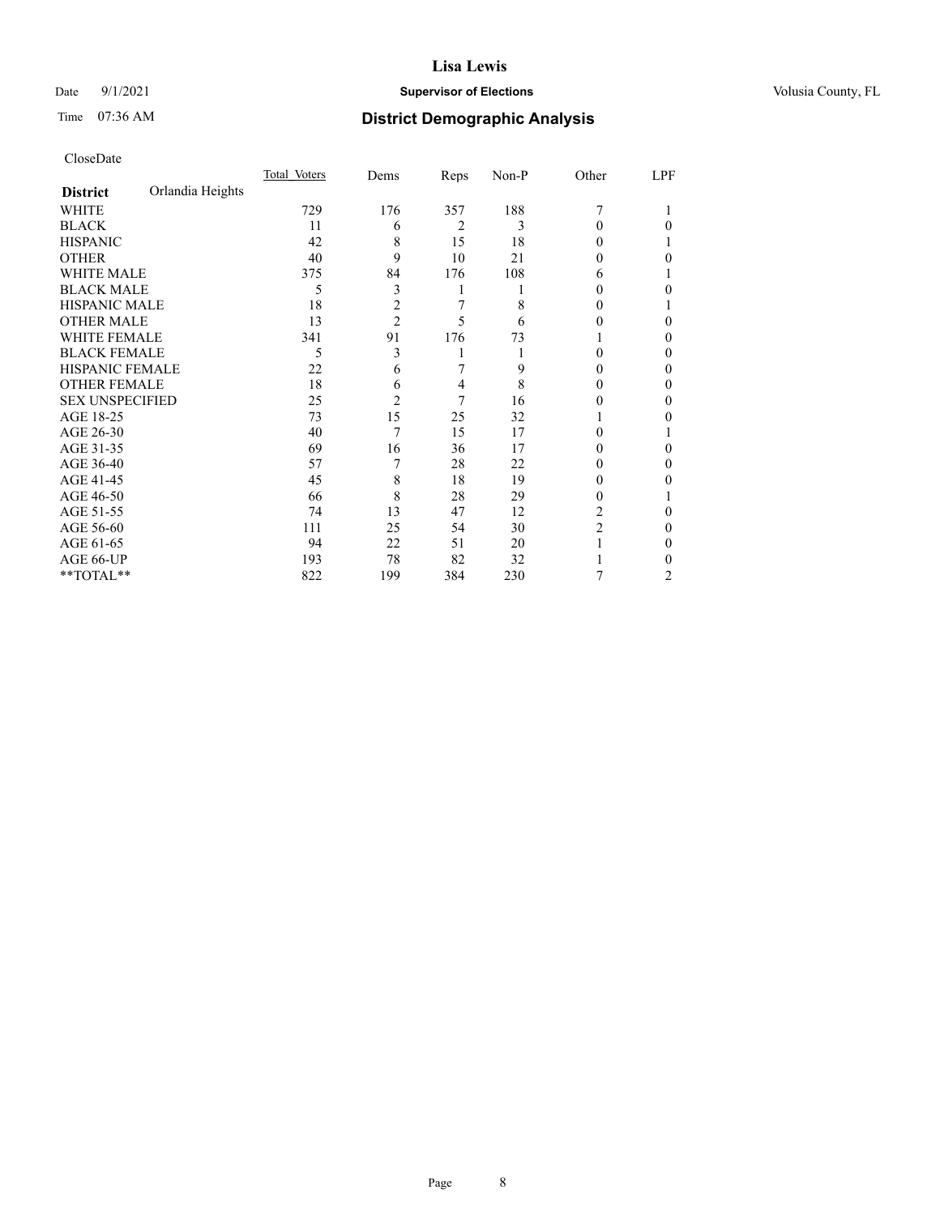CloseDate

| District | Orlandia Heights | Total_Voters | Dems | Reps | Non-P | Other | LPF |
|---|---|---|---|---|---|---|---|
| WHITE | | 729 | 176 | 357 | 188 | 7 | 1 |
| BLACK | | 11 | 6 | 2 | 3 | 0 | 0 |
| HISPANIC | | 42 | 8 | 15 | 18 | 0 | 1 |
| OTHER | | 40 | 9 | 10 | 21 | 0 | 0 |
| WHITE MALE | | 375 | 84 | 176 | 108 | 6 | 1 |
| BLACK MALE | | 5 | 3 | 1 | 1 | 0 | 0 |
| HISPANIC MALE | | 18 | 2 | 7 | 8 | 0 | 1 |
| OTHER MALE | | 13 | 2 | 5 | 6 | 0 | 0 |
| WHITE FEMALE | | 341 | 91 | 176 | 73 | 1 | 0 |
| BLACK FEMALE | | 5 | 3 | 1 | 1 | 0 | 0 |
| HISPANIC FEMALE | | 22 | 6 | 7 | 9 | 0 | 0 |
| OTHER FEMALE | | 18 | 6 | 4 | 8 | 0 | 0 |
| SEX UNSPECIFIED | | 25 | 2 | 7 | 16 | 0 | 0 |
| AGE 18-25 | | 73 | 15 | 25 | 32 | 1 | 0 |
| AGE 26-30 | | 40 | 7 | 15 | 17 | 0 | 1 |
| AGE 31-35 | | 69 | 16 | 36 | 17 | 0 | 0 |
| AGE 36-40 | | 57 | 7 | 28 | 22 | 0 | 0 |
| AGE 41-45 | | 45 | 8 | 18 | 19 | 0 | 0 |
| AGE 46-50 | | 66 | 8 | 28 | 29 | 0 | 1 |
| AGE 51-55 | | 74 | 13 | 47 | 12 | 2 | 0 |
| AGE 56-60 | | 111 | 25 | 54 | 30 | 2 | 0 |
| AGE 61-65 | | 94 | 22 | 51 | 20 | 1 | 0 |
| AGE 66-UP | | 193 | 78 | 82 | 32 | 1 | 0 |
| **TOTAL** | | 822 | 199 | 384 | 230 | 7 | 2 |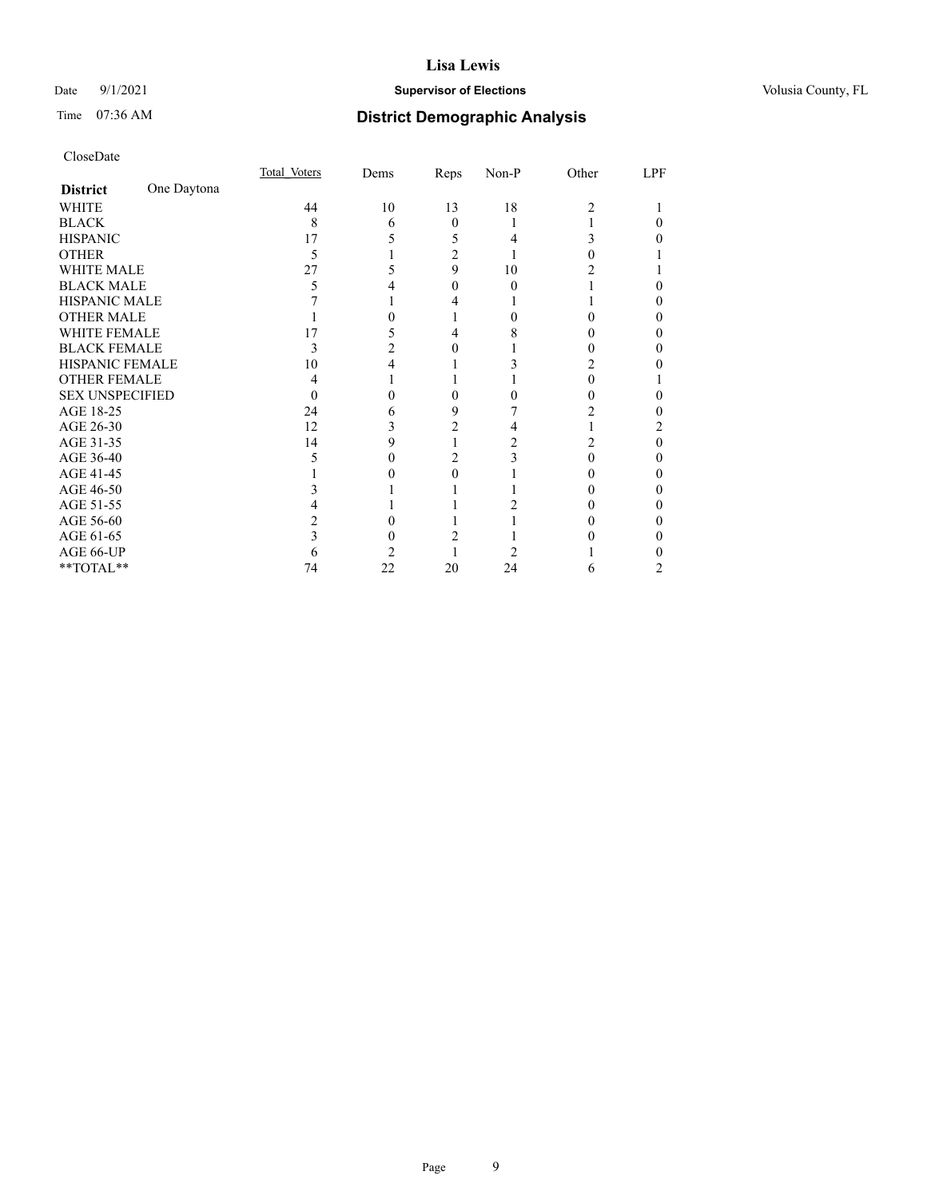CloseDate

| District | One Daytona | Total_Voters | Dems | Reps | Non-P | Other | LPF |
|---|---|---|---|---|---|---|---|
| WHITE | | 44 | 10 | 13 | 18 | 2 | 1 |
| BLACK | | 8 | 6 | 0 | 1 | 1 | 0 |
| HISPANIC | | 17 | 5 | 5 | 4 | 3 | 0 |
| OTHER | | 5 | 1 | 2 | 1 | 0 | 1 |
| WHITE MALE | | 27 | 5 | 9 | 10 | 2 | 1 |
| BLACK MALE | | 5 | 4 | 0 | 0 | 1 | 0 |
| HISPANIC MALE | | 7 | 1 | 4 | 1 | 1 | 0 |
| OTHER MALE | | 1 | 0 | 1 | 0 | 0 | 0 |
| WHITE FEMALE | | 17 | 5 | 4 | 8 | 0 | 0 |
| BLACK FEMALE | | 3 | 2 | 0 | 1 | 0 | 0 |
| HISPANIC FEMALE | | 10 | 4 | 1 | 3 | 2 | 0 |
| OTHER FEMALE | | 4 | 1 | 1 | 1 | 0 | 1 |
| SEX UNSPECIFIED | | 0 | 0 | 0 | 0 | 0 | 0 |
| AGE 18-25 | | 24 | 6 | 9 | 7 | 2 | 0 |
| AGE 26-30 | | 12 | 3 | 2 | 4 | 1 | 2 |
| AGE 31-35 | | 14 | 9 | 1 | 2 | 2 | 0 |
| AGE 36-40 | | 5 | 0 | 2 | 3 | 0 | 0 |
| AGE 41-45 | | 1 | 0 | 0 | 1 | 0 | 0 |
| AGE 46-50 | | 3 | 1 | 1 | 1 | 0 | 0 |
| AGE 51-55 | | 4 | 1 | 1 | 2 | 0 | 0 |
| AGE 56-60 | | 2 | 0 | 1 | 1 | 0 | 0 |
| AGE 61-65 | | 3 | 0 | 2 | 1 | 0 | 0 |
| AGE 66-UP | | 6 | 2 | 1 | 2 | 1 | 0 |
| **TOTAL** | | 74 | 22 | 20 | 24 | 6 | 2 |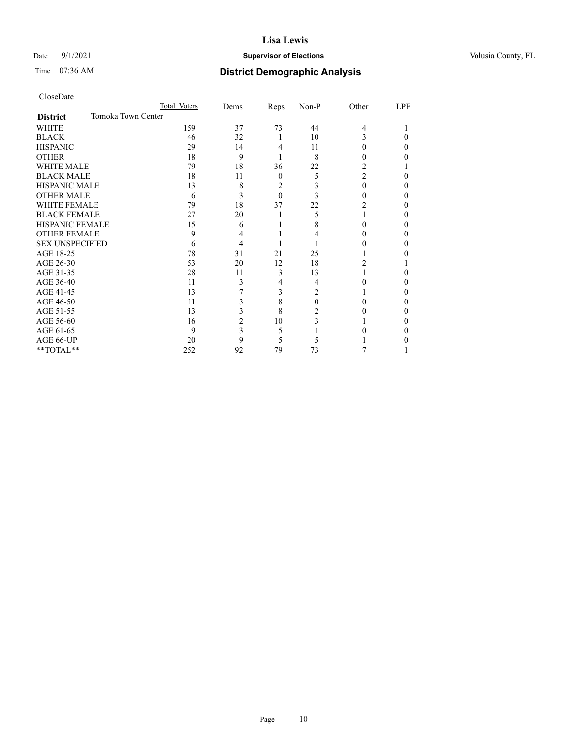CloseDate

| District: Tomoka Town Center | Total Voters | Dems | Reps | Non-P | Other | LPF |
|---|---|---|---|---|---|---|
| WHITE | 159 | 37 | 73 | 44 | 4 | 1 |
| BLACK | 46 | 32 | 1 | 10 | 3 | 0 |
| HISPANIC | 29 | 14 | 4 | 11 | 0 | 0 |
| OTHER | 18 | 9 | 1 | 8 | 0 | 0 |
| WHITE MALE | 79 | 18 | 36 | 22 | 2 | 1 |
| BLACK MALE | 18 | 11 | 0 | 5 | 2 | 0 |
| HISPANIC MALE | 13 | 8 | 2 | 3 | 0 | 0 |
| OTHER MALE | 6 | 3 | 0 | 3 | 0 | 0 |
| WHITE FEMALE | 79 | 18 | 37 | 22 | 2 | 0 |
| BLACK FEMALE | 27 | 20 | 1 | 5 | 1 | 0 |
| HISPANIC FEMALE | 15 | 6 | 1 | 8 | 0 | 0 |
| OTHER FEMALE | 9 | 4 | 1 | 4 | 0 | 0 |
| SEX UNSPECIFIED | 6 | 4 | 1 | 1 | 0 | 0 |
| AGE 18-25 | 78 | 31 | 21 | 25 | 1 | 0 |
| AGE 26-30 | 53 | 20 | 12 | 18 | 2 | 1 |
| AGE 31-35 | 28 | 11 | 3 | 13 | 1 | 0 |
| AGE 36-40 | 11 | 3 | 4 | 4 | 0 | 0 |
| AGE 41-45 | 13 | 7 | 3 | 2 | 1 | 0 |
| AGE 46-50 | 11 | 3 | 8 | 0 | 0 | 0 |
| AGE 51-55 | 13 | 3 | 8 | 2 | 0 | 0 |
| AGE 56-60 | 16 | 2 | 10 | 3 | 1 | 0 |
| AGE 61-65 | 9 | 3 | 5 | 1 | 0 | 0 |
| AGE 66-UP | 20 | 9 | 5 | 5 | 1 | 0 |
| **TOTAL** | 252 | 92 | 79 | 73 | 7 | 1 |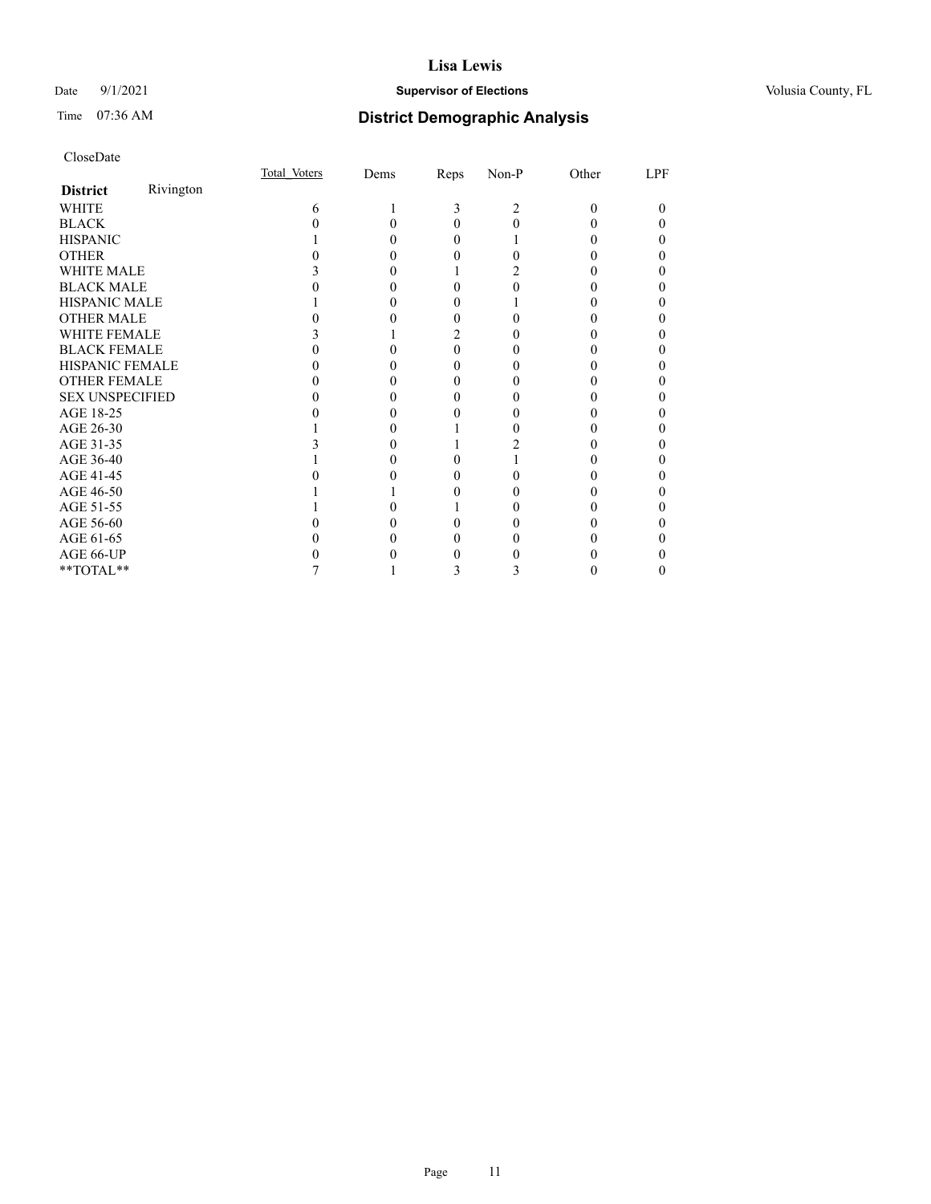CloseDate

| District Rivington | Total_Voters | Dems | Reps | Non-P | Other | LPF |
|---|---|---|---|---|---|---|
| WHITE | 6 | 1 | 3 | 2 | 0 | 0 |
| BLACK | 0 | 0 | 0 | 0 | 0 | 0 |
| HISPANIC | 1 | 0 | 0 | 1 | 0 | 0 |
| OTHER | 0 | 0 | 0 | 0 | 0 | 0 |
| WHITE MALE | 3 | 0 | 1 | 2 | 0 | 0 |
| BLACK MALE | 0 | 0 | 0 | 0 | 0 | 0 |
| HISPANIC MALE | 1 | 0 | 0 | 1 | 0 | 0 |
| OTHER MALE | 0 | 0 | 0 | 0 | 0 | 0 |
| WHITE FEMALE | 3 | 1 | 2 | 0 | 0 | 0 |
| BLACK FEMALE | 0 | 0 | 0 | 0 | 0 | 0 |
| HISPANIC FEMALE | 0 | 0 | 0 | 0 | 0 | 0 |
| OTHER FEMALE | 0 | 0 | 0 | 0 | 0 | 0 |
| SEX UNSPECIFIED | 0 | 0 | 0 | 0 | 0 | 0 |
| AGE 18-25 | 0 | 0 | 0 | 0 | 0 | 0 |
| AGE 26-30 | 1 | 0 | 1 | 0 | 0 | 0 |
| AGE 31-35 | 3 | 0 | 1 | 2 | 0 | 0 |
| AGE 36-40 | 1 | 0 | 0 | 1 | 0 | 0 |
| AGE 41-45 | 0 | 0 | 0 | 0 | 0 | 0 |
| AGE 46-50 | 1 | 1 | 0 | 0 | 0 | 0 |
| AGE 51-55 | 1 | 0 | 1 | 0 | 0 | 0 |
| AGE 56-60 | 0 | 0 | 0 | 0 | 0 | 0 |
| AGE 61-65 | 0 | 0 | 0 | 0 | 0 | 0 |
| AGE 66-UP | 0 | 0 | 0 | 0 | 0 | 0 |
| **TOTAL** | 7 | 1 | 3 | 3 | 0 | 0 |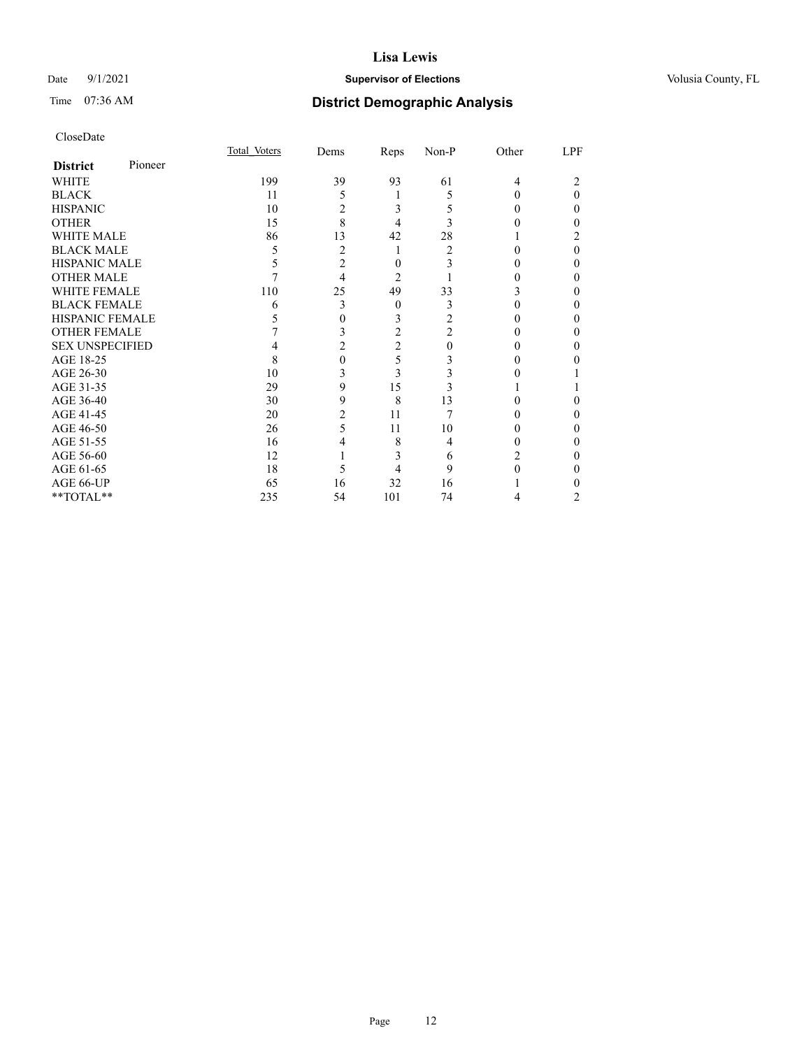CloseDate

| District Pioneer | Total_Voters | Dems | Reps | Non-P | Other | LPF |
|---|---|---|---|---|---|---|
| WHITE | 199 | 39 | 93 | 61 | 4 | 2 |
| BLACK | 11 | 5 | 1 | 5 | 0 | 0 |
| HISPANIC | 10 | 2 | 3 | 5 | 0 | 0 |
| OTHER | 15 | 8 | 4 | 3 | 0 | 0 |
| WHITE MALE | 86 | 13 | 42 | 28 | 1 | 2 |
| BLACK MALE | 5 | 2 | 1 | 2 | 0 | 0 |
| HISPANIC MALE | 5 | 2 | 0 | 3 | 0 | 0 |
| OTHER MALE | 7 | 4 | 2 | 1 | 0 | 0 |
| WHITE FEMALE | 110 | 25 | 49 | 33 | 3 | 0 |
| BLACK FEMALE | 6 | 3 | 0 | 3 | 0 | 0 |
| HISPANIC FEMALE | 5 | 0 | 3 | 2 | 0 | 0 |
| OTHER FEMALE | 7 | 3 | 2 | 2 | 0 | 0 |
| SEX UNSPECIFIED | 4 | 2 | 2 | 0 | 0 | 0 |
| AGE 18-25 | 8 | 0 | 5 | 3 | 0 | 0 |
| AGE 26-30 | 10 | 3 | 3 | 3 | 0 | 1 |
| AGE 31-35 | 29 | 9 | 15 | 3 | 1 | 1 |
| AGE 36-40 | 30 | 9 | 8 | 13 | 0 | 0 |
| AGE 41-45 | 20 | 2 | 11 | 7 | 0 | 0 |
| AGE 46-50 | 26 | 5 | 11 | 10 | 0 | 0 |
| AGE 51-55 | 16 | 4 | 8 | 4 | 0 | 0 |
| AGE 56-60 | 12 | 1 | 3 | 6 | 2 | 0 |
| AGE 61-65 | 18 | 5 | 4 | 9 | 0 | 0 |
| AGE 66-UP | 65 | 16 | 32 | 16 | 1 | 0 |
| **TOTAL** | 235 | 54 | 101 | 74 | 4 | 2 |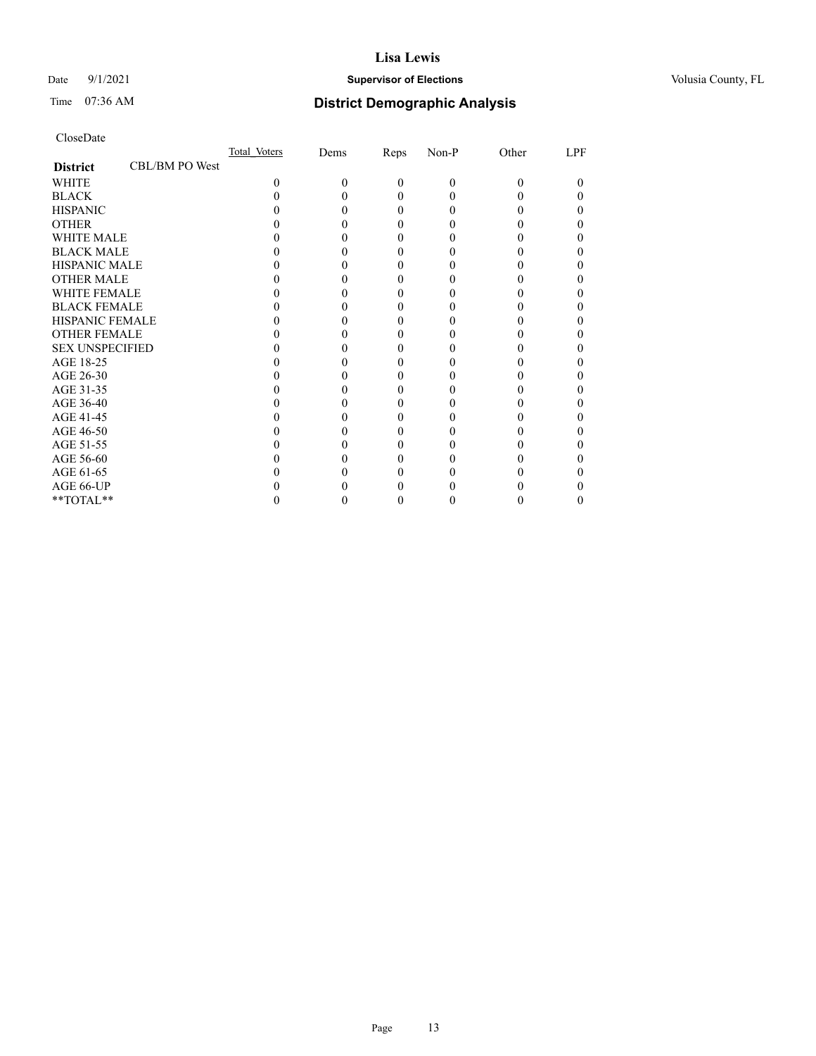CloseDate

| District | CBL/BM PO West | Total_Voters | Dems | Reps | Non-P | Other | LPF |
|---|---|---|---|---|---|---|---|
| WHITE | | 0 | 0 | 0 | 0 | 0 | 0 |
| BLACK | | 0 | 0 | 0 | 0 | 0 | 0 |
| HISPANIC | | 0 | 0 | 0 | 0 | 0 | 0 |
| OTHER | | 0 | 0 | 0 | 0 | 0 | 0 |
| WHITE MALE | | 0 | 0 | 0 | 0 | 0 | 0 |
| BLACK MALE | | 0 | 0 | 0 | 0 | 0 | 0 |
| HISPANIC MALE | | 0 | 0 | 0 | 0 | 0 | 0 |
| OTHER MALE | | 0 | 0 | 0 | 0 | 0 | 0 |
| WHITE FEMALE | | 0 | 0 | 0 | 0 | 0 | 0 |
| BLACK FEMALE | | 0 | 0 | 0 | 0 | 0 | 0 |
| HISPANIC FEMALE | | 0 | 0 | 0 | 0 | 0 | 0 |
| OTHER FEMALE | | 0 | 0 | 0 | 0 | 0 | 0 |
| SEX UNSPECIFIED | | 0 | 0 | 0 | 0 | 0 | 0 |
| AGE 18-25 | | 0 | 0 | 0 | 0 | 0 | 0 |
| AGE 26-30 | | 0 | 0 | 0 | 0 | 0 | 0 |
| AGE 31-35 | | 0 | 0 | 0 | 0 | 0 | 0 |
| AGE 36-40 | | 0 | 0 | 0 | 0 | 0 | 0 |
| AGE 41-45 | | 0 | 0 | 0 | 0 | 0 | 0 |
| AGE 46-50 | | 0 | 0 | 0 | 0 | 0 | 0 |
| AGE 51-55 | | 0 | 0 | 0 | 0 | 0 | 0 |
| AGE 56-60 | | 0 | 0 | 0 | 0 | 0 | 0 |
| AGE 61-65 | | 0 | 0 | 0 | 0 | 0 | 0 |
| AGE 66-UP | | 0 | 0 | 0 | 0 | 0 | 0 |
| **TOTAL** | | 0 | 0 | 0 | 0 | 0 | 0 |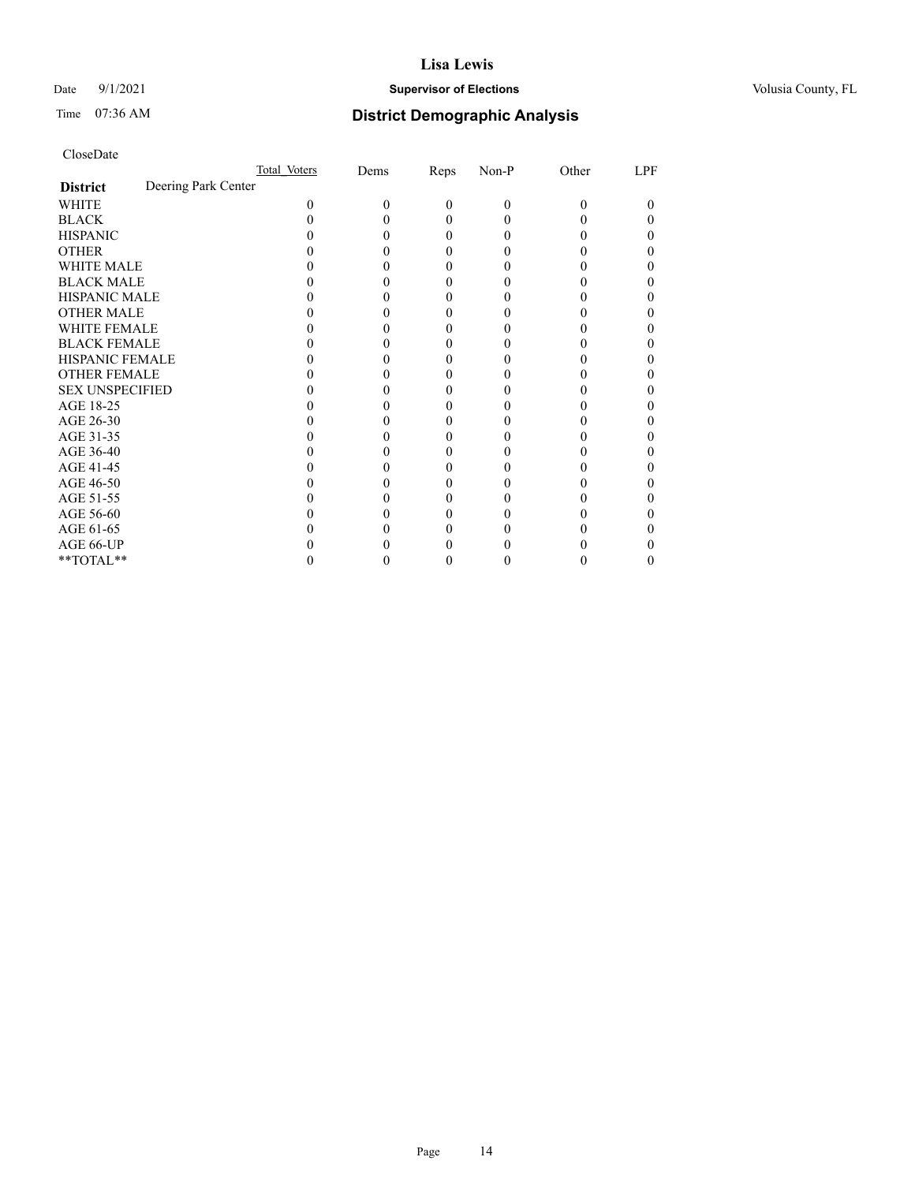CloseDate

| District | Deering Park Center | Total_Voters | Dems | Reps | Non-P | Other | LPF |
|---|---|---|---|---|---|---|---|
| WHITE | | 0 | 0 | 0 | 0 | 0 | 0 |
| BLACK | | 0 | 0 | 0 | 0 | 0 | 0 |
| HISPANIC | | 0 | 0 | 0 | 0 | 0 | 0 |
| OTHER | | 0 | 0 | 0 | 0 | 0 | 0 |
| WHITE MALE | | 0 | 0 | 0 | 0 | 0 | 0 |
| BLACK MALE | | 0 | 0 | 0 | 0 | 0 | 0 |
| HISPANIC MALE | | 0 | 0 | 0 | 0 | 0 | 0 |
| OTHER MALE | | 0 | 0 | 0 | 0 | 0 | 0 |
| WHITE FEMALE | | 0 | 0 | 0 | 0 | 0 | 0 |
| BLACK FEMALE | | 0 | 0 | 0 | 0 | 0 | 0 |
| HISPANIC FEMALE | | 0 | 0 | 0 | 0 | 0 | 0 |
| OTHER FEMALE | | 0 | 0 | 0 | 0 | 0 | 0 |
| SEX UNSPECIFIED | | 0 | 0 | 0 | 0 | 0 | 0 |
| AGE 18-25 | | 0 | 0 | 0 | 0 | 0 | 0 |
| AGE 26-30 | | 0 | 0 | 0 | 0 | 0 | 0 |
| AGE 31-35 | | 0 | 0 | 0 | 0 | 0 | 0 |
| AGE 36-40 | | 0 | 0 | 0 | 0 | 0 | 0 |
| AGE 41-45 | | 0 | 0 | 0 | 0 | 0 | 0 |
| AGE 46-50 | | 0 | 0 | 0 | 0 | 0 | 0 |
| AGE 51-55 | | 0 | 0 | 0 | 0 | 0 | 0 |
| AGE 56-60 | | 0 | 0 | 0 | 0 | 0 | 0 |
| AGE 61-65 | | 0 | 0 | 0 | 0 | 0 | 0 |
| AGE 66-UP | | 0 | 0 | 0 | 0 | 0 | 0 |
| **TOTAL** | | 0 | 0 | 0 | 0 | 0 | 0 |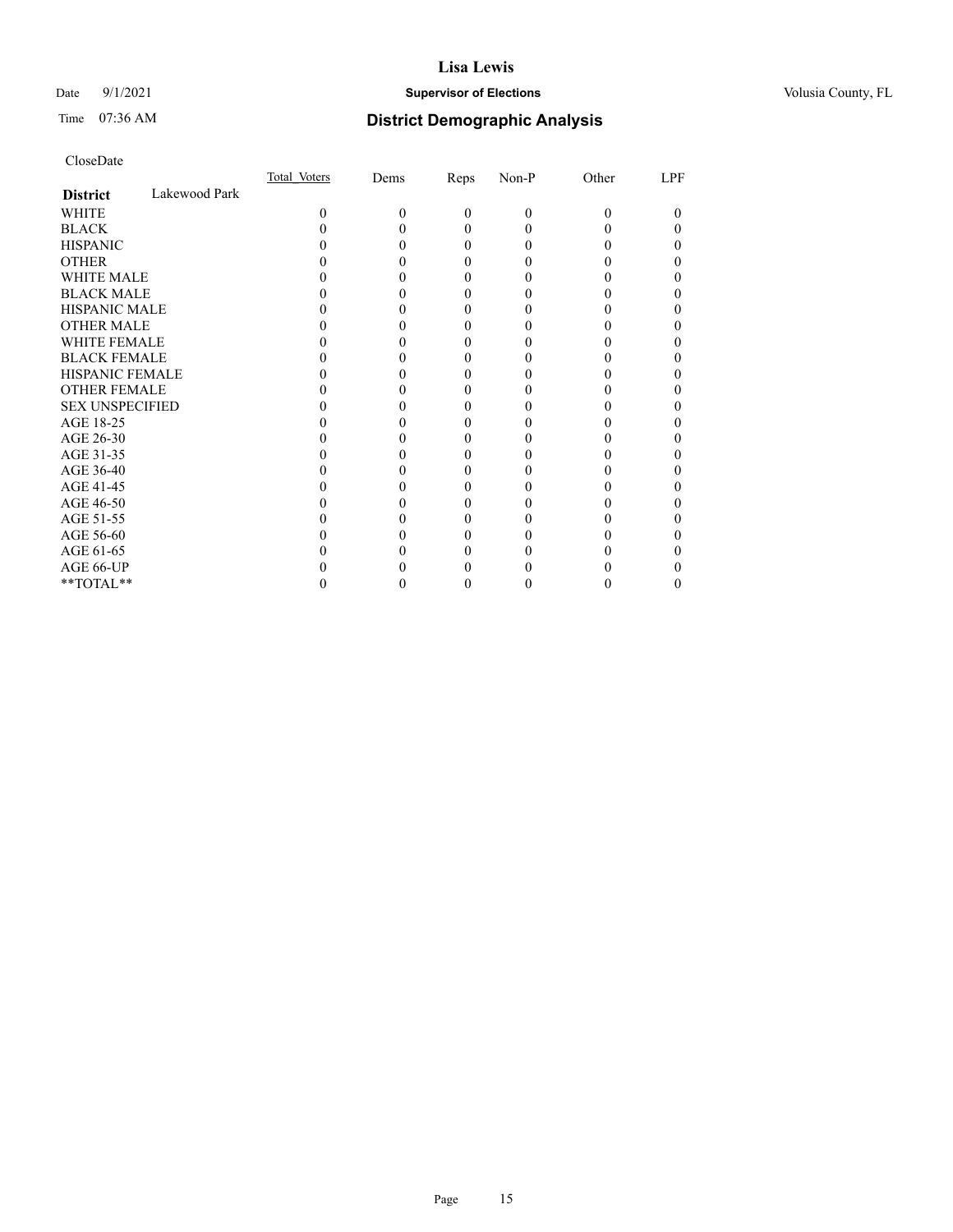# Lisa Lewis

Date 9/1/2021 **Supervisor of Elections** Volusia County, FL

Time 07:36 AM **District Demographic Analysis**

CloseDate

| **District** Lakewood Park | Total_Voters | Dems | Reps | Non-P | Other | LPF |
|---|---|---|---|---|---|---|
| WHITE | 0 | 0 | 0 | 0 | 0 | 0 |
| BLACK | 0 | 0 | 0 | 0 | 0 | 0 |
| HISPANIC | 0 | 0 | 0 | 0 | 0 | 0 |
| OTHER | 0 | 0 | 0 | 0 | 0 | 0 |
| WHITE MALE | 0 | 0 | 0 | 0 | 0 | 0 |
| BLACK MALE | 0 | 0 | 0 | 0 | 0 | 0 |
| HISPANIC MALE | 0 | 0 | 0 | 0 | 0 | 0 |
| OTHER MALE | 0 | 0 | 0 | 0 | 0 | 0 |
| WHITE FEMALE | 0 | 0 | 0 | 0 | 0 | 0 |
| BLACK FEMALE | 0 | 0 | 0 | 0 | 0 | 0 |
| HISPANIC FEMALE | 0 | 0 | 0 | 0 | 0 | 0 |
| OTHER FEMALE | 0 | 0 | 0 | 0 | 0 | 0 |
| SEX UNSPECIFIED | 0 | 0 | 0 | 0 | 0 | 0 |
| AGE 18-25 | 0 | 0 | 0 | 0 | 0 | 0 |
| AGE 26-30 | 0 | 0 | 0 | 0 | 0 | 0 |
| AGE 31-35 | 0 | 0 | 0 | 0 | 0 | 0 |
| AGE 36-40 | 0 | 0 | 0 | 0 | 0 | 0 |
| AGE 41-45 | 0 | 0 | 0 | 0 | 0 | 0 |
| AGE 46-50 | 0 | 0 | 0 | 0 | 0 | 0 |
| AGE 51-55 | 0 | 0 | 0 | 0 | 0 | 0 |
| AGE 56-60 | 0 | 0 | 0 | 0 | 0 | 0 |
| AGE 61-65 | 0 | 0 | 0 | 0 | 0 | 0 |
| AGE 66-UP | 0 | 0 | 0 | 0 | 0 | 0 |
| **TOTAL** | 0 | 0 | 0 | 0 | 0 | 0 |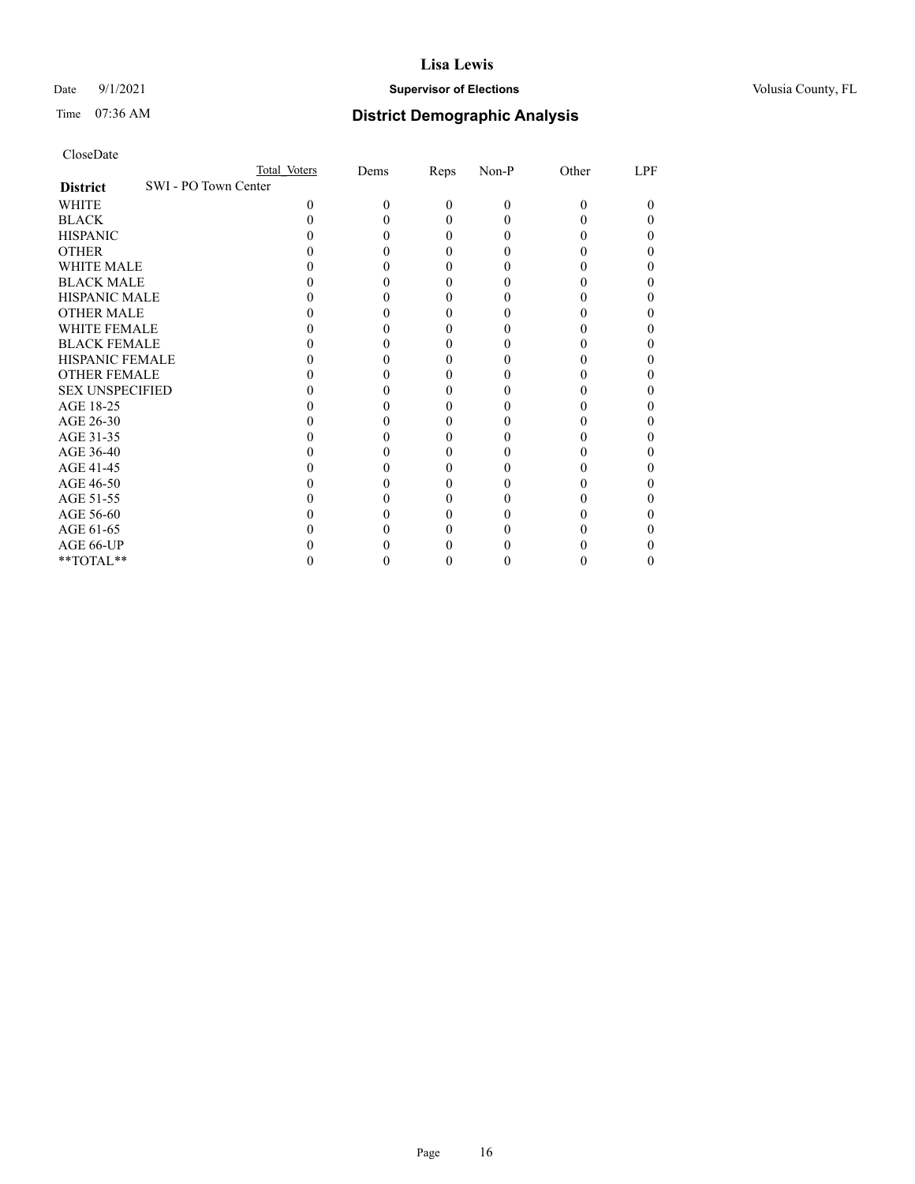CloseDate

| District | SWI - PO Town Center | Total Voters | Dems | Reps | Non-P | Other | LPF |
|---|---|---|---|---|---|---|---|
| WHITE | | 0 | 0 | 0 | 0 | 0 | 0 |
| BLACK | | 0 | 0 | 0 | 0 | 0 | 0 |
| HISPANIC | | 0 | 0 | 0 | 0 | 0 | 0 |
| OTHER | | 0 | 0 | 0 | 0 | 0 | 0 |
| WHITE MALE | | 0 | 0 | 0 | 0 | 0 | 0 |
| BLACK MALE | | 0 | 0 | 0 | 0 | 0 | 0 |
| HISPANIC MALE | | 0 | 0 | 0 | 0 | 0 | 0 |
| OTHER MALE | | 0 | 0 | 0 | 0 | 0 | 0 |
| WHITE FEMALE | | 0 | 0 | 0 | 0 | 0 | 0 |
| BLACK FEMALE | | 0 | 0 | 0 | 0 | 0 | 0 |
| HISPANIC FEMALE | | 0 | 0 | 0 | 0 | 0 | 0 |
| OTHER FEMALE | | 0 | 0 | 0 | 0 | 0 | 0 |
| SEX UNSPECIFIED | | 0 | 0 | 0 | 0 | 0 | 0 |
| AGE 18-25 | | 0 | 0 | 0 | 0 | 0 | 0 |
| AGE 26-30 | | 0 | 0 | 0 | 0 | 0 | 0 |
| AGE 31-35 | | 0 | 0 | 0 | 0 | 0 | 0 |
| AGE 36-40 | | 0 | 0 | 0 | 0 | 0 | 0 |
| AGE 41-45 | | 0 | 0 | 0 | 0 | 0 | 0 |
| AGE 46-50 | | 0 | 0 | 0 | 0 | 0 | 0 |
| AGE 51-55 | | 0 | 0 | 0 | 0 | 0 | 0 |
| AGE 56-60 | | 0 | 0 | 0 | 0 | 0 | 0 |
| AGE 61-65 | | 0 | 0 | 0 | 0 | 0 | 0 |
| AGE 66-UP | | 0 | 0 | 0 | 0 | 0 | 0 |
| **TOTAL** | | 0 | 0 | 0 | 0 | 0 | 0 |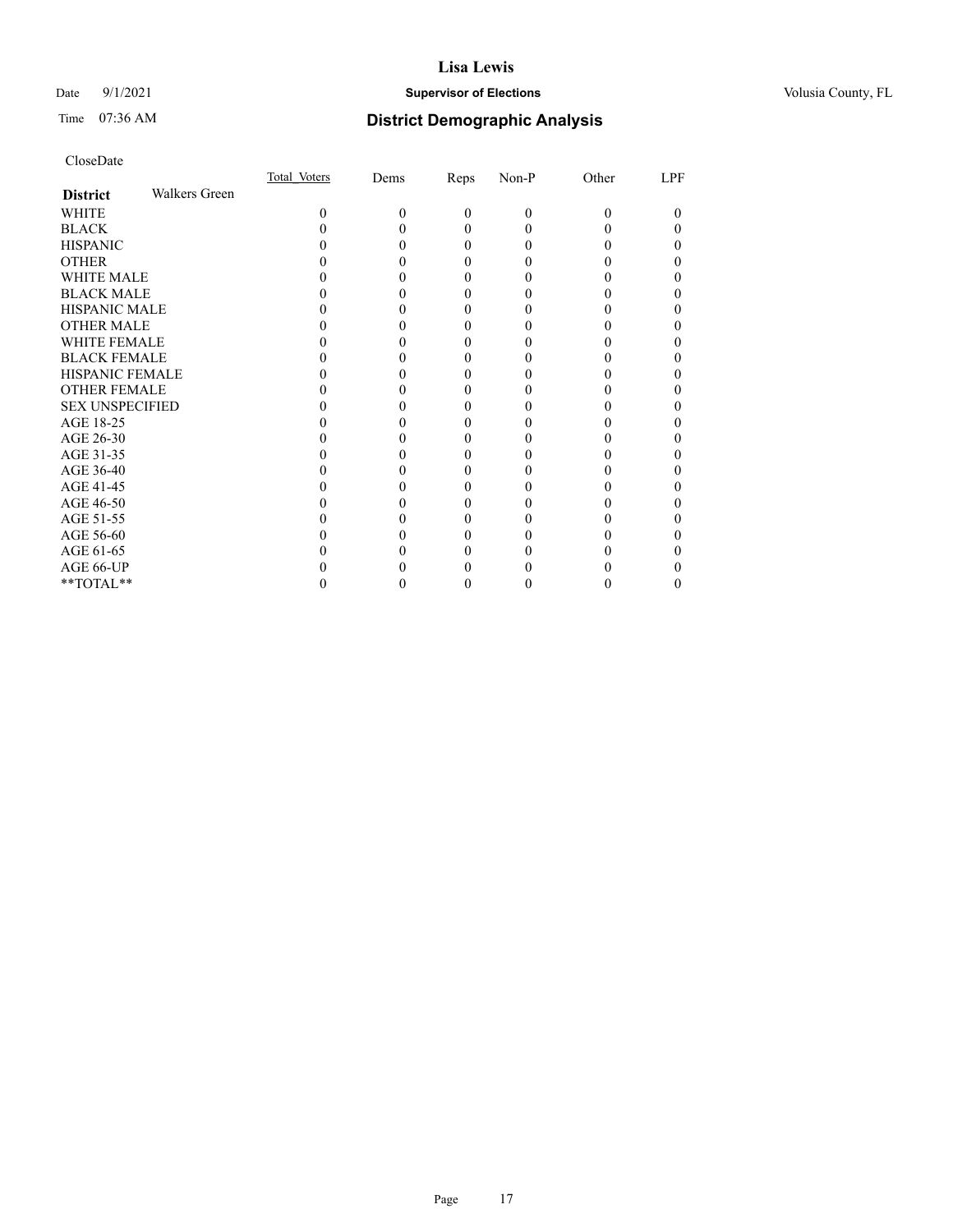CloseDate

| District | Walkers Green | Total_Voters | Dems | Reps | Non-P | Other | LPF |
|---|---|---|---|---|---|---|---|
| WHITE | | 0 | 0 | 0 | 0 | 0 | 0 |
| BLACK | | 0 | 0 | 0 | 0 | 0 | 0 |
| HISPANIC | | 0 | 0 | 0 | 0 | 0 | 0 |
| OTHER | | 0 | 0 | 0 | 0 | 0 | 0 |
| WHITE MALE | | 0 | 0 | 0 | 0 | 0 | 0 |
| BLACK MALE | | 0 | 0 | 0 | 0 | 0 | 0 |
| HISPANIC MALE | | 0 | 0 | 0 | 0 | 0 | 0 |
| OTHER MALE | | 0 | 0 | 0 | 0 | 0 | 0 |
| WHITE FEMALE | | 0 | 0 | 0 | 0 | 0 | 0 |
| BLACK FEMALE | | 0 | 0 | 0 | 0 | 0 | 0 |
| HISPANIC FEMALE | | 0 | 0 | 0 | 0 | 0 | 0 |
| OTHER FEMALE | | 0 | 0 | 0 | 0 | 0 | 0 |
| SEX UNSPECIFIED | | 0 | 0 | 0 | 0 | 0 | 0 |
| AGE 18-25 | | 0 | 0 | 0 | 0 | 0 | 0 |
| AGE 26-30 | | 0 | 0 | 0 | 0 | 0 | 0 |
| AGE 31-35 | | 0 | 0 | 0 | 0 | 0 | 0 |
| AGE 36-40 | | 0 | 0 | 0 | 0 | 0 | 0 |
| AGE 41-45 | | 0 | 0 | 0 | 0 | 0 | 0 |
| AGE 46-50 | | 0 | 0 | 0 | 0 | 0 | 0 |
| AGE 51-55 | | 0 | 0 | 0 | 0 | 0 | 0 |
| AGE 56-60 | | 0 | 0 | 0 | 0 | 0 | 0 |
| AGE 61-65 | | 0 | 0 | 0 | 0 | 0 | 0 |
| AGE 66-UP | | 0 | 0 | 0 | 0 | 0 | 0 |
| **TOTAL** | | 0 | 0 | 0 | 0 | 0 | 0 |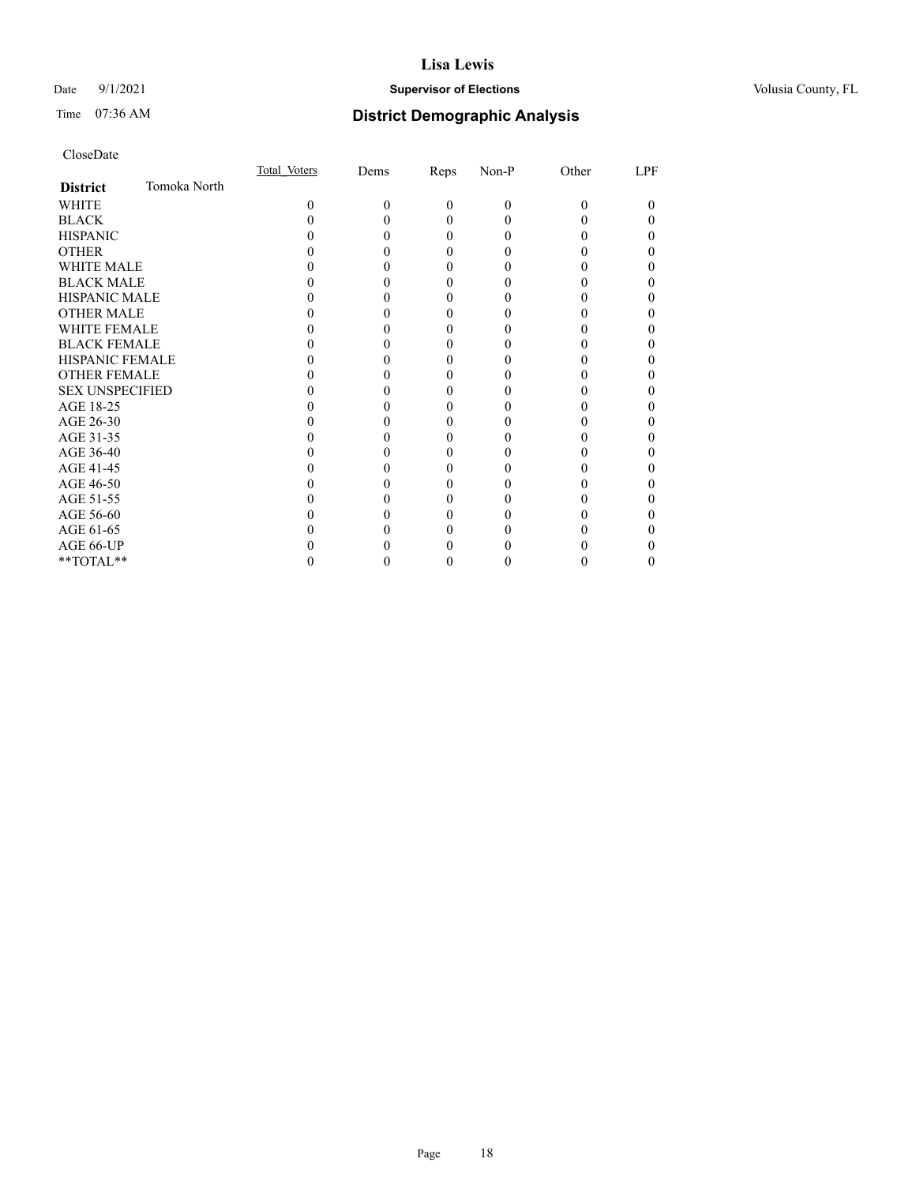CloseDate

| District | Tomoka North | Total_Voters | Dems | Reps | Non-P | Other | LPF |
|---|---|---|---|---|---|---|---|
| WHITE | | 0 | 0 | 0 | 0 | 0 | 0 |
| BLACK | | 0 | 0 | 0 | 0 | 0 | 0 |
| HISPANIC | | 0 | 0 | 0 | 0 | 0 | 0 |
| OTHER | | 0 | 0 | 0 | 0 | 0 | 0 |
| WHITE MALE | | 0 | 0 | 0 | 0 | 0 | 0 |
| BLACK MALE | | 0 | 0 | 0 | 0 | 0 | 0 |
| HISPANIC MALE | | 0 | 0 | 0 | 0 | 0 | 0 |
| OTHER MALE | | 0 | 0 | 0 | 0 | 0 | 0 |
| WHITE FEMALE | | 0 | 0 | 0 | 0 | 0 | 0 |
| BLACK FEMALE | | 0 | 0 | 0 | 0 | 0 | 0 |
| HISPANIC FEMALE | | 0 | 0 | 0 | 0 | 0 | 0 |
| OTHER FEMALE | | 0 | 0 | 0 | 0 | 0 | 0 |
| SEX UNSPECIFIED | | 0 | 0 | 0 | 0 | 0 | 0 |
| AGE 18-25 | | 0 | 0 | 0 | 0 | 0 | 0 |
| AGE 26-30 | | 0 | 0 | 0 | 0 | 0 | 0 |
| AGE 31-35 | | 0 | 0 | 0 | 0 | 0 | 0 |
| AGE 36-40 | | 0 | 0 | 0 | 0 | 0 | 0 |
| AGE 41-45 | | 0 | 0 | 0 | 0 | 0 | 0 |
| AGE 46-50 | | 0 | 0 | 0 | 0 | 0 | 0 |
| AGE 51-55 | | 0 | 0 | 0 | 0 | 0 | 0 |
| AGE 56-60 | | 0 | 0 | 0 | 0 | 0 | 0 |
| AGE 61-65 | | 0 | 0 | 0 | 0 | 0 | 0 |
| AGE 66-UP | | 0 | 0 | 0 | 0 | 0 | 0 |
| **TOTAL** | | 0 | 0 | 0 | 0 | 0 | 0 |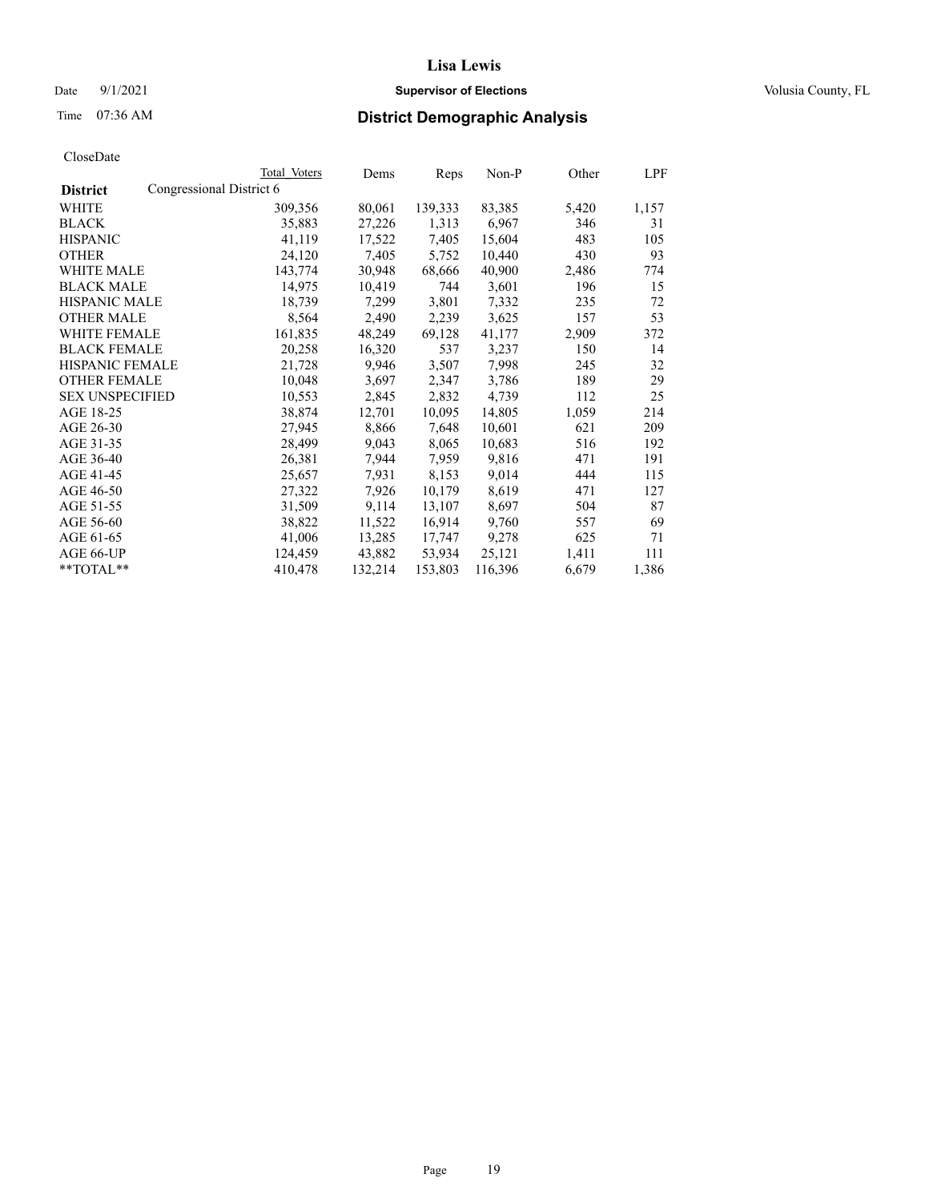# Lisa Lewis

Date 9/1/2021 **Supervisor of Elections** Volusia County, FL

Time 07:36 AM **District Demographic Analysis**

CloseDate

| District | Total Voters | Dems | Reps | Non-P | Other | LPF |
|---|---|---|---|---|---|---|
| Congressional District 6 | | | | | | |
| WHITE | 309,356 | 80,061 | 139,333 | 83,385 | 5,420 | 1,157 |
| BLACK | 35,883 | 27,226 | 1,313 | 6,967 | 346 | 31 |
| HISPANIC | 41,119 | 17,522 | 7,405 | 15,604 | 483 | 105 |
| OTHER | 24,120 | 7,405 | 5,752 | 10,440 | 430 | 93 |
| WHITE MALE | 143,774 | 30,948 | 68,666 | 40,900 | 2,486 | 774 |
| BLACK MALE | 14,975 | 10,419 | 744 | 3,601 | 196 | 15 |
| HISPANIC MALE | 18,739 | 7,299 | 3,801 | 7,332 | 235 | 72 |
| OTHER MALE | 8,564 | 2,490 | 2,239 | 3,625 | 157 | 53 |
| WHITE FEMALE | 161,835 | 48,249 | 69,128 | 41,177 | 2,909 | 372 |
| BLACK FEMALE | 20,258 | 16,320 | 537 | 3,237 | 150 | 14 |
| HISPANIC FEMALE | 21,728 | 9,946 | 3,507 | 7,998 | 245 | 32 |
| OTHER FEMALE | 10,048 | 3,697 | 2,347 | 3,786 | 189 | 29 |
| SEX UNSPECIFIED | 10,553 | 2,845 | 2,832 | 4,739 | 112 | 25 |
| AGE 18-25 | 38,874 | 12,701 | 10,095 | 14,805 | 1,059 | 214 |
| AGE 26-30 | 27,945 | 8,866 | 7,648 | 10,601 | 621 | 209 |
| AGE 31-35 | 28,499 | 9,043 | 8,065 | 10,683 | 516 | 192 |
| AGE 36-40 | 26,381 | 7,944 | 7,959 | 9,816 | 471 | 191 |
| AGE 41-45 | 25,657 | 7,931 | 8,153 | 9,014 | 444 | 115 |
| AGE 46-50 | 27,322 | 7,926 | 10,179 | 8,619 | 471 | 127 |
| AGE 51-55 | 31,509 | 9,114 | 13,107 | 8,697 | 504 | 87 |
| AGE 56-60 | 38,822 | 11,522 | 16,914 | 9,760 | 557 | 69 |
| AGE 61-65 | 41,006 | 13,285 | 17,747 | 9,278 | 625 | 71 |
| AGE 66-UP | 124,459 | 43,882 | 53,934 | 25,121 | 1,411 | 111 |
| **TOTAL** | 410,478 | 132,214 | 153,803 | 116,396 | 6,679 | 1,386 |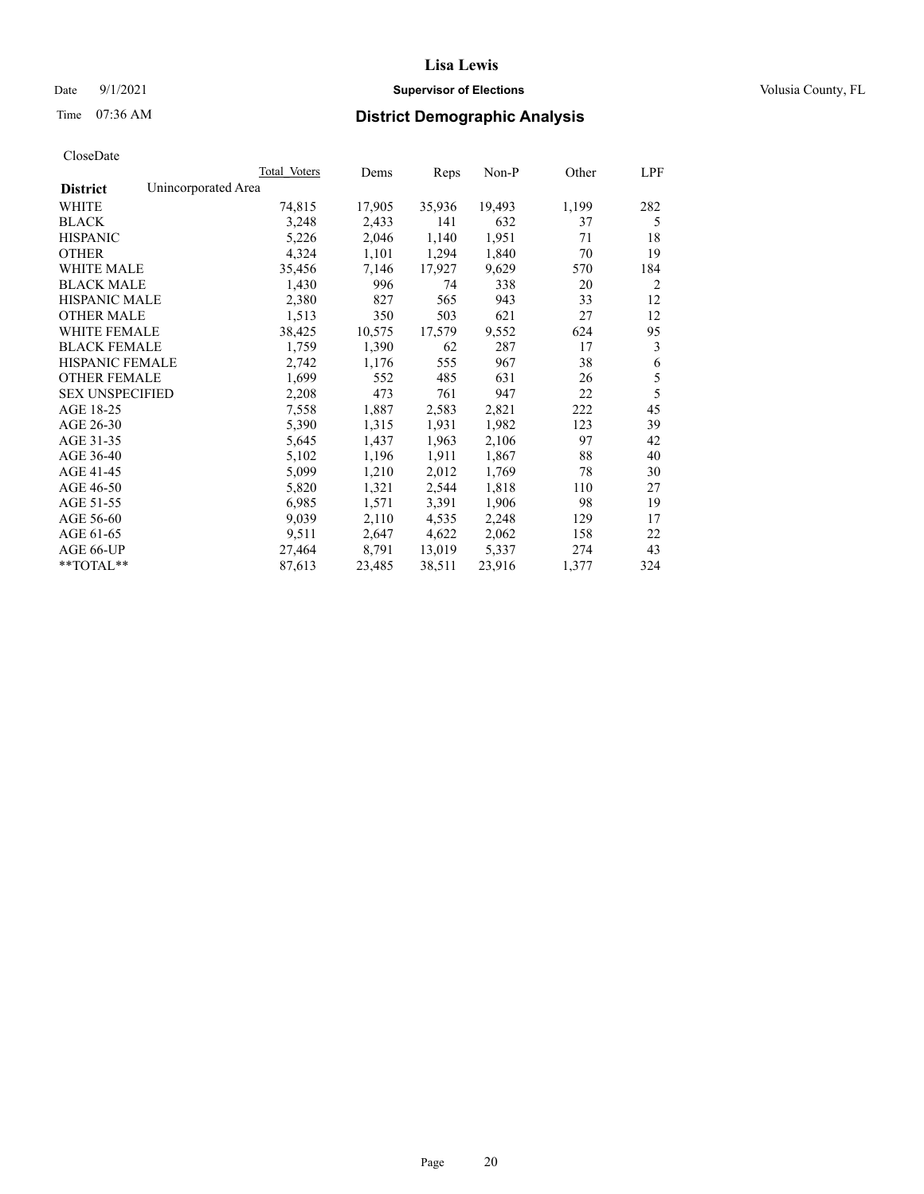CloseDate

| District | Unincorporated Area | Total Voters | Dems | Reps | Non-P | Other | LPF |
|---|---|---|---|---|---|---|---|
| WHITE | | 74,815 | 17,905 | 35,936 | 19,493 | 1,199 | 282 |
| BLACK | | 3,248 | 2,433 | 141 | 632 | 37 | 5 |
| HISPANIC | | 5,226 | 2,046 | 1,140 | 1,951 | 71 | 18 |
| OTHER | | 4,324 | 1,101 | 1,294 | 1,840 | 70 | 19 |
| WHITE MALE | | 35,456 | 7,146 | 17,927 | 9,629 | 570 | 184 |
| BLACK MALE | | 1,430 | 996 | 74 | 338 | 20 | 2 |
| HISPANIC MALE | | 2,380 | 827 | 565 | 943 | 33 | 12 |
| OTHER MALE | | 1,513 | 350 | 503 | 621 | 27 | 12 |
| WHITE FEMALE | | 38,425 | 10,575 | 17,579 | 9,552 | 624 | 95 |
| BLACK FEMALE | | 1,759 | 1,390 | 62 | 287 | 17 | 3 |
| HISPANIC FEMALE | | 2,742 | 1,176 | 555 | 967 | 38 | 6 |
| OTHER FEMALE | | 1,699 | 552 | 485 | 631 | 26 | 5 |
| SEX UNSPECIFIED | | 2,208 | 473 | 761 | 947 | 22 | 5 |
| AGE 18-25 | | 7,558 | 1,887 | 2,583 | 2,821 | 222 | 45 |
| AGE 26-30 | | 5,390 | 1,315 | 1,931 | 1,982 | 123 | 39 |
| AGE 31-35 | | 5,645 | 1,437 | 1,963 | 2,106 | 97 | 42 |
| AGE 36-40 | | 5,102 | 1,196 | 1,911 | 1,867 | 88 | 40 |
| AGE 41-45 | | 5,099 | 1,210 | 2,012 | 1,769 | 78 | 30 |
| AGE 46-50 | | 5,820 | 1,321 | 2,544 | 1,818 | 110 | 27 |
| AGE 51-55 | | 6,985 | 1,571 | 3,391 | 1,906 | 98 | 19 |
| AGE 56-60 | | 9,039 | 2,110 | 4,535 | 2,248 | 129 | 17 |
| AGE 61-65 | | 9,511 | 2,647 | 4,622 | 2,062 | 158 | 22 |
| AGE 66-UP | | 27,464 | 8,791 | 13,019 | 5,337 | 274 | 43 |
| **TOTAL** | | 87,613 | 23,485 | 38,511 | 23,916 | 1,377 | 324 |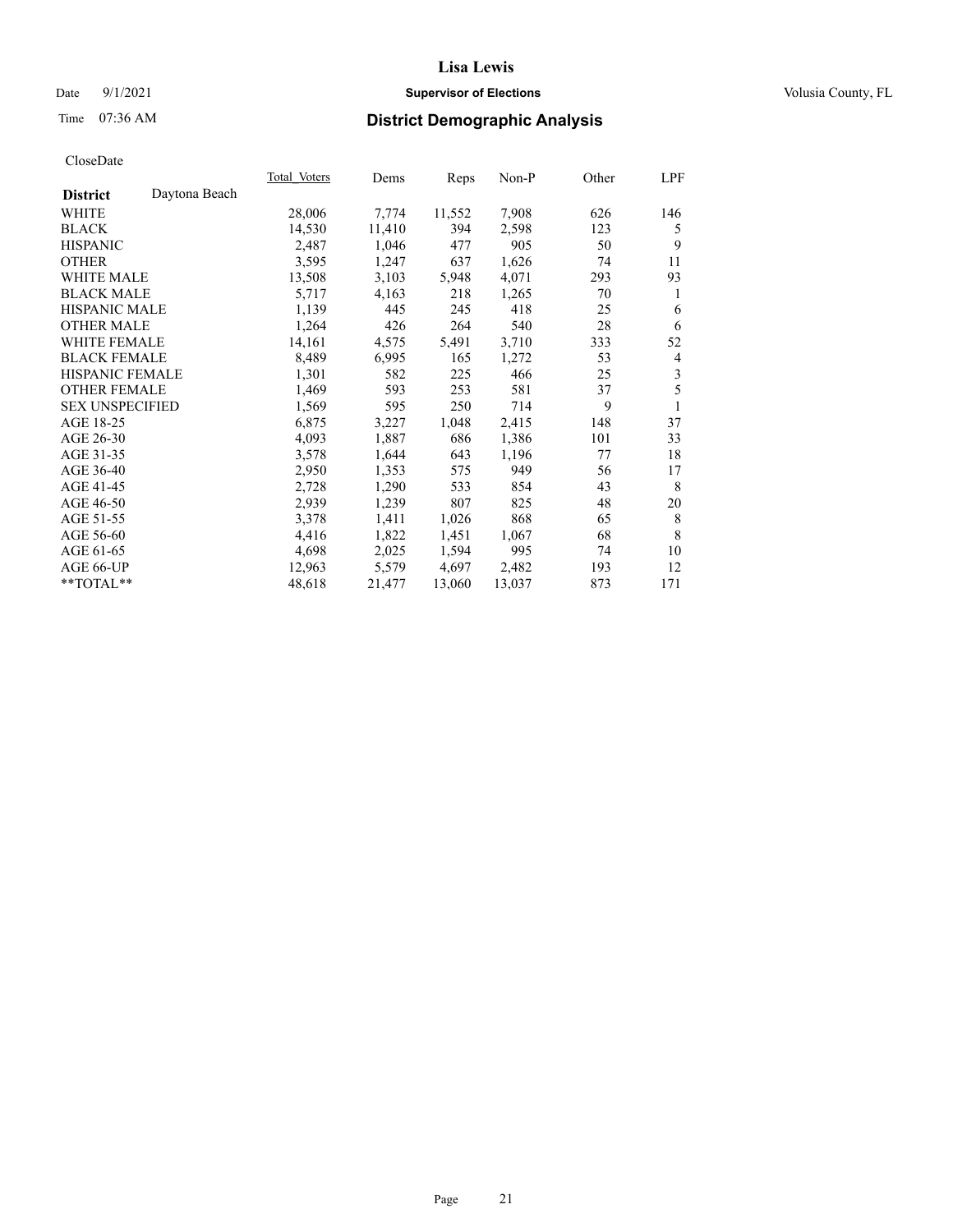# Lisa Lewis

Date 9/1/2021 **Supervisor of Elections** Volusia County, FL

Time 07:36 AM **District Demographic Analysis**

CloseDate

| **District** Daytona Beach | Total Voters | Dems | Reps | Non-P | Other | LPF |
|---|---|---|---|---|---|---|
| WHITE | 28,006 | 7,774 | 11,552 | 7,908 | 626 | 146 |
| BLACK | 14,530 | 11,410 | 394 | 2,598 | 123 | 5 |
| HISPANIC | 2,487 | 1,046 | 477 | 905 | 50 | 9 |
| OTHER | 3,595 | 1,247 | 637 | 1,626 | 74 | 11 |
| WHITE MALE | 13,508 | 3,103 | 5,948 | 4,071 | 293 | 93 |
| BLACK MALE | 5,717 | 4,163 | 218 | 1,265 | 70 | 1 |
| HISPANIC MALE | 1,139 | 445 | 245 | 418 | 25 | 6 |
| OTHER MALE | 1,264 | 426 | 264 | 540 | 28 | 6 |
| WHITE FEMALE | 14,161 | 4,575 | 5,491 | 3,710 | 333 | 52 |
| BLACK FEMALE | 8,489 | 6,995 | 165 | 1,272 | 53 | 4 |
| HISPANIC FEMALE | 1,301 | 582 | 225 | 466 | 25 | 3 |
| OTHER FEMALE | 1,469 | 593 | 253 | 581 | 37 | 5 |
| SEX UNSPECIFIED | 1,569 | 595 | 250 | 714 | 9 | 1 |
| AGE 18-25 | 6,875 | 3,227 | 1,048 | 2,415 | 148 | 37 |
| AGE 26-30 | 4,093 | 1,887 | 686 | 1,386 | 101 | 33 |
| AGE 31-35 | 3,578 | 1,644 | 643 | 1,196 | 77 | 18 |
| AGE 36-40 | 2,950 | 1,353 | 575 | 949 | 56 | 17 |
| AGE 41-45 | 2,728 | 1,290 | 533 | 854 | 43 | 8 |
| AGE 46-50 | 2,939 | 1,239 | 807 | 825 | 48 | 20 |
| AGE 51-55 | 3,378 | 1,411 | 1,026 | 868 | 65 | 8 |
| AGE 56-60 | 4,416 | 1,822 | 1,451 | 1,067 | 68 | 8 |
| AGE 61-65 | 4,698 | 2,025 | 1,594 | 995 | 74 | 10 |
| AGE 66-UP | 12,963 | 5,579 | 4,697 | 2,482 | 193 | 12 |
| **TOTAL** | 48,618 | 21,477 | 13,060 | 13,037 | 873 | 171 |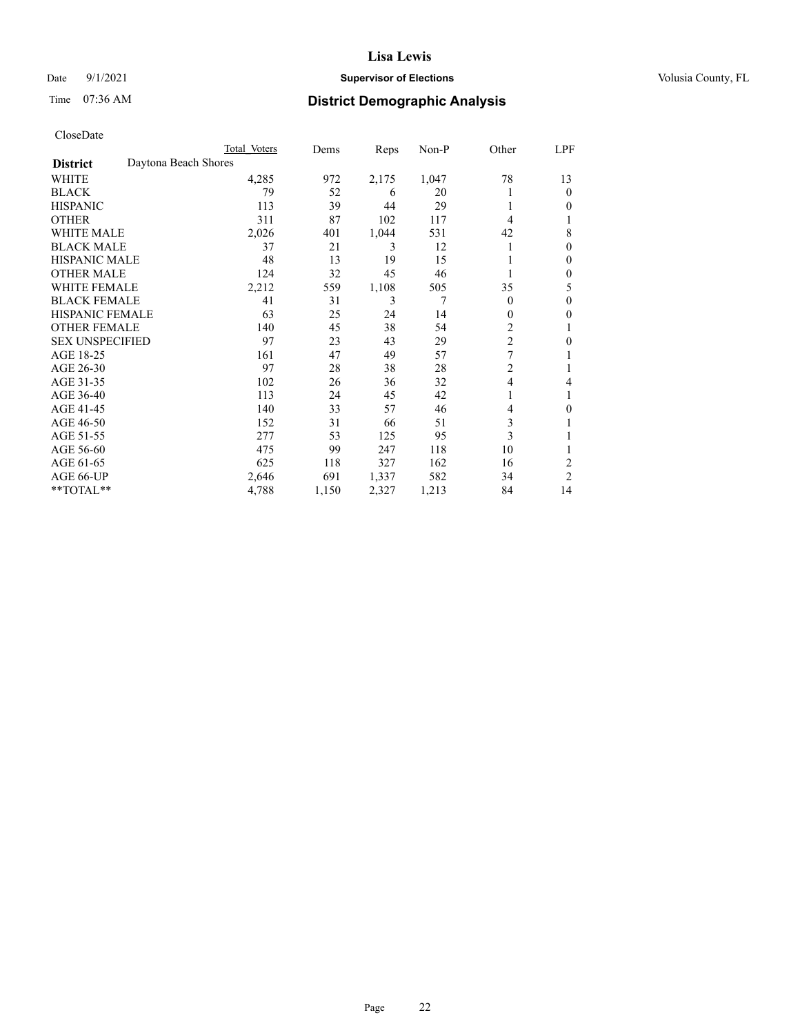# Lisa Lewis

Date 9/1/2021 **Supervisor of Elections** Volusia County, FL

Time 07:36 AM

## District Demographic Analysis

CloseDate

| | Total Voters | Dems | Reps | Non-P | Other | LPF |
|---|---|---|---|---|---|---|
| **District** Daytona Beach Shores | | | | | | |
| WHITE | 4,285 | 972 | 2,175 | 1,047 | 78 | 13 |
| BLACK | 79 | 52 | 6 | 20 | 1 | 0 |
| HISPANIC | 113 | 39 | 44 | 29 | 1 | 0 |
| OTHER | 311 | 87 | 102 | 117 | 4 | 1 |
| WHITE MALE | 2,026 | 401 | 1,044 | 531 | 42 | 8 |
| BLACK MALE | 37 | 21 | 3 | 12 | 1 | 0 |
| HISPANIC MALE | 48 | 13 | 19 | 15 | 1 | 0 |
| OTHER MALE | 124 | 32 | 45 | 46 | 1 | 0 |
| WHITE FEMALE | 2,212 | 559 | 1,108 | 505 | 35 | 5 |
| BLACK FEMALE | 41 | 31 | 3 | 7 | 0 | 0 |
| HISPANIC FEMALE | 63 | 25 | 24 | 14 | 0 | 0 |
| OTHER FEMALE | 140 | 45 | 38 | 54 | 2 | 1 |
| SEX UNSPECIFIED | 97 | 23 | 43 | 29 | 2 | 0 |
| AGE 18-25 | 161 | 47 | 49 | 57 | 7 | 1 |
| AGE 26-30 | 97 | 28 | 38 | 28 | 2 | 1 |
| AGE 31-35 | 102 | 26 | 36 | 32 | 4 | 4 |
| AGE 36-40 | 113 | 24 | 45 | 42 | 1 | 1 |
| AGE 41-45 | 140 | 33 | 57 | 46 | 4 | 0 |
| AGE 46-50 | 152 | 31 | 66 | 51 | 3 | 1 |
| AGE 51-55 | 277 | 53 | 125 | 95 | 3 | 1 |
| AGE 56-60 | 475 | 99 | 247 | 118 | 10 | 1 |
| AGE 61-65 | 625 | 118 | 327 | 162 | 16 | 2 |
| AGE 66-UP | 2,646 | 691 | 1,337 | 582 | 34 | 2 |
| **TOTAL** | 4,788 | 1,150 | 2,327 | 1,213 | 84 | 14 |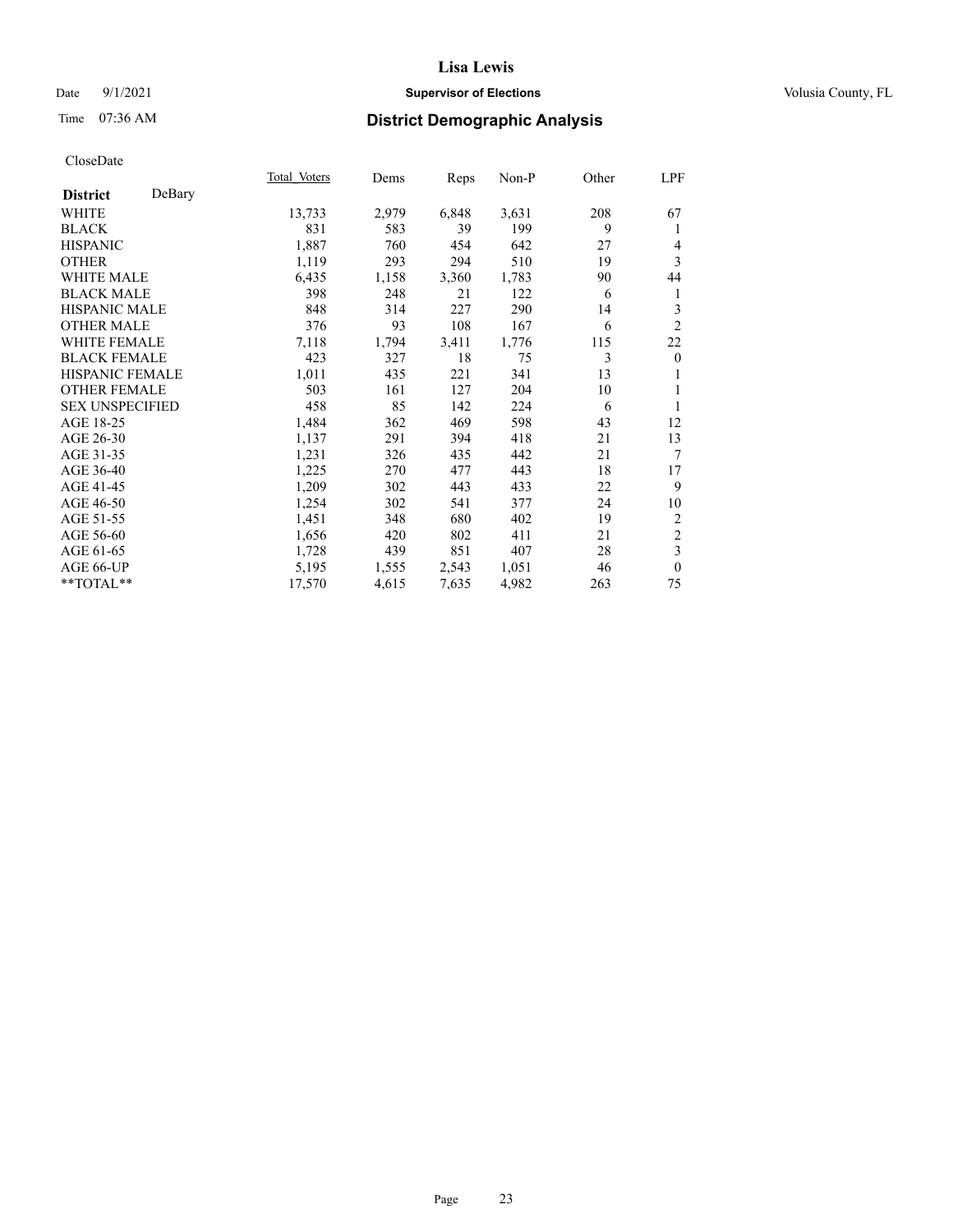# Lisa Lewis

Date 9/1/2021 **Supervisor of Elections** Volusia County, FL

Time 07:36 AM **District Demographic Analysis**

CloseDate

| **District** DeBary | Total Voters | Dems | Reps | Non-P | Other | LPF |
|---|---|---|---|---|---|---|
| WHITE | 13,733 | 2,979 | 6,848 | 3,631 | 208 | 67 |
| BLACK | 831 | 583 | 39 | 199 | 9 | 1 |
| HISPANIC | 1,887 | 760 | 454 | 642 | 27 | 4 |
| OTHER | 1,119 | 293 | 294 | 510 | 19 | 3 |
| WHITE MALE | 6,435 | 1,158 | 3,360 | 1,783 | 90 | 44 |
| BLACK MALE | 398 | 248 | 21 | 122 | 6 | 1 |
| HISPANIC MALE | 848 | 314 | 227 | 290 | 14 | 3 |
| OTHER MALE | 376 | 93 | 108 | 167 | 6 | 2 |
| WHITE FEMALE | 7,118 | 1,794 | 3,411 | 1,776 | 115 | 22 |
| BLACK FEMALE | 423 | 327 | 18 | 75 | 3 | 0 |
| HISPANIC FEMALE | 1,011 | 435 | 221 | 341 | 13 | 1 |
| OTHER FEMALE | 503 | 161 | 127 | 204 | 10 | 1 |
| SEX UNSPECIFIED | 458 | 85 | 142 | 224 | 6 | 1 |
| AGE 18-25 | 1,484 | 362 | 469 | 598 | 43 | 12 |
| AGE 26-30 | 1,137 | 291 | 394 | 418 | 21 | 13 |
| AGE 31-35 | 1,231 | 326 | 435 | 442 | 21 | 7 |
| AGE 36-40 | 1,225 | 270 | 477 | 443 | 18 | 17 |
| AGE 41-45 | 1,209 | 302 | 443 | 433 | 22 | 9 |
| AGE 46-50 | 1,254 | 302 | 541 | 377 | 24 | 10 |
| AGE 51-55 | 1,451 | 348 | 680 | 402 | 19 | 2 |
| AGE 56-60 | 1,656 | 420 | 802 | 411 | 21 | 2 |
| AGE 61-65 | 1,728 | 439 | 851 | 407 | 28 | 3 |
| AGE 66-UP | 5,195 | 1,555 | 2,543 | 1,051 | 46 | 0 |
| **TOTAL** | 17,570 | 4,615 | 7,635 | 4,982 | 263 | 75 |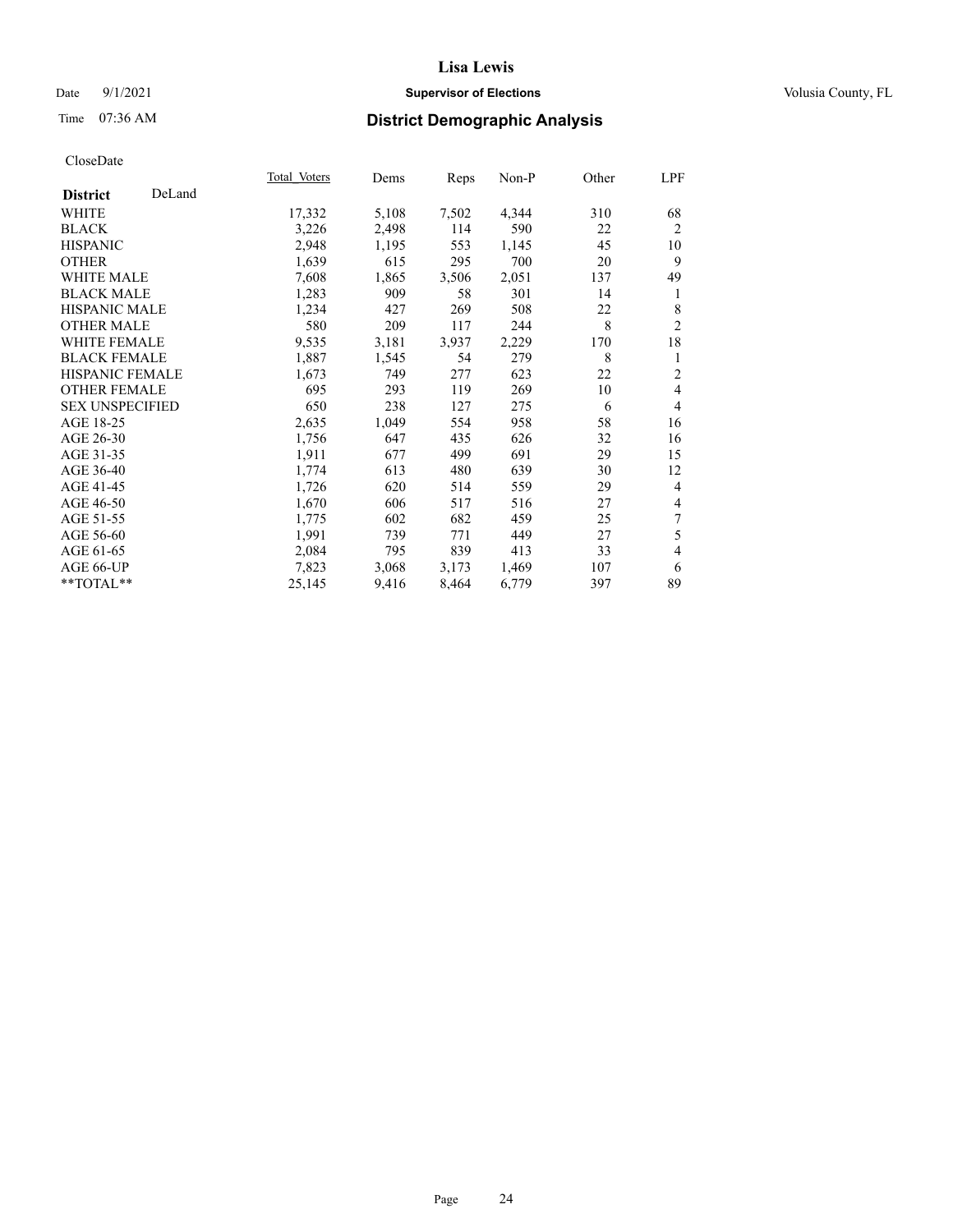# Lisa Lewis

Date 9/1/2021 **Supervisor of Elections** Volusia County, FL

Time 07:36 AM **District Demographic Analysis**

CloseDate

| **District** DeLand | Total Voters | Dems | Reps | Non-P | Other | LPF |
|---|---|---|---|---|---|---|
| WHITE | 17,332 | 5,108 | 7,502 | 4,344 | 310 | 68 |
| BLACK | 3,226 | 2,498 | 114 | 590 | 22 | 2 |
| HISPANIC | 2,948 | 1,195 | 553 | 1,145 | 45 | 10 |
| OTHER | 1,639 | 615 | 295 | 700 | 20 | 9 |
| WHITE MALE | 7,608 | 1,865 | 3,506 | 2,051 | 137 | 49 |
| BLACK MALE | 1,283 | 909 | 58 | 301 | 14 | 1 |
| HISPANIC MALE | 1,234 | 427 | 269 | 508 | 22 | 8 |
| OTHER MALE | 580 | 209 | 117 | 244 | 8 | 2 |
| WHITE FEMALE | 9,535 | 3,181 | 3,937 | 2,229 | 170 | 18 |
| BLACK FEMALE | 1,887 | 1,545 | 54 | 279 | 8 | 1 |
| HISPANIC FEMALE | 1,673 | 749 | 277 | 623 | 22 | 2 |
| OTHER FEMALE | 695 | 293 | 119 | 269 | 10 | 4 |
| SEX UNSPECIFIED | 650 | 238 | 127 | 275 | 6 | 4 |
| AGE 18-25 | 2,635 | 1,049 | 554 | 958 | 58 | 16 |
| AGE 26-30 | 1,756 | 647 | 435 | 626 | 32 | 16 |
| AGE 31-35 | 1,911 | 677 | 499 | 691 | 29 | 15 |
| AGE 36-40 | 1,774 | 613 | 480 | 639 | 30 | 12 |
| AGE 41-45 | 1,726 | 620 | 514 | 559 | 29 | 4 |
| AGE 46-50 | 1,670 | 606 | 517 | 516 | 27 | 4 |
| AGE 51-55 | 1,775 | 602 | 682 | 459 | 25 | 7 |
| AGE 56-60 | 1,991 | 739 | 771 | 449 | 27 | 5 |
| AGE 61-65 | 2,084 | 795 | 839 | 413 | 33 | 4 |
| AGE 66-UP | 7,823 | 3,068 | 3,173 | 1,469 | 107 | 6 |
| **TOTAL** | 25,145 | 9,416 | 8,464 | 6,779 | 397 | 89 |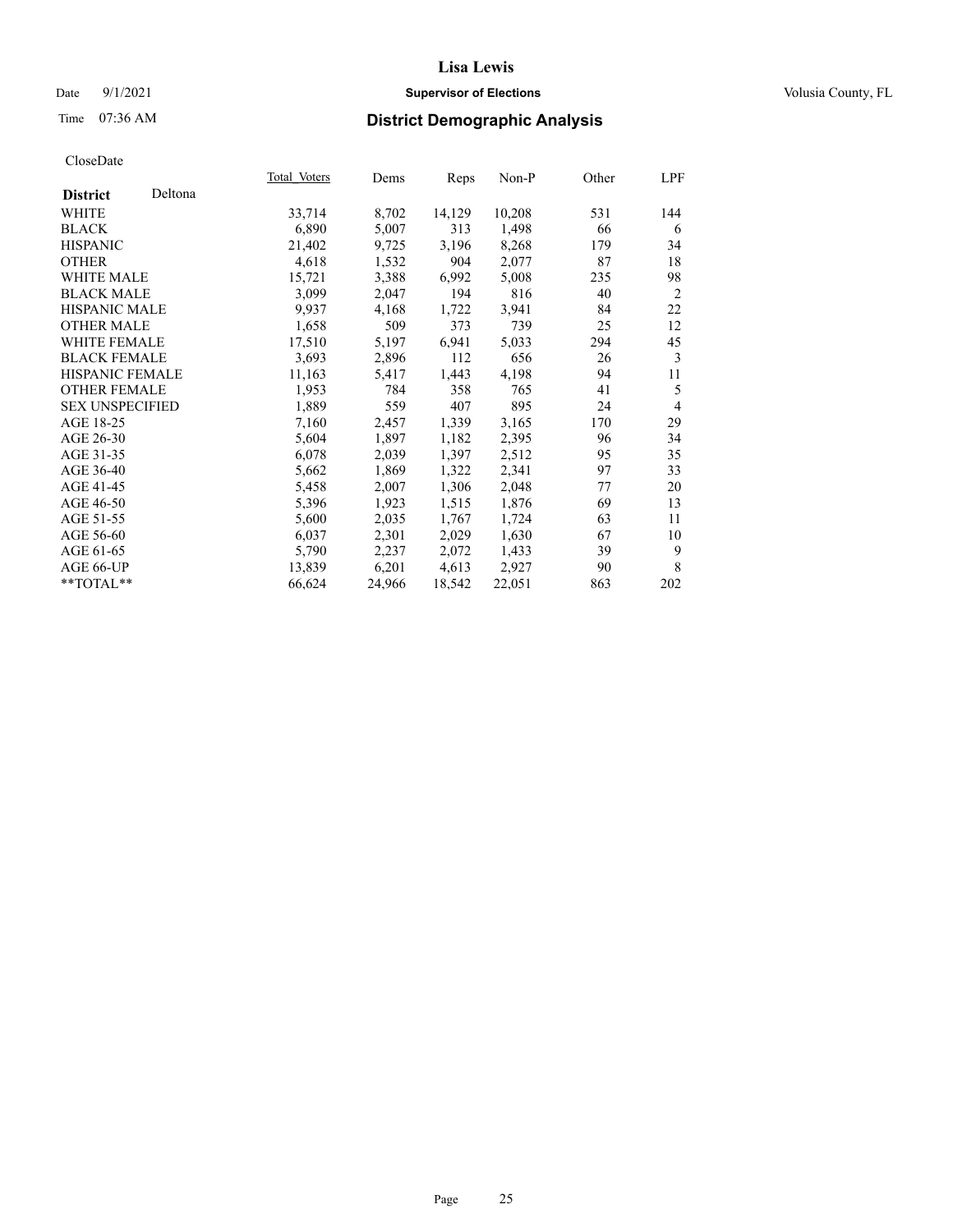Date 9/1/2021

Time 07:36 AM

**Supervisor of Elections**

Volusia County, FL

## District Demographic Analysis

CloseDate

| **District** Deltona | Total Voters | Dems | Reps | Non-P | Other | LPF |
|---|---|---|---|---|---|---|
| WHITE | 33,714 | 8,702 | 14,129 | 10,208 | 531 | 144 |
| BLACK | 6,890 | 5,007 | 313 | 1,498 | 66 | 6 |
| HISPANIC | 21,402 | 9,725 | 3,196 | 8,268 | 179 | 34 |
| OTHER | 4,618 | 1,532 | 904 | 2,077 | 87 | 18 |
| WHITE MALE | 15,721 | 3,388 | 6,992 | 5,008 | 235 | 98 |
| BLACK MALE | 3,099 | 2,047 | 194 | 816 | 40 | 2 |
| HISPANIC MALE | 9,937 | 4,168 | 1,722 | 3,941 | 84 | 22 |
| OTHER MALE | 1,658 | 509 | 373 | 739 | 25 | 12 |
| WHITE FEMALE | 17,510 | 5,197 | 6,941 | 5,033 | 294 | 45 |
| BLACK FEMALE | 3,693 | 2,896 | 112 | 656 | 26 | 3 |
| HISPANIC FEMALE | 11,163 | 5,417 | 1,443 | 4,198 | 94 | 11 |
| OTHER FEMALE | 1,953 | 784 | 358 | 765 | 41 | 5 |
| SEX UNSPECIFIED | 1,889 | 559 | 407 | 895 | 24 | 4 |
| AGE 18-25 | 7,160 | 2,457 | 1,339 | 3,165 | 170 | 29 |
| AGE 26-30 | 5,604 | 1,897 | 1,182 | 2,395 | 96 | 34 |
| AGE 31-35 | 6,078 | 2,039 | 1,397 | 2,512 | 95 | 35 |
| AGE 36-40 | 5,662 | 1,869 | 1,322 | 2,341 | 97 | 33 |
| AGE 41-45 | 5,458 | 2,007 | 1,306 | 2,048 | 77 | 20 |
| AGE 46-50 | 5,396 | 1,923 | 1,515 | 1,876 | 69 | 13 |
| AGE 51-55 | 5,600 | 2,035 | 1,767 | 1,724 | 63 | 11 |
| AGE 56-60 | 6,037 | 2,301 | 2,029 | 1,630 | 67 | 10 |
| AGE 61-65 | 5,790 | 2,237 | 2,072 | 1,433 | 39 | 9 |
| AGE 66-UP | 13,839 | 6,201 | 4,613 | 2,927 | 90 | 8 |
| **TOTAL** | 66,624 | 24,966 | 18,542 | 22,051 | 863 | 202 |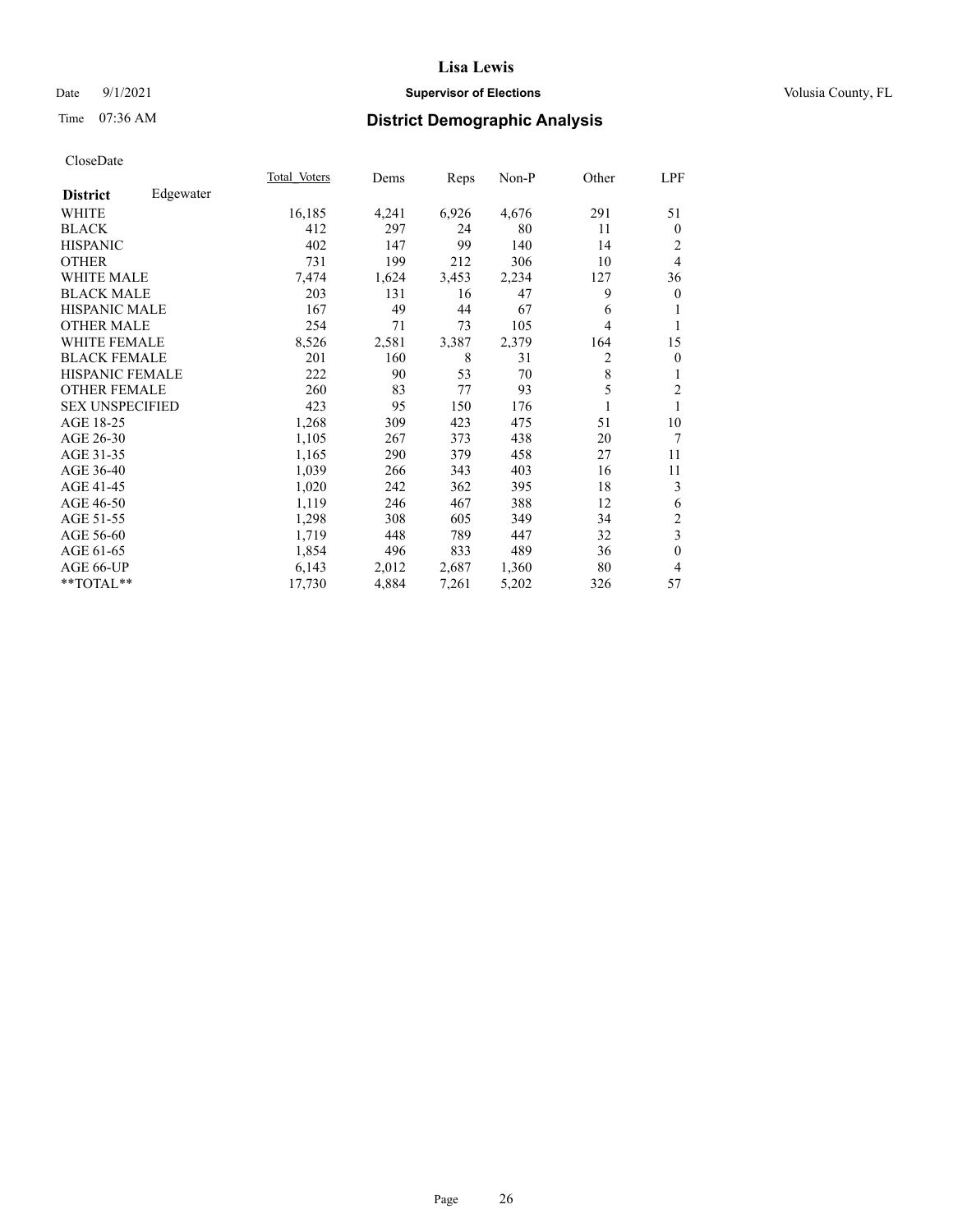# Lisa Lewis

Date 9/1/2021 **Supervisor of Elections** Volusia County, FL

Time 07:36 AM **District Demographic Analysis**

CloseDate

| District Edgewater | Total Voters | Dems | Reps | Non-P | Other | LPF |
|---|---|---|---|---|---|---|
| WHITE | 16,185 | 4,241 | 6,926 | 4,676 | 291 | 51 |
| BLACK | 412 | 297 | 24 | 80 | 11 | 0 |
| HISPANIC | 402 | 147 | 99 | 140 | 14 | 2 |
| OTHER | 731 | 199 | 212 | 306 | 10 | 4 |
| WHITE MALE | 7,474 | 1,624 | 3,453 | 2,234 | 127 | 36 |
| BLACK MALE | 203 | 131 | 16 | 47 | 9 | 0 |
| HISPANIC MALE | 167 | 49 | 44 | 67 | 6 | 1 |
| OTHER MALE | 254 | 71 | 73 | 105 | 4 | 1 |
| WHITE FEMALE | 8,526 | 2,581 | 3,387 | 2,379 | 164 | 15 |
| BLACK FEMALE | 201 | 160 | 8 | 31 | 2 | 0 |
| HISPANIC FEMALE | 222 | 90 | 53 | 70 | 8 | 1 |
| OTHER FEMALE | 260 | 83 | 77 | 93 | 5 | 2 |
| SEX UNSPECIFIED | 423 | 95 | 150 | 176 | 1 | 1 |
| AGE 18-25 | 1,268 | 309 | 423 | 475 | 51 | 10 |
| AGE 26-30 | 1,105 | 267 | 373 | 438 | 20 | 7 |
| AGE 31-35 | 1,165 | 290 | 379 | 458 | 27 | 11 |
| AGE 36-40 | 1,039 | 266 | 343 | 403 | 16 | 11 |
| AGE 41-45 | 1,020 | 242 | 362 | 395 | 18 | 3 |
| AGE 46-50 | 1,119 | 246 | 467 | 388 | 12 | 6 |
| AGE 51-55 | 1,298 | 308 | 605 | 349 | 34 | 2 |
| AGE 56-60 | 1,719 | 448 | 789 | 447 | 32 | 3 |
| AGE 61-65 | 1,854 | 496 | 833 | 489 | 36 | 0 |
| AGE 66-UP | 6,143 | 2,012 | 2,687 | 1,360 | 80 | 4 |
| **TOTAL** | 17,730 | 4,884 | 7,261 | 5,202 | 326 | 57 |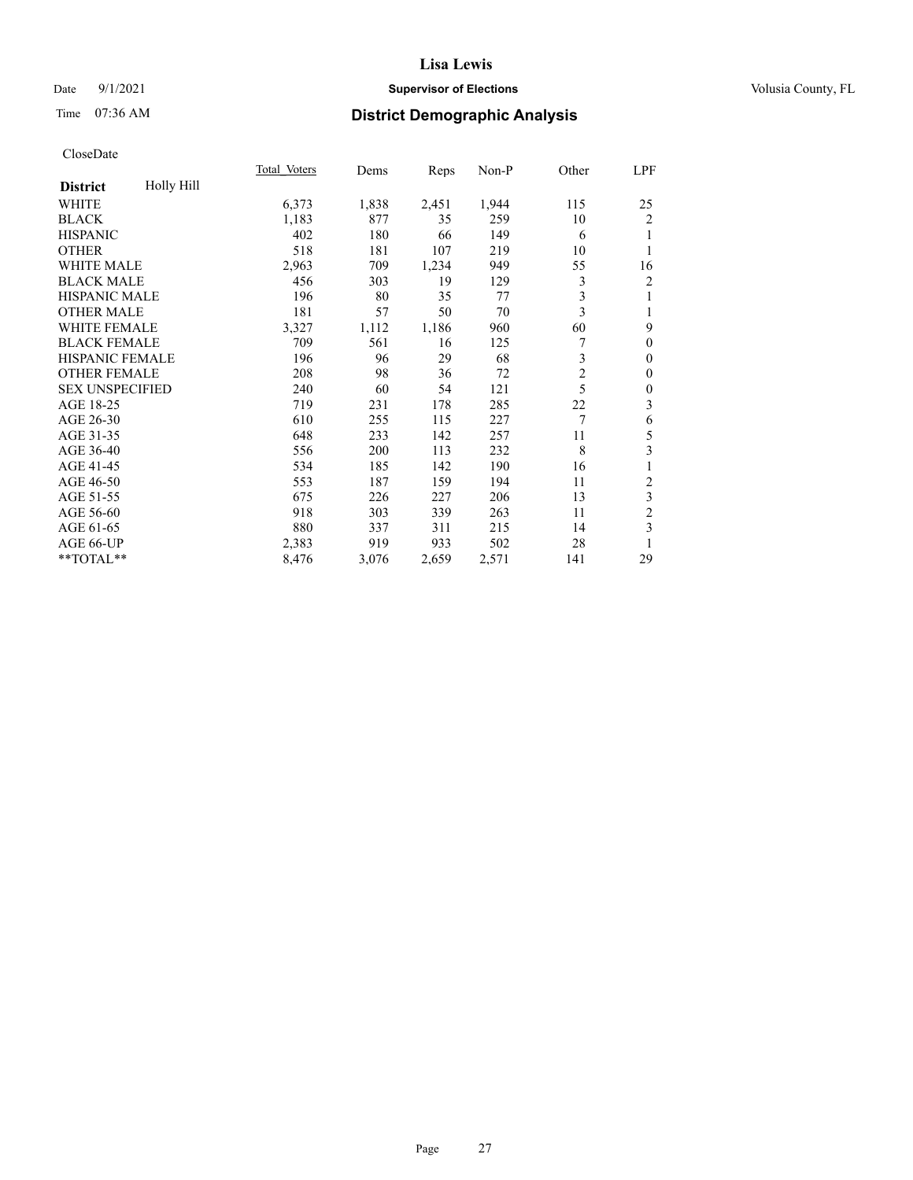# Lisa Lewis

Date 9/1/2021 **Supervisor of Elections** Volusia County, FL

Time 07:36 AM **District Demographic Analysis**

CloseDate

| **District** Holly Hill | Total Voters | Dems | Reps | Non-P | Other | LPF |
|---|---|---|---|---|---|---|
| WHITE | 6,373 | 1,838 | 2,451 | 1,944 | 115 | 25 |
| BLACK | 1,183 | 877 | 35 | 259 | 10 | 2 |
| HISPANIC | 402 | 180 | 66 | 149 | 6 | 1 |
| OTHER | 518 | 181 | 107 | 219 | 10 | 1 |
| WHITE MALE | 2,963 | 709 | 1,234 | 949 | 55 | 16 |
| BLACK MALE | 456 | 303 | 19 | 129 | 3 | 2 |
| HISPANIC MALE | 196 | 80 | 35 | 77 | 3 | 1 |
| OTHER MALE | 181 | 57 | 50 | 70 | 3 | 1 |
| WHITE FEMALE | 3,327 | 1,112 | 1,186 | 960 | 60 | 9 |
| BLACK FEMALE | 709 | 561 | 16 | 125 | 7 | 0 |
| HISPANIC FEMALE | 196 | 96 | 29 | 68 | 3 | 0 |
| OTHER FEMALE | 208 | 98 | 36 | 72 | 2 | 0 |
| SEX UNSPECIFIED | 240 | 60 | 54 | 121 | 5 | 0 |
| AGE 18-25 | 719 | 231 | 178 | 285 | 22 | 3 |
| AGE 26-30 | 610 | 255 | 115 | 227 | 7 | 6 |
| AGE 31-35 | 648 | 233 | 142 | 257 | 11 | 5 |
| AGE 36-40 | 556 | 200 | 113 | 232 | 8 | 3 |
| AGE 41-45 | 534 | 185 | 142 | 190 | 16 | 1 |
| AGE 46-50 | 553 | 187 | 159 | 194 | 11 | 2 |
| AGE 51-55 | 675 | 226 | 227 | 206 | 13 | 3 |
| AGE 56-60 | 918 | 303 | 339 | 263 | 11 | 2 |
| AGE 61-65 | 880 | 337 | 311 | 215 | 14 | 3 |
| AGE 66-UP | 2,383 | 919 | 933 | 502 | 28 | 1 |
| **TOTAL** | 8,476 | 3,076 | 2,659 | 2,571 | 141 | 29 |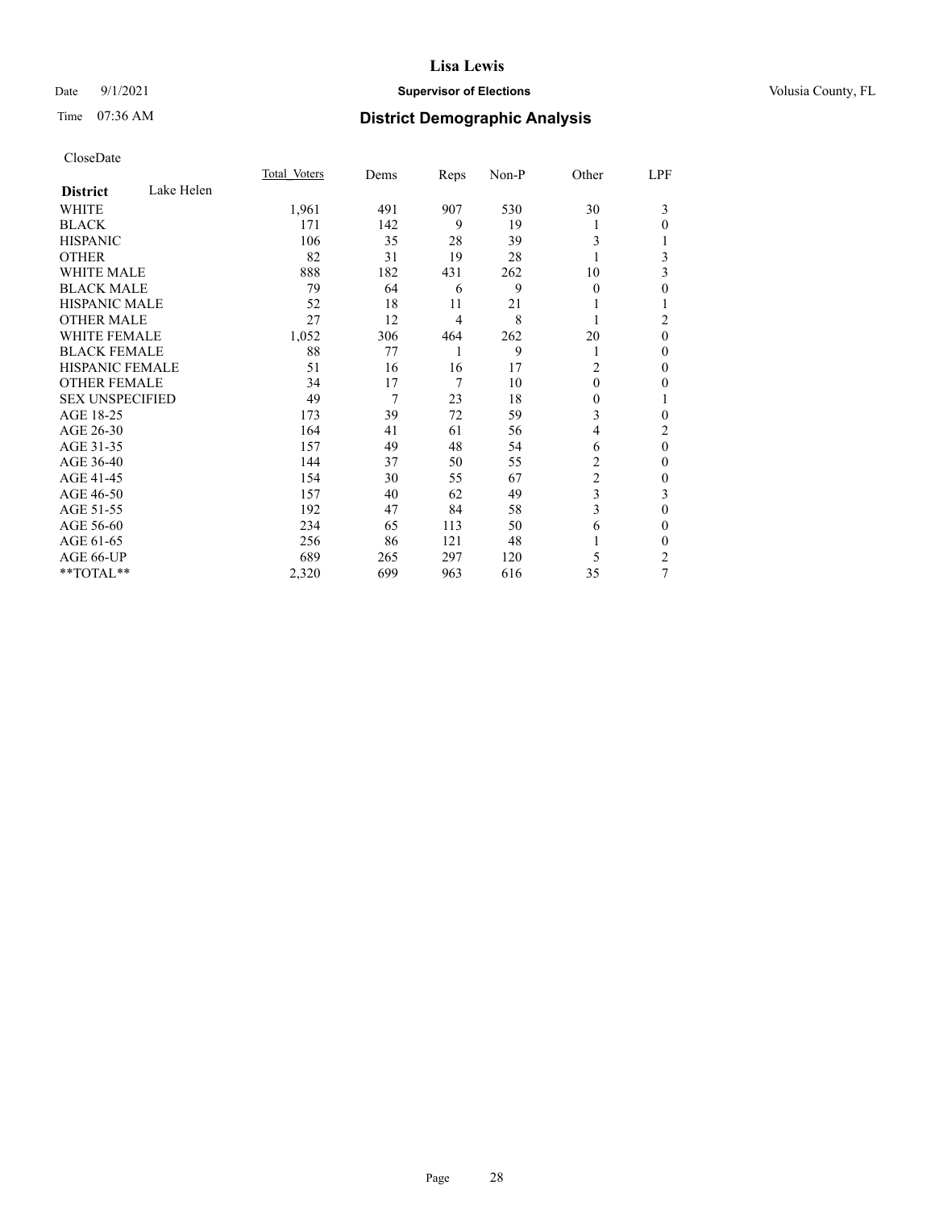# Lisa Lewis

Date 9/1/2021 **Supervisor of Elections** Volusia County, FL

Time 07:36 AM **District Demographic Analysis**

CloseDate

| District Lake Helen | Total Voters | Dems | Reps | Non-P | Other | LPF |
|---|---|---|---|---|---|---|
| WHITE | 1,961 | 491 | 907 | 530 | 30 | 3 |
| BLACK | 171 | 142 | 9 | 19 | 1 | 0 |
| HISPANIC | 106 | 35 | 28 | 39 | 3 | 1 |
| OTHER | 82 | 31 | 19 | 28 | 1 | 3 |
| WHITE MALE | 888 | 182 | 431 | 262 | 10 | 3 |
| BLACK MALE | 79 | 64 | 6 | 9 | 0 | 0 |
| HISPANIC MALE | 52 | 18 | 11 | 21 | 1 | 1 |
| OTHER MALE | 27 | 12 | 4 | 8 | 1 | 2 |
| WHITE FEMALE | 1,052 | 306 | 464 | 262 | 20 | 0 |
| BLACK FEMALE | 88 | 77 | 1 | 9 | 1 | 0 |
| HISPANIC FEMALE | 51 | 16 | 16 | 17 | 2 | 0 |
| OTHER FEMALE | 34 | 17 | 7 | 10 | 0 | 0 |
| SEX UNSPECIFIED | 49 | 7 | 23 | 18 | 0 | 1 |
| AGE 18-25 | 173 | 39 | 72 | 59 | 3 | 0 |
| AGE 26-30 | 164 | 41 | 61 | 56 | 4 | 2 |
| AGE 31-35 | 157 | 49 | 48 | 54 | 6 | 0 |
| AGE 36-40 | 144 | 37 | 50 | 55 | 2 | 0 |
| AGE 41-45 | 154 | 30 | 55 | 67 | 2 | 0 |
| AGE 46-50 | 157 | 40 | 62 | 49 | 3 | 3 |
| AGE 51-55 | 192 | 47 | 84 | 58 | 3 | 0 |
| AGE 56-60 | 234 | 65 | 113 | 50 | 6 | 0 |
| AGE 61-65 | 256 | 86 | 121 | 48 | 1 | 0 |
| AGE 66-UP | 689 | 265 | 297 | 120 | 5 | 2 |
| **TOTAL** | 2,320 | 699 | 963 | 616 | 35 | 7 |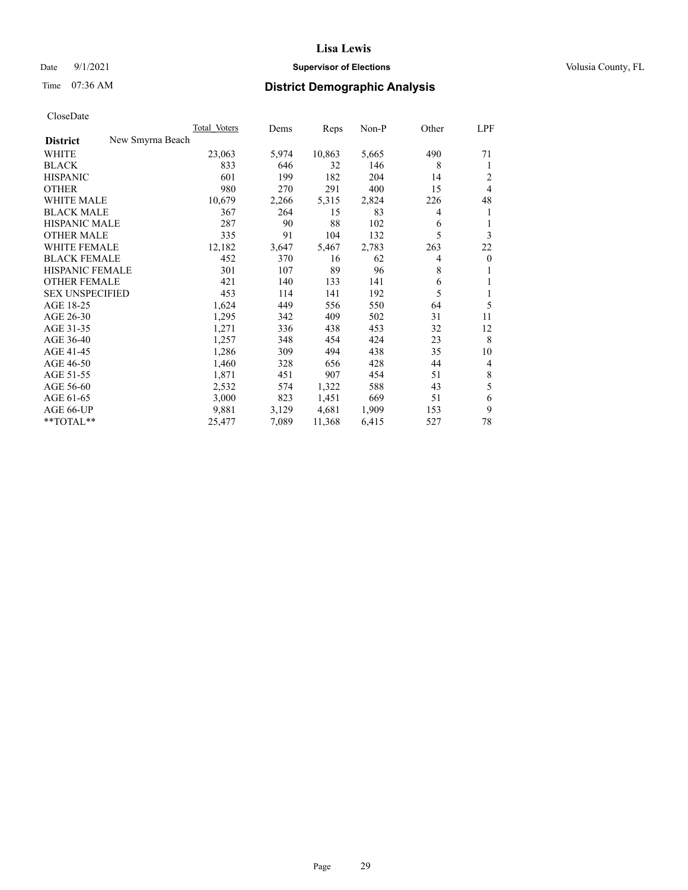# Lisa Lewis

Date 9/1/2021 **Supervisor of Elections** Volusia County, FL

Time 07:36 AM **District Demographic Analysis**

CloseDate

| District | New Smyrna Beach | Total Voters | Dems | Reps | Non-P | Other | LPF |
|---|---|---|---|---|---|---|---|
| WHITE | | 23,063 | 5,974 | 10,863 | 5,665 | 490 | 71 |
| BLACK | | 833 | 646 | 32 | 146 | 8 | 1 |
| HISPANIC | | 601 | 199 | 182 | 204 | 14 | 2 |
| OTHER | | 980 | 270 | 291 | 400 | 15 | 4 |
| WHITE MALE | | 10,679 | 2,266 | 5,315 | 2,824 | 226 | 48 |
| BLACK MALE | | 367 | 264 | 15 | 83 | 4 | 1 |
| HISPANIC MALE | | 287 | 90 | 88 | 102 | 6 | 1 |
| OTHER MALE | | 335 | 91 | 104 | 132 | 5 | 3 |
| WHITE FEMALE | | 12,182 | 3,647 | 5,467 | 2,783 | 263 | 22 |
| BLACK FEMALE | | 452 | 370 | 16 | 62 | 4 | 0 |
| HISPANIC FEMALE | | 301 | 107 | 89 | 96 | 8 | 1 |
| OTHER FEMALE | | 421 | 140 | 133 | 141 | 6 | 1 |
| SEX UNSPECIFIED | | 453 | 114 | 141 | 192 | 5 | 1 |
| AGE 18-25 | | 1,624 | 449 | 556 | 550 | 64 | 5 |
| AGE 26-30 | | 1,295 | 342 | 409 | 502 | 31 | 11 |
| AGE 31-35 | | 1,271 | 336 | 438 | 453 | 32 | 12 |
| AGE 36-40 | | 1,257 | 348 | 454 | 424 | 23 | 8 |
| AGE 41-45 | | 1,286 | 309 | 494 | 438 | 35 | 10 |
| AGE 46-50 | | 1,460 | 328 | 656 | 428 | 44 | 4 |
| AGE 51-55 | | 1,871 | 451 | 907 | 454 | 51 | 8 |
| AGE 56-60 | | 2,532 | 574 | 1,322 | 588 | 43 | 5 |
| AGE 61-65 | | 3,000 | 823 | 1,451 | 669 | 51 | 6 |
| AGE 66-UP | | 9,881 | 3,129 | 4,681 | 1,909 | 153 | 9 |
| **TOTAL** | | 25,477 | 7,089 | 11,368 | 6,415 | 527 | 78 |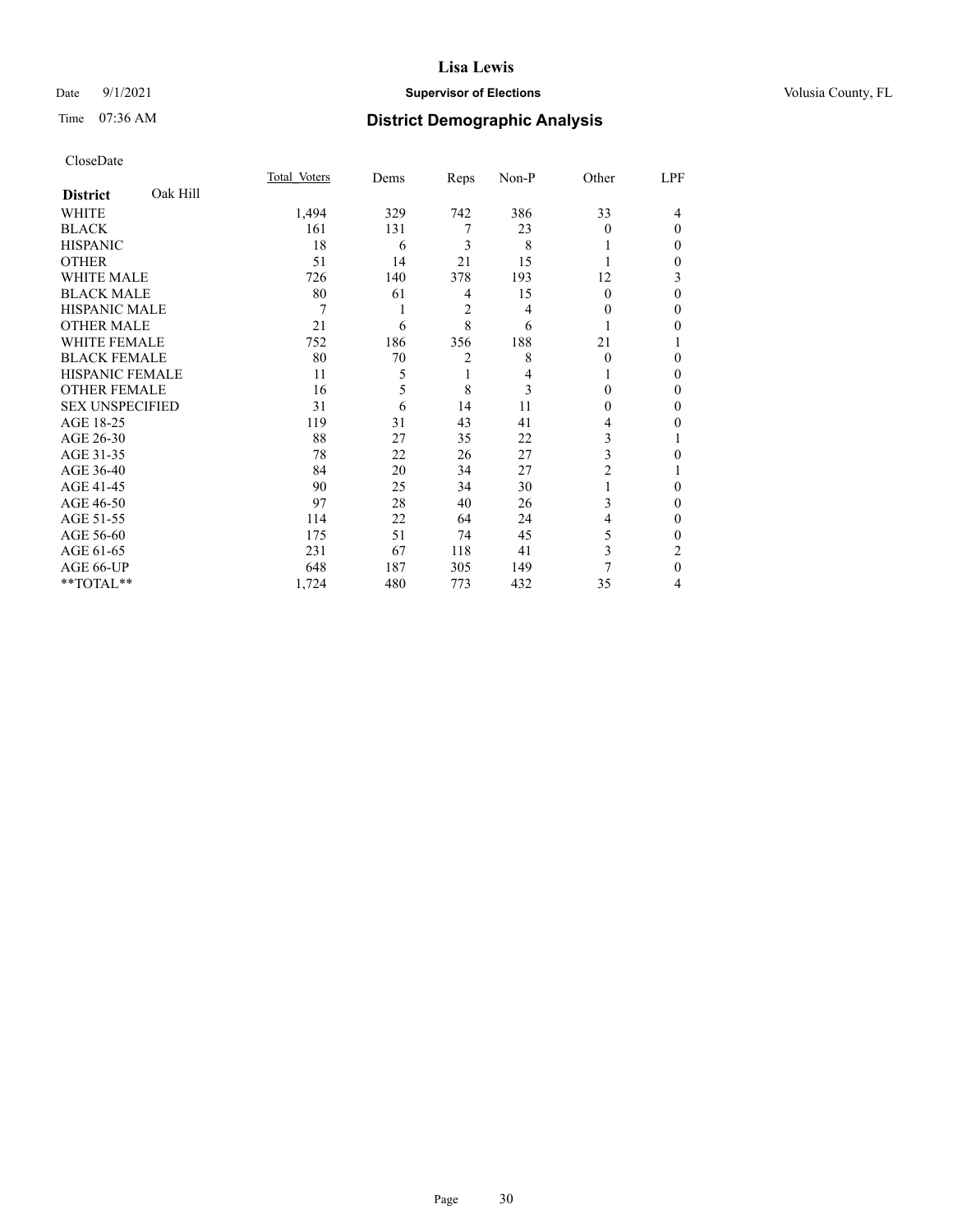CloseDate

| District: Oak Hill | Total_Voters | Dems | Reps | Non-P | Other | LPF |
|---|---|---|---|---|---|---|
| WHITE | 1,494 | 329 | 742 | 386 | 33 | 4 |
| BLACK | 161 | 131 | 7 | 23 | 0 | 0 |
| HISPANIC | 18 | 6 | 3 | 8 | 1 | 0 |
| OTHER | 51 | 14 | 21 | 15 | 1 | 0 |
| WHITE MALE | 726 | 140 | 378 | 193 | 12 | 3 |
| BLACK MALE | 80 | 61 | 4 | 15 | 0 | 0 |
| HISPANIC MALE | 7 | 1 | 2 | 4 | 0 | 0 |
| OTHER MALE | 21 | 6 | 8 | 6 | 1 | 0 |
| WHITE FEMALE | 752 | 186 | 356 | 188 | 21 | 1 |
| BLACK FEMALE | 80 | 70 | 2 | 8 | 0 | 0 |
| HISPANIC FEMALE | 11 | 5 | 1 | 4 | 1 | 0 |
| OTHER FEMALE | 16 | 5 | 8 | 3 | 0 | 0 |
| SEX UNSPECIFIED | 31 | 6 | 14 | 11 | 0 | 0 |
| AGE 18-25 | 119 | 31 | 43 | 41 | 4 | 0 |
| AGE 26-30 | 88 | 27 | 35 | 22 | 3 | 1 |
| AGE 31-35 | 78 | 22 | 26 | 27 | 3 | 0 |
| AGE 36-40 | 84 | 20 | 34 | 27 | 2 | 1 |
| AGE 41-45 | 90 | 25 | 34 | 30 | 1 | 0 |
| AGE 46-50 | 97 | 28 | 40 | 26 | 3 | 0 |
| AGE 51-55 | 114 | 22 | 64 | 24 | 4 | 0 |
| AGE 56-60 | 175 | 51 | 74 | 45 | 5 | 0 |
| AGE 61-65 | 231 | 67 | 118 | 41 | 3 | 2 |
| AGE 66-UP | 648 | 187 | 305 | 149 | 7 | 0 |
| **TOTAL** | 1,724 | 480 | 773 | 432 | 35 | 4 |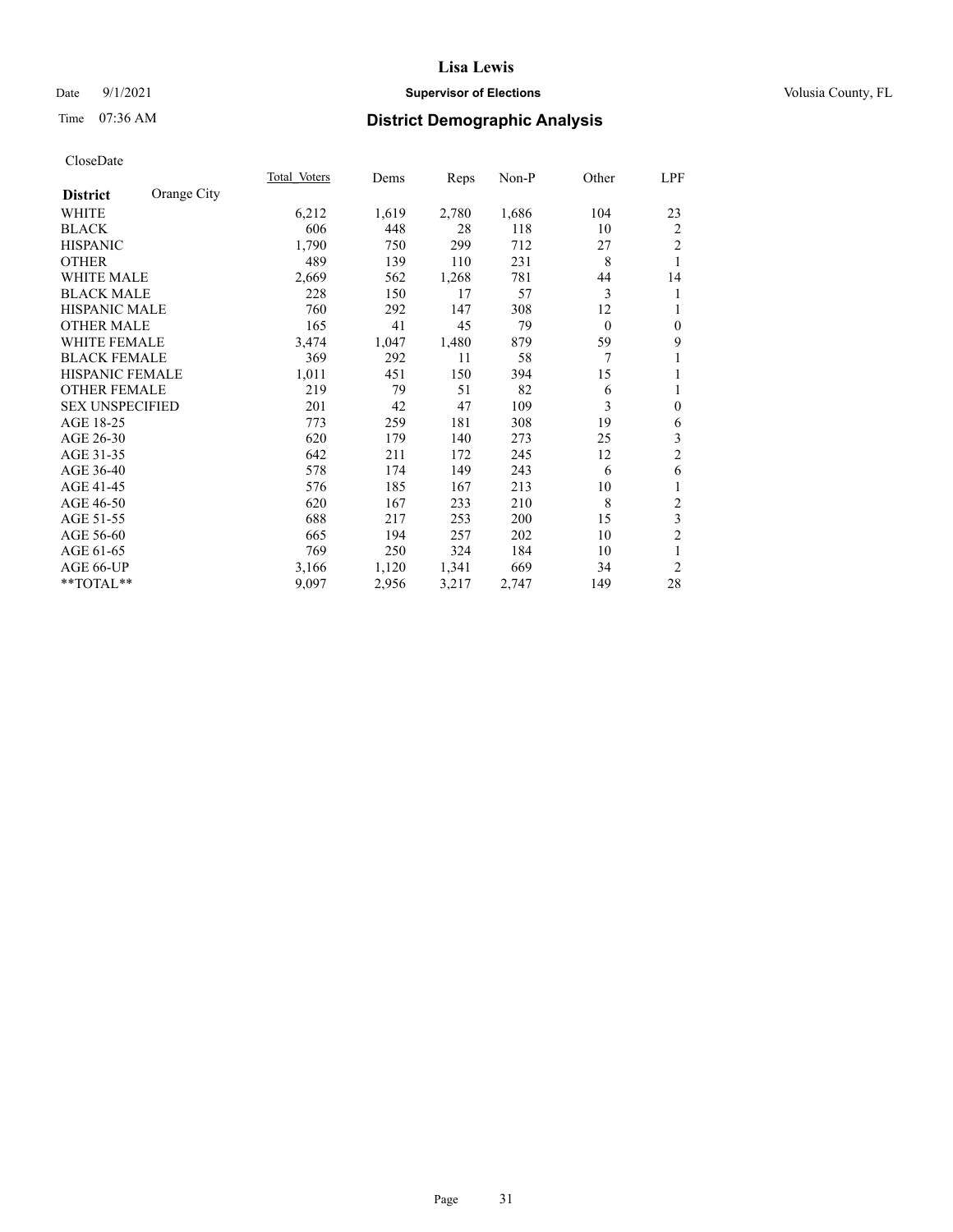# Lisa Lewis

Date 9/1/2021 **Supervisor of Elections** Volusia County, FL

Time 07:36 AM **District Demographic Analysis**

CloseDate

| **District** Orange City | Total Voters | Dems | Reps | Non-P | Other | LPF |
|---|---|---|---|---|---|---|
| WHITE | 6,212 | 1,619 | 2,780 | 1,686 | 104 | 23 |
| BLACK | 606 | 448 | 28 | 118 | 10 | 2 |
| HISPANIC | 1,790 | 750 | 299 | 712 | 27 | 2 |
| OTHER | 489 | 139 | 110 | 231 | 8 | 1 |
| WHITE MALE | 2,669 | 562 | 1,268 | 781 | 44 | 14 |
| BLACK MALE | 228 | 150 | 17 | 57 | 3 | 1 |
| HISPANIC MALE | 760 | 292 | 147 | 308 | 12 | 1 |
| OTHER MALE | 165 | 41 | 45 | 79 | 0 | 0 |
| WHITE FEMALE | 3,474 | 1,047 | 1,480 | 879 | 59 | 9 |
| BLACK FEMALE | 369 | 292 | 11 | 58 | 7 | 1 |
| HISPANIC FEMALE | 1,011 | 451 | 150 | 394 | 15 | 1 |
| OTHER FEMALE | 219 | 79 | 51 | 82 | 6 | 1 |
| SEX UNSPECIFIED | 201 | 42 | 47 | 109 | 3 | 0 |
| AGE 18-25 | 773 | 259 | 181 | 308 | 19 | 6 |
| AGE 26-30 | 620 | 179 | 140 | 273 | 25 | 3 |
| AGE 31-35 | 642 | 211 | 172 | 245 | 12 | 2 |
| AGE 36-40 | 578 | 174 | 149 | 243 | 6 | 6 |
| AGE 41-45 | 576 | 185 | 167 | 213 | 10 | 1 |
| AGE 46-50 | 620 | 167 | 233 | 210 | 8 | 2 |
| AGE 51-55 | 688 | 217 | 253 | 200 | 15 | 3 |
| AGE 56-60 | 665 | 194 | 257 | 202 | 10 | 2 |
| AGE 61-65 | 769 | 250 | 324 | 184 | 10 | 1 |
| AGE 66-UP | 3,166 | 1,120 | 1,341 | 669 | 34 | 2 |
| **TOTAL** | 9,097 | 2,956 | 3,217 | 2,747 | 149 | 28 |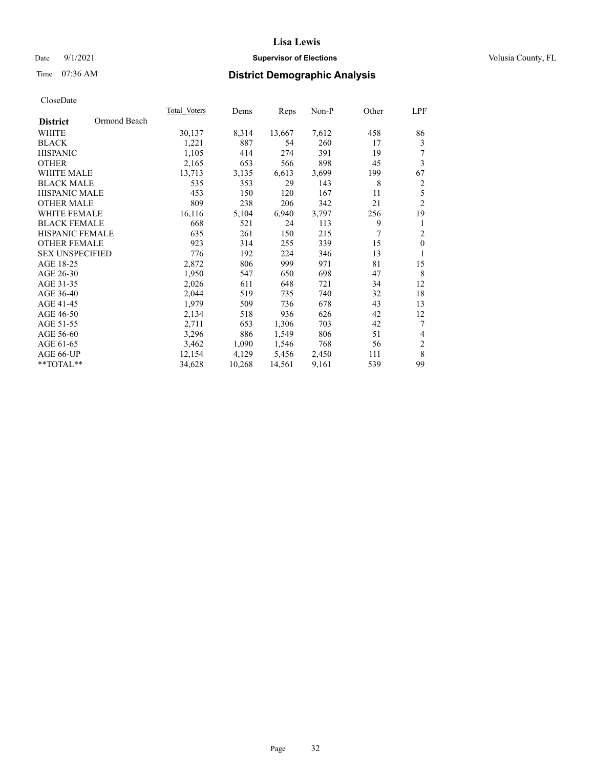# Lisa Lewis

Date 9/1/2021 **Supervisor of Elections** Volusia County, FL

Time 07:36 AM **District Demographic Analysis**

CloseDate

| District | Ormond Beach | Total Voters | Dems | Reps | Non-P | Other | LPF |
|---|---|---|---|---|---|---|---|
| WHITE | | 30,137 | 8,314 | 13,667 | 7,612 | 458 | 86 |
| BLACK | | 1,221 | 887 | 54 | 260 | 17 | 3 |
| HISPANIC | | 1,105 | 414 | 274 | 391 | 19 | 7 |
| OTHER | | 2,165 | 653 | 566 | 898 | 45 | 3 |
| WHITE MALE | | 13,713 | 3,135 | 6,613 | 3,699 | 199 | 67 |
| BLACK MALE | | 535 | 353 | 29 | 143 | 8 | 2 |
| HISPANIC MALE | | 453 | 150 | 120 | 167 | 11 | 5 |
| OTHER MALE | | 809 | 238 | 206 | 342 | 21 | 2 |
| WHITE FEMALE | | 16,116 | 5,104 | 6,940 | 3,797 | 256 | 19 |
| BLACK FEMALE | | 668 | 521 | 24 | 113 | 9 | 1 |
| HISPANIC FEMALE | | 635 | 261 | 150 | 215 | 7 | 2 |
| OTHER FEMALE | | 923 | 314 | 255 | 339 | 15 | 0 |
| SEX UNSPECIFIED | | 776 | 192 | 224 | 346 | 13 | 1 |
| AGE 18-25 | | 2,872 | 806 | 999 | 971 | 81 | 15 |
| AGE 26-30 | | 1,950 | 547 | 650 | 698 | 47 | 8 |
| AGE 31-35 | | 2,026 | 611 | 648 | 721 | 34 | 12 |
| AGE 36-40 | | 2,044 | 519 | 735 | 740 | 32 | 18 |
| AGE 41-45 | | 1,979 | 509 | 736 | 678 | 43 | 13 |
| AGE 46-50 | | 2,134 | 518 | 936 | 626 | 42 | 12 |
| AGE 51-55 | | 2,711 | 653 | 1,306 | 703 | 42 | 7 |
| AGE 56-60 | | 3,296 | 886 | 1,549 | 806 | 51 | 4 |
| AGE 61-65 | | 3,462 | 1,090 | 1,546 | 768 | 56 | 2 |
| AGE 66-UP | | 12,154 | 4,129 | 5,456 | 2,450 | 111 | 8 |
| **TOTAL** | | 34,628 | 10,268 | 14,561 | 9,161 | 539 | 99 |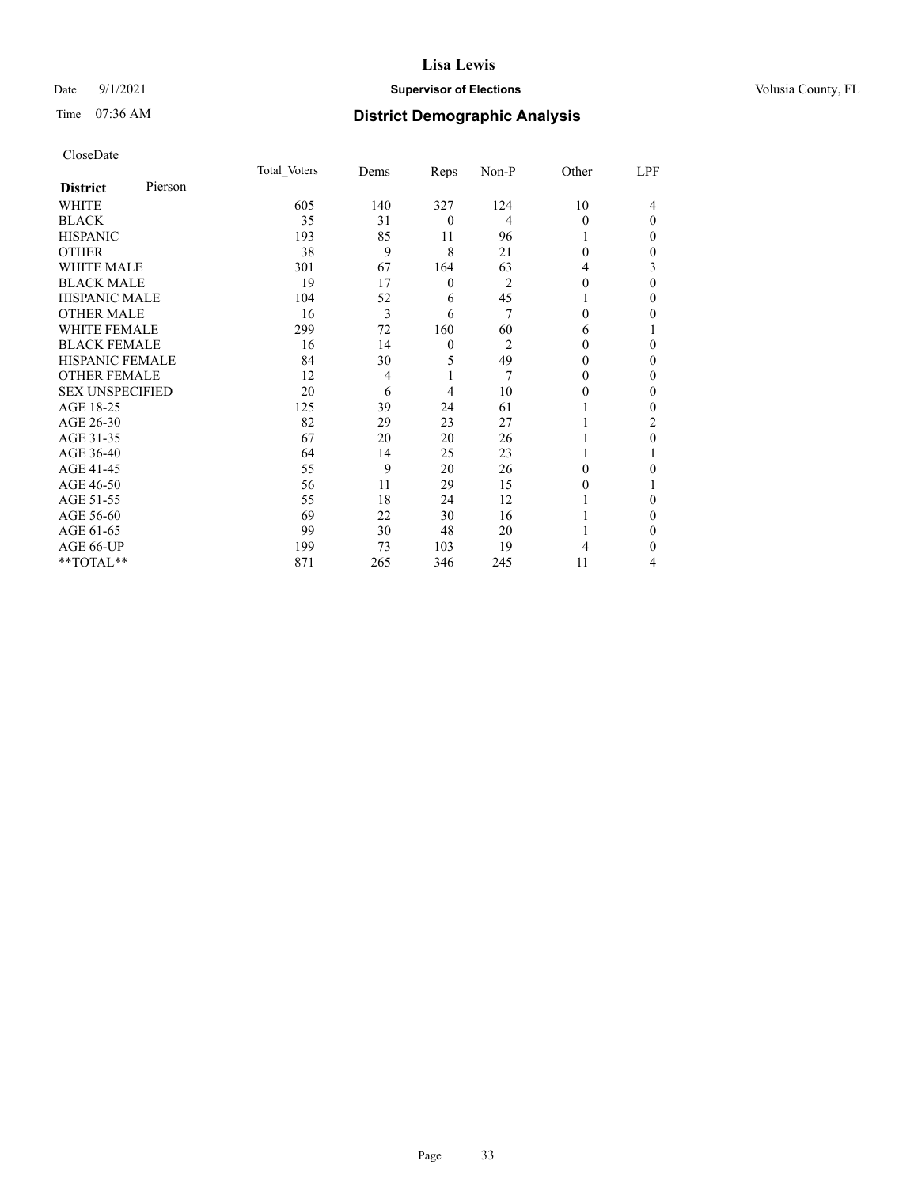# Lisa Lewis

Date 9/1/2021 **Supervisor of Elections** Volusia County, FL

Time 07:36 AM **District Demographic Analysis**

CloseDate

| **District** Pierson | Total Voters | Dems | Reps | Non-P | Other | LPF |
|---|---|---|---|---|---|---|
| WHITE | 605 | 140 | 327 | 124 | 10 | 4 |
| BLACK | 35 | 31 | 0 | 4 | 0 | 0 |
| HISPANIC | 193 | 85 | 11 | 96 | 1 | 0 |
| OTHER | 38 | 9 | 8 | 21 | 0 | 0 |
| WHITE MALE | 301 | 67 | 164 | 63 | 4 | 3 |
| BLACK MALE | 19 | 17 | 0 | 2 | 0 | 0 |
| HISPANIC MALE | 104 | 52 | 6 | 45 | 1 | 0 |
| OTHER MALE | 16 | 3 | 6 | 7 | 0 | 0 |
| WHITE FEMALE | 299 | 72 | 160 | 60 | 6 | 1 |
| BLACK FEMALE | 16 | 14 | 0 | 2 | 0 | 0 |
| HISPANIC FEMALE | 84 | 30 | 5 | 49 | 0 | 0 |
| OTHER FEMALE | 12 | 4 | 1 | 7 | 0 | 0 |
| SEX UNSPECIFIED | 20 | 6 | 4 | 10 | 0 | 0 |
| AGE 18-25 | 125 | 39 | 24 | 61 | 1 | 0 |
| AGE 26-30 | 82 | 29 | 23 | 27 | 1 | 2 |
| AGE 31-35 | 67 | 20 | 20 | 26 | 1 | 0 |
| AGE 36-40 | 64 | 14 | 25 | 23 | 1 | 1 |
| AGE 41-45 | 55 | 9 | 20 | 26 | 0 | 0 |
| AGE 46-50 | 56 | 11 | 29 | 15 | 0 | 1 |
| AGE 51-55 | 55 | 18 | 24 | 12 | 1 | 0 |
| AGE 56-60 | 69 | 22 | 30 | 16 | 1 | 0 |
| AGE 61-65 | 99 | 30 | 48 | 20 | 1 | 0 |
| AGE 66-UP | 199 | 73 | 103 | 19 | 4 | 0 |
| **TOTAL** | 871 | 265 | 346 | 245 | 11 | 4 |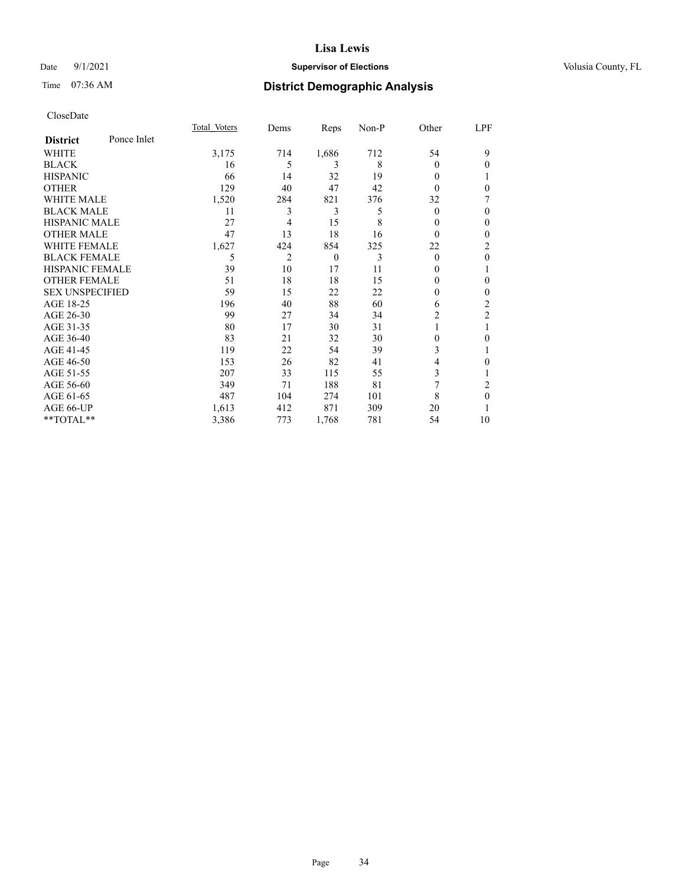# Lisa Lewis

Date 9/1/2021 **Supervisor of Elections** Volusia County, FL

Time 07:36 AM **District Demographic Analysis**

CloseDate

| **District** Ponce Inlet | Total Voters | Dems | Reps | Non-P | Other | LPF |
|---|---|---|---|---|---|---|
| WHITE | 3,175 | 714 | 1,686 | 712 | 54 | 9 |
| BLACK | 16 | 5 | 3 | 8 | 0 | 0 |
| HISPANIC | 66 | 14 | 32 | 19 | 0 | 1 |
| OTHER | 129 | 40 | 47 | 42 | 0 | 0 |
| WHITE MALE | 1,520 | 284 | 821 | 376 | 32 | 7 |
| BLACK MALE | 11 | 3 | 3 | 5 | 0 | 0 |
| HISPANIC MALE | 27 | 4 | 15 | 8 | 0 | 0 |
| OTHER MALE | 47 | 13 | 18 | 16 | 0 | 0 |
| WHITE FEMALE | 1,627 | 424 | 854 | 325 | 22 | 2 |
| BLACK FEMALE | 5 | 2 | 0 | 3 | 0 | 0 |
| HISPANIC FEMALE | 39 | 10 | 17 | 11 | 0 | 1 |
| OTHER FEMALE | 51 | 18 | 18 | 15 | 0 | 0 |
| SEX UNSPECIFIED | 59 | 15 | 22 | 22 | 0 | 0 |
| AGE 18-25 | 196 | 40 | 88 | 60 | 6 | 2 |
| AGE 26-30 | 99 | 27 | 34 | 34 | 2 | 2 |
| AGE 31-35 | 80 | 17 | 30 | 31 | 1 | 1 |
| AGE 36-40 | 83 | 21 | 32 | 30 | 0 | 0 |
| AGE 41-45 | 119 | 22 | 54 | 39 | 3 | 1 |
| AGE 46-50 | 153 | 26 | 82 | 41 | 4 | 0 |
| AGE 51-55 | 207 | 33 | 115 | 55 | 3 | 1 |
| AGE 56-60 | 349 | 71 | 188 | 81 | 7 | 2 |
| AGE 61-65 | 487 | 104 | 274 | 101 | 8 | 0 |
| AGE 66-UP | 1,613 | 412 | 871 | 309 | 20 | 1 |
| **TOTAL** | 3,386 | 773 | 1,768 | 781 | 54 | 10 |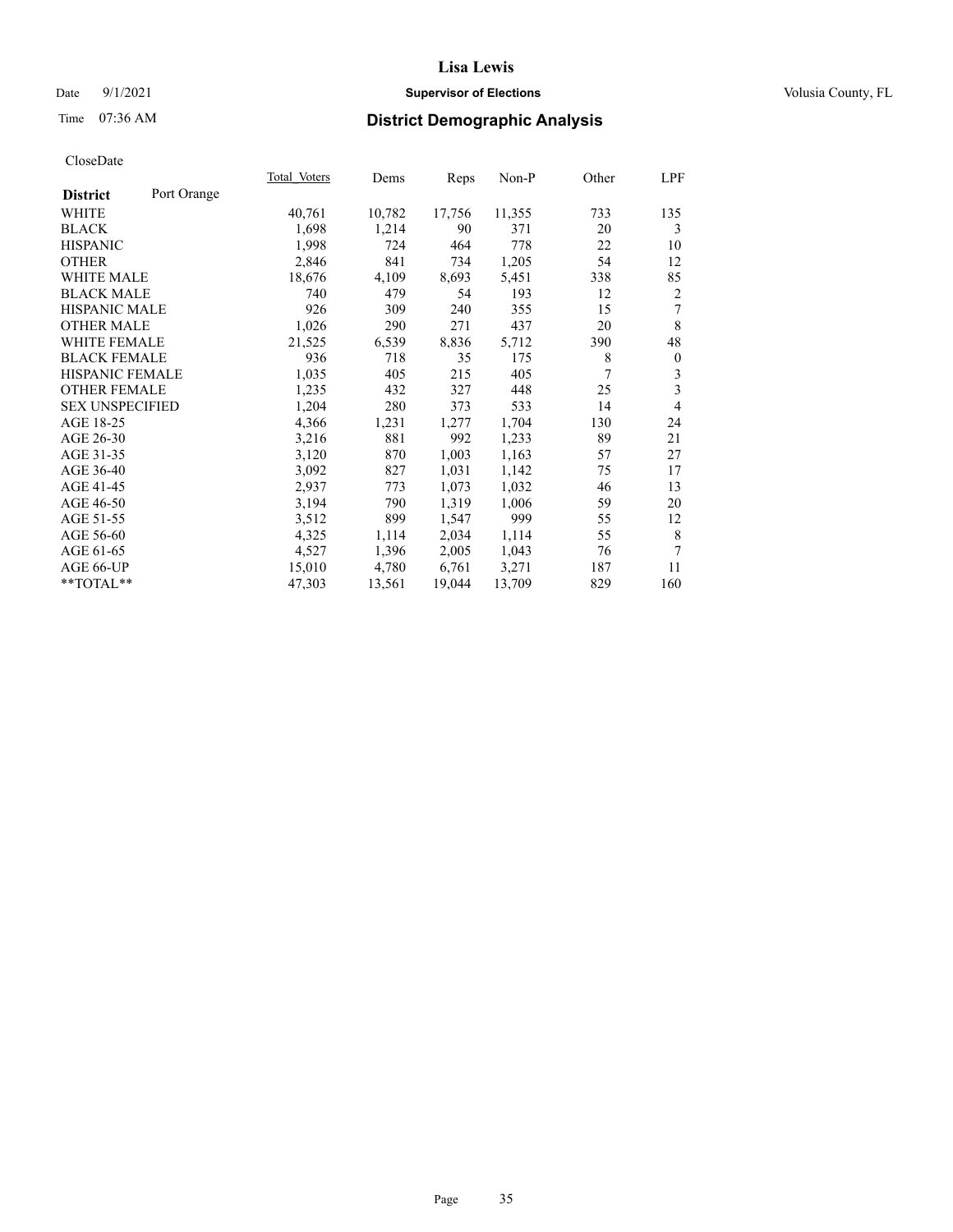# Lisa Lewis

Date 9/1/2021 **Supervisor of Elections** Volusia County, FL

Time 07:36 AM **District Demographic Analysis**

CloseDate

| **District** Port Orange | Total Voters | Dems | Reps | Non-P | Other | LPF |
|---|---|---|---|---|---|---|
| WHITE | 40,761 | 10,782 | 17,756 | 11,355 | 733 | 135 |
| BLACK | 1,698 | 1,214 | 90 | 371 | 20 | 3 |
| HISPANIC | 1,998 | 724 | 464 | 778 | 22 | 10 |
| OTHER | 2,846 | 841 | 734 | 1,205 | 54 | 12 |
| WHITE MALE | 18,676 | 4,109 | 8,693 | 5,451 | 338 | 85 |
| BLACK MALE | 740 | 479 | 54 | 193 | 12 | 2 |
| HISPANIC MALE | 926 | 309 | 240 | 355 | 15 | 7 |
| OTHER MALE | 1,026 | 290 | 271 | 437 | 20 | 8 |
| WHITE FEMALE | 21,525 | 6,539 | 8,836 | 5,712 | 390 | 48 |
| BLACK FEMALE | 936 | 718 | 35 | 175 | 8 | 0 |
| HISPANIC FEMALE | 1,035 | 405 | 215 | 405 | 7 | 3 |
| OTHER FEMALE | 1,235 | 432 | 327 | 448 | 25 | 3 |
| SEX UNSPECIFIED | 1,204 | 280 | 373 | 533 | 14 | 4 |
| AGE 18-25 | 4,366 | 1,231 | 1,277 | 1,704 | 130 | 24 |
| AGE 26-30 | 3,216 | 881 | 992 | 1,233 | 89 | 21 |
| AGE 31-35 | 3,120 | 870 | 1,003 | 1,163 | 57 | 27 |
| AGE 36-40 | 3,092 | 827 | 1,031 | 1,142 | 75 | 17 |
| AGE 41-45 | 2,937 | 773 | 1,073 | 1,032 | 46 | 13 |
| AGE 46-50 | 3,194 | 790 | 1,319 | 1,006 | 59 | 20 |
| AGE 51-55 | 3,512 | 899 | 1,547 | 999 | 55 | 12 |
| AGE 56-60 | 4,325 | 1,114 | 2,034 | 1,114 | 55 | 8 |
| AGE 61-65 | 4,527 | 1,396 | 2,005 | 1,043 | 76 | 7 |
| AGE 66-UP | 15,010 | 4,780 | 6,761 | 3,271 | 187 | 11 |
| **TOTAL** | 47,303 | 13,561 | 19,044 | 13,709 | 829 | 160 |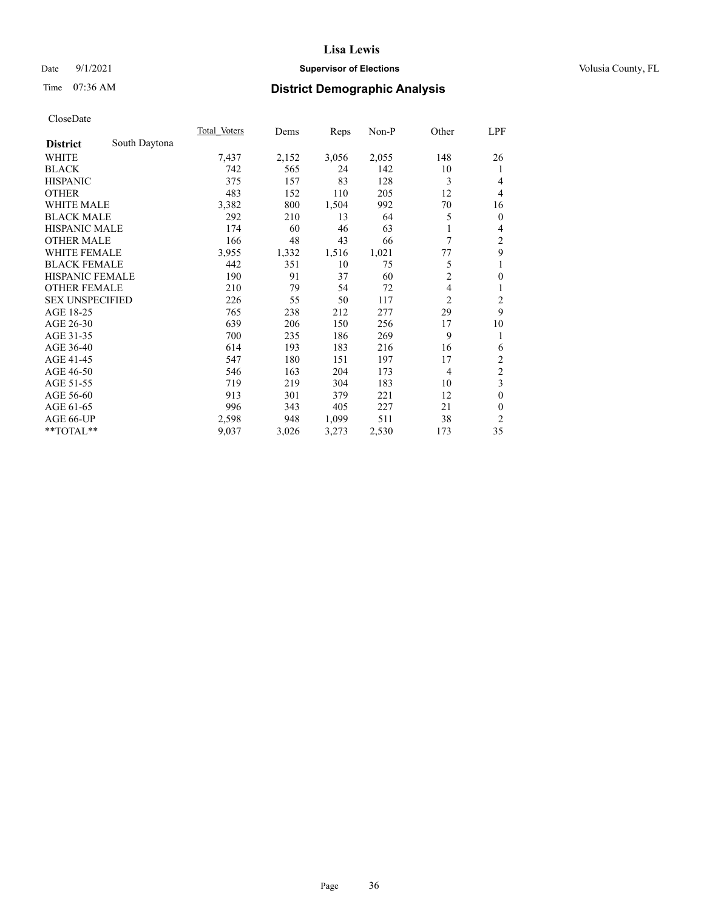**Lisa Lewis**

Date 9/1/2021 **Supervisor of Elections** Volusia County, FL

Time 07:36 AM **District Demographic Analysis**

CloseDate

| **District** South Daytona | Total Voters | Dems | Reps | Non-P | Other | LPF |
|---|---|---|---|---|---|---|
| WHITE | 7,437 | 2,152 | 3,056 | 2,055 | 148 | 26 |
| BLACK | 742 | 565 | 24 | 142 | 10 | 1 |
| HISPANIC | 375 | 157 | 83 | 128 | 3 | 4 |
| OTHER | 483 | 152 | 110 | 205 | 12 | 4 |
| WHITE MALE | 3,382 | 800 | 1,504 | 992 | 70 | 16 |
| BLACK MALE | 292 | 210 | 13 | 64 | 5 | 0 |
| HISPANIC MALE | 174 | 60 | 46 | 63 | 1 | 4 |
| OTHER MALE | 166 | 48 | 43 | 66 | 7 | 2 |
| WHITE FEMALE | 3,955 | 1,332 | 1,516 | 1,021 | 77 | 9 |
| BLACK FEMALE | 442 | 351 | 10 | 75 | 5 | 1 |
| HISPANIC FEMALE | 190 | 91 | 37 | 60 | 2 | 0 |
| OTHER FEMALE | 210 | 79 | 54 | 72 | 4 | 1 |
| SEX UNSPECIFIED | 226 | 55 | 50 | 117 | 2 | 2 |
| AGE 18-25 | 765 | 238 | 212 | 277 | 29 | 9 |
| AGE 26-30 | 639 | 206 | 150 | 256 | 17 | 10 |
| AGE 31-35 | 700 | 235 | 186 | 269 | 9 | 1 |
| AGE 36-40 | 614 | 193 | 183 | 216 | 16 | 6 |
| AGE 41-45 | 547 | 180 | 151 | 197 | 17 | 2 |
| AGE 46-50 | 546 | 163 | 204 | 173 | 4 | 2 |
| AGE 51-55 | 719 | 219 | 304 | 183 | 10 | 3 |
| AGE 56-60 | 913 | 301 | 379 | 221 | 12 | 0 |
| AGE 61-65 | 996 | 343 | 405 | 227 | 21 | 0 |
| AGE 66-UP | 2,598 | 948 | 1,099 | 511 | 38 | 2 |
| **TOTAL** | 9,037 | 3,026 | 3,273 | 2,530 | 173 | 35 |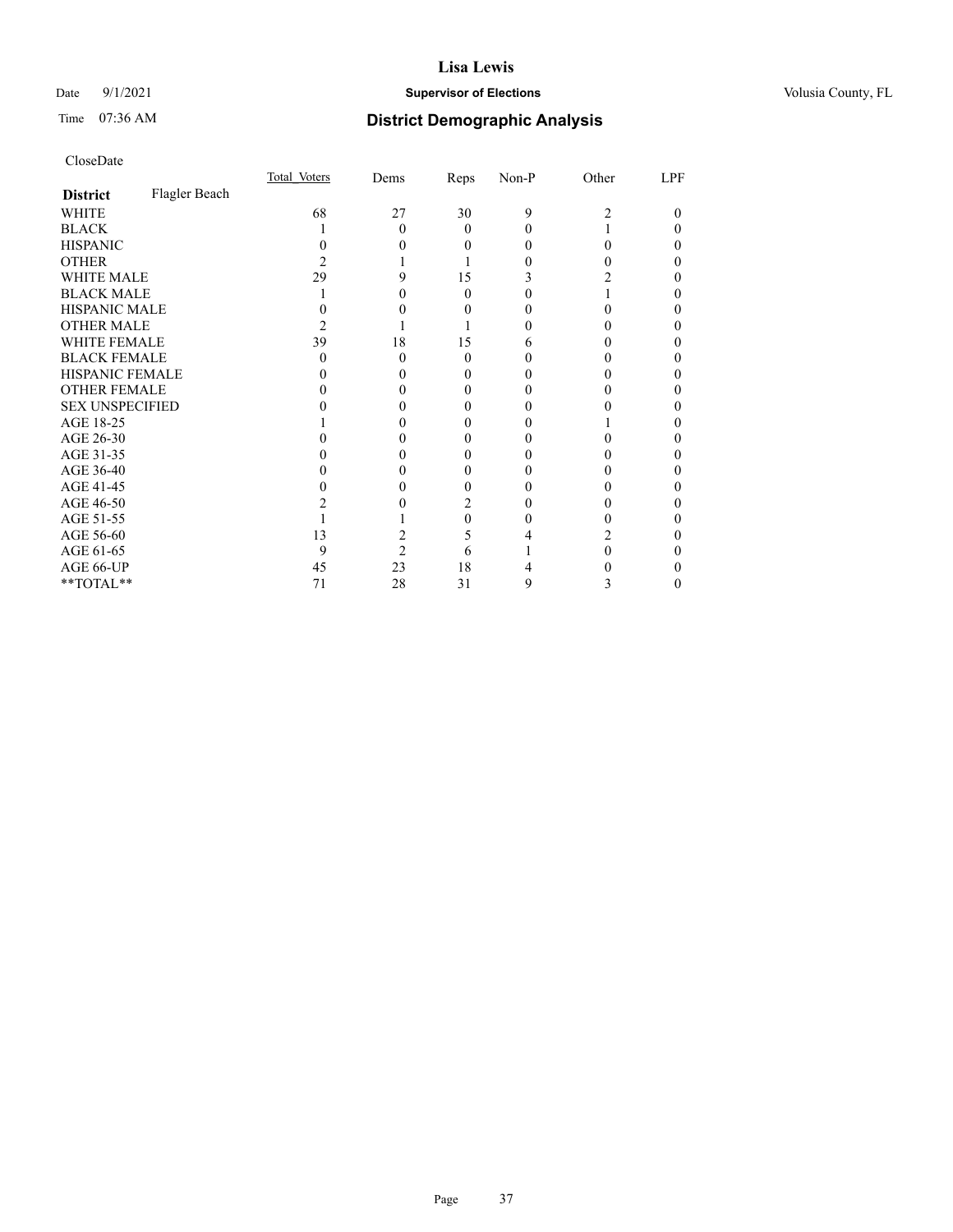# Lisa Lewis

Date 9/1/2021 **Supervisor of Elections** Volusia County, FL

Time 07:36 AM **District Demographic Analysis**

CloseDate

| **District** Flagler Beach | Total Voters | Dems | Reps | Non-P | Other | LPF |
|---|---|---|---|---|---|---|
| WHITE | 68 | 27 | 30 | 9 | 2 | 0 |
| BLACK | 1 | 0 | 0 | 0 | 1 | 0 |
| HISPANIC | 0 | 0 | 0 | 0 | 0 | 0 |
| OTHER | 2 | 1 | 1 | 0 | 0 | 0 |
| WHITE MALE | 29 | 9 | 15 | 3 | 2 | 0 |
| BLACK MALE | 1 | 0 | 0 | 0 | 1 | 0 |
| HISPANIC MALE | 0 | 0 | 0 | 0 | 0 | 0 |
| OTHER MALE | 2 | 1 | 1 | 0 | 0 | 0 |
| WHITE FEMALE | 39 | 18 | 15 | 6 | 0 | 0 |
| BLACK FEMALE | 0 | 0 | 0 | 0 | 0 | 0 |
| HISPANIC FEMALE | 0 | 0 | 0 | 0 | 0 | 0 |
| OTHER FEMALE | 0 | 0 | 0 | 0 | 0 | 0 |
| SEX UNSPECIFIED | 0 | 0 | 0 | 0 | 0 | 0 |
| AGE 18-25 | 1 | 0 | 0 | 0 | 1 | 0 |
| AGE 26-30 | 0 | 0 | 0 | 0 | 0 | 0 |
| AGE 31-35 | 0 | 0 | 0 | 0 | 0 | 0 |
| AGE 36-40 | 0 | 0 | 0 | 0 | 0 | 0 |
| AGE 41-45 | 0 | 0 | 0 | 0 | 0 | 0 |
| AGE 46-50 | 2 | 0 | 2 | 0 | 0 | 0 |
| AGE 51-55 | 1 | 1 | 0 | 0 | 0 | 0 |
| AGE 56-60 | 13 | 2 | 5 | 4 | 2 | 0 |
| AGE 61-65 | 9 | 2 | 6 | 1 | 0 | 0 |
| AGE 66-UP | 45 | 23 | 18 | 4 | 0 | 0 |
| **TOTAL** | 71 | 28 | 31 | 9 | 3 | 0 |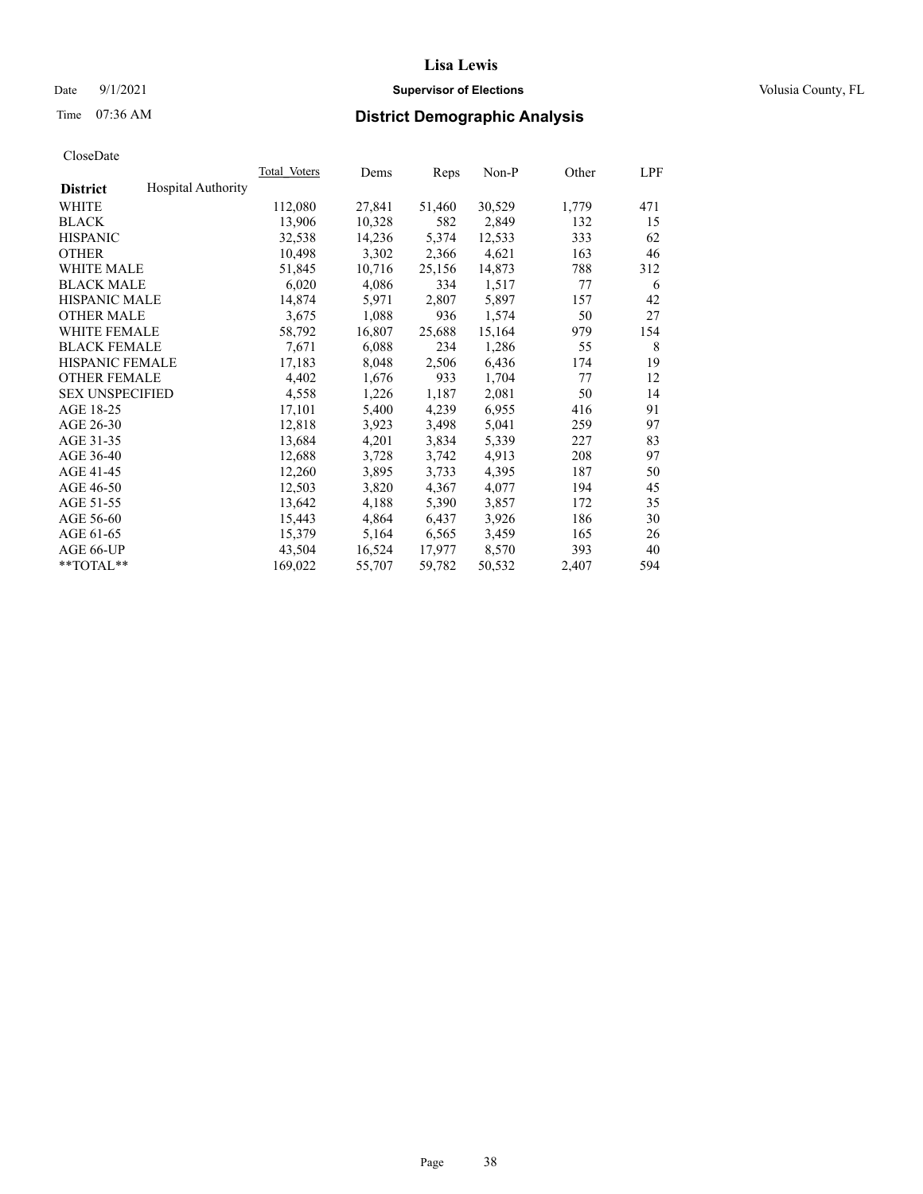CloseDate

| District | Hospital Authority | Total Voters | Dems | Reps | Non-P | Other | LPF |
|---|---|---|---|---|---|---|---|
| WHITE | | 112,080 | 27,841 | 51,460 | 30,529 | 1,779 | 471 |
| BLACK | | 13,906 | 10,328 | 582 | 2,849 | 132 | 15 |
| HISPANIC | | 32,538 | 14,236 | 5,374 | 12,533 | 333 | 62 |
| OTHER | | 10,498 | 3,302 | 2,366 | 4,621 | 163 | 46 |
| WHITE MALE | | 51,845 | 10,716 | 25,156 | 14,873 | 788 | 312 |
| BLACK MALE | | 6,020 | 4,086 | 334 | 1,517 | 77 | 6 |
| HISPANIC MALE | | 14,874 | 5,971 | 2,807 | 5,897 | 157 | 42 |
| OTHER MALE | | 3,675 | 1,088 | 936 | 1,574 | 50 | 27 |
| WHITE FEMALE | | 58,792 | 16,807 | 25,688 | 15,164 | 979 | 154 |
| BLACK FEMALE | | 7,671 | 6,088 | 234 | 1,286 | 55 | 8 |
| HISPANIC FEMALE | | 17,183 | 8,048 | 2,506 | 6,436 | 174 | 19 |
| OTHER FEMALE | | 4,402 | 1,676 | 933 | 1,704 | 77 | 12 |
| SEX UNSPECIFIED | | 4,558 | 1,226 | 1,187 | 2,081 | 50 | 14 |
| AGE 18-25 | | 17,101 | 5,400 | 4,239 | 6,955 | 416 | 91 |
| AGE 26-30 | | 12,818 | 3,923 | 3,498 | 5,041 | 259 | 97 |
| AGE 31-35 | | 13,684 | 4,201 | 3,834 | 5,339 | 227 | 83 |
| AGE 36-40 | | 12,688 | 3,728 | 3,742 | 4,913 | 208 | 97 |
| AGE 41-45 | | 12,260 | 3,895 | 3,733 | 4,395 | 187 | 50 |
| AGE 46-50 | | 12,503 | 3,820 | 4,367 | 4,077 | 194 | 45 |
| AGE 51-55 | | 13,642 | 4,188 | 5,390 | 3,857 | 172 | 35 |
| AGE 56-60 | | 15,443 | 4,864 | 6,437 | 3,926 | 186 | 30 |
| AGE 61-65 | | 15,379 | 5,164 | 6,565 | 3,459 | 165 | 26 |
| AGE 66-UP | | 43,504 | 16,524 | 17,977 | 8,570 | 393 | 40 |
| **TOTAL** | | 169,022 | 55,707 | 59,782 | 50,532 | 2,407 | 594 |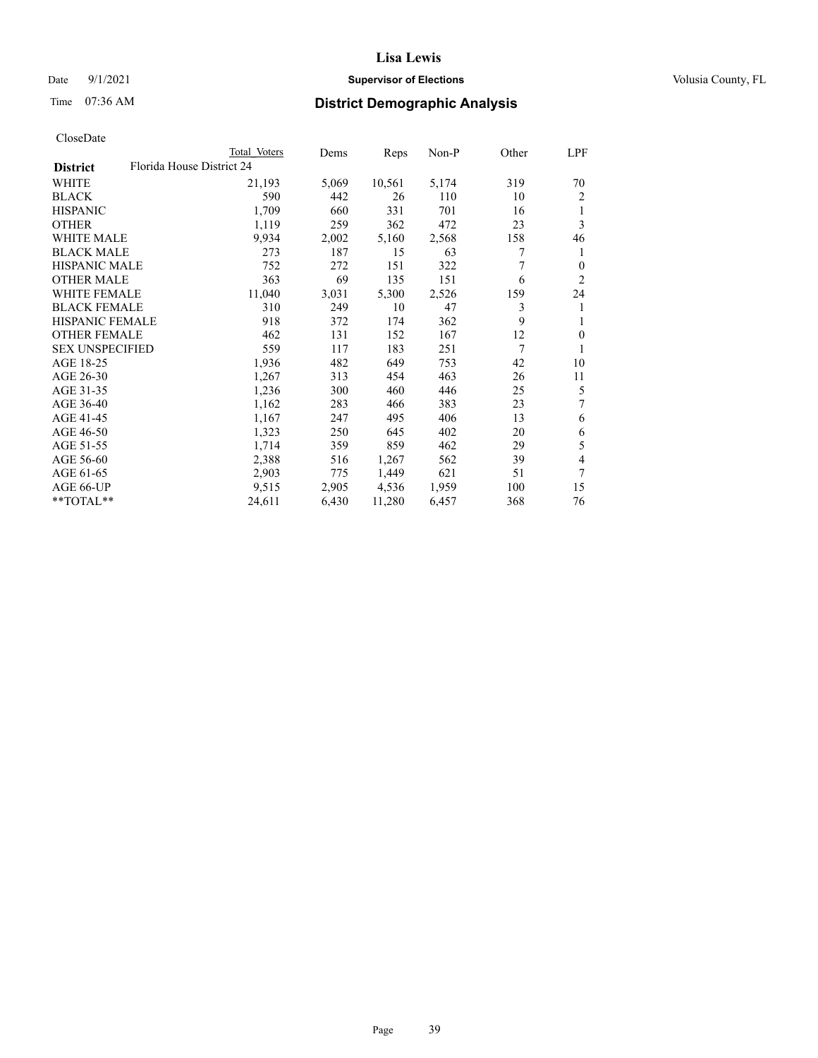# Lisa Lewis

Date 9/1/2021 **Supervisor of Elections** Volusia County, FL

Time 07:36 AM **District Demographic Analysis**

CloseDate

| District | Total Voters | Dems | Reps | Non-P | Other | LPF |
|---|---|---|---|---|---|---|
| **District** Florida House District 24 | | | | | | |
| WHITE | 21,193 | 5,069 | 10,561 | 5,174 | 319 | 70 |
| BLACK | 590 | 442 | 26 | 110 | 10 | 2 |
| HISPANIC | 1,709 | 660 | 331 | 701 | 16 | 1 |
| OTHER | 1,119 | 259 | 362 | 472 | 23 | 3 |
| WHITE MALE | 9,934 | 2,002 | 5,160 | 2,568 | 158 | 46 |
| BLACK MALE | 273 | 187 | 15 | 63 | 7 | 1 |
| HISPANIC MALE | 752 | 272 | 151 | 322 | 7 | 0 |
| OTHER MALE | 363 | 69 | 135 | 151 | 6 | 2 |
| WHITE FEMALE | 11,040 | 3,031 | 5,300 | 2,526 | 159 | 24 |
| BLACK FEMALE | 310 | 249 | 10 | 47 | 3 | 1 |
| HISPANIC FEMALE | 918 | 372 | 174 | 362 | 9 | 1 |
| OTHER FEMALE | 462 | 131 | 152 | 167 | 12 | 0 |
| SEX UNSPECIFIED | 559 | 117 | 183 | 251 | 7 | 1 |
| AGE 18-25 | 1,936 | 482 | 649 | 753 | 42 | 10 |
| AGE 26-30 | 1,267 | 313 | 454 | 463 | 26 | 11 |
| AGE 31-35 | 1,236 | 300 | 460 | 446 | 25 | 5 |
| AGE 36-40 | 1,162 | 283 | 466 | 383 | 23 | 7 |
| AGE 41-45 | 1,167 | 247 | 495 | 406 | 13 | 6 |
| AGE 46-50 | 1,323 | 250 | 645 | 402 | 20 | 6 |
| AGE 51-55 | 1,714 | 359 | 859 | 462 | 29 | 5 |
| AGE 56-60 | 2,388 | 516 | 1,267 | 562 | 39 | 4 |
| AGE 61-65 | 2,903 | 775 | 1,449 | 621 | 51 | 7 |
| AGE 66-UP | 9,515 | 2,905 | 4,536 | 1,959 | 100 | 15 |
| **TOTAL** | 24,611 | 6,430 | 11,280 | 6,457 | 368 | 76 |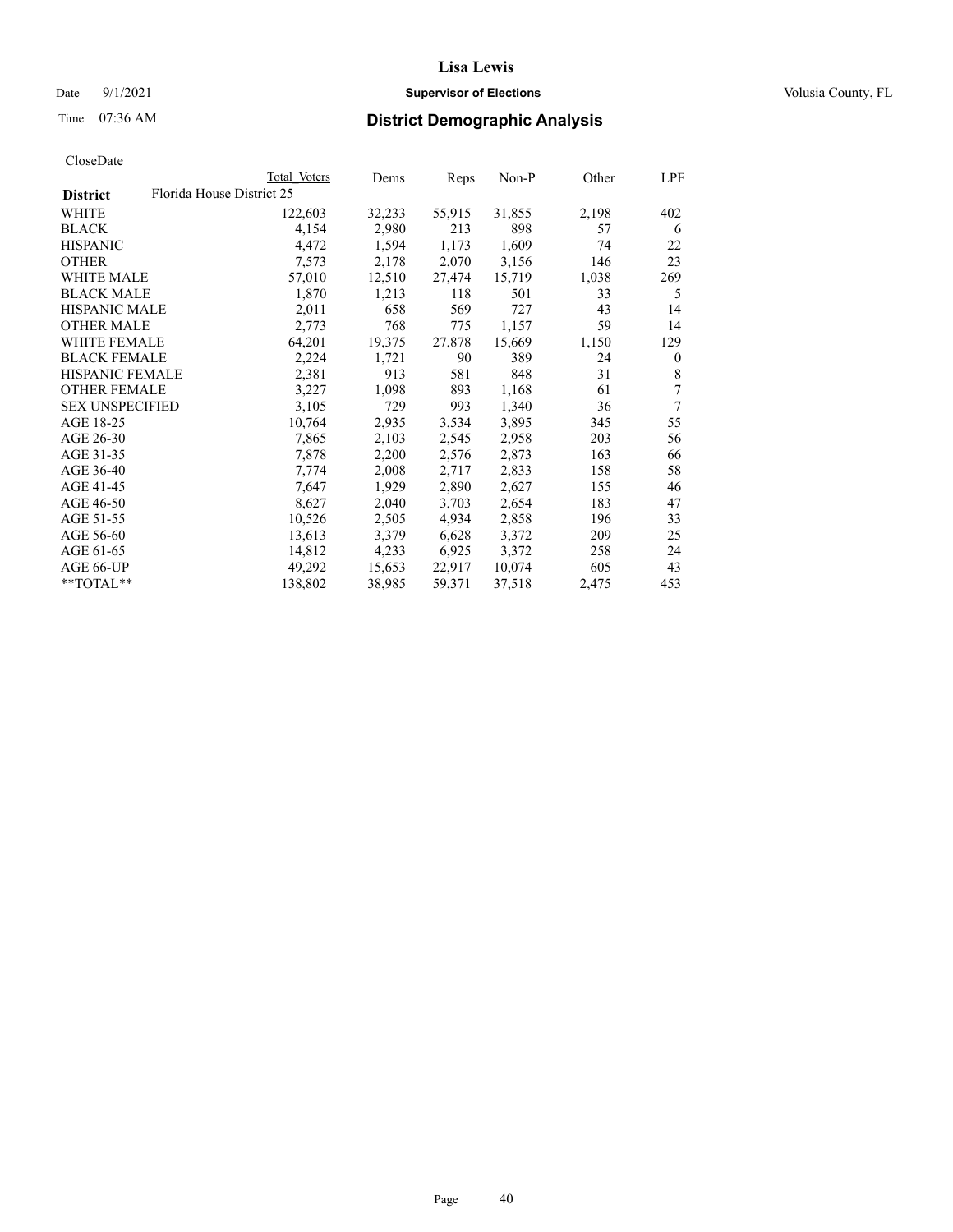# Lisa Lewis

Date 9/1/2021 **Supervisor of Elections** Volusia County, FL

Time 07:36 AM **District Demographic Analysis**

CloseDate

| District | Total Voters | Dems | Reps | Non-P | Other | LPF |
|---|---|---|---|---|---|---|
| Florida House District 25 | | | | | | |
| WHITE | 122,603 | 32,233 | 55,915 | 31,855 | 2,198 | 402 |
| BLACK | 4,154 | 2,980 | 213 | 898 | 57 | 6 |
| HISPANIC | 4,472 | 1,594 | 1,173 | 1,609 | 74 | 22 |
| OTHER | 7,573 | 2,178 | 2,070 | 3,156 | 146 | 23 |
| WHITE MALE | 57,010 | 12,510 | 27,474 | 15,719 | 1,038 | 269 |
| BLACK MALE | 1,870 | 1,213 | 118 | 501 | 33 | 5 |
| HISPANIC MALE | 2,011 | 658 | 569 | 727 | 43 | 14 |
| OTHER MALE | 2,773 | 768 | 775 | 1,157 | 59 | 14 |
| WHITE FEMALE | 64,201 | 19,375 | 27,878 | 15,669 | 1,150 | 129 |
| BLACK FEMALE | 2,224 | 1,721 | 90 | 389 | 24 | 0 |
| HISPANIC FEMALE | 2,381 | 913 | 581 | 848 | 31 | 8 |
| OTHER FEMALE | 3,227 | 1,098 | 893 | 1,168 | 61 | 7 |
| SEX UNSPECIFIED | 3,105 | 729 | 993 | 1,340 | 36 | 7 |
| AGE 18-25 | 10,764 | 2,935 | 3,534 | 3,895 | 345 | 55 |
| AGE 26-30 | 7,865 | 2,103 | 2,545 | 2,958 | 203 | 56 |
| AGE 31-35 | 7,878 | 2,200 | 2,576 | 2,873 | 163 | 66 |
| AGE 36-40 | 7,774 | 2,008 | 2,717 | 2,833 | 158 | 58 |
| AGE 41-45 | 7,647 | 1,929 | 2,890 | 2,627 | 155 | 46 |
| AGE 46-50 | 8,627 | 2,040 | 3,703 | 2,654 | 183 | 47 |
| AGE 51-55 | 10,526 | 2,505 | 4,934 | 2,858 | 196 | 33 |
| AGE 56-60 | 13,613 | 3,379 | 6,628 | 3,372 | 209 | 25 |
| AGE 61-65 | 14,812 | 4,233 | 6,925 | 3,372 | 258 | 24 |
| AGE 66-UP | 49,292 | 15,653 | 22,917 | 10,074 | 605 | 43 |
| **TOTAL** | 138,802 | 38,985 | 59,371 | 37,518 | 2,475 | 453 |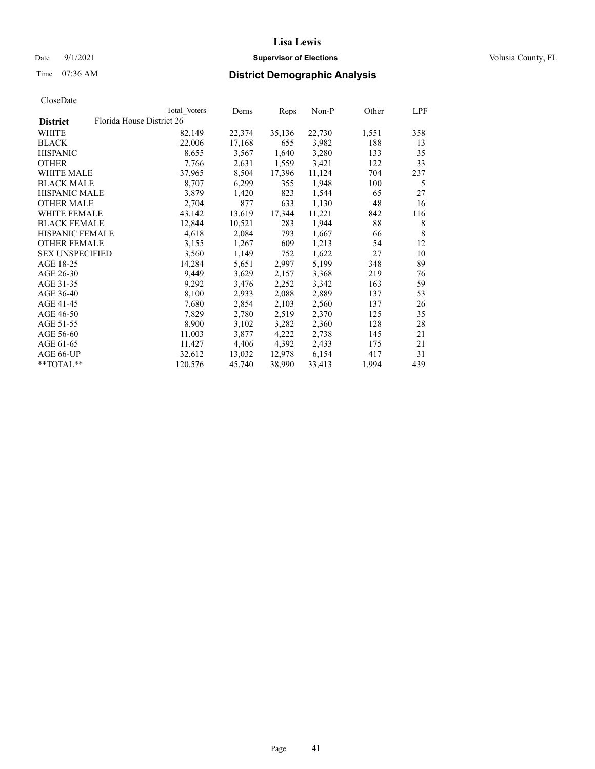# Lisa Lewis

Date 9/1/2021 **Supervisor of Elections** Volusia County, FL

Time 07:36 AM **District Demographic Analysis**

CloseDate

| **District** | Total Voters | Dems | Reps | Non-P | Other | LPF |
|---|---|---|---|---|---|---|
| Florida House District 26 | | | | | | |
| WHITE | 82,149 | 22,374 | 35,136 | 22,730 | 1,551 | 358 |
| BLACK | 22,006 | 17,168 | 655 | 3,982 | 188 | 13 |
| HISPANIC | 8,655 | 3,567 | 1,640 | 3,280 | 133 | 35 |
| OTHER | 7,766 | 2,631 | 1,559 | 3,421 | 122 | 33 |
| WHITE MALE | 37,965 | 8,504 | 17,396 | 11,124 | 704 | 237 |
| BLACK MALE | 8,707 | 6,299 | 355 | 1,948 | 100 | 5 |
| HISPANIC MALE | 3,879 | 1,420 | 823 | 1,544 | 65 | 27 |
| OTHER MALE | 2,704 | 877 | 633 | 1,130 | 48 | 16 |
| WHITE FEMALE | 43,142 | 13,619 | 17,344 | 11,221 | 842 | 116 |
| BLACK FEMALE | 12,844 | 10,521 | 283 | 1,944 | 88 | 8 |
| HISPANIC FEMALE | 4,618 | 2,084 | 793 | 1,667 | 66 | 8 |
| OTHER FEMALE | 3,155 | 1,267 | 609 | 1,213 | 54 | 12 |
| SEX UNSPECIFIED | 3,560 | 1,149 | 752 | 1,622 | 27 | 10 |
| AGE 18-25 | 14,284 | 5,651 | 2,997 | 5,199 | 348 | 89 |
| AGE 26-30 | 9,449 | 3,629 | 2,157 | 3,368 | 219 | 76 |
| AGE 31-35 | 9,292 | 3,476 | 2,252 | 3,342 | 163 | 59 |
| AGE 36-40 | 8,100 | 2,933 | 2,088 | 2,889 | 137 | 53 |
| AGE 41-45 | 7,680 | 2,854 | 2,103 | 2,560 | 137 | 26 |
| AGE 46-50 | 7,829 | 2,780 | 2,519 | 2,370 | 125 | 35 |
| AGE 51-55 | 8,900 | 3,102 | 3,282 | 2,360 | 128 | 28 |
| AGE 56-60 | 11,003 | 3,877 | 4,222 | 2,738 | 145 | 21 |
| AGE 61-65 | 11,427 | 4,406 | 4,392 | 2,433 | 175 | 21 |
| AGE 66-UP | 32,612 | 13,032 | 12,978 | 6,154 | 417 | 31 |
| **TOTAL** | 120,576 | 45,740 | 38,990 | 33,413 | 1,994 | 439 |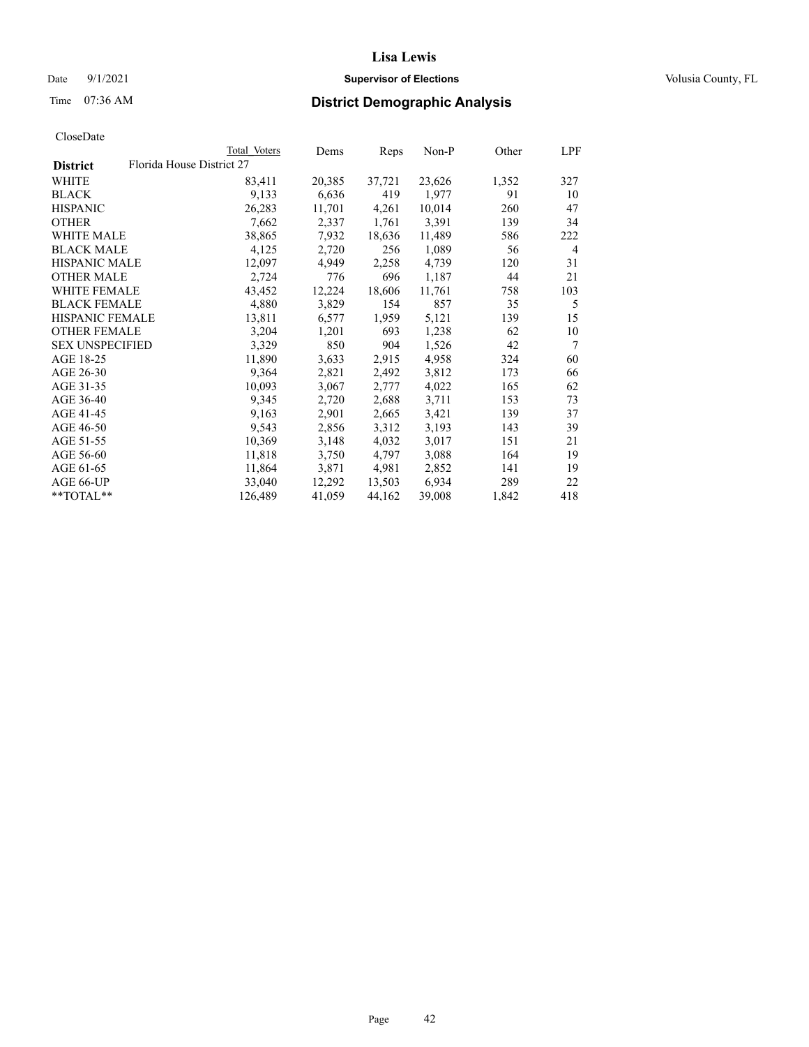# Lisa Lewis

Date 9/1/2021 **Supervisor of Elections** Volusia County, FL

Time 07:36 AM **District Demographic Analysis**

CloseDate

| **District** | Total Voters | Dems | Reps | Non-P | Other | LPF |
|---|---|---|---|---|---|---|
| Florida House District 27 | | | | | | |
| WHITE | 83,411 | 20,385 | 37,721 | 23,626 | 1,352 | 327 |
| BLACK | 9,133 | 6,636 | 419 | 1,977 | 91 | 10 |
| HISPANIC | 26,283 | 11,701 | 4,261 | 10,014 | 260 | 47 |
| OTHER | 7,662 | 2,337 | 1,761 | 3,391 | 139 | 34 |
| WHITE MALE | 38,865 | 7,932 | 18,636 | 11,489 | 586 | 222 |
| BLACK MALE | 4,125 | 2,720 | 256 | 1,089 | 56 | 4 |
| HISPANIC MALE | 12,097 | 4,949 | 2,258 | 4,739 | 120 | 31 |
| OTHER MALE | 2,724 | 776 | 696 | 1,187 | 44 | 21 |
| WHITE FEMALE | 43,452 | 12,224 | 18,606 | 11,761 | 758 | 103 |
| BLACK FEMALE | 4,880 | 3,829 | 154 | 857 | 35 | 5 |
| HISPANIC FEMALE | 13,811 | 6,577 | 1,959 | 5,121 | 139 | 15 |
| OTHER FEMALE | 3,204 | 1,201 | 693 | 1,238 | 62 | 10 |
| SEX UNSPECIFIED | 3,329 | 850 | 904 | 1,526 | 42 | 7 |
| AGE 18-25 | 11,890 | 3,633 | 2,915 | 4,958 | 324 | 60 |
| AGE 26-30 | 9,364 | 2,821 | 2,492 | 3,812 | 173 | 66 |
| AGE 31-35 | 10,093 | 3,067 | 2,777 | 4,022 | 165 | 62 |
| AGE 36-40 | 9,345 | 2,720 | 2,688 | 3,711 | 153 | 73 |
| AGE 41-45 | 9,163 | 2,901 | 2,665 | 3,421 | 139 | 37 |
| AGE 46-50 | 9,543 | 2,856 | 3,312 | 3,193 | 143 | 39 |
| AGE 51-55 | 10,369 | 3,148 | 4,032 | 3,017 | 151 | 21 |
| AGE 56-60 | 11,818 | 3,750 | 4,797 | 3,088 | 164 | 19 |
| AGE 61-65 | 11,864 | 3,871 | 4,981 | 2,852 | 141 | 19 |
| AGE 66-UP | 33,040 | 12,292 | 13,503 | 6,934 | 289 | 22 |
| **TOTAL** | 126,489 | 41,059 | 44,162 | 39,008 | 1,842 | 418 |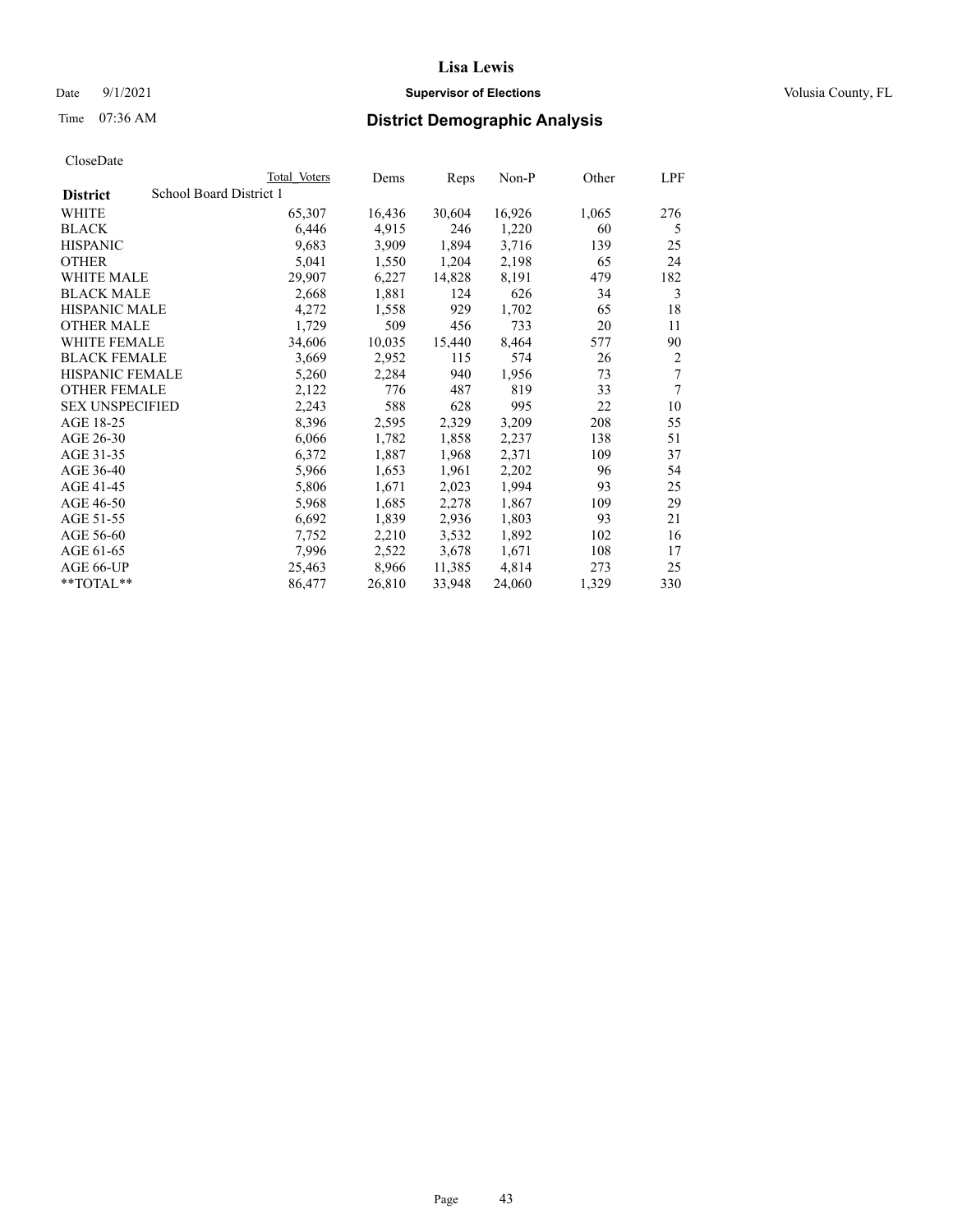# Lisa Lewis

Date 9/1/2021 **Supervisor of Elections** Volusia County, FL

Time 07:36 AM **District Demographic Analysis**

CloseDate

| | Total Voters | Dems | Reps | Non-P | Other | LPF |
|---|---|---|---|---|---|---|
| **District** School Board District 1 | | | | | | |
| WHITE | 65,307 | 16,436 | 30,604 | 16,926 | 1,065 | 276 |
| BLACK | 6,446 | 4,915 | 246 | 1,220 | 60 | 5 |
| HISPANIC | 9,683 | 3,909 | 1,894 | 3,716 | 139 | 25 |
| OTHER | 5,041 | 1,550 | 1,204 | 2,198 | 65 | 24 |
| WHITE MALE | 29,907 | 6,227 | 14,828 | 8,191 | 479 | 182 |
| BLACK MALE | 2,668 | 1,881 | 124 | 626 | 34 | 3 |
| HISPANIC MALE | 4,272 | 1,558 | 929 | 1,702 | 65 | 18 |
| OTHER MALE | 1,729 | 509 | 456 | 733 | 20 | 11 |
| WHITE FEMALE | 34,606 | 10,035 | 15,440 | 8,464 | 577 | 90 |
| BLACK FEMALE | 3,669 | 2,952 | 115 | 574 | 26 | 2 |
| HISPANIC FEMALE | 5,260 | 2,284 | 940 | 1,956 | 73 | 7 |
| OTHER FEMALE | 2,122 | 776 | 487 | 819 | 33 | 7 |
| SEX UNSPECIFIED | 2,243 | 588 | 628 | 995 | 22 | 10 |
| AGE 18-25 | 8,396 | 2,595 | 2,329 | 3,209 | 208 | 55 |
| AGE 26-30 | 6,066 | 1,782 | 1,858 | 2,237 | 138 | 51 |
| AGE 31-35 | 6,372 | 1,887 | 1,968 | 2,371 | 109 | 37 |
| AGE 36-40 | 5,966 | 1,653 | 1,961 | 2,202 | 96 | 54 |
| AGE 41-45 | 5,806 | 1,671 | 2,023 | 1,994 | 93 | 25 |
| AGE 46-50 | 5,968 | 1,685 | 2,278 | 1,867 | 109 | 29 |
| AGE 51-55 | 6,692 | 1,839 | 2,936 | 1,803 | 93 | 21 |
| AGE 56-60 | 7,752 | 2,210 | 3,532 | 1,892 | 102 | 16 |
| AGE 61-65 | 7,996 | 2,522 | 3,678 | 1,671 | 108 | 17 |
| AGE 66-UP | 25,463 | 8,966 | 11,385 | 4,814 | 273 | 25 |
| **TOTAL** | 86,477 | 26,810 | 33,948 | 24,060 | 1,329 | 330 |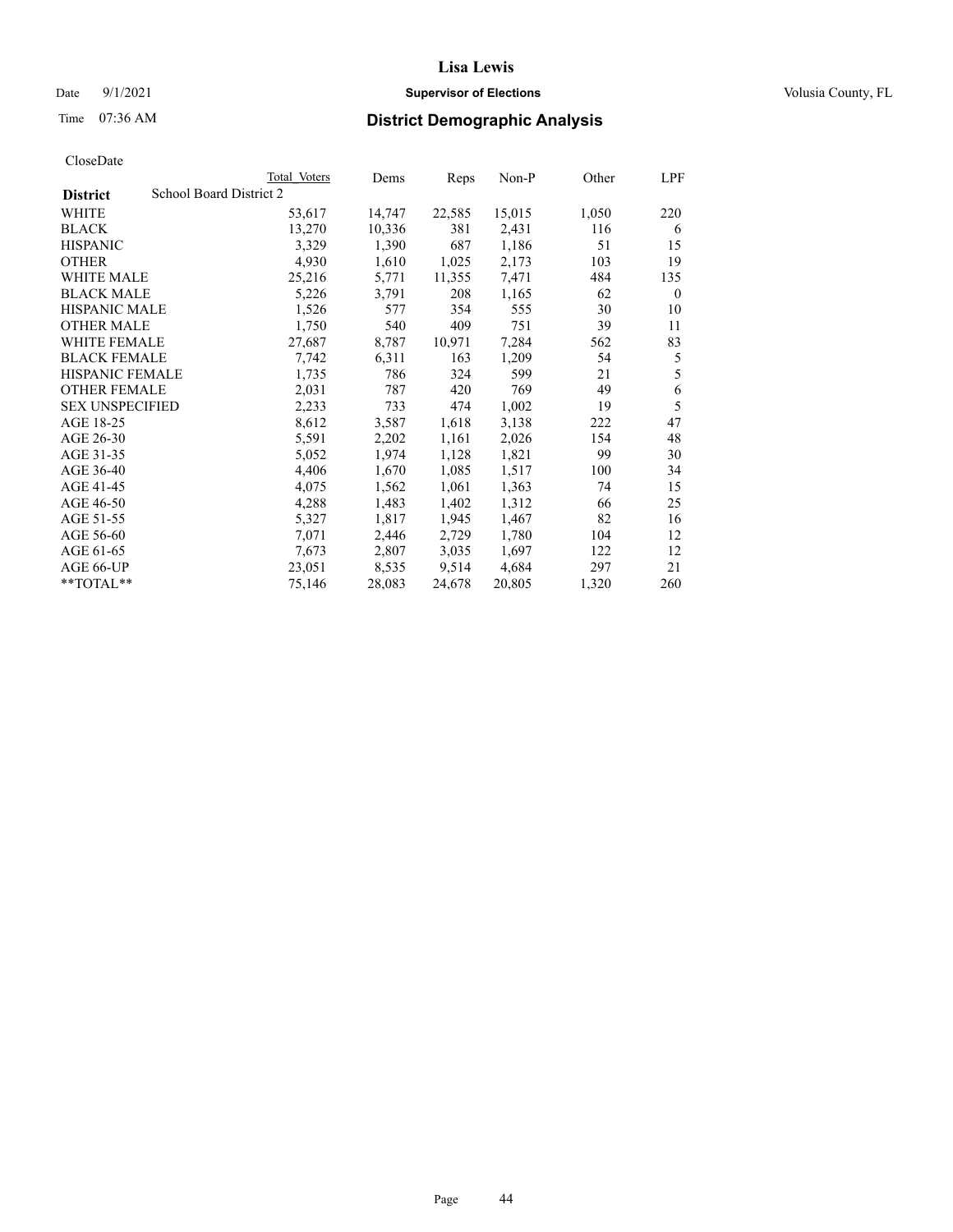# Lisa Lewis

Date 9/1/2021 **Supervisor of Elections** Volusia County, FL

Time 07:36 AM **District Demographic Analysis**

CloseDate

| District | School Board District 2 | Total Voters | Dems | Reps | Non-P | Other | LPF |
|---|---|---|---|---|---|---|---|
| WHITE | | 53,617 | 14,747 | 22,585 | 15,015 | 1,050 | 220 |
| BLACK | | 13,270 | 10,336 | 381 | 2,431 | 116 | 6 |
| HISPANIC | | 3,329 | 1,390 | 687 | 1,186 | 51 | 15 |
| OTHER | | 4,930 | 1,610 | 1,025 | 2,173 | 103 | 19 |
| WHITE MALE | | 25,216 | 5,771 | 11,355 | 7,471 | 484 | 135 |
| BLACK MALE | | 5,226 | 3,791 | 208 | 1,165 | 62 | 0 |
| HISPANIC MALE | | 1,526 | 577 | 354 | 555 | 30 | 10 |
| OTHER MALE | | 1,750 | 540 | 409 | 751 | 39 | 11 |
| WHITE FEMALE | | 27,687 | 8,787 | 10,971 | 7,284 | 562 | 83 |
| BLACK FEMALE | | 7,742 | 6,311 | 163 | 1,209 | 54 | 5 |
| HISPANIC FEMALE | | 1,735 | 786 | 324 | 599 | 21 | 5 |
| OTHER FEMALE | | 2,031 | 787 | 420 | 769 | 49 | 6 |
| SEX UNSPECIFIED | | 2,233 | 733 | 474 | 1,002 | 19 | 5 |
| AGE 18-25 | | 8,612 | 3,587 | 1,618 | 3,138 | 222 | 47 |
| AGE 26-30 | | 5,591 | 2,202 | 1,161 | 2,026 | 154 | 48 |
| AGE 31-35 | | 5,052 | 1,974 | 1,128 | 1,821 | 99 | 30 |
| AGE 36-40 | | 4,406 | 1,670 | 1,085 | 1,517 | 100 | 34 |
| AGE 41-45 | | 4,075 | 1,562 | 1,061 | 1,363 | 74 | 15 |
| AGE 46-50 | | 4,288 | 1,483 | 1,402 | 1,312 | 66 | 25 |
| AGE 51-55 | | 5,327 | 1,817 | 1,945 | 1,467 | 82 | 16 |
| AGE 56-60 | | 7,071 | 2,446 | 2,729 | 1,780 | 104 | 12 |
| AGE 61-65 | | 7,673 | 2,807 | 3,035 | 1,697 | 122 | 12 |
| AGE 66-UP | | 23,051 | 8,535 | 9,514 | 4,684 | 297 | 21 |
| **TOTAL** | | 75,146 | 28,083 | 24,678 | 20,805 | 1,320 | 260 |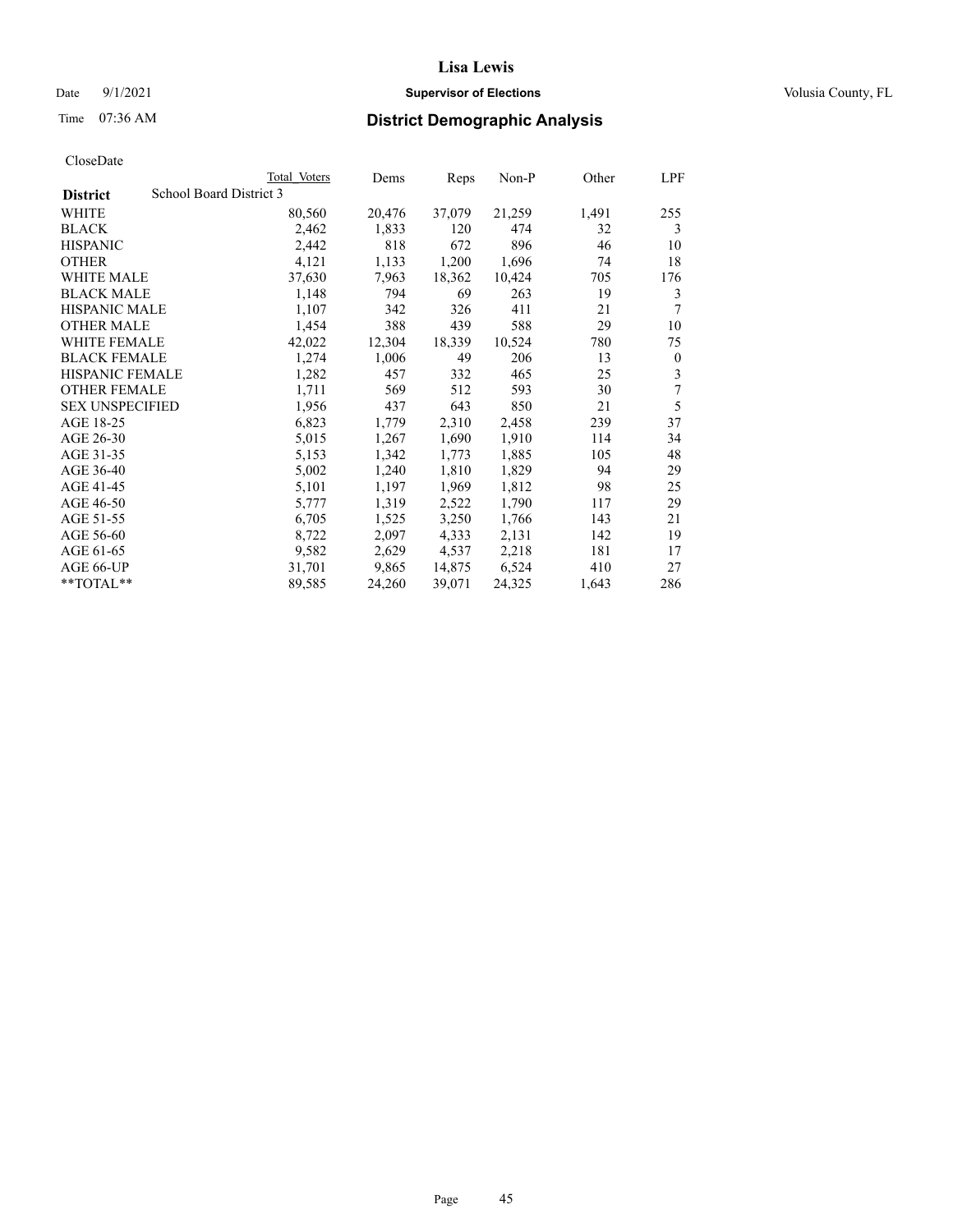# Lisa Lewis

Date 9/1/2021 **Supervisor of Elections** Volusia County, FL

Time 07:36 AM **District Demographic Analysis**

CloseDate

| District | Total Voters | Dems | Reps | Non-P | Other | LPF |
|---|---|---|---|---|---|---|
| School Board District 3 | | | | | | |
| WHITE | 80,560 | 20,476 | 37,079 | 21,259 | 1,491 | 255 |
| BLACK | 2,462 | 1,833 | 120 | 474 | 32 | 3 |
| HISPANIC | 2,442 | 818 | 672 | 896 | 46 | 10 |
| OTHER | 4,121 | 1,133 | 1,200 | 1,696 | 74 | 18 |
| WHITE MALE | 37,630 | 7,963 | 18,362 | 10,424 | 705 | 176 |
| BLACK MALE | 1,148 | 794 | 69 | 263 | 19 | 3 |
| HISPANIC MALE | 1,107 | 342 | 326 | 411 | 21 | 7 |
| OTHER MALE | 1,454 | 388 | 439 | 588 | 29 | 10 |
| WHITE FEMALE | 42,022 | 12,304 | 18,339 | 10,524 | 780 | 75 |
| BLACK FEMALE | 1,274 | 1,006 | 49 | 206 | 13 | 0 |
| HISPANIC FEMALE | 1,282 | 457 | 332 | 465 | 25 | 3 |
| OTHER FEMALE | 1,711 | 569 | 512 | 593 | 30 | 7 |
| SEX UNSPECIFIED | 1,956 | 437 | 643 | 850 | 21 | 5 |
| AGE 18-25 | 6,823 | 1,779 | 2,310 | 2,458 | 239 | 37 |
| AGE 26-30 | 5,015 | 1,267 | 1,690 | 1,910 | 114 | 34 |
| AGE 31-35 | 5,153 | 1,342 | 1,773 | 1,885 | 105 | 48 |
| AGE 36-40 | 5,002 | 1,240 | 1,810 | 1,829 | 94 | 29 |
| AGE 41-45 | 5,101 | 1,197 | 1,969 | 1,812 | 98 | 25 |
| AGE 46-50 | 5,777 | 1,319 | 2,522 | 1,790 | 117 | 29 |
| AGE 51-55 | 6,705 | 1,525 | 3,250 | 1,766 | 143 | 21 |
| AGE 56-60 | 8,722 | 2,097 | 4,333 | 2,131 | 142 | 19 |
| AGE 61-65 | 9,582 | 2,629 | 4,537 | 2,218 | 181 | 17 |
| AGE 66-UP | 31,701 | 9,865 | 14,875 | 6,524 | 410 | 27 |
| **TOTAL** | 89,585 | 24,260 | 39,071 | 24,325 | 1,643 | 286 |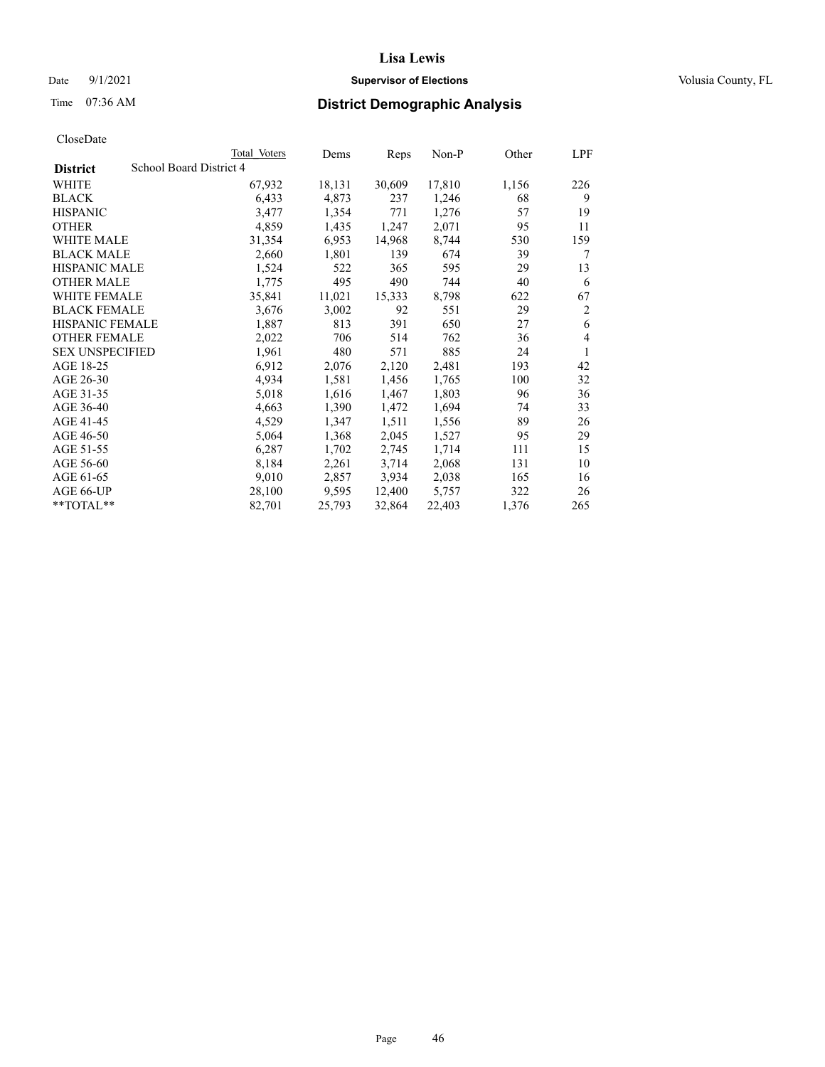CloseDate

| District | Total Voters | Dems | Reps | Non-P | Other | LPF |
|---|---|---|---|---|---|---|
| School Board District 4 | | | | | | |
| WHITE | 67,932 | 18,131 | 30,609 | 17,810 | 1,156 | 226 |
| BLACK | 6,433 | 4,873 | 237 | 1,246 | 68 | 9 |
| HISPANIC | 3,477 | 1,354 | 771 | 1,276 | 57 | 19 |
| OTHER | 4,859 | 1,435 | 1,247 | 2,071 | 95 | 11 |
| WHITE MALE | 31,354 | 6,953 | 14,968 | 8,744 | 530 | 159 |
| BLACK MALE | 2,660 | 1,801 | 139 | 674 | 39 | 7 |
| HISPANIC MALE | 1,524 | 522 | 365 | 595 | 29 | 13 |
| OTHER MALE | 1,775 | 495 | 490 | 744 | 40 | 6 |
| WHITE FEMALE | 35,841 | 11,021 | 15,333 | 8,798 | 622 | 67 |
| BLACK FEMALE | 3,676 | 3,002 | 92 | 551 | 29 | 2 |
| HISPANIC FEMALE | 1,887 | 813 | 391 | 650 | 27 | 6 |
| OTHER FEMALE | 2,022 | 706 | 514 | 762 | 36 | 4 |
| SEX UNSPECIFIED | 1,961 | 480 | 571 | 885 | 24 | 1 |
| AGE 18-25 | 6,912 | 2,076 | 2,120 | 2,481 | 193 | 42 |
| AGE 26-30 | 4,934 | 1,581 | 1,456 | 1,765 | 100 | 32 |
| AGE 31-35 | 5,018 | 1,616 | 1,467 | 1,803 | 96 | 36 |
| AGE 36-40 | 4,663 | 1,390 | 1,472 | 1,694 | 74 | 33 |
| AGE 41-45 | 4,529 | 1,347 | 1,511 | 1,556 | 89 | 26 |
| AGE 46-50 | 5,064 | 1,368 | 2,045 | 1,527 | 95 | 29 |
| AGE 51-55 | 6,287 | 1,702 | 2,745 | 1,714 | 111 | 15 |
| AGE 56-60 | 8,184 | 2,261 | 3,714 | 2,068 | 131 | 10 |
| AGE 61-65 | 9,010 | 2,857 | 3,934 | 2,038 | 165 | 16 |
| AGE 66-UP | 28,100 | 9,595 | 12,400 | 5,757 | 322 | 26 |
| **TOTAL** | 82,701 | 25,793 | 32,864 | 22,403 | 1,376 | 265 |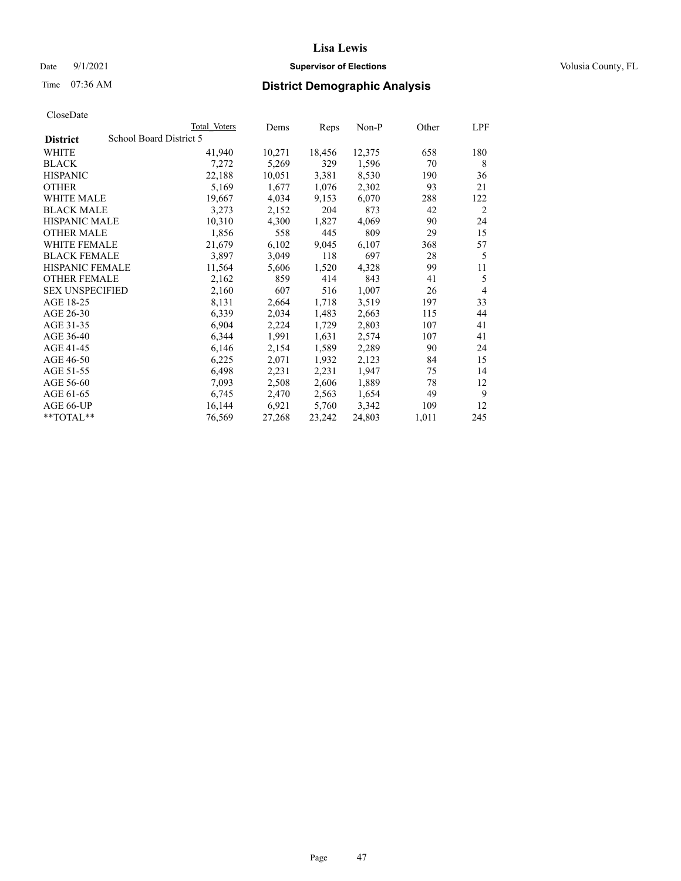# Lisa Lewis

Date 9/1/2021 **Supervisor of Elections** Volusia County, FL

Time 07:36 AM **District Demographic Analysis**

CloseDate

| District | Total Voters | Dems | Reps | Non-P | Other | LPF |
|---|---|---|---|---|---|---|
| School Board District 5 | | | | | | |
| WHITE | 41,940 | 10,271 | 18,456 | 12,375 | 658 | 180 |
| BLACK | 7,272 | 5,269 | 329 | 1,596 | 70 | 8 |
| HISPANIC | 22,188 | 10,051 | 3,381 | 8,530 | 190 | 36 |
| OTHER | 5,169 | 1,677 | 1,076 | 2,302 | 93 | 21 |
| WHITE MALE | 19,667 | 4,034 | 9,153 | 6,070 | 288 | 122 |
| BLACK MALE | 3,273 | 2,152 | 204 | 873 | 42 | 2 |
| HISPANIC MALE | 10,310 | 4,300 | 1,827 | 4,069 | 90 | 24 |
| OTHER MALE | 1,856 | 558 | 445 | 809 | 29 | 15 |
| WHITE FEMALE | 21,679 | 6,102 | 9,045 | 6,107 | 368 | 57 |
| BLACK FEMALE | 3,897 | 3,049 | 118 | 697 | 28 | 5 |
| HISPANIC FEMALE | 11,564 | 5,606 | 1,520 | 4,328 | 99 | 11 |
| OTHER FEMALE | 2,162 | 859 | 414 | 843 | 41 | 5 |
| SEX UNSPECIFIED | 2,160 | 607 | 516 | 1,007 | 26 | 4 |
| AGE 18-25 | 8,131 | 2,664 | 1,718 | 3,519 | 197 | 33 |
| AGE 26-30 | 6,339 | 2,034 | 1,483 | 2,663 | 115 | 44 |
| AGE 31-35 | 6,904 | 2,224 | 1,729 | 2,803 | 107 | 41 |
| AGE 36-40 | 6,344 | 1,991 | 1,631 | 2,574 | 107 | 41 |
| AGE 41-45 | 6,146 | 2,154 | 1,589 | 2,289 | 90 | 24 |
| AGE 46-50 | 6,225 | 2,071 | 1,932 | 2,123 | 84 | 15 |
| AGE 51-55 | 6,498 | 2,231 | 2,231 | 1,947 | 75 | 14 |
| AGE 56-60 | 7,093 | 2,508 | 2,606 | 1,889 | 78 | 12 |
| AGE 61-65 | 6,745 | 2,470 | 2,563 | 1,654 | 49 | 9 |
| AGE 66-UP | 16,144 | 6,921 | 5,760 | 3,342 | 109 | 12 |
| **TOTAL** | 76,569 | 27,268 | 23,242 | 24,803 | 1,011 | 245 |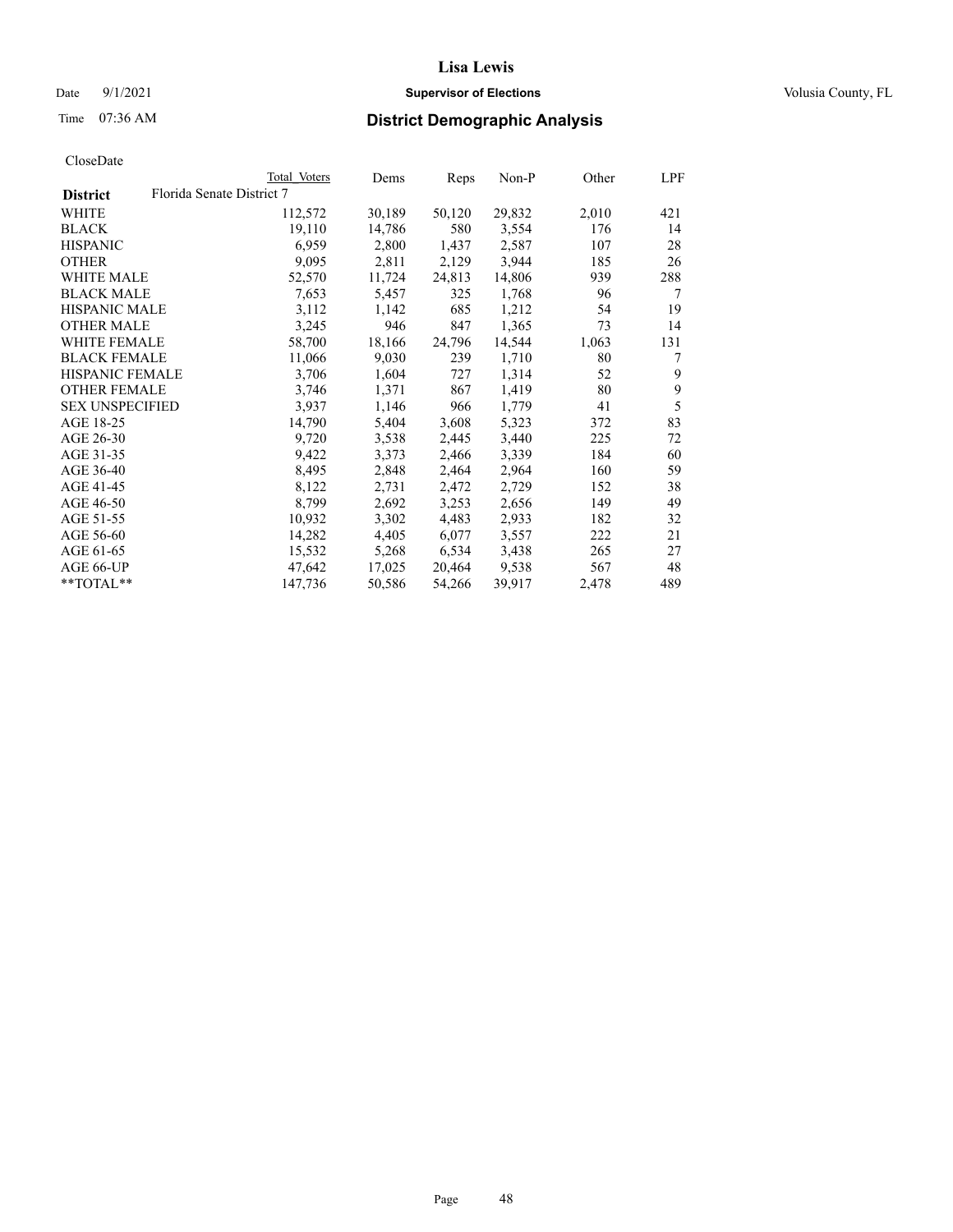CloseDate

| District | Florida Senate District 7 | Total Voters | Dems | Reps | Non-P | Other | LPF |
|---|---|---|---|---|---|---|---|
| WHITE | | 112,572 | 30,189 | 50,120 | 29,832 | 2,010 | 421 |
| BLACK | | 19,110 | 14,786 | 580 | 3,554 | 176 | 14 |
| HISPANIC | | 6,959 | 2,800 | 1,437 | 2,587 | 107 | 28 |
| OTHER | | 9,095 | 2,811 | 2,129 | 3,944 | 185 | 26 |
| WHITE MALE | | 52,570 | 11,724 | 24,813 | 14,806 | 939 | 288 |
| BLACK MALE | | 7,653 | 5,457 | 325 | 1,768 | 96 | 7 |
| HISPANIC MALE | | 3,112 | 1,142 | 685 | 1,212 | 54 | 19 |
| OTHER MALE | | 3,245 | 946 | 847 | 1,365 | 73 | 14 |
| WHITE FEMALE | | 58,700 | 18,166 | 24,796 | 14,544 | 1,063 | 131 |
| BLACK FEMALE | | 11,066 | 9,030 | 239 | 1,710 | 80 | 7 |
| HISPANIC FEMALE | | 3,706 | 1,604 | 727 | 1,314 | 52 | 9 |
| OTHER FEMALE | | 3,746 | 1,371 | 867 | 1,419 | 80 | 9 |
| SEX UNSPECIFIED | | 3,937 | 1,146 | 966 | 1,779 | 41 | 5 |
| AGE 18-25 | | 14,790 | 5,404 | 3,608 | 5,323 | 372 | 83 |
| AGE 26-30 | | 9,720 | 3,538 | 2,445 | 3,440 | 225 | 72 |
| AGE 31-35 | | 9,422 | 3,373 | 2,466 | 3,339 | 184 | 60 |
| AGE 36-40 | | 8,495 | 2,848 | 2,464 | 2,964 | 160 | 59 |
| AGE 41-45 | | 8,122 | 2,731 | 2,472 | 2,729 | 152 | 38 |
| AGE 46-50 | | 8,799 | 2,692 | 3,253 | 2,656 | 149 | 49 |
| AGE 51-55 | | 10,932 | 3,302 | 4,483 | 2,933 | 182 | 32 |
| AGE 56-60 | | 14,282 | 4,405 | 6,077 | 3,557 | 222 | 21 |
| AGE 61-65 | | 15,532 | 5,268 | 6,534 | 3,438 | 265 | 27 |
| AGE 66-UP | | 47,642 | 17,025 | 20,464 | 9,538 | 567 | 48 |
| **TOTAL** | | 147,736 | 50,586 | 54,266 | 39,917 | 2,478 | 489 |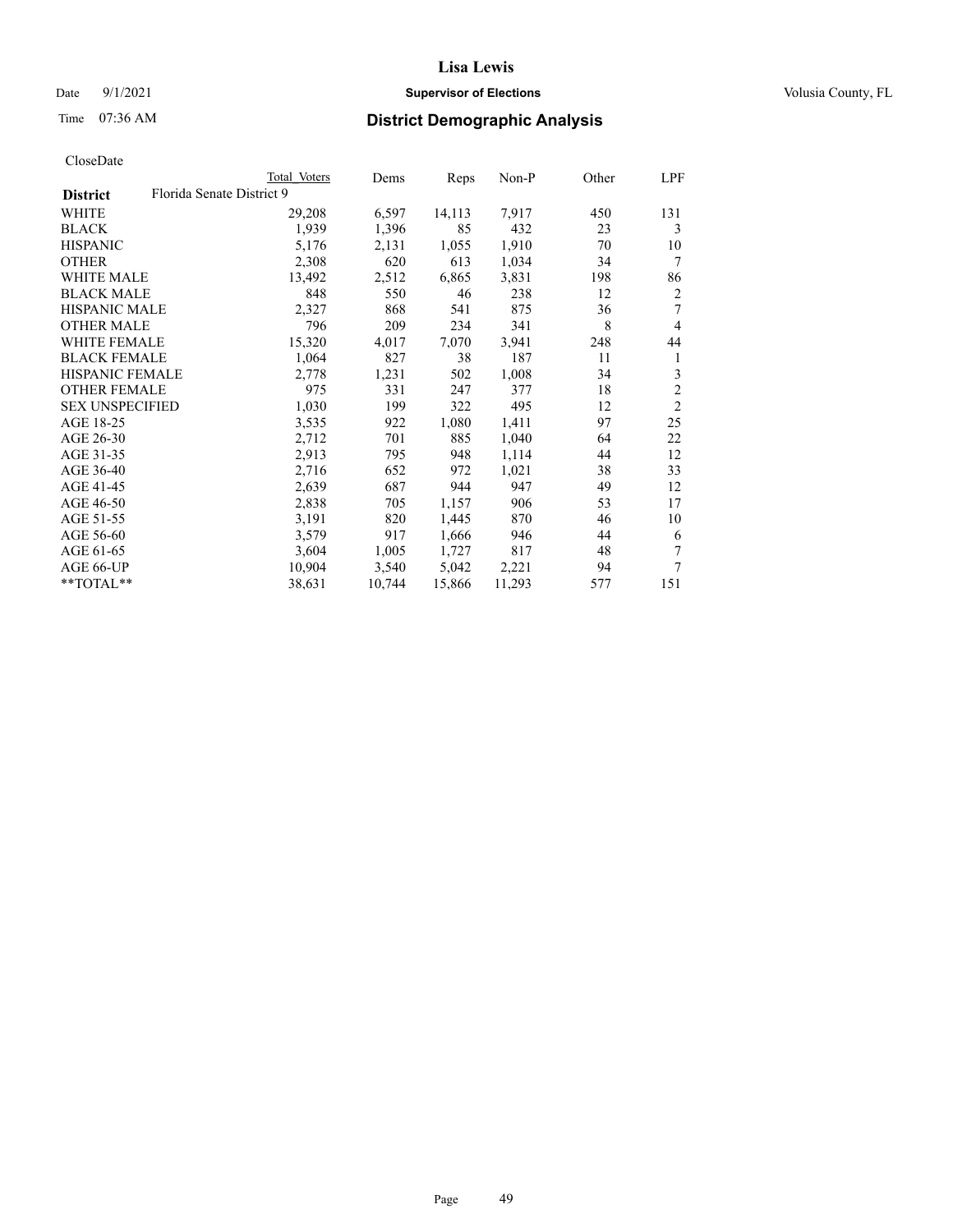**Lisa Lewis**

Date 9/1/2021 **Supervisor of Elections** Volusia County, FL

Time 07:36 AM **District Demographic Analysis**

CloseDate

| | Total Voters | Dems | Reps | Non-P | Other | LPF |
|---|---|---|---|---|---|---|
| **District** Florida Senate District 9 | | | | | | |
| WHITE | 29,208 | 6,597 | 14,113 | 7,917 | 450 | 131 |
| BLACK | 1,939 | 1,396 | 85 | 432 | 23 | 3 |
| HISPANIC | 5,176 | 2,131 | 1,055 | 1,910 | 70 | 10 |
| OTHER | 2,308 | 620 | 613 | 1,034 | 34 | 7 |
| WHITE MALE | 13,492 | 2,512 | 6,865 | 3,831 | 198 | 86 |
| BLACK MALE | 848 | 550 | 46 | 238 | 12 | 2 |
| HISPANIC MALE | 2,327 | 868 | 541 | 875 | 36 | 7 |
| OTHER MALE | 796 | 209 | 234 | 341 | 8 | 4 |
| WHITE FEMALE | 15,320 | 4,017 | 7,070 | 3,941 | 248 | 44 |
| BLACK FEMALE | 1,064 | 827 | 38 | 187 | 11 | 1 |
| HISPANIC FEMALE | 2,778 | 1,231 | 502 | 1,008 | 34 | 3 |
| OTHER FEMALE | 975 | 331 | 247 | 377 | 18 | 2 |
| SEX UNSPECIFIED | 1,030 | 199 | 322 | 495 | 12 | 2 |
| AGE 18-25 | 3,535 | 922 | 1,080 | 1,411 | 97 | 25 |
| AGE 26-30 | 2,712 | 701 | 885 | 1,040 | 64 | 22 |
| AGE 31-35 | 2,913 | 795 | 948 | 1,114 | 44 | 12 |
| AGE 36-40 | 2,716 | 652 | 972 | 1,021 | 38 | 33 |
| AGE 41-45 | 2,639 | 687 | 944 | 947 | 49 | 12 |
| AGE 46-50 | 2,838 | 705 | 1,157 | 906 | 53 | 17 |
| AGE 51-55 | 3,191 | 820 | 1,445 | 870 | 46 | 10 |
| AGE 56-60 | 3,579 | 917 | 1,666 | 946 | 44 | 6 |
| AGE 61-65 | 3,604 | 1,005 | 1,727 | 817 | 48 | 7 |
| AGE 66-UP | 10,904 | 3,540 | 5,042 | 2,221 | 94 | 7 |
| **TOTAL** | 38,631 | 10,744 | 15,866 | 11,293 | 577 | 151 |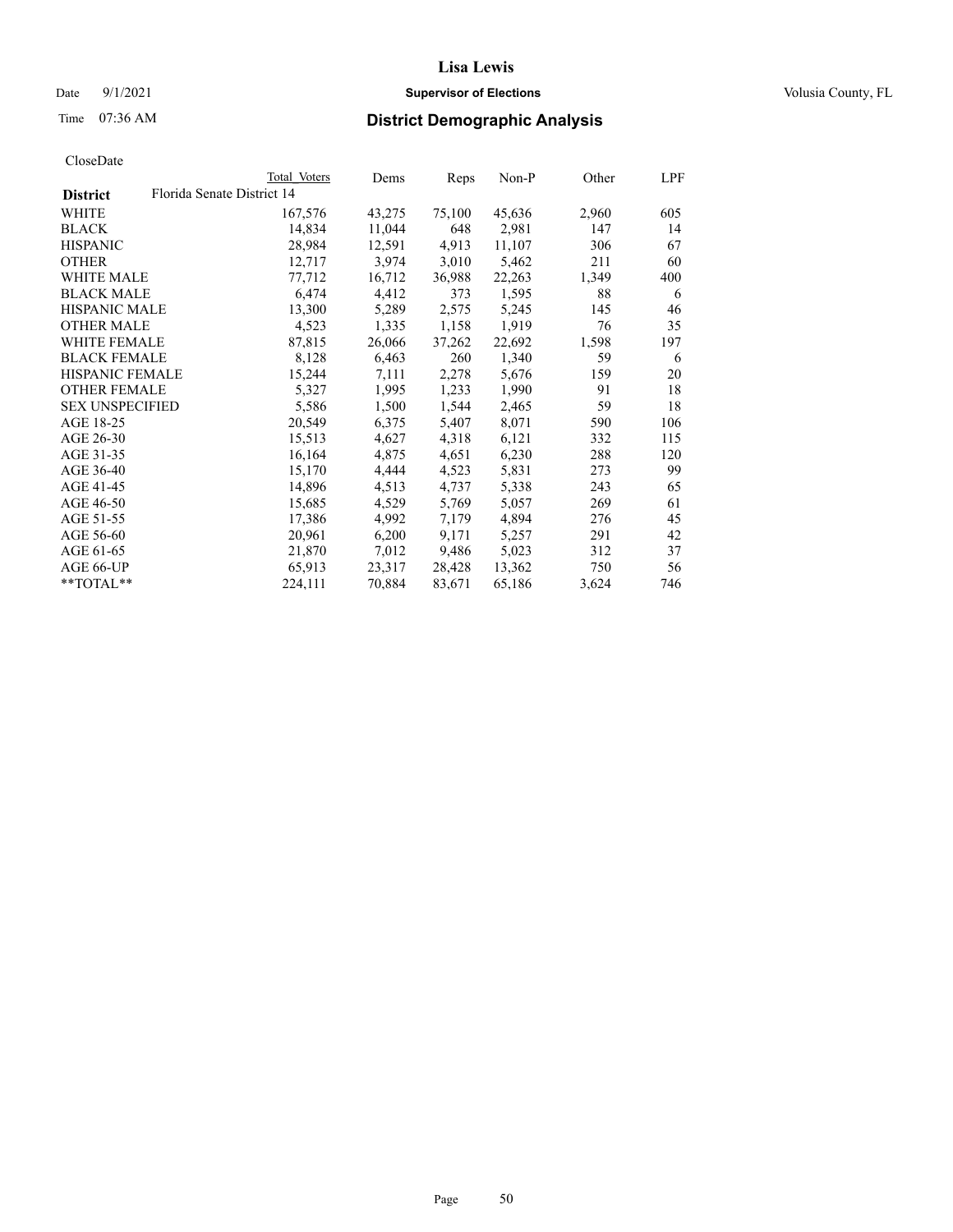# Lisa Lewis

Date 9/1/2021 **Supervisor of Elections** Volusia County, FL

Time 07:36 AM **District Demographic Analysis**

CloseDate

| | Total Voters | Dems | Reps | Non-P | Other | LPF |
|---|---|---|---|---|---|---|
| **District** Florida Senate District 14 | | | | | | |
| WHITE | 167,576 | 43,275 | 75,100 | 45,636 | 2,960 | 605 |
| BLACK | 14,834 | 11,044 | 648 | 2,981 | 147 | 14 |
| HISPANIC | 28,984 | 12,591 | 4,913 | 11,107 | 306 | 67 |
| OTHER | 12,717 | 3,974 | 3,010 | 5,462 | 211 | 60 |
| WHITE MALE | 77,712 | 16,712 | 36,988 | 22,263 | 1,349 | 400 |
| BLACK MALE | 6,474 | 4,412 | 373 | 1,595 | 88 | 6 |
| HISPANIC MALE | 13,300 | 5,289 | 2,575 | 5,245 | 145 | 46 |
| OTHER MALE | 4,523 | 1,335 | 1,158 | 1,919 | 76 | 35 |
| WHITE FEMALE | 87,815 | 26,066 | 37,262 | 22,692 | 1,598 | 197 |
| BLACK FEMALE | 8,128 | 6,463 | 260 | 1,340 | 59 | 6 |
| HISPANIC FEMALE | 15,244 | 7,111 | 2,278 | 5,676 | 159 | 20 |
| OTHER FEMALE | 5,327 | 1,995 | 1,233 | 1,990 | 91 | 18 |
| SEX UNSPECIFIED | 5,586 | 1,500 | 1,544 | 2,465 | 59 | 18 |
| AGE 18-25 | 20,549 | 6,375 | 5,407 | 8,071 | 590 | 106 |
| AGE 26-30 | 15,513 | 4,627 | 4,318 | 6,121 | 332 | 115 |
| AGE 31-35 | 16,164 | 4,875 | 4,651 | 6,230 | 288 | 120 |
| AGE 36-40 | 15,170 | 4,444 | 4,523 | 5,831 | 273 | 99 |
| AGE 41-45 | 14,896 | 4,513 | 4,737 | 5,338 | 243 | 65 |
| AGE 46-50 | 15,685 | 4,529 | 5,769 | 5,057 | 269 | 61 |
| AGE 51-55 | 17,386 | 4,992 | 7,179 | 4,894 | 276 | 45 |
| AGE 56-60 | 20,961 | 6,200 | 9,171 | 5,257 | 291 | 42 |
| AGE 61-65 | 21,870 | 7,012 | 9,486 | 5,023 | 312 | 37 |
| AGE 66-UP | 65,913 | 23,317 | 28,428 | 13,362 | 750 | 56 |
| **TOTAL** | 224,111 | 70,884 | 83,671 | 65,186 | 3,624 | 746 |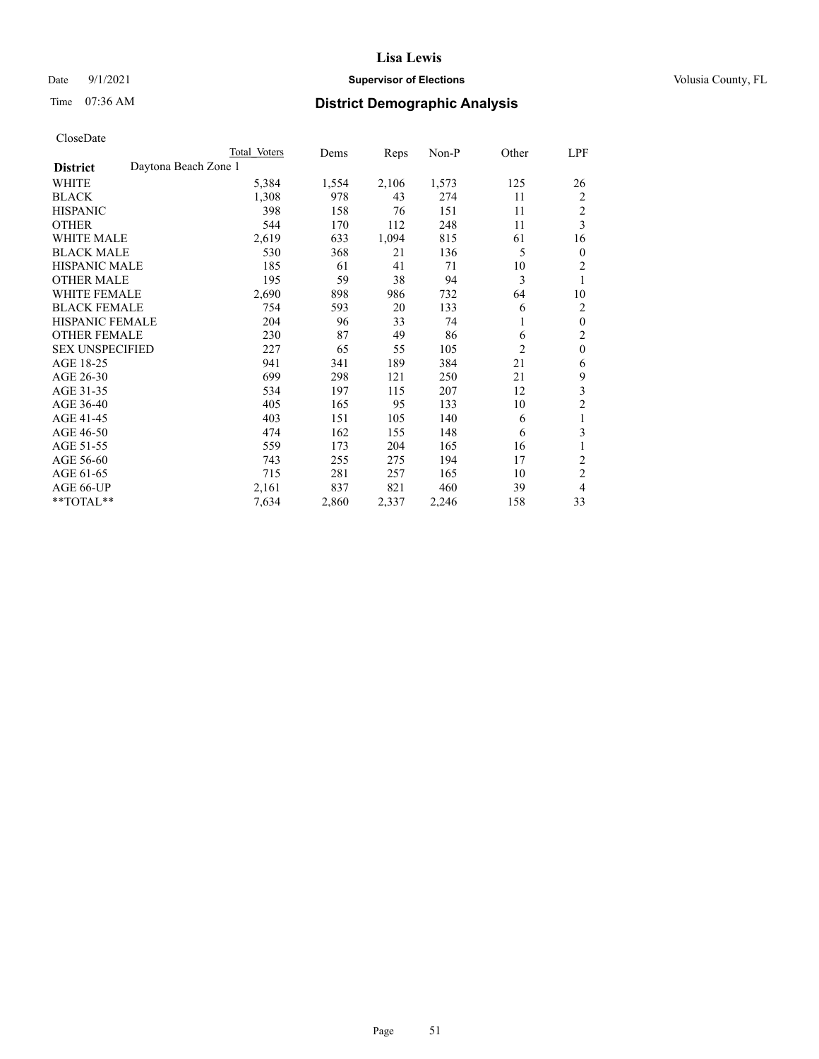CloseDate

| District | Daytona Beach Zone 1 | Total Voters | Dems | Reps | Non-P | Other | LPF |
|---|---|---|---|---|---|---|---|
| WHITE | | 5,384 | 1,554 | 2,106 | 1,573 | 125 | 26 |
| BLACK | | 1,308 | 978 | 43 | 274 | 11 | 2 |
| HISPANIC | | 398 | 158 | 76 | 151 | 11 | 2 |
| OTHER | | 544 | 170 | 112 | 248 | 11 | 3 |
| WHITE MALE | | 2,619 | 633 | 1,094 | 815 | 61 | 16 |
| BLACK MALE | | 530 | 368 | 21 | 136 | 5 | 0 |
| HISPANIC MALE | | 185 | 61 | 41 | 71 | 10 | 2 |
| OTHER MALE | | 195 | 59 | 38 | 94 | 3 | 1 |
| WHITE FEMALE | | 2,690 | 898 | 986 | 732 | 64 | 10 |
| BLACK FEMALE | | 754 | 593 | 20 | 133 | 6 | 2 |
| HISPANIC FEMALE | | 204 | 96 | 33 | 74 | 1 | 0 |
| OTHER FEMALE | | 230 | 87 | 49 | 86 | 6 | 2 |
| SEX UNSPECIFIED | | 227 | 65 | 55 | 105 | 2 | 0 |
| AGE 18-25 | | 941 | 341 | 189 | 384 | 21 | 6 |
| AGE 26-30 | | 699 | 298 | 121 | 250 | 21 | 9 |
| AGE 31-35 | | 534 | 197 | 115 | 207 | 12 | 3 |
| AGE 36-40 | | 405 | 165 | 95 | 133 | 10 | 2 |
| AGE 41-45 | | 403 | 151 | 105 | 140 | 6 | 1 |
| AGE 46-50 | | 474 | 162 | 155 | 148 | 6 | 3 |
| AGE 51-55 | | 559 | 173 | 204 | 165 | 16 | 1 |
| AGE 56-60 | | 743 | 255 | 275 | 194 | 17 | 2 |
| AGE 61-65 | | 715 | 281 | 257 | 165 | 10 | 2 |
| AGE 66-UP | | 2,161 | 837 | 821 | 460 | 39 | 4 |
| **TOTAL** | | 7,634 | 2,860 | 2,337 | 2,246 | 158 | 33 |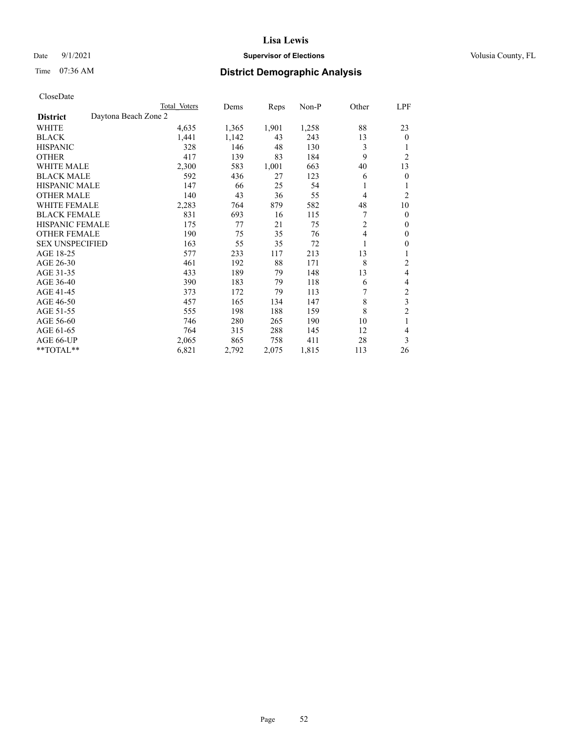# Lisa Lewis

Date 9/1/2021 **Supervisor of Elections** Volusia County, FL

Time 07:36 AM **District Demographic Analysis**

CloseDate

| | Total Voters | Dems | Reps | Non-P | Other | LPF |
|---|---|---|---|---|---|---|
| **District** Daytona Beach Zone 2 | | | | | | |
| WHITE | 4,635 | 1,365 | 1,901 | 1,258 | 88 | 23 |
| BLACK | 1,441 | 1,142 | 43 | 243 | 13 | 0 |
| HISPANIC | 328 | 146 | 48 | 130 | 3 | 1 |
| OTHER | 417 | 139 | 83 | 184 | 9 | 2 |
| WHITE MALE | 2,300 | 583 | 1,001 | 663 | 40 | 13 |
| BLACK MALE | 592 | 436 | 27 | 123 | 6 | 0 |
| HISPANIC MALE | 147 | 66 | 25 | 54 | 1 | 1 |
| OTHER MALE | 140 | 43 | 36 | 55 | 4 | 2 |
| WHITE FEMALE | 2,283 | 764 | 879 | 582 | 48 | 10 |
| BLACK FEMALE | 831 | 693 | 16 | 115 | 7 | 0 |
| HISPANIC FEMALE | 175 | 77 | 21 | 75 | 2 | 0 |
| OTHER FEMALE | 190 | 75 | 35 | 76 | 4 | 0 |
| SEX UNSPECIFIED | 163 | 55 | 35 | 72 | 1 | 0 |
| AGE 18-25 | 577 | 233 | 117 | 213 | 13 | 1 |
| AGE 26-30 | 461 | 192 | 88 | 171 | 8 | 2 |
| AGE 31-35 | 433 | 189 | 79 | 148 | 13 | 4 |
| AGE 36-40 | 390 | 183 | 79 | 118 | 6 | 4 |
| AGE 41-45 | 373 | 172 | 79 | 113 | 7 | 2 |
| AGE 46-50 | 457 | 165 | 134 | 147 | 8 | 3 |
| AGE 51-55 | 555 | 198 | 188 | 159 | 8 | 2 |
| AGE 56-60 | 746 | 280 | 265 | 190 | 10 | 1 |
| AGE 61-65 | 764 | 315 | 288 | 145 | 12 | 4 |
| AGE 66-UP | 2,065 | 865 | 758 | 411 | 28 | 3 |
| **TOTAL** | 6,821 | 2,792 | 2,075 | 1,815 | 113 | 26 |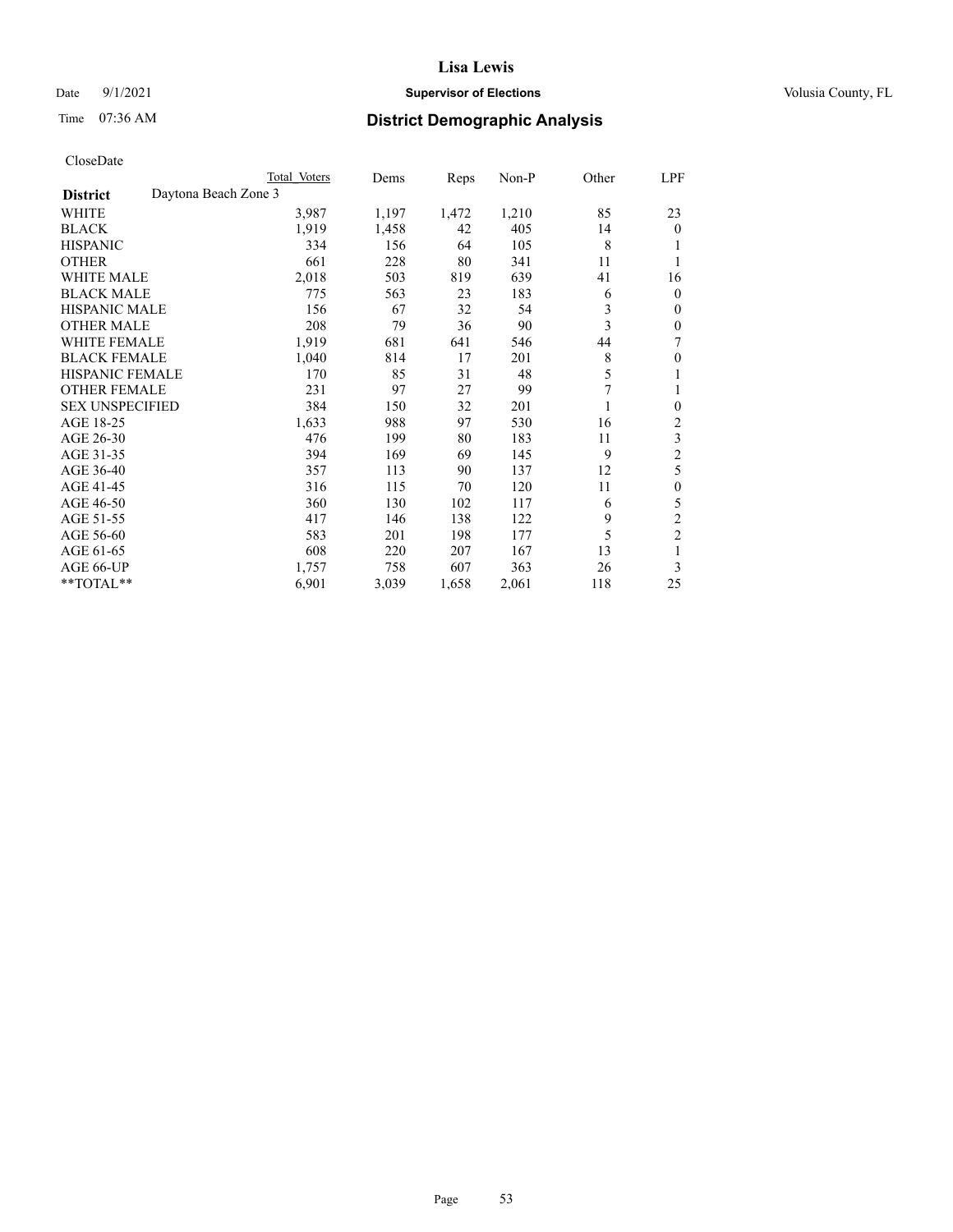Lisa Lewis

Date 9/1/2021 **Supervisor of Elections** Volusia County, FL

Time 07:36 AM **District Demographic Analysis**

CloseDate

| | Total Voters | Dems | Reps | Non-P | Other | LPF |
|---|---|---|---|---|---|---|
| **District** Daytona Beach Zone 3 | | | | | | |
| WHITE | 3,987 | 1,197 | 1,472 | 1,210 | 85 | 23 |
| BLACK | 1,919 | 1,458 | 42 | 405 | 14 | 0 |
| HISPANIC | 334 | 156 | 64 | 105 | 8 | 1 |
| OTHER | 661 | 228 | 80 | 341 | 11 | 1 |
| WHITE MALE | 2,018 | 503 | 819 | 639 | 41 | 16 |
| BLACK MALE | 775 | 563 | 23 | 183 | 6 | 0 |
| HISPANIC MALE | 156 | 67 | 32 | 54 | 3 | 0 |
| OTHER MALE | 208 | 79 | 36 | 90 | 3 | 0 |
| WHITE FEMALE | 1,919 | 681 | 641 | 546 | 44 | 7 |
| BLACK FEMALE | 1,040 | 814 | 17 | 201 | 8 | 0 |
| HISPANIC FEMALE | 170 | 85 | 31 | 48 | 5 | 1 |
| OTHER FEMALE | 231 | 97 | 27 | 99 | 7 | 1 |
| SEX UNSPECIFIED | 384 | 150 | 32 | 201 | 1 | 0 |
| AGE 18-25 | 1,633 | 988 | 97 | 530 | 16 | 2 |
| AGE 26-30 | 476 | 199 | 80 | 183 | 11 | 3 |
| AGE 31-35 | 394 | 169 | 69 | 145 | 9 | 2 |
| AGE 36-40 | 357 | 113 | 90 | 137 | 12 | 5 |
| AGE 41-45 | 316 | 115 | 70 | 120 | 11 | 0 |
| AGE 46-50 | 360 | 130 | 102 | 117 | 6 | 5 |
| AGE 51-55 | 417 | 146 | 138 | 122 | 9 | 2 |
| AGE 56-60 | 583 | 201 | 198 | 177 | 5 | 2 |
| AGE 61-65 | 608 | 220 | 207 | 167 | 13 | 1 |
| AGE 66-UP | 1,757 | 758 | 607 | 363 | 26 | 3 |
| **TOTAL** | 6,901 | 3,039 | 1,658 | 2,061 | 118 | 25 |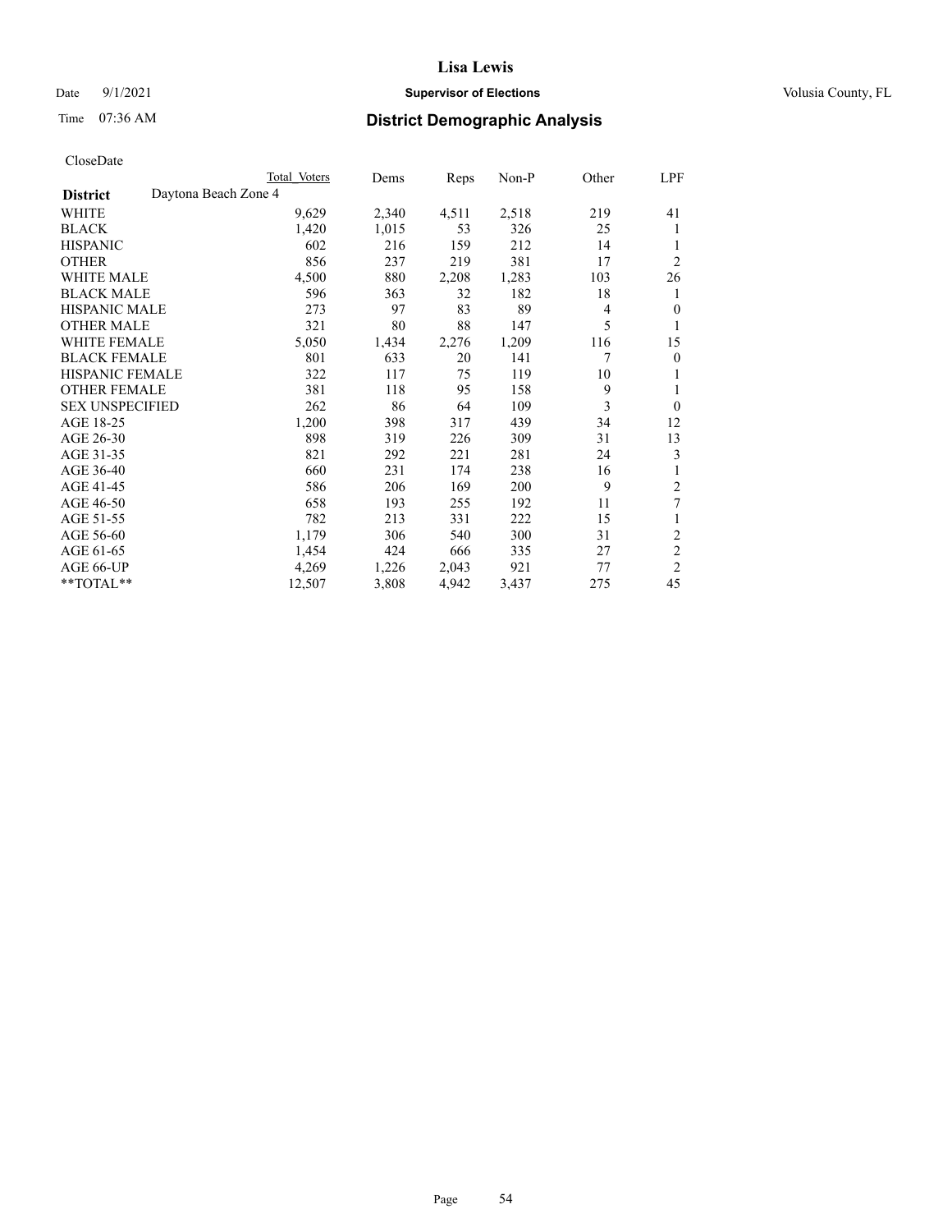CloseDate

| District | Daytona Beach Zone 4 | Total Voters | Dems | Reps | Non-P | Other | LPF |
|---|---|---|---|---|---|---|---|
| WHITE | | 9,629 | 2,340 | 4,511 | 2,518 | 219 | 41 |
| BLACK | | 1,420 | 1,015 | 53 | 326 | 25 | 1 |
| HISPANIC | | 602 | 216 | 159 | 212 | 14 | 1 |
| OTHER | | 856 | 237 | 219 | 381 | 17 | 2 |
| WHITE MALE | | 4,500 | 880 | 2,208 | 1,283 | 103 | 26 |
| BLACK MALE | | 596 | 363 | 32 | 182 | 18 | 1 |
| HISPANIC MALE | | 273 | 97 | 83 | 89 | 4 | 0 |
| OTHER MALE | | 321 | 80 | 88 | 147 | 5 | 1 |
| WHITE FEMALE | | 5,050 | 1,434 | 2,276 | 1,209 | 116 | 15 |
| BLACK FEMALE | | 801 | 633 | 20 | 141 | 7 | 0 |
| HISPANIC FEMALE | | 322 | 117 | 75 | 119 | 10 | 1 |
| OTHER FEMALE | | 381 | 118 | 95 | 158 | 9 | 1 |
| SEX UNSPECIFIED | | 262 | 86 | 64 | 109 | 3 | 0 |
| AGE 18-25 | | 1,200 | 398 | 317 | 439 | 34 | 12 |
| AGE 26-30 | | 898 | 319 | 226 | 309 | 31 | 13 |
| AGE 31-35 | | 821 | 292 | 221 | 281 | 24 | 3 |
| AGE 36-40 | | 660 | 231 | 174 | 238 | 16 | 1 |
| AGE 41-45 | | 586 | 206 | 169 | 200 | 9 | 2 |
| AGE 46-50 | | 658 | 193 | 255 | 192 | 11 | 7 |
| AGE 51-55 | | 782 | 213 | 331 | 222 | 15 | 1 |
| AGE 56-60 | | 1,179 | 306 | 540 | 300 | 31 | 2 |
| AGE 61-65 | | 1,454 | 424 | 666 | 335 | 27 | 2 |
| AGE 66-UP | | 4,269 | 1,226 | 2,043 | 921 | 77 | 2 |
| **TOTAL** | | 12,507 | 3,808 | 4,942 | 3,437 | 275 | 45 |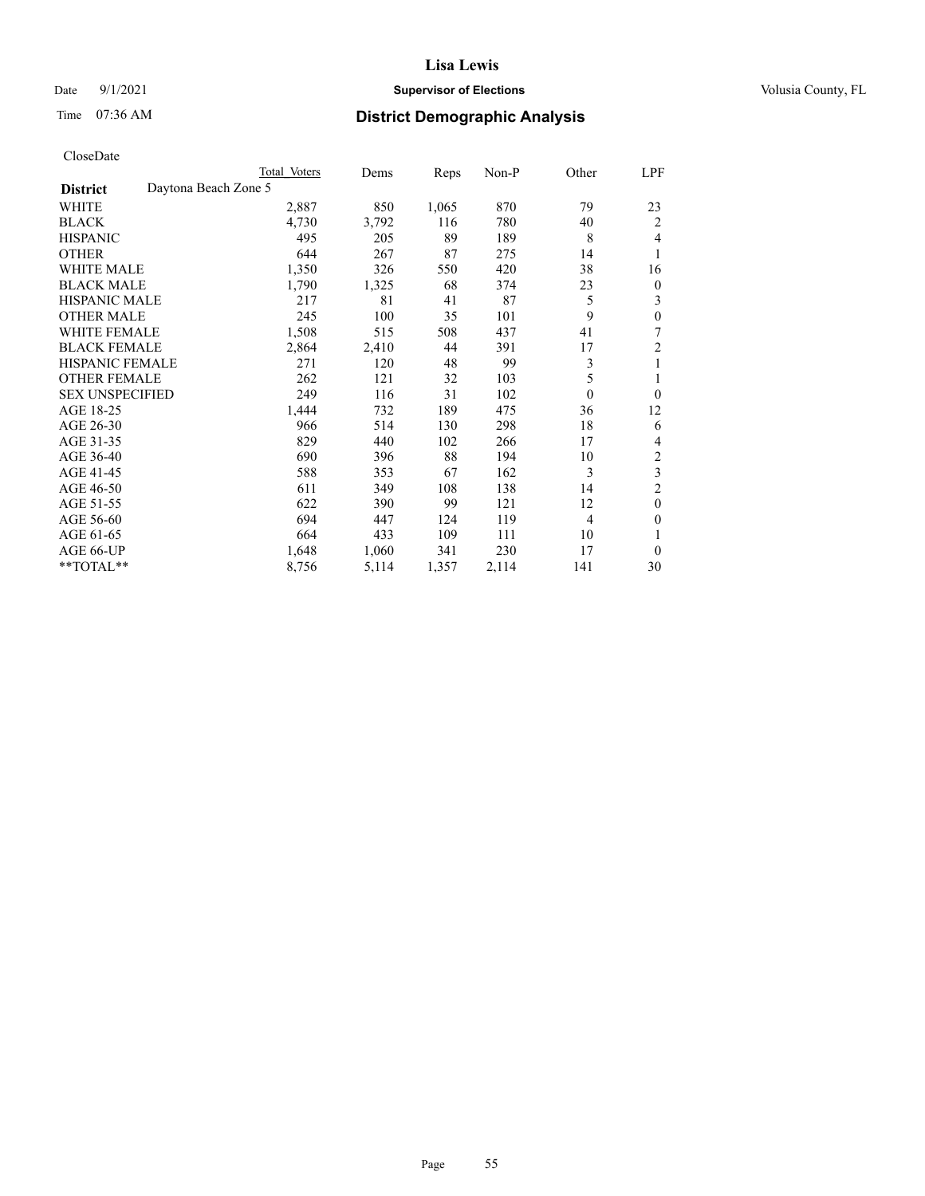# Lisa Lewis

Date 9/1/2021 **Supervisor of Elections** Volusia County, FL

Time 07:36 AM **District Demographic Analysis**

CloseDate

| | Total Voters | Dems | Reps | Non-P | Other | LPF |
|---|---|---|---|---|---|---|
| **District** Daytona Beach Zone 5 | | | | | | |
| WHITE | 2,887 | 850 | 1,065 | 870 | 79 | 23 |
| BLACK | 4,730 | 3,792 | 116 | 780 | 40 | 2 |
| HISPANIC | 495 | 205 | 89 | 189 | 8 | 4 |
| OTHER | 644 | 267 | 87 | 275 | 14 | 1 |
| WHITE MALE | 1,350 | 326 | 550 | 420 | 38 | 16 |
| BLACK MALE | 1,790 | 1,325 | 68 | 374 | 23 | 0 |
| HISPANIC MALE | 217 | 81 | 41 | 87 | 5 | 3 |
| OTHER MALE | 245 | 100 | 35 | 101 | 9 | 0 |
| WHITE FEMALE | 1,508 | 515 | 508 | 437 | 41 | 7 |
| BLACK FEMALE | 2,864 | 2,410 | 44 | 391 | 17 | 2 |
| HISPANIC FEMALE | 271 | 120 | 48 | 99 | 3 | 1 |
| OTHER FEMALE | 262 | 121 | 32 | 103 | 5 | 1 |
| SEX UNSPECIFIED | 249 | 116 | 31 | 102 | 0 | 0 |
| AGE 18-25 | 1,444 | 732 | 189 | 475 | 36 | 12 |
| AGE 26-30 | 966 | 514 | 130 | 298 | 18 | 6 |
| AGE 31-35 | 829 | 440 | 102 | 266 | 17 | 4 |
| AGE 36-40 | 690 | 396 | 88 | 194 | 10 | 2 |
| AGE 41-45 | 588 | 353 | 67 | 162 | 3 | 3 |
| AGE 46-50 | 611 | 349 | 108 | 138 | 14 | 2 |
| AGE 51-55 | 622 | 390 | 99 | 121 | 12 | 0 |
| AGE 56-60 | 694 | 447 | 124 | 119 | 4 | 0 |
| AGE 61-65 | 664 | 433 | 109 | 111 | 10 | 1 |
| AGE 66-UP | 1,648 | 1,060 | 341 | 230 | 17 | 0 |
| **TOTAL** | 8,756 | 5,114 | 1,357 | 2,114 | 141 | 30 |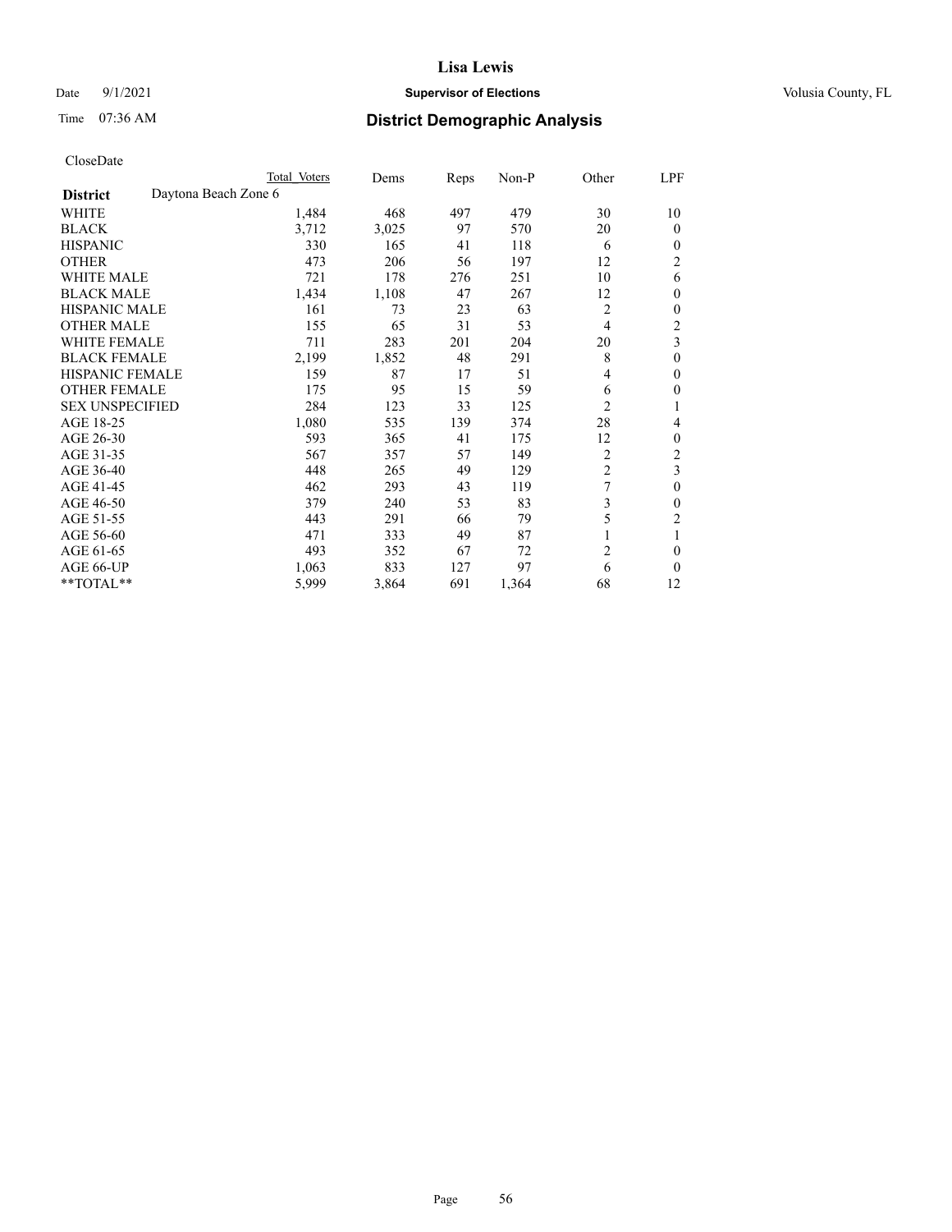# Lisa Lewis

Date 9/1/2021 **Supervisor of Elections** Volusia County, FL

Time 07:36 AM **District Demographic Analysis**

CloseDate

| | Total Voters | Dems | Reps | Non-P | Other | LPF |
|---|---|---|---|---|---|---|
| **District** Daytona Beach Zone 6 | | | | | | |
| WHITE | 1,484 | 468 | 497 | 479 | 30 | 10 |
| BLACK | 3,712 | 3,025 | 97 | 570 | 20 | 0 |
| HISPANIC | 330 | 165 | 41 | 118 | 6 | 0 |
| OTHER | 473 | 206 | 56 | 197 | 12 | 2 |
| WHITE MALE | 721 | 178 | 276 | 251 | 10 | 6 |
| BLACK MALE | 1,434 | 1,108 | 47 | 267 | 12 | 0 |
| HISPANIC MALE | 161 | 73 | 23 | 63 | 2 | 0 |
| OTHER MALE | 155 | 65 | 31 | 53 | 4 | 2 |
| WHITE FEMALE | 711 | 283 | 201 | 204 | 20 | 3 |
| BLACK FEMALE | 2,199 | 1,852 | 48 | 291 | 8 | 0 |
| HISPANIC FEMALE | 159 | 87 | 17 | 51 | 4 | 0 |
| OTHER FEMALE | 175 | 95 | 15 | 59 | 6 | 0 |
| SEX UNSPECIFIED | 284 | 123 | 33 | 125 | 2 | 1 |
| AGE 18-25 | 1,080 | 535 | 139 | 374 | 28 | 4 |
| AGE 26-30 | 593 | 365 | 41 | 175 | 12 | 0 |
| AGE 31-35 | 567 | 357 | 57 | 149 | 2 | 2 |
| AGE 36-40 | 448 | 265 | 49 | 129 | 2 | 3 |
| AGE 41-45 | 462 | 293 | 43 | 119 | 7 | 0 |
| AGE 46-50 | 379 | 240 | 53 | 83 | 3 | 0 |
| AGE 51-55 | 443 | 291 | 66 | 79 | 5 | 2 |
| AGE 56-60 | 471 | 333 | 49 | 87 | 1 | 1 |
| AGE 61-65 | 493 | 352 | 67 | 72 | 2 | 0 |
| AGE 66-UP | 1,063 | 833 | 127 | 97 | 6 | 0 |
| **TOTAL** | 5,999 | 3,864 | 691 | 1,364 | 68 | 12 |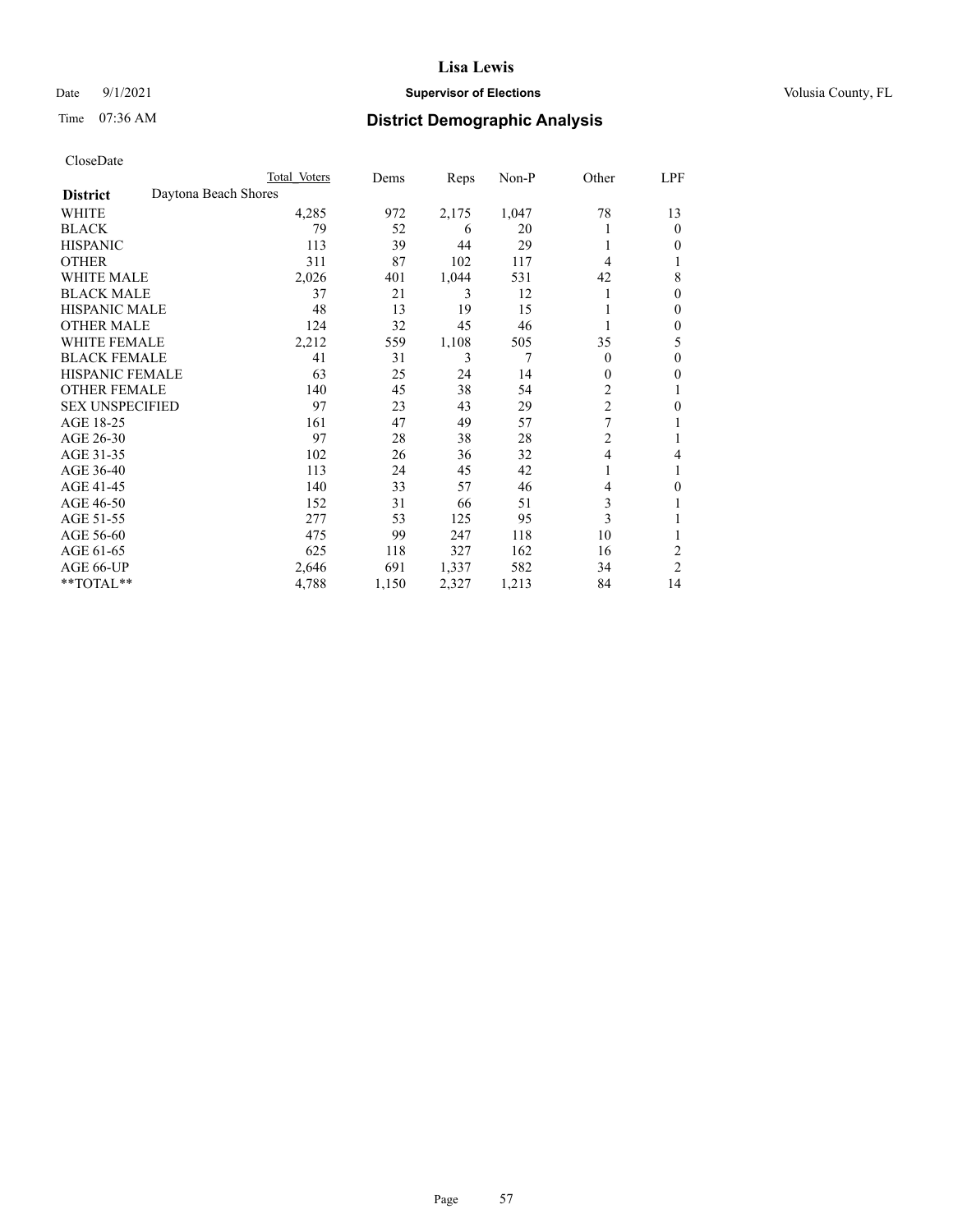# Lisa Lewis

Date 9/1/2021 **Supervisor of Elections** Volusia County, FL

Time 07:36 AM **District Demographic Analysis**

CloseDate

| | Total Voters | Dems | Reps | Non-P | Other | LPF |
|---|---|---|---|---|---|---|
| **District** Daytona Beach Shores | | | | | | |
| WHITE | 4,285 | 972 | 2,175 | 1,047 | 78 | 13 |
| BLACK | 79 | 52 | 6 | 20 | 1 | 0 |
| HISPANIC | 113 | 39 | 44 | 29 | 1 | 0 |
| OTHER | 311 | 87 | 102 | 117 | 4 | 1 |
| WHITE MALE | 2,026 | 401 | 1,044 | 531 | 42 | 8 |
| BLACK MALE | 37 | 21 | 3 | 12 | 1 | 0 |
| HISPANIC MALE | 48 | 13 | 19 | 15 | 1 | 0 |
| OTHER MALE | 124 | 32 | 45 | 46 | 1 | 0 |
| WHITE FEMALE | 2,212 | 559 | 1,108 | 505 | 35 | 5 |
| BLACK FEMALE | 41 | 31 | 3 | 7 | 0 | 0 |
| HISPANIC FEMALE | 63 | 25 | 24 | 14 | 0 | 0 |
| OTHER FEMALE | 140 | 45 | 38 | 54 | 2 | 1 |
| SEX UNSPECIFIED | 97 | 23 | 43 | 29 | 2 | 0 |
| AGE 18-25 | 161 | 47 | 49 | 57 | 7 | 1 |
| AGE 26-30 | 97 | 28 | 38 | 28 | 2 | 1 |
| AGE 31-35 | 102 | 26 | 36 | 32 | 4 | 4 |
| AGE 36-40 | 113 | 24 | 45 | 42 | 1 | 1 |
| AGE 41-45 | 140 | 33 | 57 | 46 | 4 | 0 |
| AGE 46-50 | 152 | 31 | 66 | 51 | 3 | 1 |
| AGE 51-55 | 277 | 53 | 125 | 95 | 3 | 1 |
| AGE 56-60 | 475 | 99 | 247 | 118 | 10 | 1 |
| AGE 61-65 | 625 | 118 | 327 | 162 | 16 | 2 |
| AGE 66-UP | 2,646 | 691 | 1,337 | 582 | 34 | 2 |
| **TOTAL** | 4,788 | 1,150 | 2,327 | 1,213 | 84 | 14 |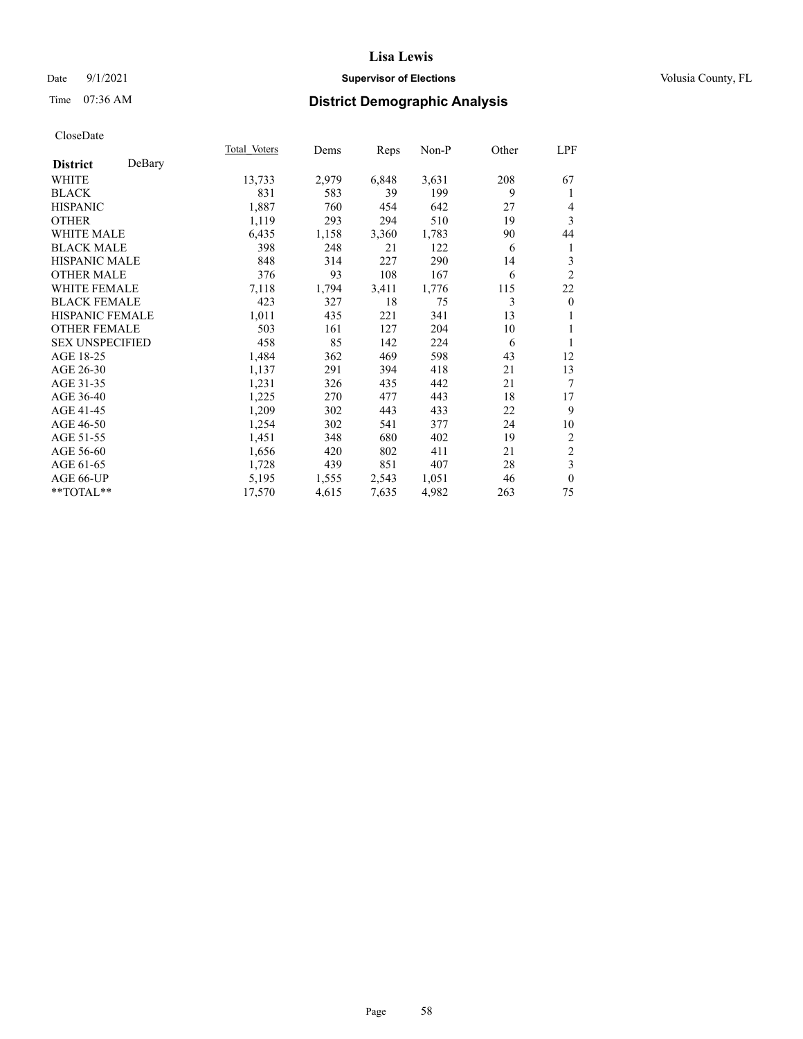# District Demographic Analysis

CloseDate

| District: DeBary | Total Voters | Dems | Reps | Non-P | Other | LPF |
|---|---|---|---|---|---|---|
| WHITE | 13,733 | 2,979 | 6,848 | 3,631 | 208 | 67 |
| BLACK | 831 | 583 | 39 | 199 | 9 | 1 |
| HISPANIC | 1,887 | 760 | 454 | 642 | 27 | 4 |
| OTHER | 1,119 | 293 | 294 | 510 | 19 | 3 |
| WHITE MALE | 6,435 | 1,158 | 3,360 | 1,783 | 90 | 44 |
| BLACK MALE | 398 | 248 | 21 | 122 | 6 | 1 |
| HISPANIC MALE | 848 | 314 | 227 | 290 | 14 | 3 |
| OTHER MALE | 376 | 93 | 108 | 167 | 6 | 2 |
| WHITE FEMALE | 7,118 | 1,794 | 3,411 | 1,776 | 115 | 22 |
| BLACK FEMALE | 423 | 327 | 18 | 75 | 3 | 0 |
| HISPANIC FEMALE | 1,011 | 435 | 221 | 341 | 13 | 1 |
| OTHER FEMALE | 503 | 161 | 127 | 204 | 10 | 1 |
| SEX UNSPECIFIED | 458 | 85 | 142 | 224 | 6 | 1 |
| AGE 18-25 | 1,484 | 362 | 469 | 598 | 43 | 12 |
| AGE 26-30 | 1,137 | 291 | 394 | 418 | 21 | 13 |
| AGE 31-35 | 1,231 | 326 | 435 | 442 | 21 | 7 |
| AGE 36-40 | 1,225 | 270 | 477 | 443 | 18 | 17 |
| AGE 41-45 | 1,209 | 302 | 443 | 433 | 22 | 9 |
| AGE 46-50 | 1,254 | 302 | 541 | 377 | 24 | 10 |
| AGE 51-55 | 1,451 | 348 | 680 | 402 | 19 | 2 |
| AGE 56-60 | 1,656 | 420 | 802 | 411 | 21 | 2 |
| AGE 61-65 | 1,728 | 439 | 851 | 407 | 28 | 3 |
| AGE 66-UP | 5,195 | 1,555 | 2,543 | 1,051 | 46 | 0 |
| **TOTAL** | 17,570 | 4,615 | 7,635 | 4,982 | 263 | 75 |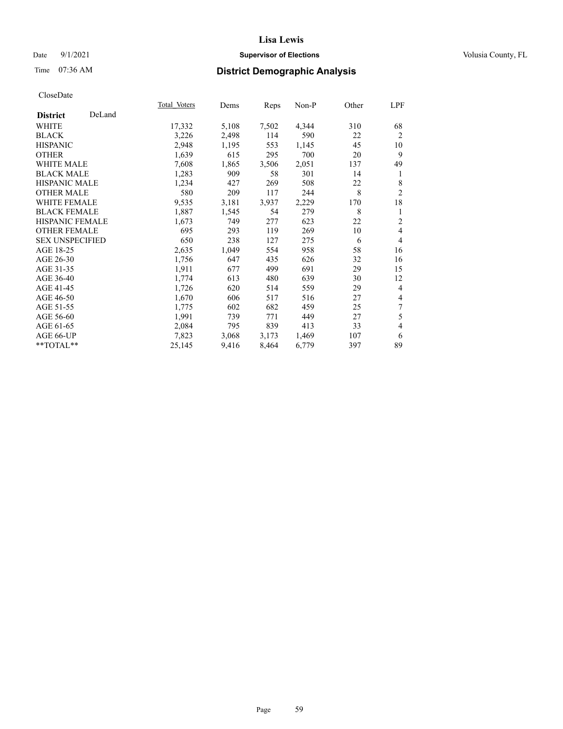# Lisa Lewis

Date 9/1/2021 **Supervisor of Elections** Volusia County, FL

Time 07:36 AM **District Demographic Analysis**

CloseDate

| **District** DeLand | Total Voters | Dems | Reps | Non-P | Other | LPF |
|---|---|---|---|---|---|---|
| WHITE | 17,332 | 5,108 | 7,502 | 4,344 | 310 | 68 |
| BLACK | 3,226 | 2,498 | 114 | 590 | 22 | 2 |
| HISPANIC | 2,948 | 1,195 | 553 | 1,145 | 45 | 10 |
| OTHER | 1,639 | 615 | 295 | 700 | 20 | 9 |
| WHITE MALE | 7,608 | 1,865 | 3,506 | 2,051 | 137 | 49 |
| BLACK MALE | 1,283 | 909 | 58 | 301 | 14 | 1 |
| HISPANIC MALE | 1,234 | 427 | 269 | 508 | 22 | 8 |
| OTHER MALE | 580 | 209 | 117 | 244 | 8 | 2 |
| WHITE FEMALE | 9,535 | 3,181 | 3,937 | 2,229 | 170 | 18 |
| BLACK FEMALE | 1,887 | 1,545 | 54 | 279 | 8 | 1 |
| HISPANIC FEMALE | 1,673 | 749 | 277 | 623 | 22 | 2 |
| OTHER FEMALE | 695 | 293 | 119 | 269 | 10 | 4 |
| SEX UNSPECIFIED | 650 | 238 | 127 | 275 | 6 | 4 |
| AGE 18-25 | 2,635 | 1,049 | 554 | 958 | 58 | 16 |
| AGE 26-30 | 1,756 | 647 | 435 | 626 | 32 | 16 |
| AGE 31-35 | 1,911 | 677 | 499 | 691 | 29 | 15 |
| AGE 36-40 | 1,774 | 613 | 480 | 639 | 30 | 12 |
| AGE 41-45 | 1,726 | 620 | 514 | 559 | 29 | 4 |
| AGE 46-50 | 1,670 | 606 | 517 | 516 | 27 | 4 |
| AGE 51-55 | 1,775 | 602 | 682 | 459 | 25 | 7 |
| AGE 56-60 | 1,991 | 739 | 771 | 449 | 27 | 5 |
| AGE 61-65 | 2,084 | 795 | 839 | 413 | 33 | 4 |
| AGE 66-UP | 7,823 | 3,068 | 3,173 | 1,469 | 107 | 6 |
| **TOTAL** | 25,145 | 9,416 | 8,464 | 6,779 | 397 | 89 |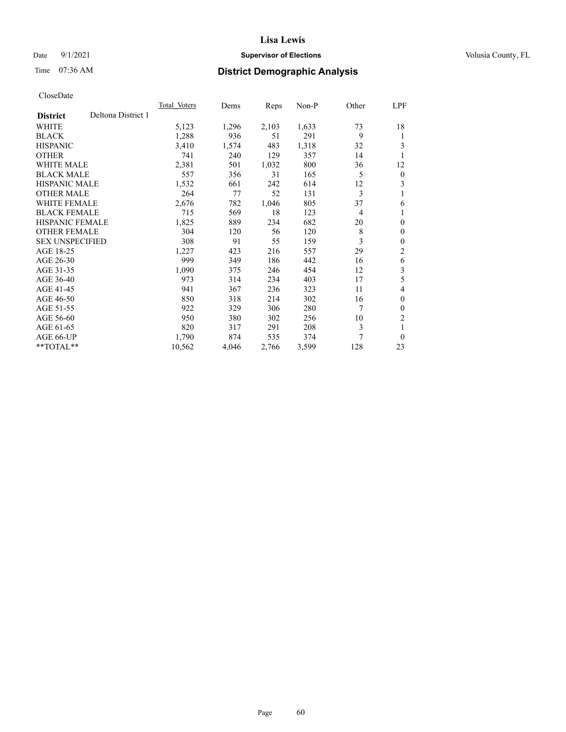# Lisa Lewis

Date 9/1/2021 **Supervisor of Elections** Volusia County, FL

Time 07:36 AM **District Demographic Analysis**

CloseDate

| **District** Deltona District 1 | Total Voters | Dems | Reps | Non-P | Other | LPF |
|---|---|---|---|---|---|---|
| WHITE | 5,123 | 1,296 | 2,103 | 1,633 | 73 | 18 |
| BLACK | 1,288 | 936 | 51 | 291 | 9 | 1 |
| HISPANIC | 3,410 | 1,574 | 483 | 1,318 | 32 | 3 |
| OTHER | 741 | 240 | 129 | 357 | 14 | 1 |
| WHITE MALE | 2,381 | 501 | 1,032 | 800 | 36 | 12 |
| BLACK MALE | 557 | 356 | 31 | 165 | 5 | 0 |
| HISPANIC MALE | 1,532 | 661 | 242 | 614 | 12 | 3 |
| OTHER MALE | 264 | 77 | 52 | 131 | 3 | 1 |
| WHITE FEMALE | 2,676 | 782 | 1,046 | 805 | 37 | 6 |
| BLACK FEMALE | 715 | 569 | 18 | 123 | 4 | 1 |
| HISPANIC FEMALE | 1,825 | 889 | 234 | 682 | 20 | 0 |
| OTHER FEMALE | 304 | 120 | 56 | 120 | 8 | 0 |
| SEX UNSPECIFIED | 308 | 91 | 55 | 159 | 3 | 0 |
| AGE 18-25 | 1,227 | 423 | 216 | 557 | 29 | 2 |
| AGE 26-30 | 999 | 349 | 186 | 442 | 16 | 6 |
| AGE 31-35 | 1,090 | 375 | 246 | 454 | 12 | 3 |
| AGE 36-40 | 973 | 314 | 234 | 403 | 17 | 5 |
| AGE 41-45 | 941 | 367 | 236 | 323 | 11 | 4 |
| AGE 46-50 | 850 | 318 | 214 | 302 | 16 | 0 |
| AGE 51-55 | 922 | 329 | 306 | 280 | 7 | 0 |
| AGE 56-60 | 950 | 380 | 302 | 256 | 10 | 2 |
| AGE 61-65 | 820 | 317 | 291 | 208 | 3 | 1 |
| AGE 66-UP | 1,790 | 874 | 535 | 374 | 7 | 0 |
| **TOTAL** | 10,562 | 4,046 | 2,766 | 3,599 | 128 | 23 |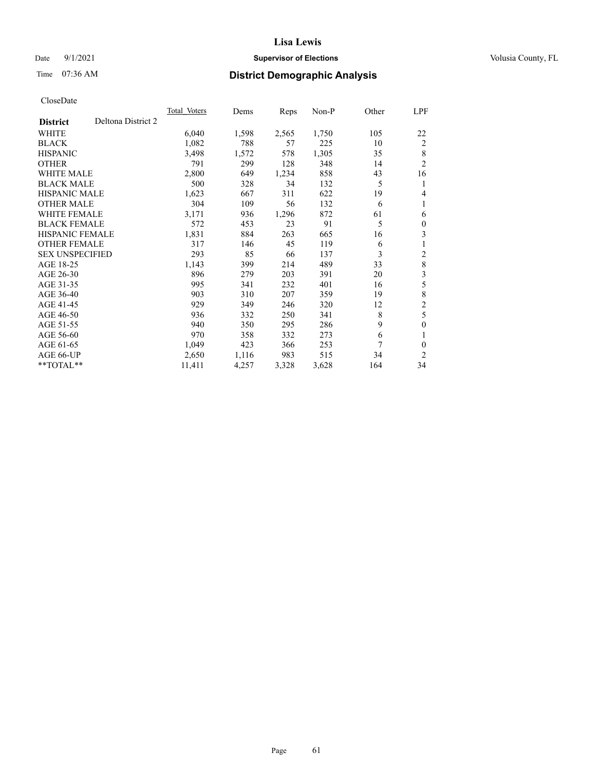CloseDate

| District | Deltona District 2 | Total_Voters | Dems | Reps | Non-P | Other | LPF |
|---|---|---|---|---|---|---|---|
| WHITE | | 6,040 | 1,598 | 2,565 | 1,750 | 105 | 22 |
| BLACK | | 1,082 | 788 | 57 | 225 | 10 | 2 |
| HISPANIC | | 3,498 | 1,572 | 578 | 1,305 | 35 | 8 |
| OTHER | | 791 | 299 | 128 | 348 | 14 | 2 |
| WHITE MALE | | 2,800 | 649 | 1,234 | 858 | 43 | 16 |
| BLACK MALE | | 500 | 328 | 34 | 132 | 5 | 1 |
| HISPANIC MALE | | 1,623 | 667 | 311 | 622 | 19 | 4 |
| OTHER MALE | | 304 | 109 | 56 | 132 | 6 | 1 |
| WHITE FEMALE | | 3,171 | 936 | 1,296 | 872 | 61 | 6 |
| BLACK FEMALE | | 572 | 453 | 23 | 91 | 5 | 0 |
| HISPANIC FEMALE | | 1,831 | 884 | 263 | 665 | 16 | 3 |
| OTHER FEMALE | | 317 | 146 | 45 | 119 | 6 | 1 |
| SEX UNSPECIFIED | | 293 | 85 | 66 | 137 | 3 | 2 |
| AGE 18-25 | | 1,143 | 399 | 214 | 489 | 33 | 8 |
| AGE 26-30 | | 896 | 279 | 203 | 391 | 20 | 3 |
| AGE 31-35 | | 995 | 341 | 232 | 401 | 16 | 5 |
| AGE 36-40 | | 903 | 310 | 207 | 359 | 19 | 8 |
| AGE 41-45 | | 929 | 349 | 246 | 320 | 12 | 2 |
| AGE 46-50 | | 936 | 332 | 250 | 341 | 8 | 5 |
| AGE 51-55 | | 940 | 350 | 295 | 286 | 9 | 0 |
| AGE 56-60 | | 970 | 358 | 332 | 273 | 6 | 1 |
| AGE 61-65 | | 1,049 | 423 | 366 | 253 | 7 | 0 |
| AGE 66-UP | | 2,650 | 1,116 | 983 | 515 | 34 | 2 |
| **TOTAL** | | 11,411 | 4,257 | 3,328 | 3,628 | 164 | 34 |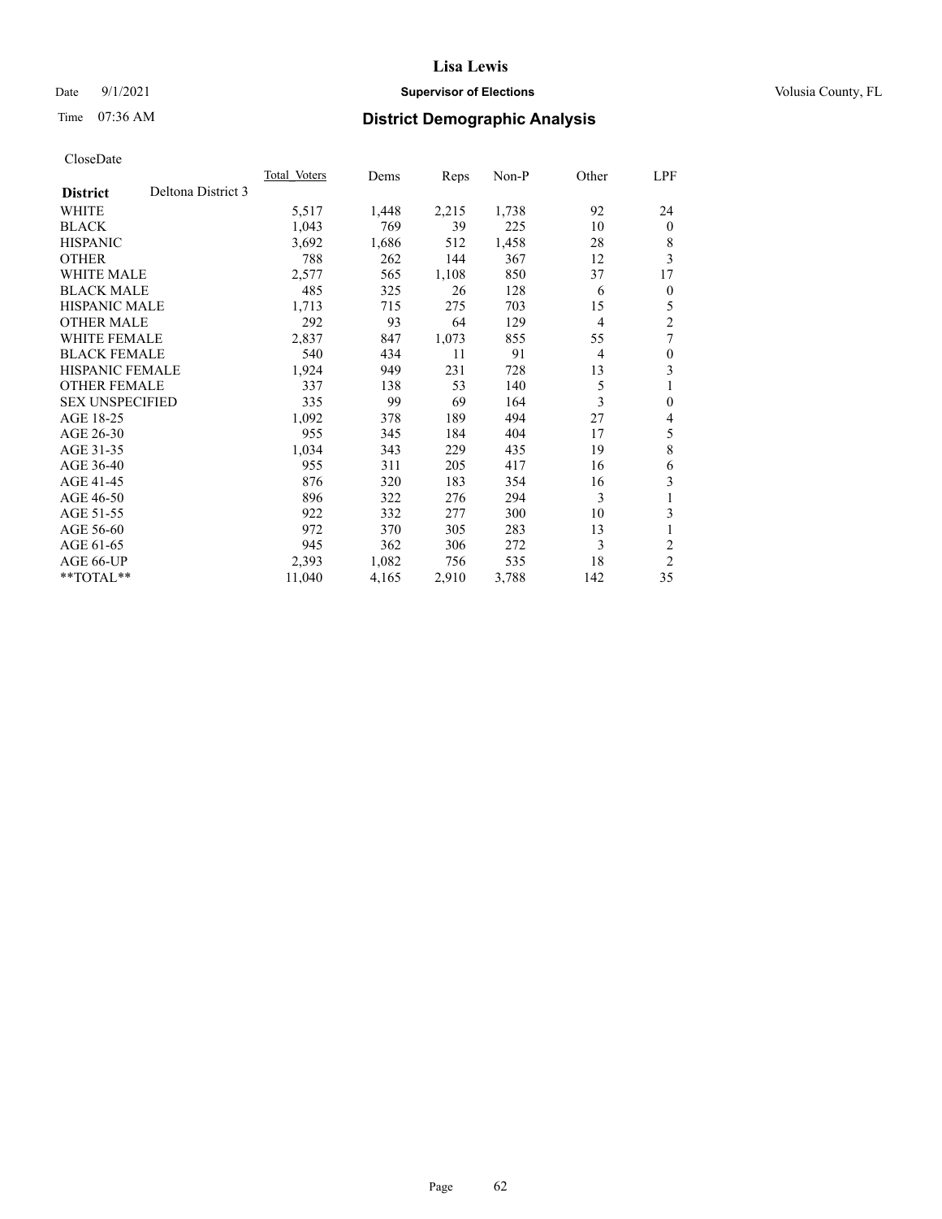# District Demographic Analysis

CloseDate

| District | Deltona District 3 | Total Voters | Dems | Reps | Non-P | Other | LPF |
|---|---|---|---|---|---|---|---|
| WHITE | | 5,517 | 1,448 | 2,215 | 1,738 | 92 | 24 |
| BLACK | | 1,043 | 769 | 39 | 225 | 10 | 0 |
| HISPANIC | | 3,692 | 1,686 | 512 | 1,458 | 28 | 8 |
| OTHER | | 788 | 262 | 144 | 367 | 12 | 3 |
| WHITE MALE | | 2,577 | 565 | 1,108 | 850 | 37 | 17 |
| BLACK MALE | | 485 | 325 | 26 | 128 | 6 | 0 |
| HISPANIC MALE | | 1,713 | 715 | 275 | 703 | 15 | 5 |
| OTHER MALE | | 292 | 93 | 64 | 129 | 4 | 2 |
| WHITE FEMALE | | 2,837 | 847 | 1,073 | 855 | 55 | 7 |
| BLACK FEMALE | | 540 | 434 | 11 | 91 | 4 | 0 |
| HISPANIC FEMALE | | 1,924 | 949 | 231 | 728 | 13 | 3 |
| OTHER FEMALE | | 337 | 138 | 53 | 140 | 5 | 1 |
| SEX UNSPECIFIED | | 335 | 99 | 69 | 164 | 3 | 0 |
| AGE 18-25 | | 1,092 | 378 | 189 | 494 | 27 | 4 |
| AGE 26-30 | | 955 | 345 | 184 | 404 | 17 | 5 |
| AGE 31-35 | | 1,034 | 343 | 229 | 435 | 19 | 8 |
| AGE 36-40 | | 955 | 311 | 205 | 417 | 16 | 6 |
| AGE 41-45 | | 876 | 320 | 183 | 354 | 16 | 3 |
| AGE 46-50 | | 896 | 322 | 276 | 294 | 3 | 1 |
| AGE 51-55 | | 922 | 332 | 277 | 300 | 10 | 3 |
| AGE 56-60 | | 972 | 370 | 305 | 283 | 13 | 1 |
| AGE 61-65 | | 945 | 362 | 306 | 272 | 3 | 2 |
| AGE 66-UP | | 2,393 | 1,082 | 756 | 535 | 18 | 2 |
| **TOTAL** | | 11,040 | 4,165 | 2,910 | 3,788 | 142 | 35 |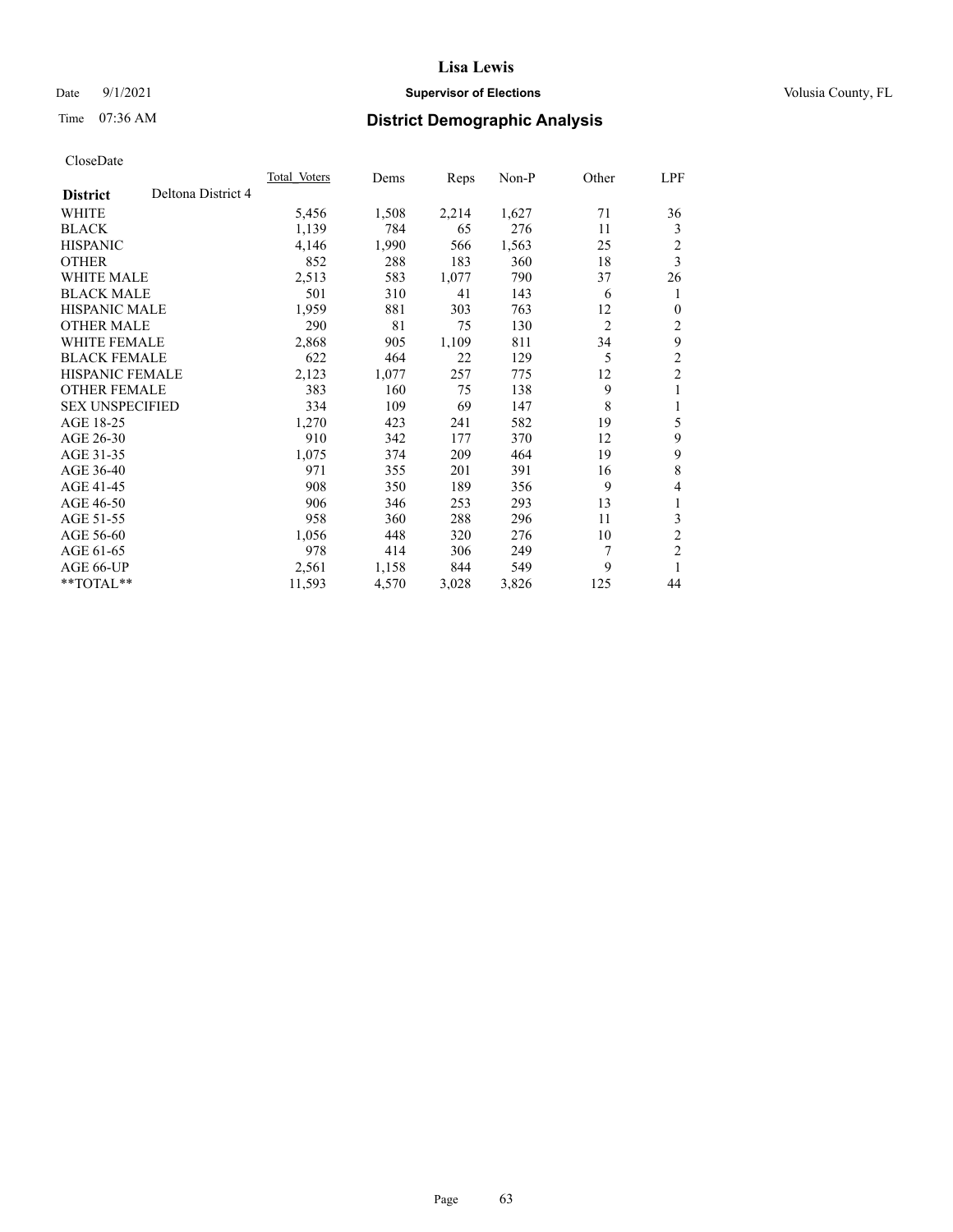CloseDate

| District | Deltona District 4 | Total_Voters | Dems | Reps | Non-P | Other | LPF |
|---|---|---|---|---|---|---|---|
| WHITE | | 5,456 | 1,508 | 2,214 | 1,627 | 71 | 36 |
| BLACK | | 1,139 | 784 | 65 | 276 | 11 | 3 |
| HISPANIC | | 4,146 | 1,990 | 566 | 1,563 | 25 | 2 |
| OTHER | | 852 | 288 | 183 | 360 | 18 | 3 |
| WHITE MALE | | 2,513 | 583 | 1,077 | 790 | 37 | 26 |
| BLACK MALE | | 501 | 310 | 41 | 143 | 6 | 1 |
| HISPANIC MALE | | 1,959 | 881 | 303 | 763 | 12 | 0 |
| OTHER MALE | | 290 | 81 | 75 | 130 | 2 | 2 |
| WHITE FEMALE | | 2,868 | 905 | 1,109 | 811 | 34 | 9 |
| BLACK FEMALE | | 622 | 464 | 22 | 129 | 5 | 2 |
| HISPANIC FEMALE | | 2,123 | 1,077 | 257 | 775 | 12 | 2 |
| OTHER FEMALE | | 383 | 160 | 75 | 138 | 9 | 1 |
| SEX UNSPECIFIED | | 334 | 109 | 69 | 147 | 8 | 1 |
| AGE 18-25 | | 1,270 | 423 | 241 | 582 | 19 | 5 |
| AGE 26-30 | | 910 | 342 | 177 | 370 | 12 | 9 |
| AGE 31-35 | | 1,075 | 374 | 209 | 464 | 19 | 9 |
| AGE 36-40 | | 971 | 355 | 201 | 391 | 16 | 8 |
| AGE 41-45 | | 908 | 350 | 189 | 356 | 9 | 4 |
| AGE 46-50 | | 906 | 346 | 253 | 293 | 13 | 1 |
| AGE 51-55 | | 958 | 360 | 288 | 296 | 11 | 3 |
| AGE 56-60 | | 1,056 | 448 | 320 | 276 | 10 | 2 |
| AGE 61-65 | | 978 | 414 | 306 | 249 | 7 | 2 |
| AGE 66-UP | | 2,561 | 1,158 | 844 | 549 | 9 | 1 |
| **TOTAL** | | 11,593 | 4,570 | 3,028 | 3,826 | 125 | 44 |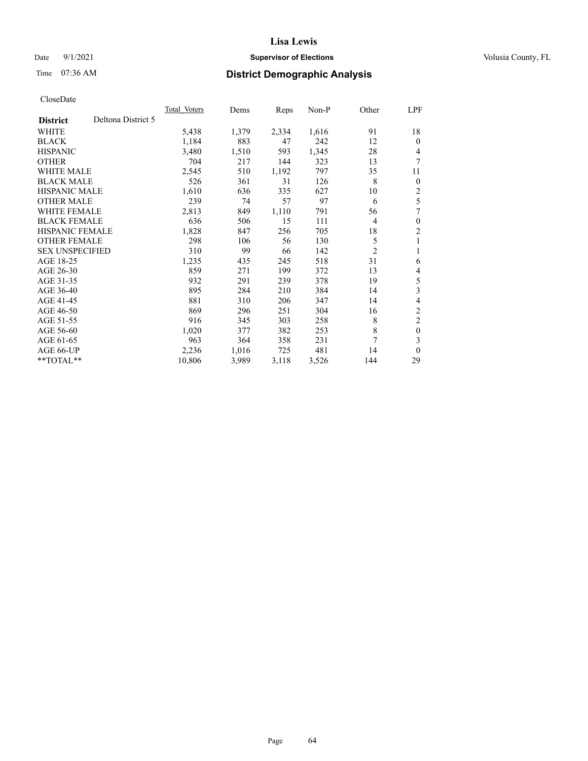CloseDate

| District | Deltona District 5 | Total_Voters | Dems | Reps | Non-P | Other | LPF |
|---|---|---|---|---|---|---|---|
| WHITE | | 5,438 | 1,379 | 2,334 | 1,616 | 91 | 18 |
| BLACK | | 1,184 | 883 | 47 | 242 | 12 | 0 |
| HISPANIC | | 3,480 | 1,510 | 593 | 1,345 | 28 | 4 |
| OTHER | | 704 | 217 | 144 | 323 | 13 | 7 |
| WHITE MALE | | 2,545 | 510 | 1,192 | 797 | 35 | 11 |
| BLACK MALE | | 526 | 361 | 31 | 126 | 8 | 0 |
| HISPANIC MALE | | 1,610 | 636 | 335 | 627 | 10 | 2 |
| OTHER MALE | | 239 | 74 | 57 | 97 | 6 | 5 |
| WHITE FEMALE | | 2,813 | 849 | 1,110 | 791 | 56 | 7 |
| BLACK FEMALE | | 636 | 506 | 15 | 111 | 4 | 0 |
| HISPANIC FEMALE | | 1,828 | 847 | 256 | 705 | 18 | 2 |
| OTHER FEMALE | | 298 | 106 | 56 | 130 | 5 | 1 |
| SEX UNSPECIFIED | | 310 | 99 | 66 | 142 | 2 | 1 |
| AGE 18-25 | | 1,235 | 435 | 245 | 518 | 31 | 6 |
| AGE 26-30 | | 859 | 271 | 199 | 372 | 13 | 4 |
| AGE 31-35 | | 932 | 291 | 239 | 378 | 19 | 5 |
| AGE 36-40 | | 895 | 284 | 210 | 384 | 14 | 3 |
| AGE 41-45 | | 881 | 310 | 206 | 347 | 14 | 4 |
| AGE 46-50 | | 869 | 296 | 251 | 304 | 16 | 2 |
| AGE 51-55 | | 916 | 345 | 303 | 258 | 8 | 2 |
| AGE 56-60 | | 1,020 | 377 | 382 | 253 | 8 | 0 |
| AGE 61-65 | | 963 | 364 | 358 | 231 | 7 | 3 |
| AGE 66-UP | | 2,236 | 1,016 | 725 | 481 | 14 | 0 |
| **TOTAL** | | 10,806 | 3,989 | 3,118 | 3,526 | 144 | 29 |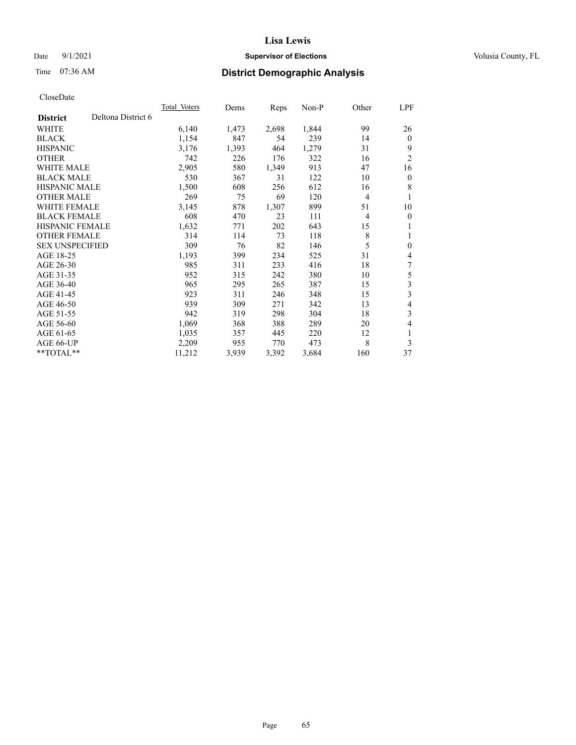CloseDate

| District | Deltona District 6 | Total_Voters | Dems | Reps | Non-P | Other | LPF |
|---|---|---|---|---|---|---|---|
| WHITE | | 6,140 | 1,473 | 2,698 | 1,844 | 99 | 26 |
| BLACK | | 1,154 | 847 | 54 | 239 | 14 | 0 |
| HISPANIC | | 3,176 | 1,393 | 464 | 1,279 | 31 | 9 |
| OTHER | | 742 | 226 | 176 | 322 | 16 | 2 |
| WHITE MALE | | 2,905 | 580 | 1,349 | 913 | 47 | 16 |
| BLACK MALE | | 530 | 367 | 31 | 122 | 10 | 0 |
| HISPANIC MALE | | 1,500 | 608 | 256 | 612 | 16 | 8 |
| OTHER MALE | | 269 | 75 | 69 | 120 | 4 | 1 |
| WHITE FEMALE | | 3,145 | 878 | 1,307 | 899 | 51 | 10 |
| BLACK FEMALE | | 608 | 470 | 23 | 111 | 4 | 0 |
| HISPANIC FEMALE | | 1,632 | 771 | 202 | 643 | 15 | 1 |
| OTHER FEMALE | | 314 | 114 | 73 | 118 | 8 | 1 |
| SEX UNSPECIFIED | | 309 | 76 | 82 | 146 | 5 | 0 |
| AGE 18-25 | | 1,193 | 399 | 234 | 525 | 31 | 4 |
| AGE 26-30 | | 985 | 311 | 233 | 416 | 18 | 7 |
| AGE 31-35 | | 952 | 315 | 242 | 380 | 10 | 5 |
| AGE 36-40 | | 965 | 295 | 265 | 387 | 15 | 3 |
| AGE 41-45 | | 923 | 311 | 246 | 348 | 15 | 3 |
| AGE 46-50 | | 939 | 309 | 271 | 342 | 13 | 4 |
| AGE 51-55 | | 942 | 319 | 298 | 304 | 18 | 3 |
| AGE 56-60 | | 1,069 | 368 | 388 | 289 | 20 | 4 |
| AGE 61-65 | | 1,035 | 357 | 445 | 220 | 12 | 1 |
| AGE 66-UP | | 2,209 | 955 | 770 | 473 | 8 | 3 |
| **TOTAL** | | 11,212 | 3,939 | 3,392 | 3,684 | 160 | 37 |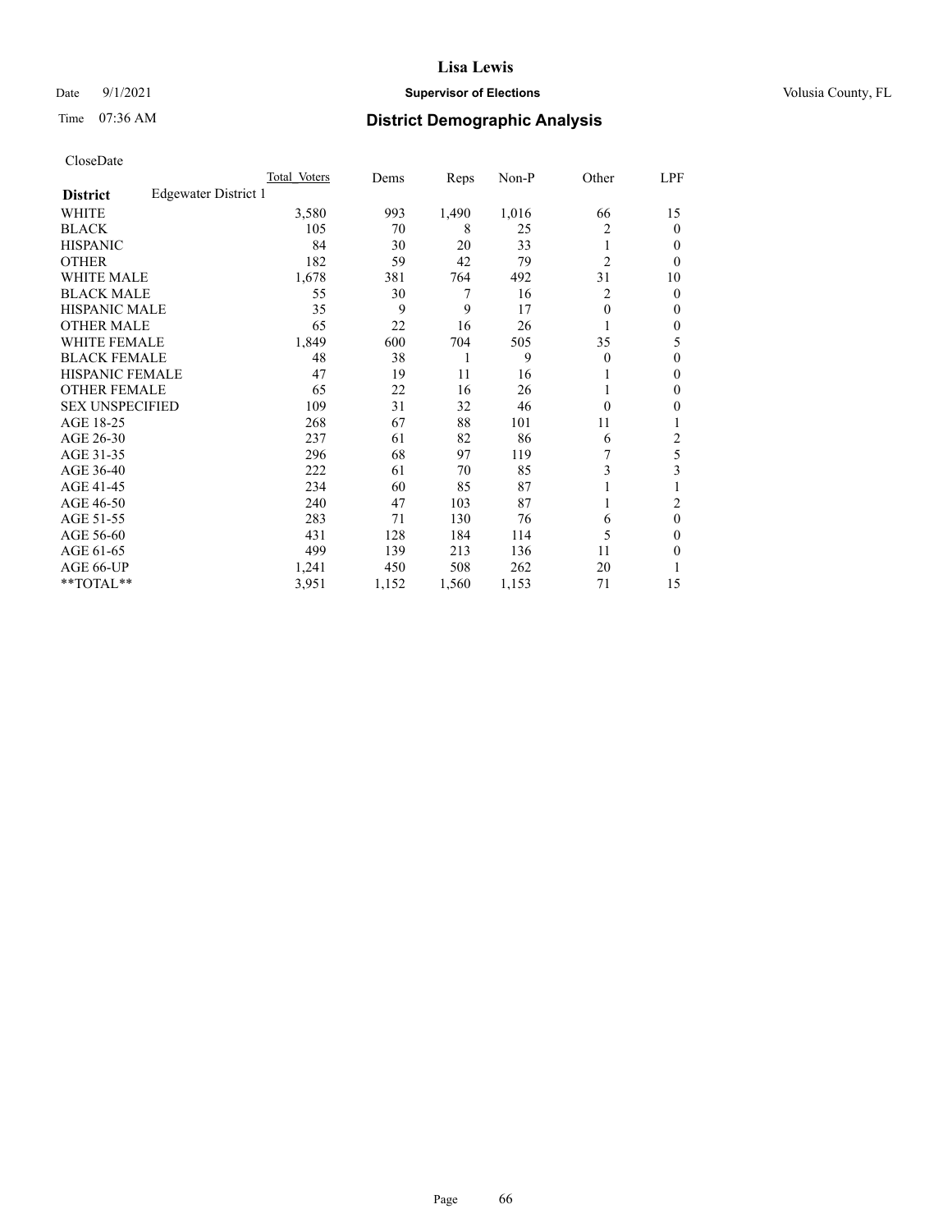# Lisa Lewis

Date 9/1/2021 **Supervisor of Elections** Volusia County, FL

Time 07:36 AM **District Demographic Analysis**

CloseDate

| District | Edgewater District 1 | Total Voters | Dems | Reps | Non-P | Other | LPF |
|---|---|---|---|---|---|---|---|
| WHITE | | 3,580 | 993 | 1,490 | 1,016 | 66 | 15 |
| BLACK | | 105 | 70 | 8 | 25 | 2 | 0 |
| HISPANIC | | 84 | 30 | 20 | 33 | 1 | 0 |
| OTHER | | 182 | 59 | 42 | 79 | 2 | 0 |
| WHITE MALE | | 1,678 | 381 | 764 | 492 | 31 | 10 |
| BLACK MALE | | 55 | 30 | 7 | 16 | 2 | 0 |
| HISPANIC MALE | | 35 | 9 | 9 | 17 | 0 | 0 |
| OTHER MALE | | 65 | 22 | 16 | 26 | 1 | 0 |
| WHITE FEMALE | | 1,849 | 600 | 704 | 505 | 35 | 5 |
| BLACK FEMALE | | 48 | 38 | 1 | 9 | 0 | 0 |
| HISPANIC FEMALE | | 47 | 19 | 11 | 16 | 1 | 0 |
| OTHER FEMALE | | 65 | 22 | 16 | 26 | 1 | 0 |
| SEX UNSPECIFIED | | 109 | 31 | 32 | 46 | 0 | 0 |
| AGE 18-25 | | 268 | 67 | 88 | 101 | 11 | 1 |
| AGE 26-30 | | 237 | 61 | 82 | 86 | 6 | 2 |
| AGE 31-35 | | 296 | 68 | 97 | 119 | 7 | 5 |
| AGE 36-40 | | 222 | 61 | 70 | 85 | 3 | 3 |
| AGE 41-45 | | 234 | 60 | 85 | 87 | 1 | 1 |
| AGE 46-50 | | 240 | 47 | 103 | 87 | 1 | 2 |
| AGE 51-55 | | 283 | 71 | 130 | 76 | 6 | 0 |
| AGE 56-60 | | 431 | 128 | 184 | 114 | 5 | 0 |
| AGE 61-65 | | 499 | 139 | 213 | 136 | 11 | 0 |
| AGE 66-UP | | 1,241 | 450 | 508 | 262 | 20 | 1 |
| **TOTAL** | | 3,951 | 1,152 | 1,560 | 1,153 | 71 | 15 |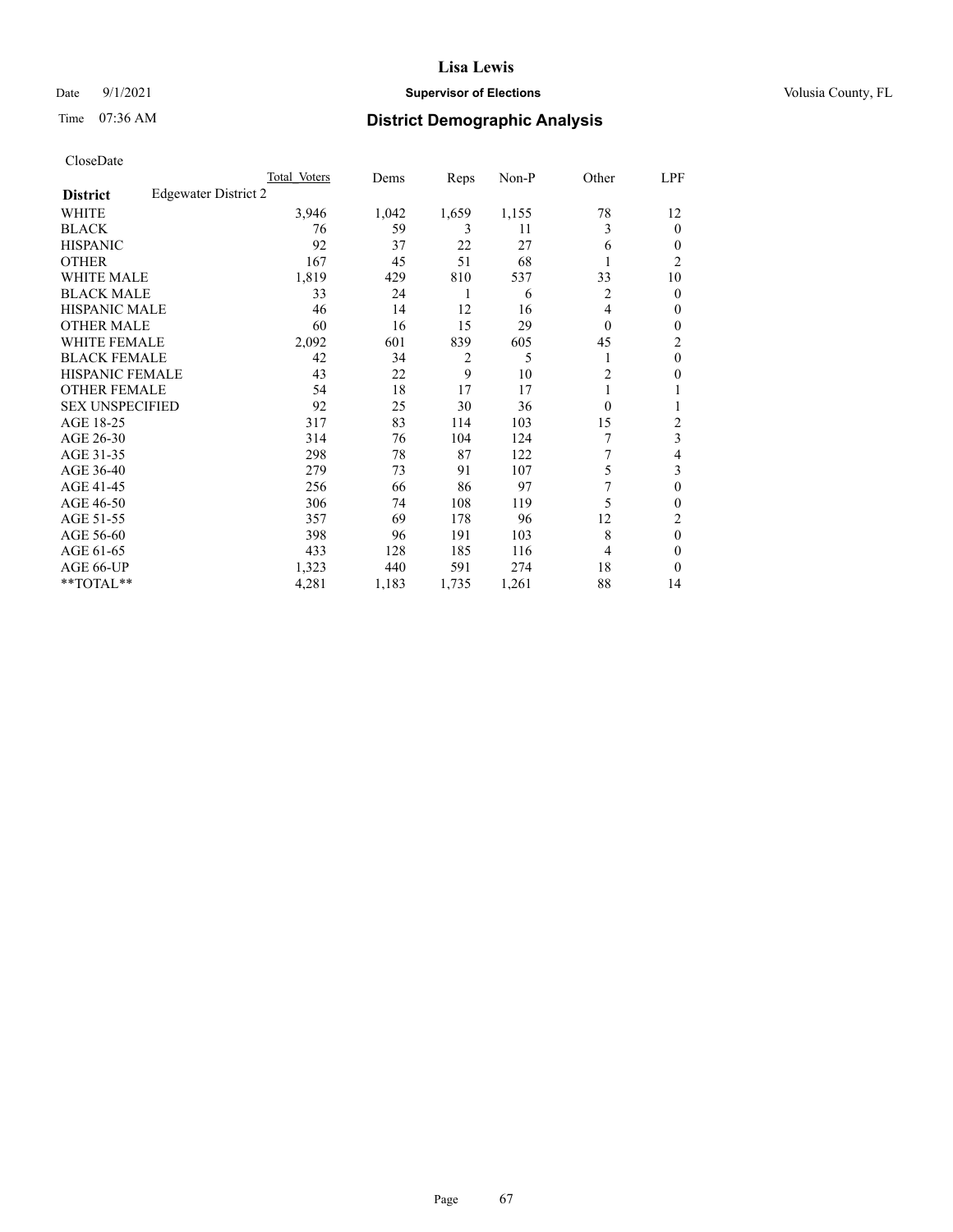# Lisa Lewis

Date 9/1/2021 **Supervisor of Elections** Volusia County, FL

Time 07:36 AM **District Demographic Analysis**

CloseDate

| | Total Voters | Dems | Reps | Non-P | Other | LPF |
|---|---|---|---|---|---|---|
| **District** Edgewater District 2 | | | | | | |
| WHITE | 3,946 | 1,042 | 1,659 | 1,155 | 78 | 12 |
| BLACK | 76 | 59 | 3 | 11 | 3 | 0 |
| HISPANIC | 92 | 37 | 22 | 27 | 6 | 0 |
| OTHER | 167 | 45 | 51 | 68 | 1 | 2 |
| WHITE MALE | 1,819 | 429 | 810 | 537 | 33 | 10 |
| BLACK MALE | 33 | 24 | 1 | 6 | 2 | 0 |
| HISPANIC MALE | 46 | 14 | 12 | 16 | 4 | 0 |
| OTHER MALE | 60 | 16 | 15 | 29 | 0 | 0 |
| WHITE FEMALE | 2,092 | 601 | 839 | 605 | 45 | 2 |
| BLACK FEMALE | 42 | 34 | 2 | 5 | 1 | 0 |
| HISPANIC FEMALE | 43 | 22 | 9 | 10 | 2 | 0 |
| OTHER FEMALE | 54 | 18 | 17 | 17 | 1 | 1 |
| SEX UNSPECIFIED | 92 | 25 | 30 | 36 | 0 | 1 |
| AGE 18-25 | 317 | 83 | 114 | 103 | 15 | 2 |
| AGE 26-30 | 314 | 76 | 104 | 124 | 7 | 3 |
| AGE 31-35 | 298 | 78 | 87 | 122 | 7 | 4 |
| AGE 36-40 | 279 | 73 | 91 | 107 | 5 | 3 |
| AGE 41-45 | 256 | 66 | 86 | 97 | 7 | 0 |
| AGE 46-50 | 306 | 74 | 108 | 119 | 5 | 0 |
| AGE 51-55 | 357 | 69 | 178 | 96 | 12 | 2 |
| AGE 56-60 | 398 | 96 | 191 | 103 | 8 | 0 |
| AGE 61-65 | 433 | 128 | 185 | 116 | 4 | 0 |
| AGE 66-UP | 1,323 | 440 | 591 | 274 | 18 | 0 |
| **TOTAL** | 4,281 | 1,183 | 1,735 | 1,261 | 88 | 14 |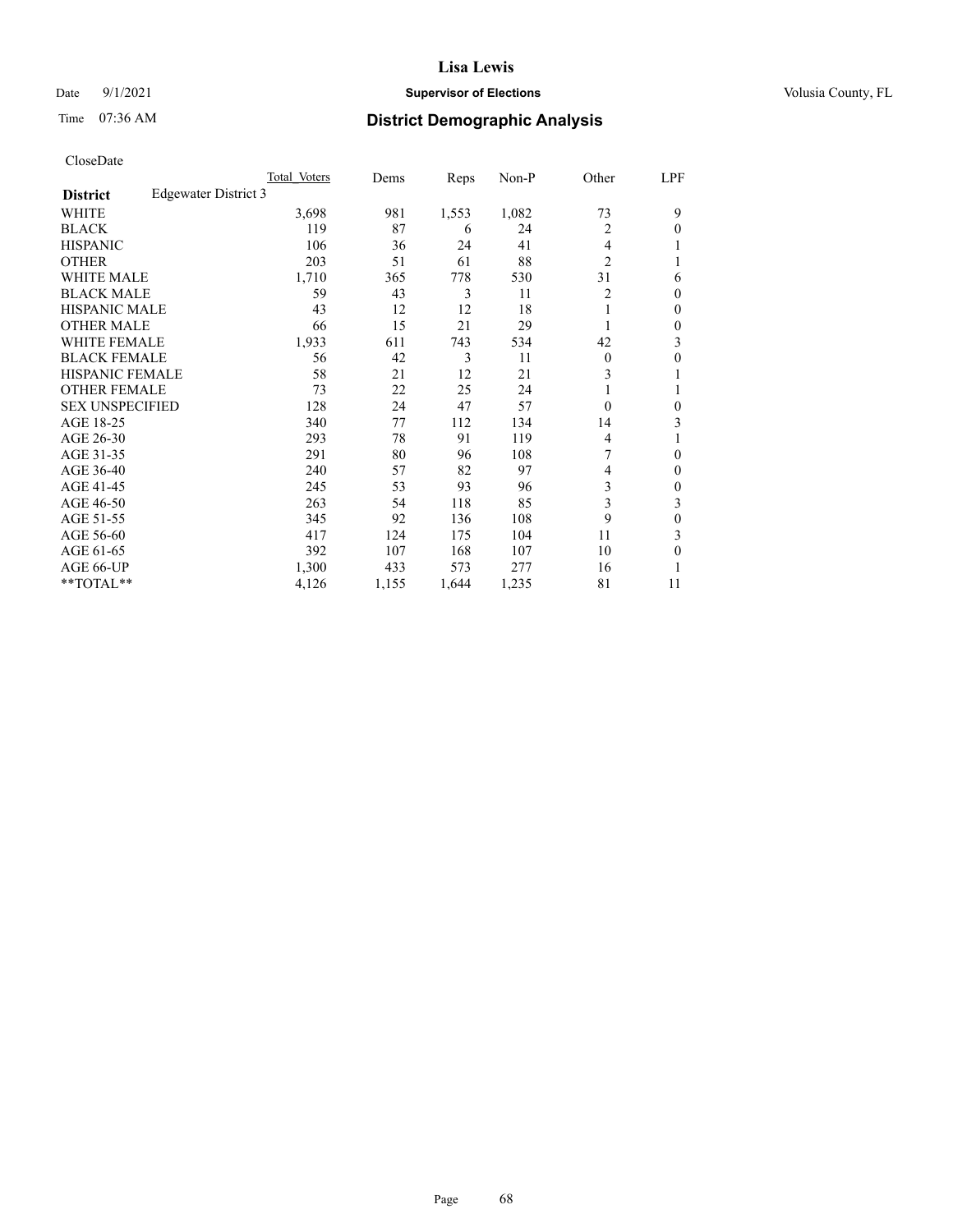Lisa Lewis

Date 9/1/2021 **Supervisor of Elections** Volusia County, FL

Time 07:36 AM **District Demographic Analysis**

CloseDate

| | Total Voters | Dems | Reps | Non-P | Other | LPF |
|---|---|---|---|---|---|---|
| **District** Edgewater District 3 | | | | | | |
| WHITE | 3,698 | 981 | 1,553 | 1,082 | 73 | 9 |
| BLACK | 119 | 87 | 6 | 24 | 2 | 0 |
| HISPANIC | 106 | 36 | 24 | 41 | 4 | 1 |
| OTHER | 203 | 51 | 61 | 88 | 2 | 1 |
| WHITE MALE | 1,710 | 365 | 778 | 530 | 31 | 6 |
| BLACK MALE | 59 | 43 | 3 | 11 | 2 | 0 |
| HISPANIC MALE | 43 | 12 | 12 | 18 | 1 | 0 |
| OTHER MALE | 66 | 15 | 21 | 29 | 1 | 0 |
| WHITE FEMALE | 1,933 | 611 | 743 | 534 | 42 | 3 |
| BLACK FEMALE | 56 | 42 | 3 | 11 | 0 | 0 |
| HISPANIC FEMALE | 58 | 21 | 12 | 21 | 3 | 1 |
| OTHER FEMALE | 73 | 22 | 25 | 24 | 1 | 1 |
| SEX UNSPECIFIED | 128 | 24 | 47 | 57 | 0 | 0 |
| AGE 18-25 | 340 | 77 | 112 | 134 | 14 | 3 |
| AGE 26-30 | 293 | 78 | 91 | 119 | 4 | 1 |
| AGE 31-35 | 291 | 80 | 96 | 108 | 7 | 0 |
| AGE 36-40 | 240 | 57 | 82 | 97 | 4 | 0 |
| AGE 41-45 | 245 | 53 | 93 | 96 | 3 | 0 |
| AGE 46-50 | 263 | 54 | 118 | 85 | 3 | 3 |
| AGE 51-55 | 345 | 92 | 136 | 108 | 9 | 0 |
| AGE 56-60 | 417 | 124 | 175 | 104 | 11 | 3 |
| AGE 61-65 | 392 | 107 | 168 | 107 | 10 | 0 |
| AGE 66-UP | 1,300 | 433 | 573 | 277 | 16 | 1 |
| **TOTAL** | 4,126 | 1,155 | 1,644 | 1,235 | 81 | 11 |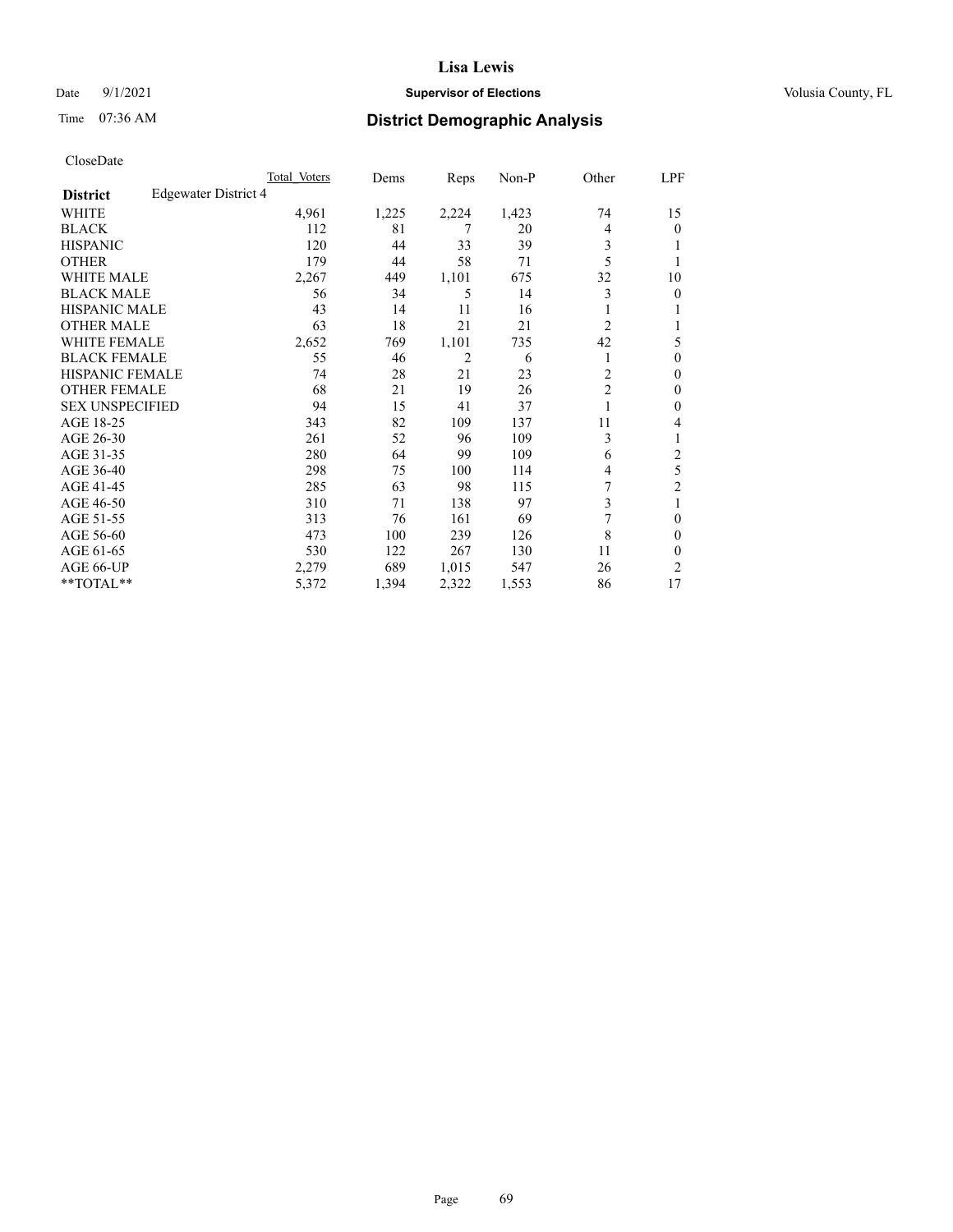CloseDate

| District | Edgewater District 4 | Total Voters | Dems | Reps | Non-P | Other | LPF |
|---|---|---|---|---|---|---|---|
| WHITE | | 4,961 | 1,225 | 2,224 | 1,423 | 74 | 15 |
| BLACK | | 112 | 81 | 7 | 20 | 4 | 0 |
| HISPANIC | | 120 | 44 | 33 | 39 | 3 | 1 |
| OTHER | | 179 | 44 | 58 | 71 | 5 | 1 |
| WHITE MALE | | 2,267 | 449 | 1,101 | 675 | 32 | 10 |
| BLACK MALE | | 56 | 34 | 5 | 14 | 3 | 0 |
| HISPANIC MALE | | 43 | 14 | 11 | 16 | 1 | 1 |
| OTHER MALE | | 63 | 18 | 21 | 21 | 2 | 1 |
| WHITE FEMALE | | 2,652 | 769 | 1,101 | 735 | 42 | 5 |
| BLACK FEMALE | | 55 | 46 | 2 | 6 | 1 | 0 |
| HISPANIC FEMALE | | 74 | 28 | 21 | 23 | 2 | 0 |
| OTHER FEMALE | | 68 | 21 | 19 | 26 | 2 | 0 |
| SEX UNSPECIFIED | | 94 | 15 | 41 | 37 | 1 | 0 |
| AGE 18-25 | | 343 | 82 | 109 | 137 | 11 | 4 |
| AGE 26-30 | | 261 | 52 | 96 | 109 | 3 | 1 |
| AGE 31-35 | | 280 | 64 | 99 | 109 | 6 | 2 |
| AGE 36-40 | | 298 | 75 | 100 | 114 | 4 | 5 |
| AGE 41-45 | | 285 | 63 | 98 | 115 | 7 | 2 |
| AGE 46-50 | | 310 | 71 | 138 | 97 | 3 | 1 |
| AGE 51-55 | | 313 | 76 | 161 | 69 | 7 | 0 |
| AGE 56-60 | | 473 | 100 | 239 | 126 | 8 | 0 |
| AGE 61-65 | | 530 | 122 | 267 | 130 | 11 | 0 |
| AGE 66-UP | | 2,279 | 689 | 1,015 | 547 | 26 | 2 |
| **TOTAL** | | 5,372 | 1,394 | 2,322 | 1,553 | 86 | 17 |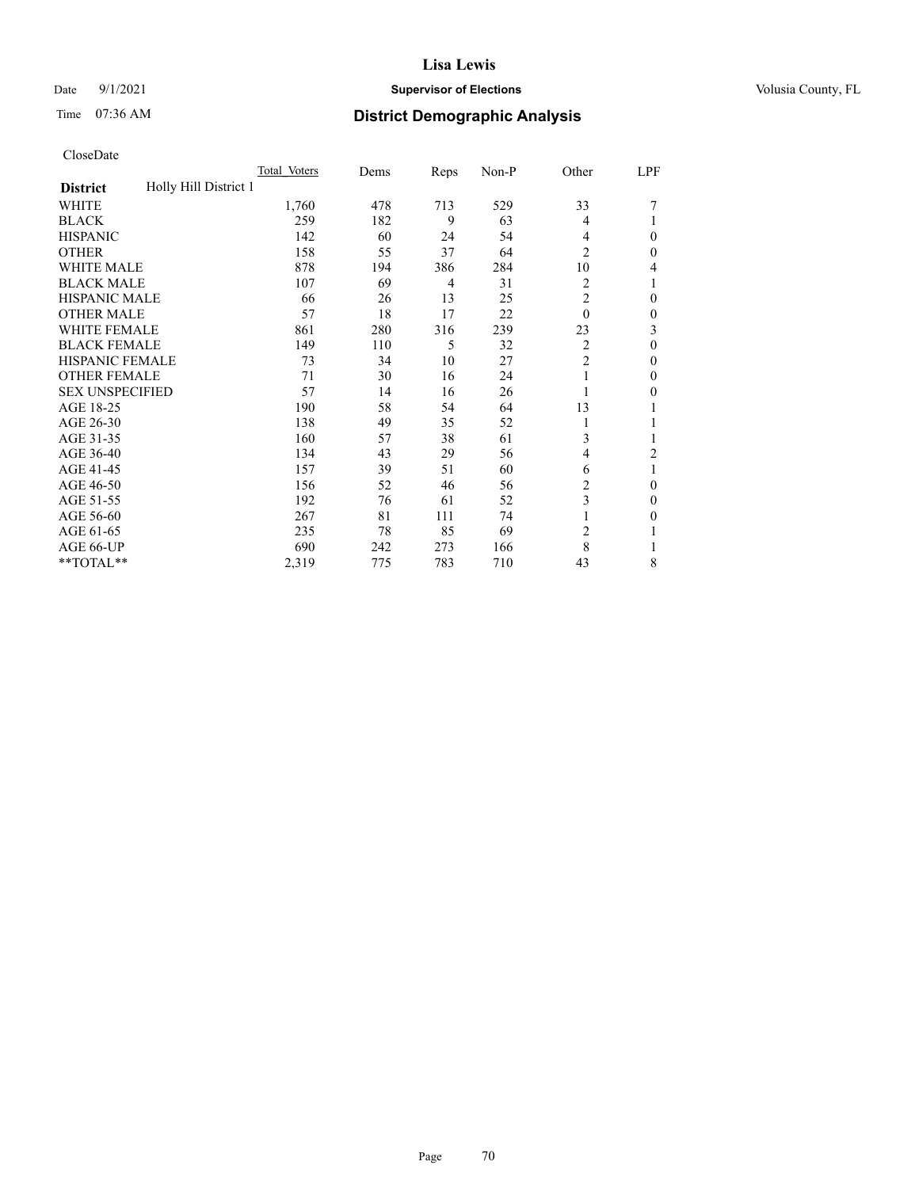CloseDate

| | Total Voters | Dems | Reps | Non-P | Other | LPF |
|---|---|---|---|---|---|---|
| **District** Holly Hill District 1 | | | | | | |
| WHITE | 1,760 | 478 | 713 | 529 | 33 | 7 |
| BLACK | 259 | 182 | 9 | 63 | 4 | 1 |
| HISPANIC | 142 | 60 | 24 | 54 | 4 | 0 |
| OTHER | 158 | 55 | 37 | 64 | 2 | 0 |
| WHITE MALE | 878 | 194 | 386 | 284 | 10 | 4 |
| BLACK MALE | 107 | 69 | 4 | 31 | 2 | 1 |
| HISPANIC MALE | 66 | 26 | 13 | 25 | 2 | 0 |
| OTHER MALE | 57 | 18 | 17 | 22 | 0 | 0 |
| WHITE FEMALE | 861 | 280 | 316 | 239 | 23 | 3 |
| BLACK FEMALE | 149 | 110 | 5 | 32 | 2 | 0 |
| HISPANIC FEMALE | 73 | 34 | 10 | 27 | 2 | 0 |
| OTHER FEMALE | 71 | 30 | 16 | 24 | 1 | 0 |
| SEX UNSPECIFIED | 57 | 14 | 16 | 26 | 1 | 0 |
| AGE 18-25 | 190 | 58 | 54 | 64 | 13 | 1 |
| AGE 26-30 | 138 | 49 | 35 | 52 | 1 | 1 |
| AGE 31-35 | 160 | 57 | 38 | 61 | 3 | 1 |
| AGE 36-40 | 134 | 43 | 29 | 56 | 4 | 2 |
| AGE 41-45 | 157 | 39 | 51 | 60 | 6 | 1 |
| AGE 46-50 | 156 | 52 | 46 | 56 | 2 | 0 |
| AGE 51-55 | 192 | 76 | 61 | 52 | 3 | 0 |
| AGE 56-60 | 267 | 81 | 111 | 74 | 1 | 0 |
| AGE 61-65 | 235 | 78 | 85 | 69 | 2 | 1 |
| AGE 66-UP | 690 | 242 | 273 | 166 | 8 | 1 |
| **TOTAL** | 2,319 | 775 | 783 | 710 | 43 | 8 |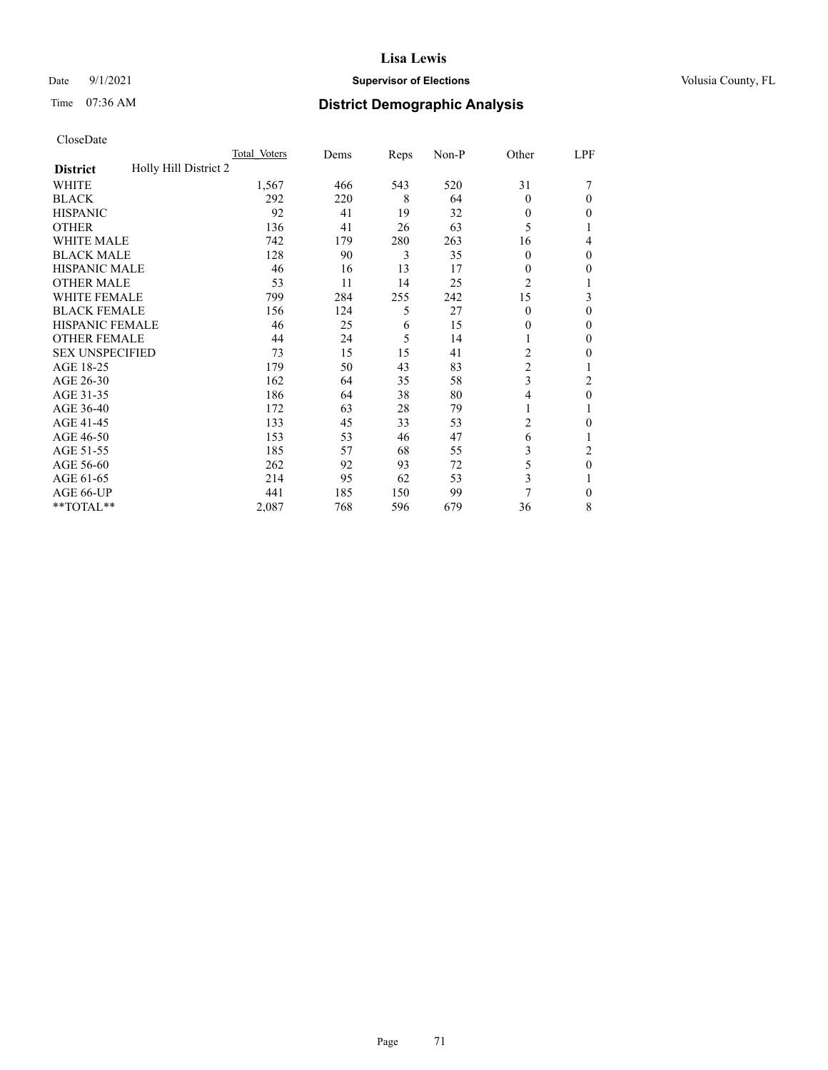CloseDate

| | Total Voters | Dems | Reps | Non-P | Other | LPF |
|---|---|---|---|---|---|---|
| **District** Holly Hill District 2 | | | | | | |
| WHITE | 1,567 | 466 | 543 | 520 | 31 | 7 |
| BLACK | 292 | 220 | 8 | 64 | 0 | 0 |
| HISPANIC | 92 | 41 | 19 | 32 | 0 | 0 |
| OTHER | 136 | 41 | 26 | 63 | 5 | 1 |
| WHITE MALE | 742 | 179 | 280 | 263 | 16 | 4 |
| BLACK MALE | 128 | 90 | 3 | 35 | 0 | 0 |
| HISPANIC MALE | 46 | 16 | 13 | 17 | 0 | 0 |
| OTHER MALE | 53 | 11 | 14 | 25 | 2 | 1 |
| WHITE FEMALE | 799 | 284 | 255 | 242 | 15 | 3 |
| BLACK FEMALE | 156 | 124 | 5 | 27 | 0 | 0 |
| HISPANIC FEMALE | 46 | 25 | 6 | 15 | 0 | 0 |
| OTHER FEMALE | 44 | 24 | 5 | 14 | 1 | 0 |
| SEX UNSPECIFIED | 73 | 15 | 15 | 41 | 2 | 0 |
| AGE 18-25 | 179 | 50 | 43 | 83 | 2 | 1 |
| AGE 26-30 | 162 | 64 | 35 | 58 | 3 | 2 |
| AGE 31-35 | 186 | 64 | 38 | 80 | 4 | 0 |
| AGE 36-40 | 172 | 63 | 28 | 79 | 1 | 1 |
| AGE 41-45 | 133 | 45 | 33 | 53 | 2 | 0 |
| AGE 46-50 | 153 | 53 | 46 | 47 | 6 | 1 |
| AGE 51-55 | 185 | 57 | 68 | 55 | 3 | 2 |
| AGE 56-60 | 262 | 92 | 93 | 72 | 5 | 0 |
| AGE 61-65 | 214 | 95 | 62 | 53 | 3 | 1 |
| AGE 66-UP | 441 | 185 | 150 | 99 | 7 | 0 |
| **TOTAL** | 2,087 | 768 | 596 | 679 | 36 | 8 |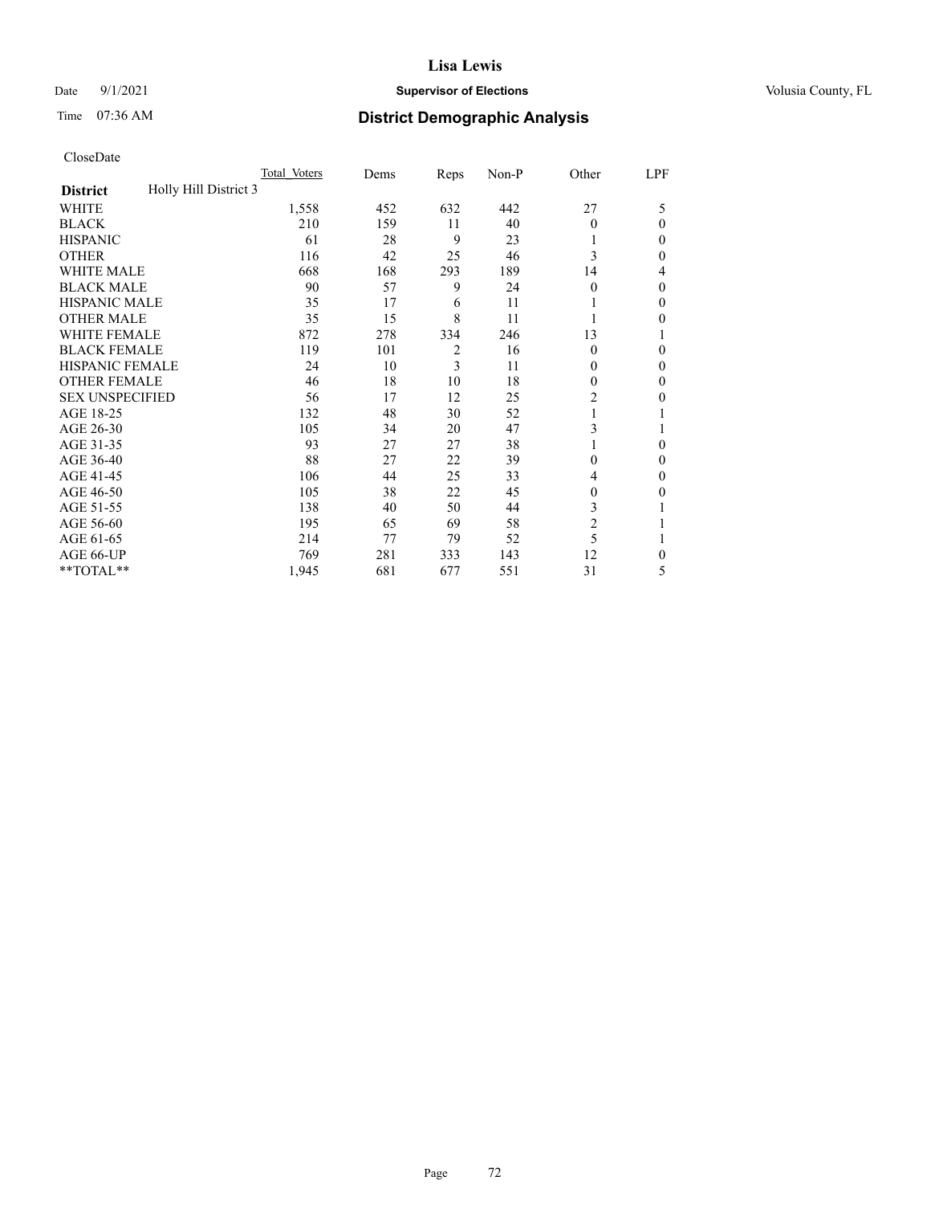Date 9/1/2021

Time 07:36 AM

# Lisa Lewis

**Supervisor of Elections**

Volusia County, FL

## District Demographic Analysis

CloseDate

| | Total Voters | Dems | Reps | Non-P | Other | LPF |
|---|---|---|---|---|---|---|
| **District** Holly Hill District 3 | | | | | | |
| WHITE | 1,558 | 452 | 632 | 442 | 27 | 5 |
| BLACK | 210 | 159 | 11 | 40 | 0 | 0 |
| HISPANIC | 61 | 28 | 9 | 23 | 1 | 0 |
| OTHER | 116 | 42 | 25 | 46 | 3 | 0 |
| WHITE MALE | 668 | 168 | 293 | 189 | 14 | 4 |
| BLACK MALE | 90 | 57 | 9 | 24 | 0 | 0 |
| HISPANIC MALE | 35 | 17 | 6 | 11 | 1 | 0 |
| OTHER MALE | 35 | 15 | 8 | 11 | 1 | 0 |
| WHITE FEMALE | 872 | 278 | 334 | 246 | 13 | 1 |
| BLACK FEMALE | 119 | 101 | 2 | 16 | 0 | 0 |
| HISPANIC FEMALE | 24 | 10 | 3 | 11 | 0 | 0 |
| OTHER FEMALE | 46 | 18 | 10 | 18 | 0 | 0 |
| SEX UNSPECIFIED | 56 | 17 | 12 | 25 | 2 | 0 |
| AGE 18-25 | 132 | 48 | 30 | 52 | 1 | 1 |
| AGE 26-30 | 105 | 34 | 20 | 47 | 3 | 1 |
| AGE 31-35 | 93 | 27 | 27 | 38 | 1 | 0 |
| AGE 36-40 | 88 | 27 | 22 | 39 | 0 | 0 |
| AGE 41-45 | 106 | 44 | 25 | 33 | 4 | 0 |
| AGE 46-50 | 105 | 38 | 22 | 45 | 0 | 0 |
| AGE 51-55 | 138 | 40 | 50 | 44 | 3 | 1 |
| AGE 56-60 | 195 | 65 | 69 | 58 | 2 | 1 |
| AGE 61-65 | 214 | 77 | 79 | 52 | 5 | 1 |
| AGE 66-UP | 769 | 281 | 333 | 143 | 12 | 0 |
| **TOTAL** | 1,945 | 681 | 677 | 551 | 31 | 5 |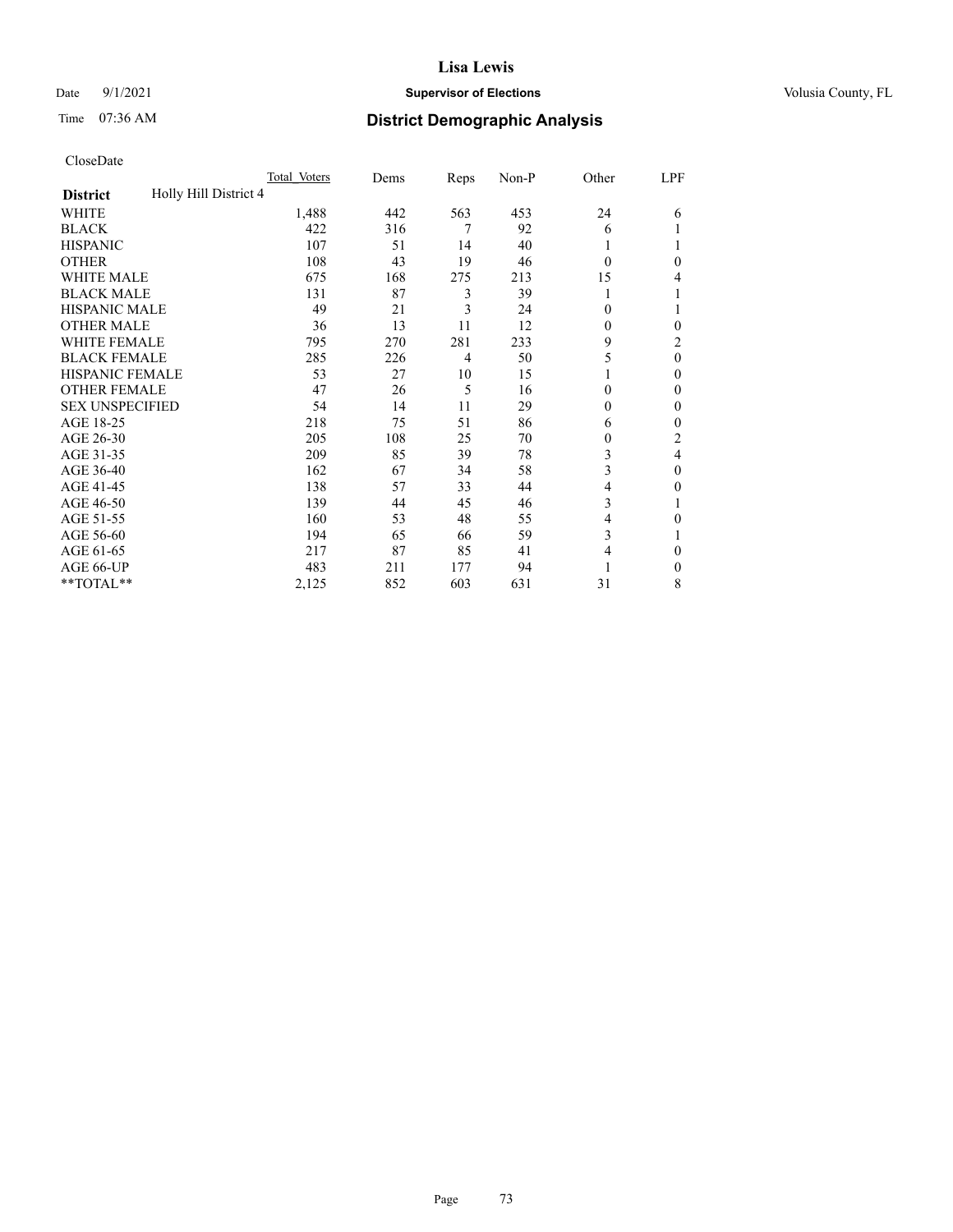**Lisa Lewis**

Date 9/1/2021 **Supervisor of Elections** Volusia County, FL

Time 07:36 AM **District Demographic Analysis**

CloseDate

| District | Holly Hill District 4 | Total Voters | Dems | Reps | Non-P | Other | LPF |
|---|---|---|---|---|---|---|---|
| WHITE | | 1,488 | 442 | 563 | 453 | 24 | 6 |
| BLACK | | 422 | 316 | 7 | 92 | 6 | 1 |
| HISPANIC | | 107 | 51 | 14 | 40 | 1 | 1 |
| OTHER | | 108 | 43 | 19 | 46 | 0 | 0 |
| WHITE MALE | | 675 | 168 | 275 | 213 | 15 | 4 |
| BLACK MALE | | 131 | 87 | 3 | 39 | 1 | 1 |
| HISPANIC MALE | | 49 | 21 | 3 | 24 | 0 | 1 |
| OTHER MALE | | 36 | 13 | 11 | 12 | 0 | 0 |
| WHITE FEMALE | | 795 | 270 | 281 | 233 | 9 | 2 |
| BLACK FEMALE | | 285 | 226 | 4 | 50 | 5 | 0 |
| HISPANIC FEMALE | | 53 | 27 | 10 | 15 | 1 | 0 |
| OTHER FEMALE | | 47 | 26 | 5 | 16 | 0 | 0 |
| SEX UNSPECIFIED | | 54 | 14 | 11 | 29 | 0 | 0 |
| AGE 18-25 | | 218 | 75 | 51 | 86 | 6 | 0 |
| AGE 26-30 | | 205 | 108 | 25 | 70 | 0 | 2 |
| AGE 31-35 | | 209 | 85 | 39 | 78 | 3 | 4 |
| AGE 36-40 | | 162 | 67 | 34 | 58 | 3 | 0 |
| AGE 41-45 | | 138 | 57 | 33 | 44 | 4 | 0 |
| AGE 46-50 | | 139 | 44 | 45 | 46 | 3 | 1 |
| AGE 51-55 | | 160 | 53 | 48 | 55 | 4 | 0 |
| AGE 56-60 | | 194 | 65 | 66 | 59 | 3 | 1 |
| AGE 61-65 | | 217 | 87 | 85 | 41 | 4 | 0 |
| AGE 66-UP | | 483 | 211 | 177 | 94 | 1 | 0 |
| **TOTAL** | | 2,125 | 852 | 603 | 631 | 31 | 8 |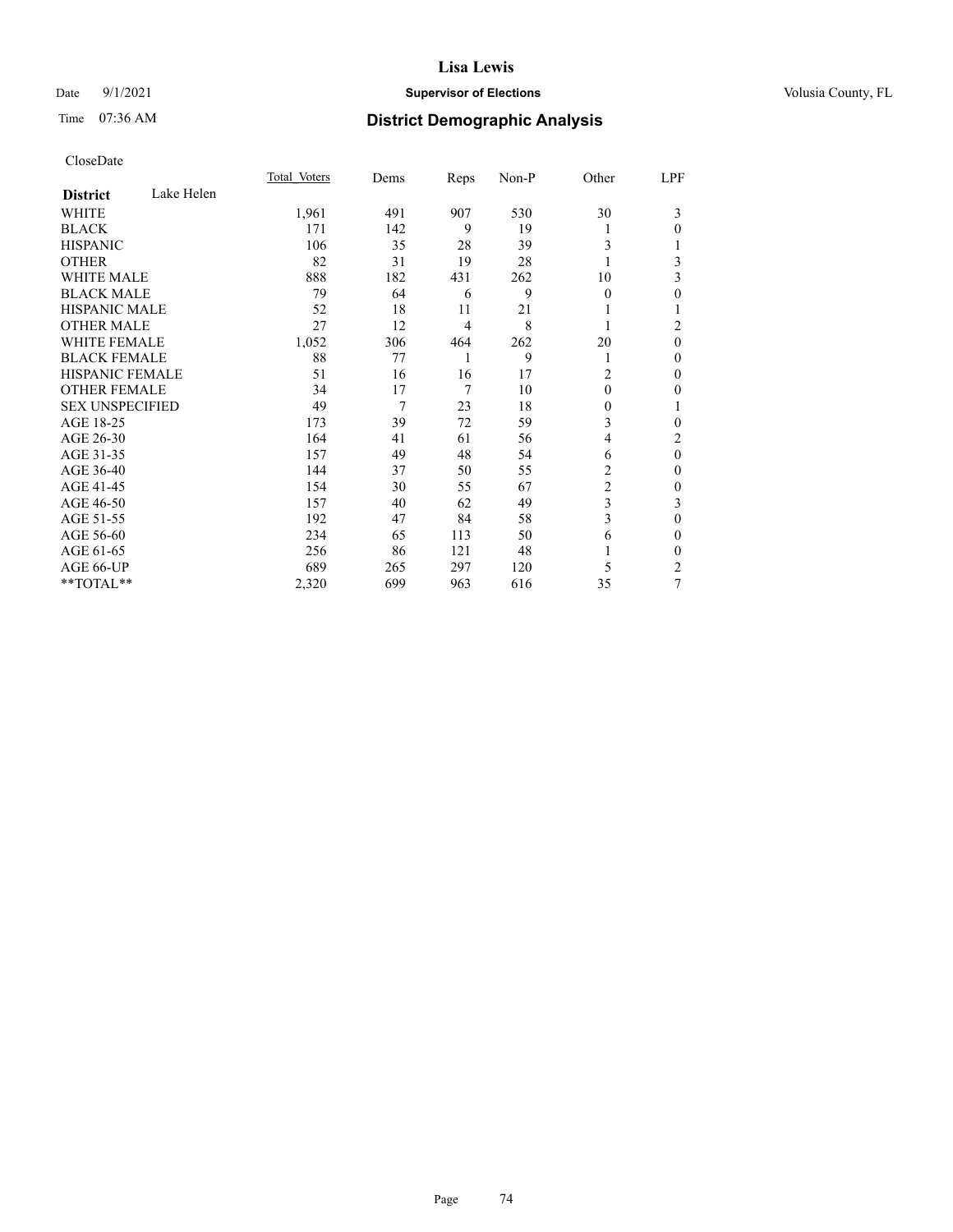CloseDate

| District | Lake Helen | Total_Voters | Dems | Reps | Non-P | Other | LPF |
|---|---|---|---|---|---|---|---|
| WHITE | | 1,961 | 491 | 907 | 530 | 30 | 3 |
| BLACK | | 171 | 142 | 9 | 19 | 1 | 0 |
| HISPANIC | | 106 | 35 | 28 | 39 | 3 | 1 |
| OTHER | | 82 | 31 | 19 | 28 | 1 | 3 |
| WHITE MALE | | 888 | 182 | 431 | 262 | 10 | 3 |
| BLACK MALE | | 79 | 64 | 6 | 9 | 0 | 0 |
| HISPANIC MALE | | 52 | 18 | 11 | 21 | 1 | 1 |
| OTHER MALE | | 27 | 12 | 4 | 8 | 1 | 2 |
| WHITE FEMALE | | 1,052 | 306 | 464 | 262 | 20 | 0 |
| BLACK FEMALE | | 88 | 77 | 1 | 9 | 1 | 0 |
| HISPANIC FEMALE | | 51 | 16 | 16 | 17 | 2 | 0 |
| OTHER FEMALE | | 34 | 17 | 7 | 10 | 0 | 0 |
| SEX UNSPECIFIED | | 49 | 7 | 23 | 18 | 0 | 1 |
| AGE 18-25 | | 173 | 39 | 72 | 59 | 3 | 0 |
| AGE 26-30 | | 164 | 41 | 61 | 56 | 4 | 2 |
| AGE 31-35 | | 157 | 49 | 48 | 54 | 6 | 0 |
| AGE 36-40 | | 144 | 37 | 50 | 55 | 2 | 0 |
| AGE 41-45 | | 154 | 30 | 55 | 67 | 2 | 0 |
| AGE 46-50 | | 157 | 40 | 62 | 49 | 3 | 3 |
| AGE 51-55 | | 192 | 47 | 84 | 58 | 3 | 0 |
| AGE 56-60 | | 234 | 65 | 113 | 50 | 6 | 0 |
| AGE 61-65 | | 256 | 86 | 121 | 48 | 1 | 0 |
| AGE 66-UP | | 689 | 265 | 297 | 120 | 5 | 2 |
| **TOTAL** | | 2,320 | 699 | 963 | 616 | 35 | 7 |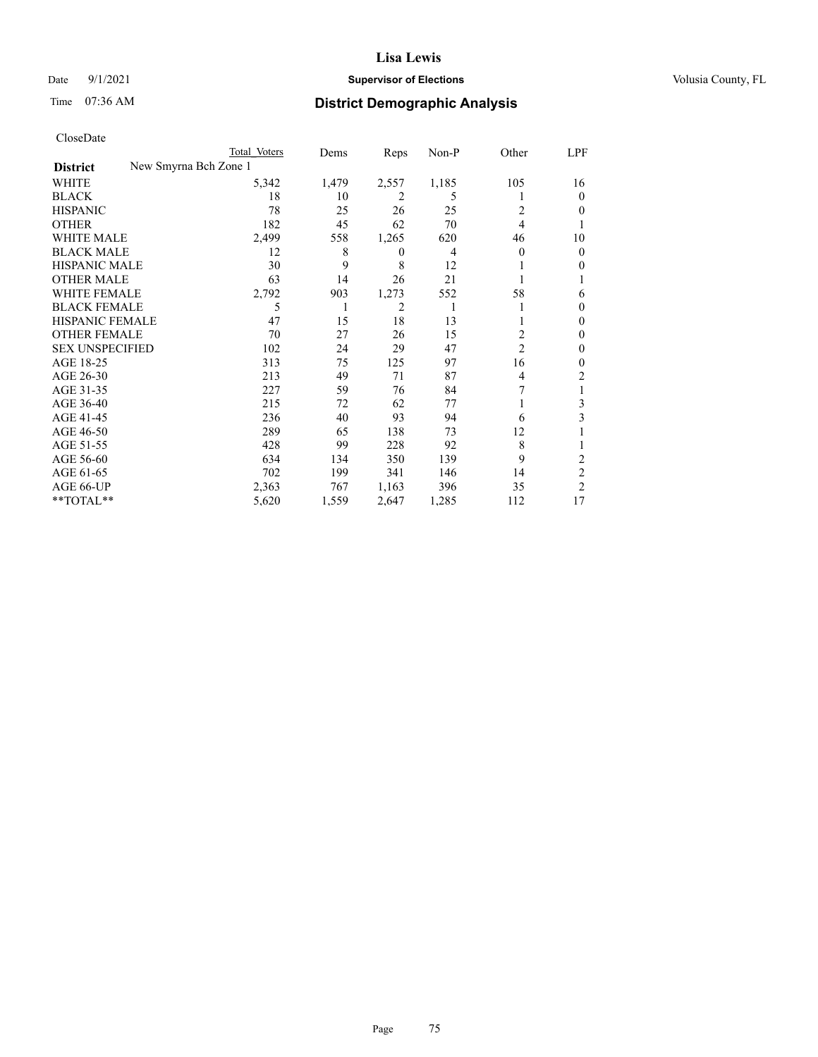CloseDate

| | Total Voters | Dems | Reps | Non-P | Other | LPF |
|---|---|---|---|---|---|---|
| **District** New Smyrna Bch Zone 1 | | | | | | |
| WHITE | 5,342 | 1,479 | 2,557 | 1,185 | 105 | 16 |
| BLACK | 18 | 10 | 2 | 5 | 1 | 0 |
| HISPANIC | 78 | 25 | 26 | 25 | 2 | 0 |
| OTHER | 182 | 45 | 62 | 70 | 4 | 1 |
| WHITE MALE | 2,499 | 558 | 1,265 | 620 | 46 | 10 |
| BLACK MALE | 12 | 8 | 0 | 4 | 0 | 0 |
| HISPANIC MALE | 30 | 9 | 8 | 12 | 1 | 0 |
| OTHER MALE | 63 | 14 | 26 | 21 | 1 | 1 |
| WHITE FEMALE | 2,792 | 903 | 1,273 | 552 | 58 | 6 |
| BLACK FEMALE | 5 | 1 | 2 | 1 | 1 | 0 |
| HISPANIC FEMALE | 47 | 15 | 18 | 13 | 1 | 0 |
| OTHER FEMALE | 70 | 27 | 26 | 15 | 2 | 0 |
| SEX UNSPECIFIED | 102 | 24 | 29 | 47 | 2 | 0 |
| AGE 18-25 | 313 | 75 | 125 | 97 | 16 | 0 |
| AGE 26-30 | 213 | 49 | 71 | 87 | 4 | 2 |
| AGE 31-35 | 227 | 59 | 76 | 84 | 7 | 1 |
| AGE 36-40 | 215 | 72 | 62 | 77 | 1 | 3 |
| AGE 41-45 | 236 | 40 | 93 | 94 | 6 | 3 |
| AGE 46-50 | 289 | 65 | 138 | 73 | 12 | 1 |
| AGE 51-55 | 428 | 99 | 228 | 92 | 8 | 1 |
| AGE 56-60 | 634 | 134 | 350 | 139 | 9 | 2 |
| AGE 61-65 | 702 | 199 | 341 | 146 | 14 | 2 |
| AGE 66-UP | 2,363 | 767 | 1,163 | 396 | 35 | 2 |
| **TOTAL** | 5,620 | 1,559 | 2,647 | 1,285 | 112 | 17 |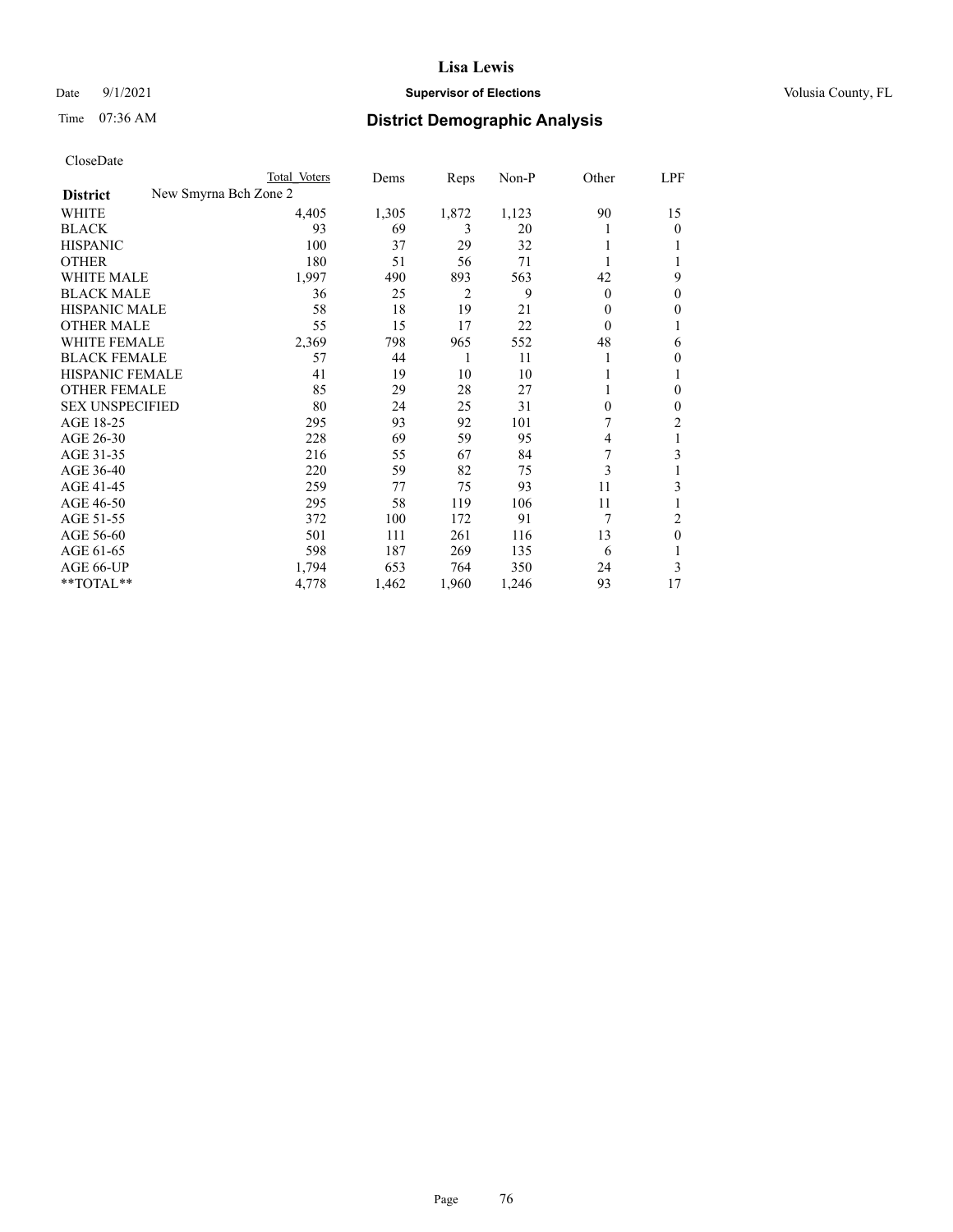# Lisa Lewis

Date 9/1/2021 **Supervisor of Elections** Volusia County, FL

Time 07:36 AM **District Demographic Analysis**

CloseDate

| | Total Voters | Dems | Reps | Non-P | Other | LPF |
|---|---|---|---|---|---|---|
| **District** New Smyrna Bch Zone 2 | | | | | | |
| WHITE | 4,405 | 1,305 | 1,872 | 1,123 | 90 | 15 |
| BLACK | 93 | 69 | 3 | 20 | 1 | 0 |
| HISPANIC | 100 | 37 | 29 | 32 | 1 | 1 |
| OTHER | 180 | 51 | 56 | 71 | 1 | 1 |
| WHITE MALE | 1,997 | 490 | 893 | 563 | 42 | 9 |
| BLACK MALE | 36 | 25 | 2 | 9 | 0 | 0 |
| HISPANIC MALE | 58 | 18 | 19 | 21 | 0 | 0 |
| OTHER MALE | 55 | 15 | 17 | 22 | 0 | 1 |
| WHITE FEMALE | 2,369 | 798 | 965 | 552 | 48 | 6 |
| BLACK FEMALE | 57 | 44 | 1 | 11 | 1 | 0 |
| HISPANIC FEMALE | 41 | 19 | 10 | 10 | 1 | 1 |
| OTHER FEMALE | 85 | 29 | 28 | 27 | 1 | 0 |
| SEX UNSPECIFIED | 80 | 24 | 25 | 31 | 0 | 0 |
| AGE 18-25 | 295 | 93 | 92 | 101 | 7 | 2 |
| AGE 26-30 | 228 | 69 | 59 | 95 | 4 | 1 |
| AGE 31-35 | 216 | 55 | 67 | 84 | 7 | 3 |
| AGE 36-40 | 220 | 59 | 82 | 75 | 3 | 1 |
| AGE 41-45 | 259 | 77 | 75 | 93 | 11 | 3 |
| AGE 46-50 | 295 | 58 | 119 | 106 | 11 | 1 |
| AGE 51-55 | 372 | 100 | 172 | 91 | 7 | 2 |
| AGE 56-60 | 501 | 111 | 261 | 116 | 13 | 0 |
| AGE 61-65 | 598 | 187 | 269 | 135 | 6 | 1 |
| AGE 66-UP | 1,794 | 653 | 764 | 350 | 24 | 3 |
| **TOTAL** | 4,778 | 1,462 | 1,960 | 1,246 | 93 | 17 |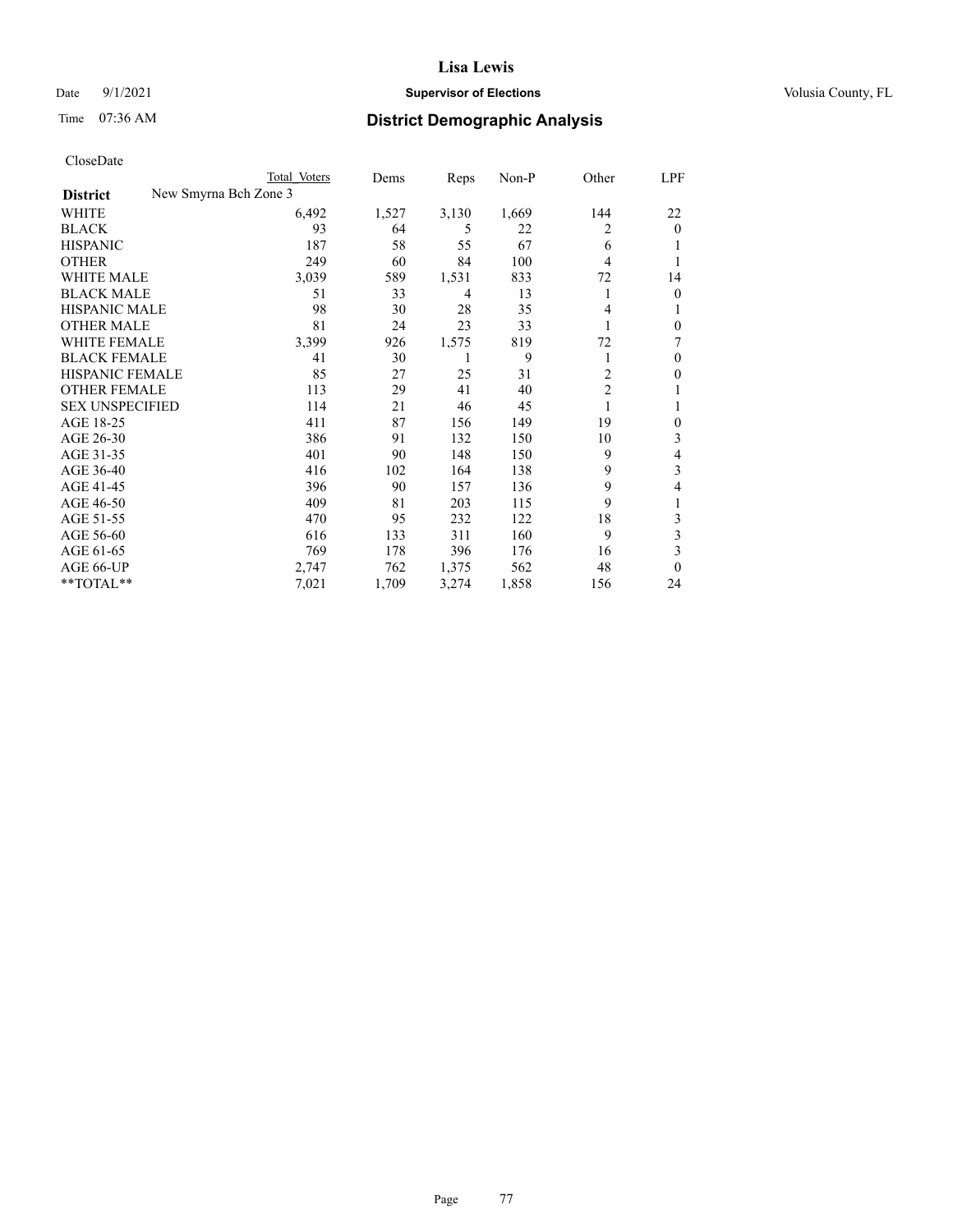CloseDate

| District | New Smyrna Bch Zone 3 | Total Voters | Dems | Reps | Non-P | Other | LPF |
|---|---|---|---|---|---|---|---|
| WHITE | | 6,492 | 1,527 | 3,130 | 1,669 | 144 | 22 |
| BLACK | | 93 | 64 | 5 | 22 | 2 | 0 |
| HISPANIC | | 187 | 58 | 55 | 67 | 6 | 1 |
| OTHER | | 249 | 60 | 84 | 100 | 4 | 1 |
| WHITE MALE | | 3,039 | 589 | 1,531 | 833 | 72 | 14 |
| BLACK MALE | | 51 | 33 | 4 | 13 | 1 | 0 |
| HISPANIC MALE | | 98 | 30 | 28 | 35 | 4 | 1 |
| OTHER MALE | | 81 | 24 | 23 | 33 | 1 | 0 |
| WHITE FEMALE | | 3,399 | 926 | 1,575 | 819 | 72 | 7 |
| BLACK FEMALE | | 41 | 30 | 1 | 9 | 1 | 0 |
| HISPANIC FEMALE | | 85 | 27 | 25 | 31 | 2 | 0 |
| OTHER FEMALE | | 113 | 29 | 41 | 40 | 2 | 1 |
| SEX UNSPECIFIED | | 114 | 21 | 46 | 45 | 1 | 1 |
| AGE 18-25 | | 411 | 87 | 156 | 149 | 19 | 0 |
| AGE 26-30 | | 386 | 91 | 132 | 150 | 10 | 3 |
| AGE 31-35 | | 401 | 90 | 148 | 150 | 9 | 4 |
| AGE 36-40 | | 416 | 102 | 164 | 138 | 9 | 3 |
| AGE 41-45 | | 396 | 90 | 157 | 136 | 9 | 4 |
| AGE 46-50 | | 409 | 81 | 203 | 115 | 9 | 1 |
| AGE 51-55 | | 470 | 95 | 232 | 122 | 18 | 3 |
| AGE 56-60 | | 616 | 133 | 311 | 160 | 9 | 3 |
| AGE 61-65 | | 769 | 178 | 396 | 176 | 16 | 3 |
| AGE 66-UP | | 2,747 | 762 | 1,375 | 562 | 48 | 0 |
| **TOTAL** | | 7,021 | 1,709 | 3,274 | 1,858 | 156 | 24 |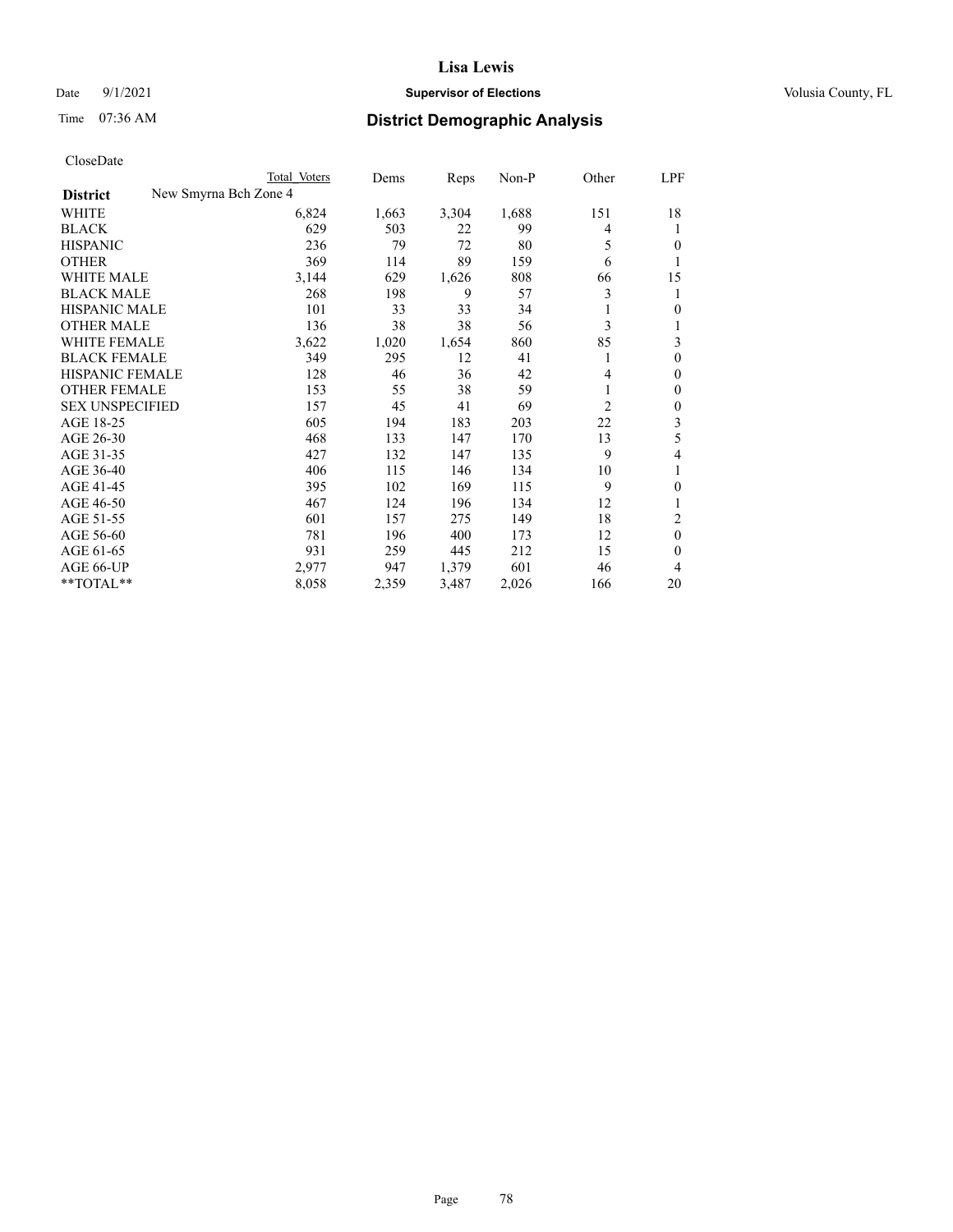# Lisa Lewis

Date 9/1/2021 **Supervisor of Elections** Volusia County, FL

Time 07:36 AM **District Demographic Analysis**

CloseDate

| District | New Smyrna Bch Zone 4 | Total Voters | Dems | Reps | Non-P | Other | LPF |
|---|---|---|---|---|---|---|---|
| WHITE | | 6,824 | 1,663 | 3,304 | 1,688 | 151 | 18 |
| BLACK | | 629 | 503 | 22 | 99 | 4 | 1 |
| HISPANIC | | 236 | 79 | 72 | 80 | 5 | 0 |
| OTHER | | 369 | 114 | 89 | 159 | 6 | 1 |
| WHITE MALE | | 3,144 | 629 | 1,626 | 808 | 66 | 15 |
| BLACK MALE | | 268 | 198 | 9 | 57 | 3 | 1 |
| HISPANIC MALE | | 101 | 33 | 33 | 34 | 1 | 0 |
| OTHER MALE | | 136 | 38 | 38 | 56 | 3 | 1 |
| WHITE FEMALE | | 3,622 | 1,020 | 1,654 | 860 | 85 | 3 |
| BLACK FEMALE | | 349 | 295 | 12 | 41 | 1 | 0 |
| HISPANIC FEMALE | | 128 | 46 | 36 | 42 | 4 | 0 |
| OTHER FEMALE | | 153 | 55 | 38 | 59 | 1 | 0 |
| SEX UNSPECIFIED | | 157 | 45 | 41 | 69 | 2 | 0 |
| AGE 18-25 | | 605 | 194 | 183 | 203 | 22 | 3 |
| AGE 26-30 | | 468 | 133 | 147 | 170 | 13 | 5 |
| AGE 31-35 | | 427 | 132 | 147 | 135 | 9 | 4 |
| AGE 36-40 | | 406 | 115 | 146 | 134 | 10 | 1 |
| AGE 41-45 | | 395 | 102 | 169 | 115 | 9 | 0 |
| AGE 46-50 | | 467 | 124 | 196 | 134 | 12 | 1 |
| AGE 51-55 | | 601 | 157 | 275 | 149 | 18 | 2 |
| AGE 56-60 | | 781 | 196 | 400 | 173 | 12 | 0 |
| AGE 61-65 | | 931 | 259 | 445 | 212 | 15 | 0 |
| AGE 66-UP | | 2,977 | 947 | 1,379 | 601 | 46 | 4 |
| **TOTAL** | | 8,058 | 2,359 | 3,487 | 2,026 | 166 | 20 |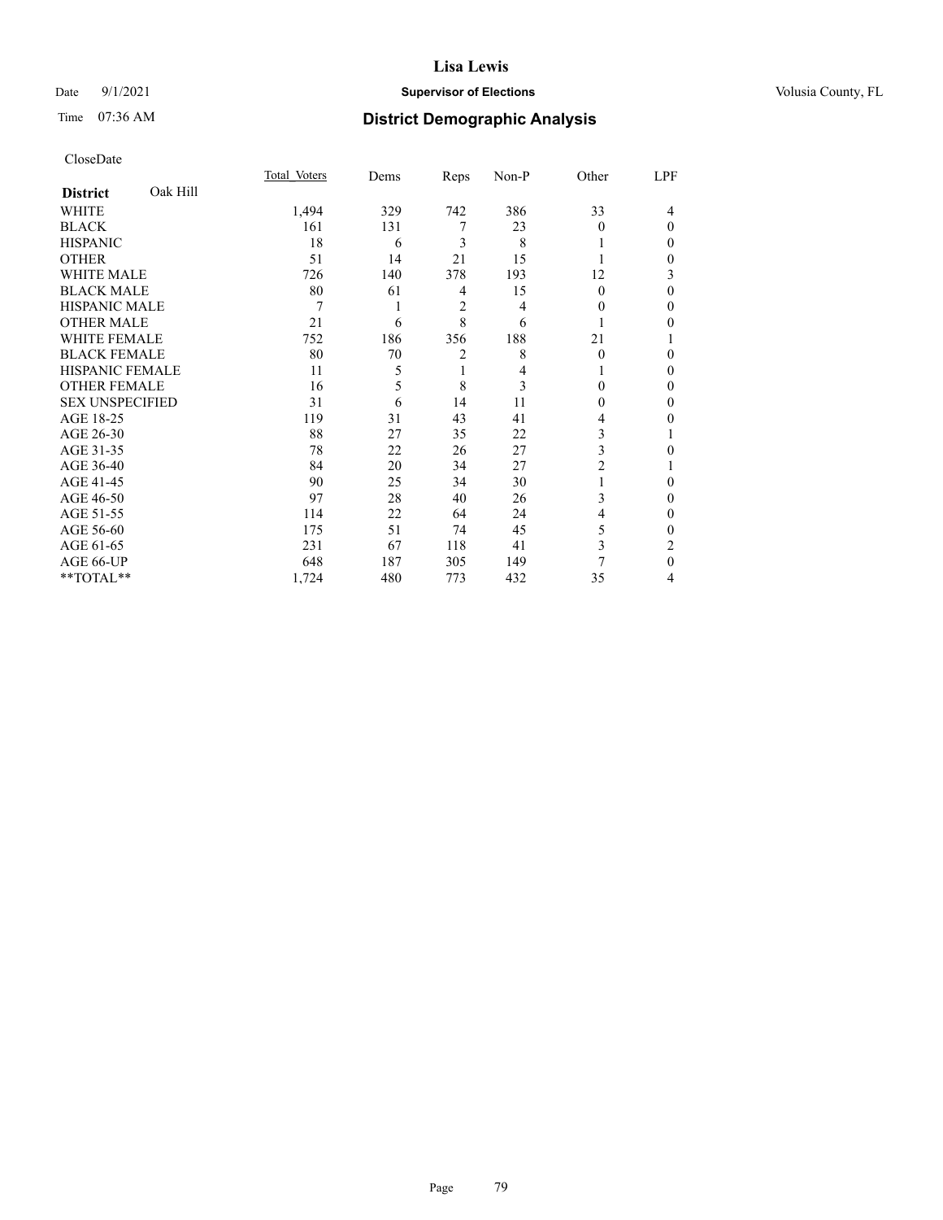# Lisa Lewis

Date 9/1/2021 **Supervisor of Elections** Volusia County, FL

Time 07:36 AM **District Demographic Analysis**

CloseDate

| District: Oak Hill | Total Voters | Dems | Reps | Non-P | Other | LPF |
|---|---|---|---|---|---|---|
| WHITE | 1,494 | 329 | 742 | 386 | 33 | 4 |
| BLACK | 161 | 131 | 7 | 23 | 0 | 0 |
| HISPANIC | 18 | 6 | 3 | 8 | 1 | 0 |
| OTHER | 51 | 14 | 21 | 15 | 1 | 0 |
| WHITE MALE | 726 | 140 | 378 | 193 | 12 | 3 |
| BLACK MALE | 80 | 61 | 4 | 15 | 0 | 0 |
| HISPANIC MALE | 7 | 1 | 2 | 4 | 0 | 0 |
| OTHER MALE | 21 | 6 | 8 | 6 | 1 | 0 |
| WHITE FEMALE | 752 | 186 | 356 | 188 | 21 | 1 |
| BLACK FEMALE | 80 | 70 | 2 | 8 | 0 | 0 |
| HISPANIC FEMALE | 11 | 5 | 1 | 4 | 1 | 0 |
| OTHER FEMALE | 16 | 5 | 8 | 3 | 0 | 0 |
| SEX UNSPECIFIED | 31 | 6 | 14 | 11 | 0 | 0 |
| AGE 18-25 | 119 | 31 | 43 | 41 | 4 | 0 |
| AGE 26-30 | 88 | 27 | 35 | 22 | 3 | 1 |
| AGE 31-35 | 78 | 22 | 26 | 27 | 3 | 0 |
| AGE 36-40 | 84 | 20 | 34 | 27 | 2 | 1 |
| AGE 41-45 | 90 | 25 | 34 | 30 | 1 | 0 |
| AGE 46-50 | 97 | 28 | 40 | 26 | 3 | 0 |
| AGE 51-55 | 114 | 22 | 64 | 24 | 4 | 0 |
| AGE 56-60 | 175 | 51 | 74 | 45 | 5 | 0 |
| AGE 61-65 | 231 | 67 | 118 | 41 | 3 | 2 |
| AGE 66-UP | 648 | 187 | 305 | 149 | 7 | 0 |
| **TOTAL** | 1,724 | 480 | 773 | 432 | 35 | 4 |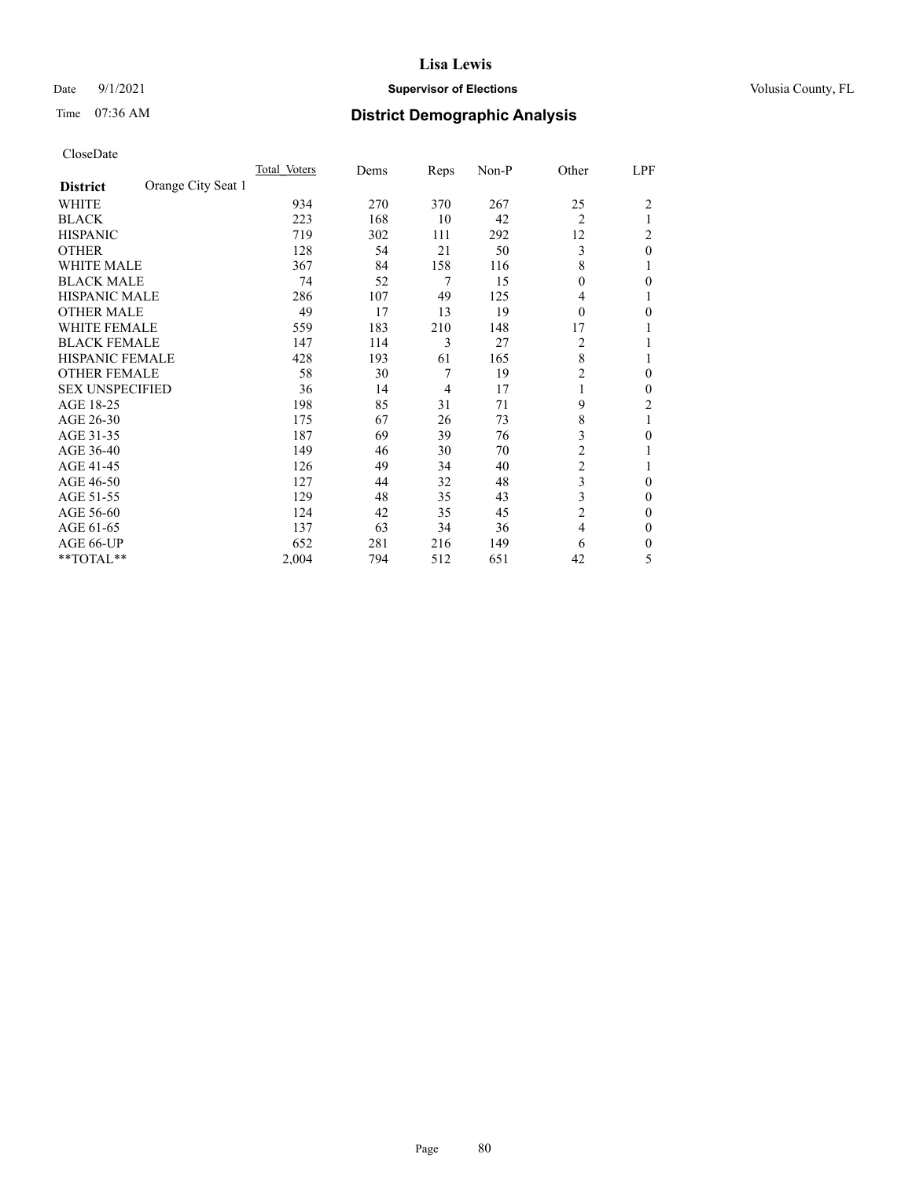# Lisa Lewis

Date 9/1/2021 **Supervisor of Elections** Volusia County, FL

Time 07:36 AM **District Demographic Analysis**

CloseDate

| District: Orange City Seat 1 | Total Voters | Dems | Reps | Non-P | Other | LPF |
|---|---|---|---|---|---|---|
| WHITE | 934 | 270 | 370 | 267 | 25 | 2 |
| BLACK | 223 | 168 | 10 | 42 | 2 | 1 |
| HISPANIC | 719 | 302 | 111 | 292 | 12 | 2 |
| OTHER | 128 | 54 | 21 | 50 | 3 | 0 |
| WHITE MALE | 367 | 84 | 158 | 116 | 8 | 1 |
| BLACK MALE | 74 | 52 | 7 | 15 | 0 | 0 |
| HISPANIC MALE | 286 | 107 | 49 | 125 | 4 | 1 |
| OTHER MALE | 49 | 17 | 13 | 19 | 0 | 0 |
| WHITE FEMALE | 559 | 183 | 210 | 148 | 17 | 1 |
| BLACK FEMALE | 147 | 114 | 3 | 27 | 2 | 1 |
| HISPANIC FEMALE | 428 | 193 | 61 | 165 | 8 | 1 |
| OTHER FEMALE | 58 | 30 | 7 | 19 | 2 | 0 |
| SEX UNSPECIFIED | 36 | 14 | 4 | 17 | 1 | 0 |
| AGE 18-25 | 198 | 85 | 31 | 71 | 9 | 2 |
| AGE 26-30 | 175 | 67 | 26 | 73 | 8 | 1 |
| AGE 31-35 | 187 | 69 | 39 | 76 | 3 | 0 |
| AGE 36-40 | 149 | 46 | 30 | 70 | 2 | 1 |
| AGE 41-45 | 126 | 49 | 34 | 40 | 2 | 1 |
| AGE 46-50 | 127 | 44 | 32 | 48 | 3 | 0 |
| AGE 51-55 | 129 | 48 | 35 | 43 | 3 | 0 |
| AGE 56-60 | 124 | 42 | 35 | 45 | 2 | 0 |
| AGE 61-65 | 137 | 63 | 34 | 36 | 4 | 0 |
| AGE 66-UP | 652 | 281 | 216 | 149 | 6 | 0 |
| **TOTAL** | 2,004 | 794 | 512 | 651 | 42 | 5 |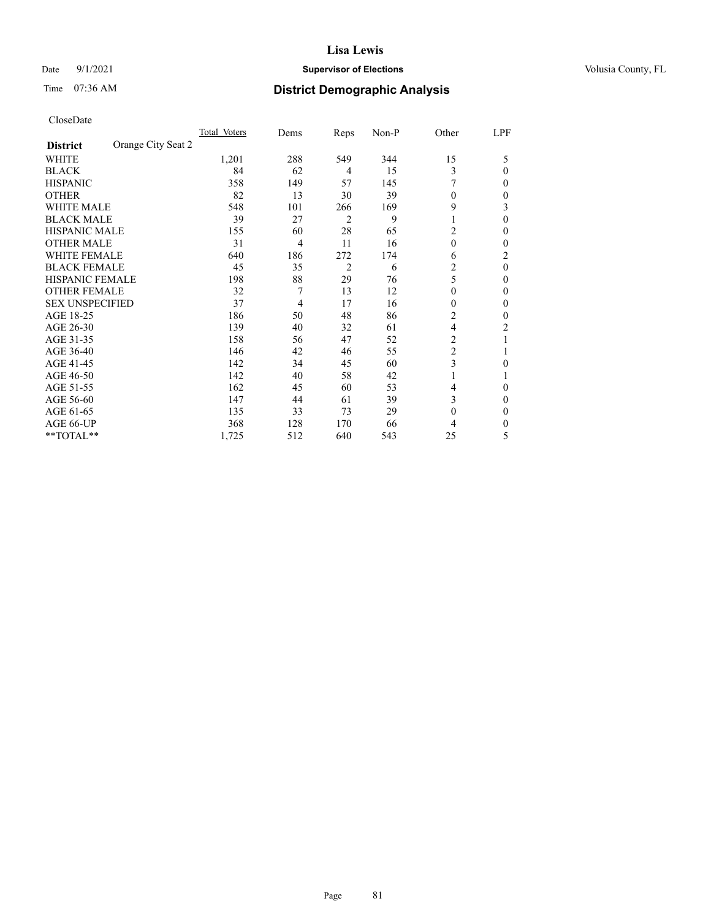CloseDate

| District | Orange City Seat 2 | Total_Voters | Dems | Reps | Non-P | Other | LPF |
|---|---|---|---|---|---|---|---|
| WHITE | | 1,201 | 288 | 549 | 344 | 15 | 5 |
| BLACK | | 84 | 62 | 4 | 15 | 3 | 0 |
| HISPANIC | | 358 | 149 | 57 | 145 | 7 | 0 |
| OTHER | | 82 | 13 | 30 | 39 | 0 | 0 |
| WHITE MALE | | 548 | 101 | 266 | 169 | 9 | 3 |
| BLACK MALE | | 39 | 27 | 2 | 9 | 1 | 0 |
| HISPANIC MALE | | 155 | 60 | 28 | 65 | 2 | 0 |
| OTHER MALE | | 31 | 4 | 11 | 16 | 0 | 0 |
| WHITE FEMALE | | 640 | 186 | 272 | 174 | 6 | 2 |
| BLACK FEMALE | | 45 | 35 | 2 | 6 | 2 | 0 |
| HISPANIC FEMALE | | 198 | 88 | 29 | 76 | 5 | 0 |
| OTHER FEMALE | | 32 | 7 | 13 | 12 | 0 | 0 |
| SEX UNSPECIFIED | | 37 | 4 | 17 | 16 | 0 | 0 |
| AGE 18-25 | | 186 | 50 | 48 | 86 | 2 | 0 |
| AGE 26-30 | | 139 | 40 | 32 | 61 | 4 | 2 |
| AGE 31-35 | | 158 | 56 | 47 | 52 | 2 | 1 |
| AGE 36-40 | | 146 | 42 | 46 | 55 | 2 | 1 |
| AGE 41-45 | | 142 | 34 | 45 | 60 | 3 | 0 |
| AGE 46-50 | | 142 | 40 | 58 | 42 | 1 | 1 |
| AGE 51-55 | | 162 | 45 | 60 | 53 | 4 | 0 |
| AGE 56-60 | | 147 | 44 | 61 | 39 | 3 | 0 |
| AGE 61-65 | | 135 | 33 | 73 | 29 | 0 | 0 |
| AGE 66-UP | | 368 | 128 | 170 | 66 | 4 | 0 |
| **TOTAL** | | 1,725 | 512 | 640 | 543 | 25 | 5 |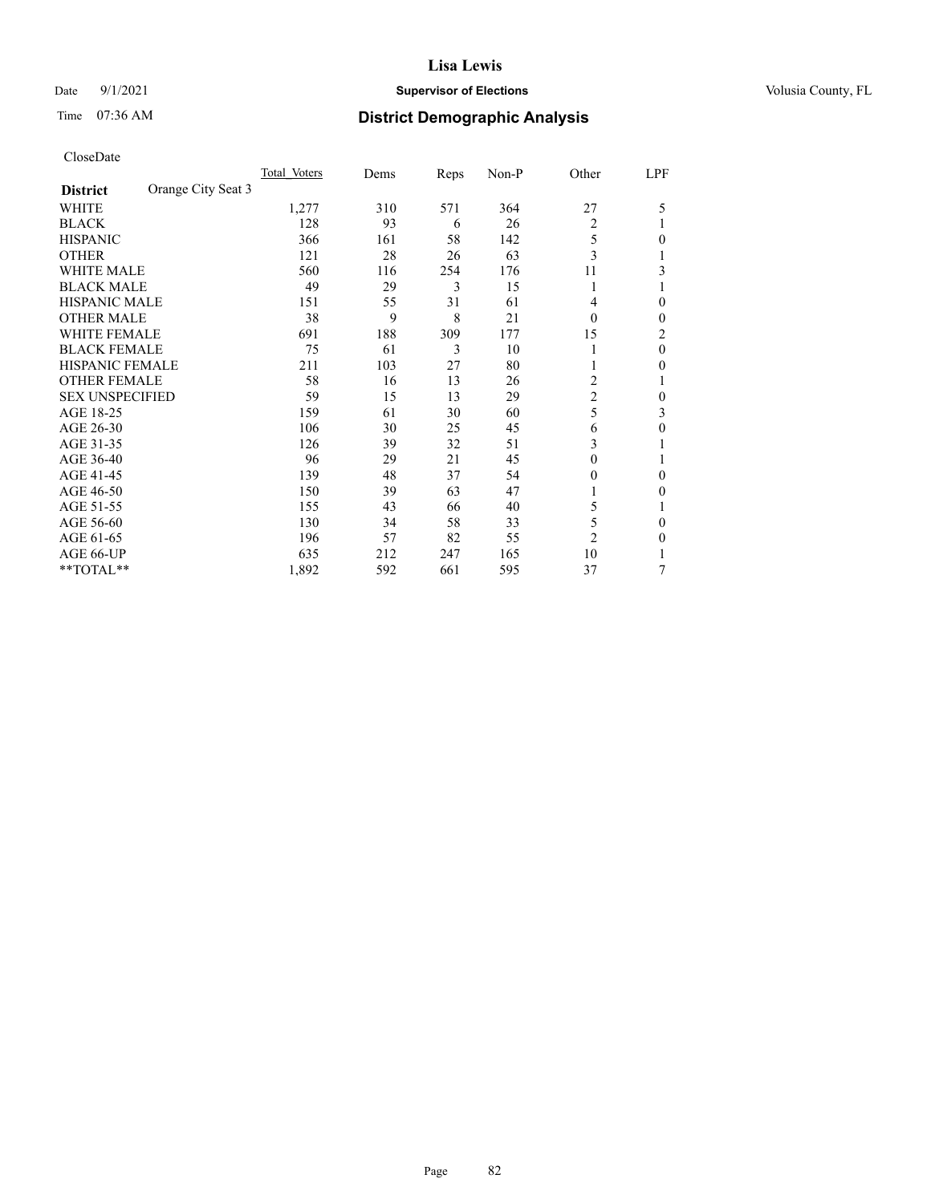# Lisa Lewis

Date 9/1/2021 **Supervisor of Elections** Volusia County, FL

Time 07:36 AM **District Demographic Analysis**

CloseDate

| District | Orange City Seat 3 | Total_Voters | Dems | Reps | Non-P | Other | LPF |
|---|---|---|---|---|---|---|---|
| WHITE | | 1,277 | 310 | 571 | 364 | 27 | 5 |
| BLACK | | 128 | 93 | 6 | 26 | 2 | 1 |
| HISPANIC | | 366 | 161 | 58 | 142 | 5 | 0 |
| OTHER | | 121 | 28 | 26 | 63 | 3 | 1 |
| WHITE MALE | | 560 | 116 | 254 | 176 | 11 | 3 |
| BLACK MALE | | 49 | 29 | 3 | 15 | 1 | 1 |
| HISPANIC MALE | | 151 | 55 | 31 | 61 | 4 | 0 |
| OTHER MALE | | 38 | 9 | 8 | 21 | 0 | 0 |
| WHITE FEMALE | | 691 | 188 | 309 | 177 | 15 | 2 |
| BLACK FEMALE | | 75 | 61 | 3 | 10 | 1 | 0 |
| HISPANIC FEMALE | | 211 | 103 | 27 | 80 | 1 | 0 |
| OTHER FEMALE | | 58 | 16 | 13 | 26 | 2 | 1 |
| SEX UNSPECIFIED | | 59 | 15 | 13 | 29 | 2 | 0 |
| AGE 18-25 | | 159 | 61 | 30 | 60 | 5 | 3 |
| AGE 26-30 | | 106 | 30 | 25 | 45 | 6 | 0 |
| AGE 31-35 | | 126 | 39 | 32 | 51 | 3 | 1 |
| AGE 36-40 | | 96 | 29 | 21 | 45 | 0 | 1 |
| AGE 41-45 | | 139 | 48 | 37 | 54 | 0 | 0 |
| AGE 46-50 | | 150 | 39 | 63 | 47 | 1 | 0 |
| AGE 51-55 | | 155 | 43 | 66 | 40 | 5 | 1 |
| AGE 56-60 | | 130 | 34 | 58 | 33 | 5 | 0 |
| AGE 61-65 | | 196 | 57 | 82 | 55 | 2 | 0 |
| AGE 66-UP | | 635 | 212 | 247 | 165 | 10 | 1 |
| **TOTAL** | | 1,892 | 592 | 661 | 595 | 37 | 7 |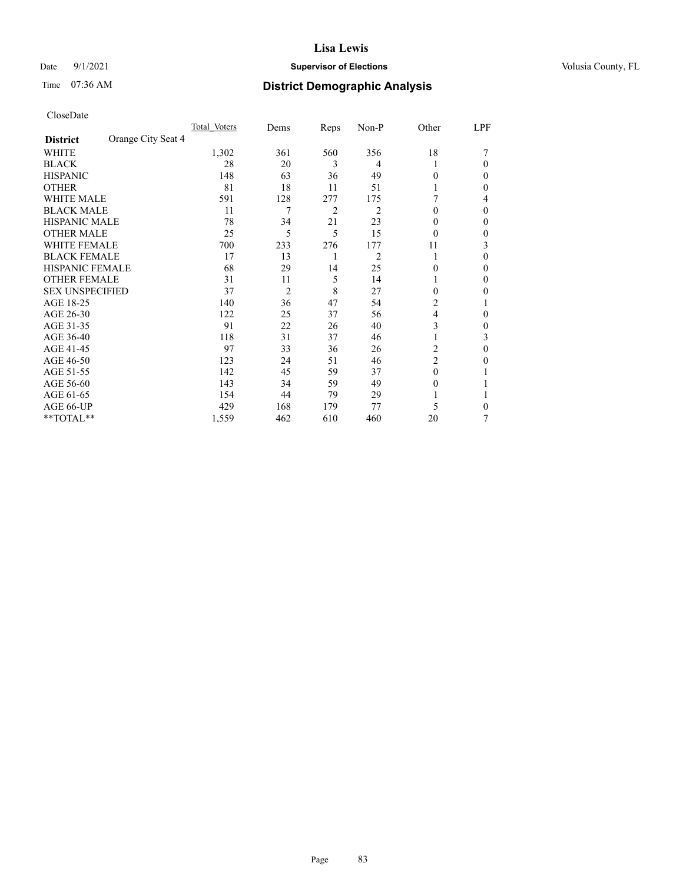# Lisa Lewis

Date 9/1/2021 **Supervisor of Elections** Volusia County, FL

Time 07:36 AM **District Demographic Analysis**

CloseDate

| **District** Orange City Seat 4 | Total Voters | Dems | Reps | Non-P | Other | LPF |
|---|---|---|---|---|---|---|
| WHITE | 1,302 | 361 | 560 | 356 | 18 | 7 |
| BLACK | 28 | 20 | 3 | 4 | 1 | 0 |
| HISPANIC | 148 | 63 | 36 | 49 | 0 | 0 |
| OTHER | 81 | 18 | 11 | 51 | 1 | 0 |
| WHITE MALE | 591 | 128 | 277 | 175 | 7 | 4 |
| BLACK MALE | 11 | 7 | 2 | 2 | 0 | 0 |
| HISPANIC MALE | 78 | 34 | 21 | 23 | 0 | 0 |
| OTHER MALE | 25 | 5 | 5 | 15 | 0 | 0 |
| WHITE FEMALE | 700 | 233 | 276 | 177 | 11 | 3 |
| BLACK FEMALE | 17 | 13 | 1 | 2 | 1 | 0 |
| HISPANIC FEMALE | 68 | 29 | 14 | 25 | 0 | 0 |
| OTHER FEMALE | 31 | 11 | 5 | 14 | 1 | 0 |
| SEX UNSPECIFIED | 37 | 2 | 8 | 27 | 0 | 0 |
| AGE 18-25 | 140 | 36 | 47 | 54 | 2 | 1 |
| AGE 26-30 | 122 | 25 | 37 | 56 | 4 | 0 |
| AGE 31-35 | 91 | 22 | 26 | 40 | 3 | 0 |
| AGE 36-40 | 118 | 31 | 37 | 46 | 1 | 3 |
| AGE 41-45 | 97 | 33 | 36 | 26 | 2 | 0 |
| AGE 46-50 | 123 | 24 | 51 | 46 | 2 | 0 |
| AGE 51-55 | 142 | 45 | 59 | 37 | 0 | 1 |
| AGE 56-60 | 143 | 34 | 59 | 49 | 0 | 1 |
| AGE 61-65 | 154 | 44 | 79 | 29 | 1 | 1 |
| AGE 66-UP | 429 | 168 | 179 | 77 | 5 | 0 |
| **TOTAL** | 1,559 | 462 | 610 | 460 | 20 | 7 |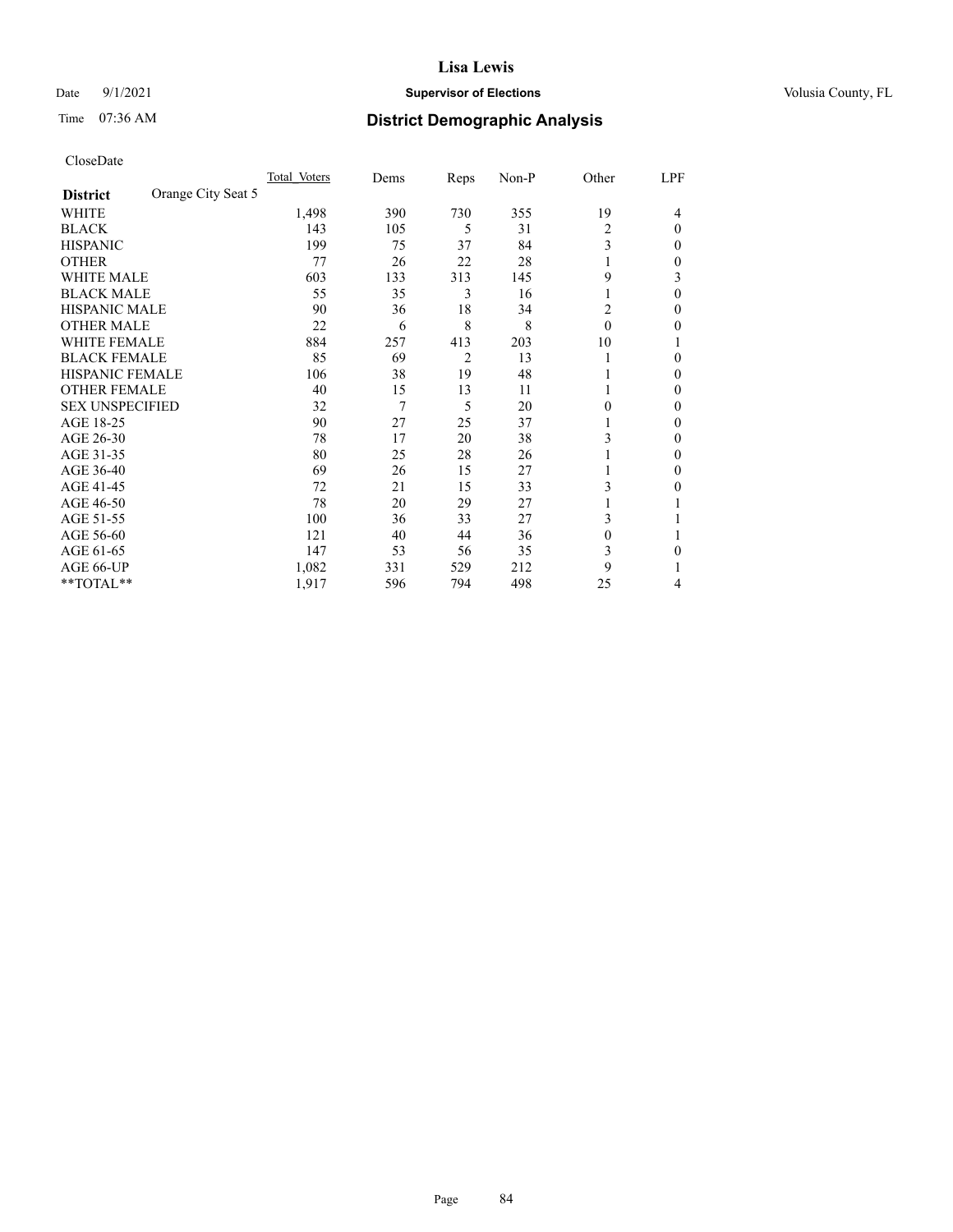# Lisa Lewis

Date 9/1/2021 **Supervisor of Elections** Volusia County, FL

Time 07:36 AM **District Demographic Analysis**

CloseDate

| District: Orange City Seat 5 | Total_Voters | Dems | Reps | Non-P | Other | LPF |
|---|---|---|---|---|---|---|
| WHITE | 1,498 | 390 | 730 | 355 | 19 | 4 |
| BLACK | 143 | 105 | 5 | 31 | 2 | 0 |
| HISPANIC | 199 | 75 | 37 | 84 | 3 | 0 |
| OTHER | 77 | 26 | 22 | 28 | 1 | 0 |
| WHITE MALE | 603 | 133 | 313 | 145 | 9 | 3 |
| BLACK MALE | 55 | 35 | 3 | 16 | 1 | 0 |
| HISPANIC MALE | 90 | 36 | 18 | 34 | 2 | 0 |
| OTHER MALE | 22 | 6 | 8 | 8 | 0 | 0 |
| WHITE FEMALE | 884 | 257 | 413 | 203 | 10 | 1 |
| BLACK FEMALE | 85 | 69 | 2 | 13 | 1 | 0 |
| HISPANIC FEMALE | 106 | 38 | 19 | 48 | 1 | 0 |
| OTHER FEMALE | 40 | 15 | 13 | 11 | 1 | 0 |
| SEX UNSPECIFIED | 32 | 7 | 5 | 20 | 0 | 0 |
| AGE 18-25 | 90 | 27 | 25 | 37 | 1 | 0 |
| AGE 26-30 | 78 | 17 | 20 | 38 | 3 | 0 |
| AGE 31-35 | 80 | 25 | 28 | 26 | 1 | 0 |
| AGE 36-40 | 69 | 26 | 15 | 27 | 1 | 0 |
| AGE 41-45 | 72 | 21 | 15 | 33 | 3 | 0 |
| AGE 46-50 | 78 | 20 | 29 | 27 | 1 | 1 |
| AGE 51-55 | 100 | 36 | 33 | 27 | 3 | 1 |
| AGE 56-60 | 121 | 40 | 44 | 36 | 0 | 1 |
| AGE 61-65 | 147 | 53 | 56 | 35 | 3 | 0 |
| AGE 66-UP | 1,082 | 331 | 529 | 212 | 9 | 1 |
| **TOTAL** | 1,917 | 596 | 794 | 498 | 25 | 4 |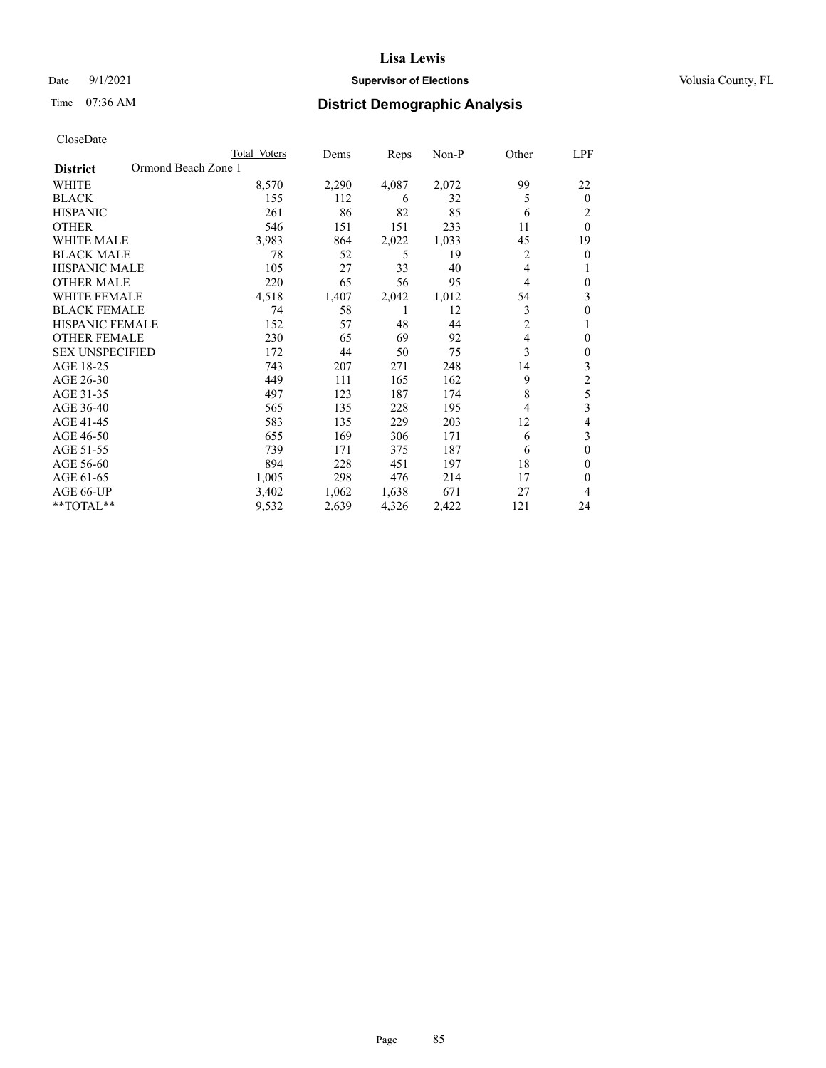# Lisa Lewis

Date 9/1/2021 **Supervisor of Elections** Volusia County, FL

Time 07:36 AM **District Demographic Analysis**

CloseDate

| District | Total Voters | Dems | Reps | Non-P | Other | LPF |
|---|---|---|---|---|---|---|
| Ormond Beach Zone 1 | | | | | | |
| WHITE | 8,570 | 2,290 | 4,087 | 2,072 | 99 | 22 |
| BLACK | 155 | 112 | 6 | 32 | 5 | 0 |
| HISPANIC | 261 | 86 | 82 | 85 | 6 | 2 |
| OTHER | 546 | 151 | 151 | 233 | 11 | 0 |
| WHITE MALE | 3,983 | 864 | 2,022 | 1,033 | 45 | 19 |
| BLACK MALE | 78 | 52 | 5 | 19 | 2 | 0 |
| HISPANIC MALE | 105 | 27 | 33 | 40 | 4 | 1 |
| OTHER MALE | 220 | 65 | 56 | 95 | 4 | 0 |
| WHITE FEMALE | 4,518 | 1,407 | 2,042 | 1,012 | 54 | 3 |
| BLACK FEMALE | 74 | 58 | 1 | 12 | 3 | 0 |
| HISPANIC FEMALE | 152 | 57 | 48 | 44 | 2 | 1 |
| OTHER FEMALE | 230 | 65 | 69 | 92 | 4 | 0 |
| SEX UNSPECIFIED | 172 | 44 | 50 | 75 | 3 | 0 |
| AGE 18-25 | 743 | 207 | 271 | 248 | 14 | 3 |
| AGE 26-30 | 449 | 111 | 165 | 162 | 9 | 2 |
| AGE 31-35 | 497 | 123 | 187 | 174 | 8 | 5 |
| AGE 36-40 | 565 | 135 | 228 | 195 | 4 | 3 |
| AGE 41-45 | 583 | 135 | 229 | 203 | 12 | 4 |
| AGE 46-50 | 655 | 169 | 306 | 171 | 6 | 3 |
| AGE 51-55 | 739 | 171 | 375 | 187 | 6 | 0 |
| AGE 56-60 | 894 | 228 | 451 | 197 | 18 | 0 |
| AGE 61-65 | 1,005 | 298 | 476 | 214 | 17 | 0 |
| AGE 66-UP | 3,402 | 1,062 | 1,638 | 671 | 27 | 4 |
| **TOTAL** | 9,532 | 2,639 | 4,326 | 2,422 | 121 | 24 |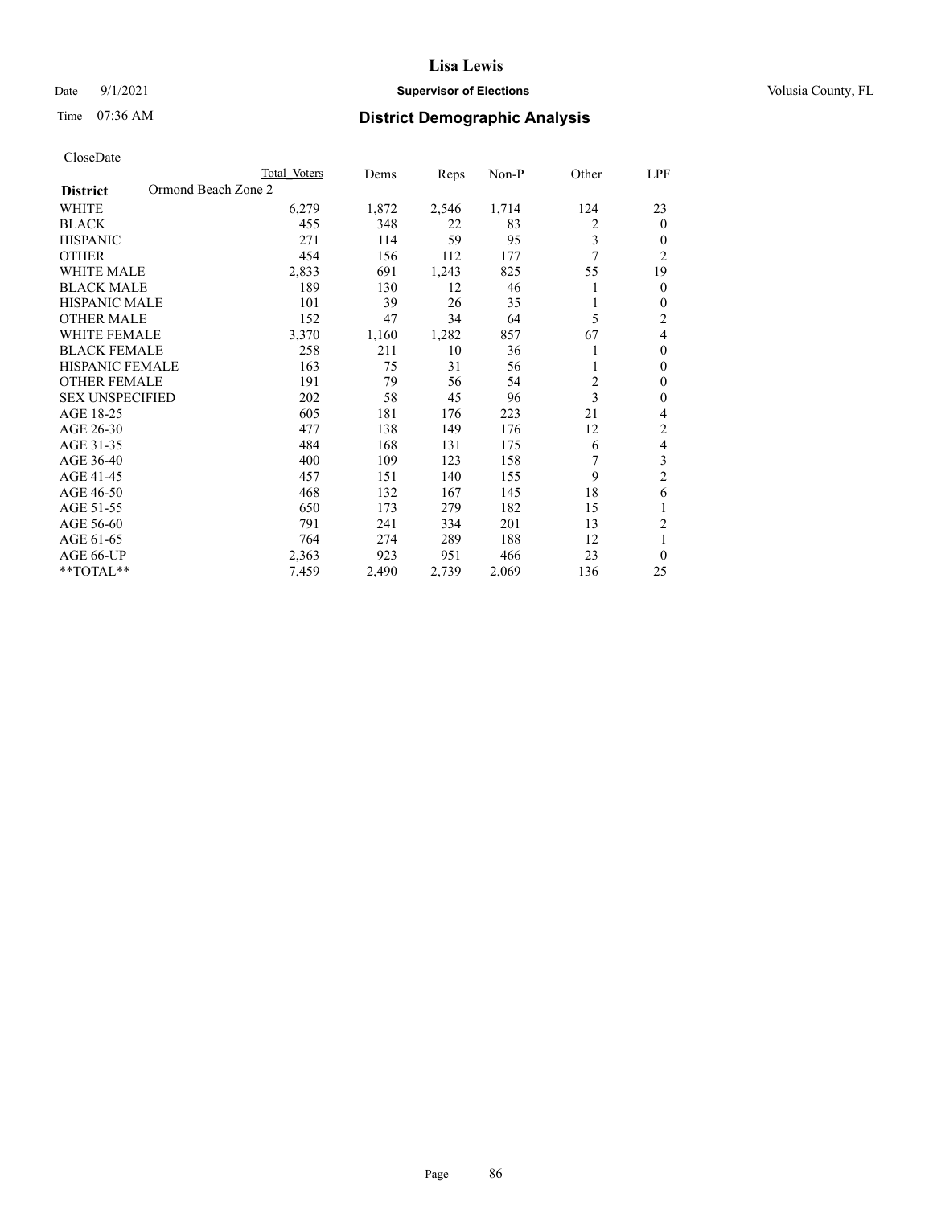# District Demographic Analysis

CloseDate

| District | Ormond Beach Zone 2 Total Voters | Dems | Reps | Non-P | Other | LPF |
|---|---|---|---|---|---|---|
| WHITE | 6,279 | 1,872 | 2,546 | 1,714 | 124 | 23 |
| BLACK | 455 | 348 | 22 | 83 | 2 | 0 |
| HISPANIC | 271 | 114 | 59 | 95 | 3 | 0 |
| OTHER | 454 | 156 | 112 | 177 | 7 | 2 |
| WHITE MALE | 2,833 | 691 | 1,243 | 825 | 55 | 19 |
| BLACK MALE | 189 | 130 | 12 | 46 | 1 | 0 |
| HISPANIC MALE | 101 | 39 | 26 | 35 | 1 | 0 |
| OTHER MALE | 152 | 47 | 34 | 64 | 5 | 2 |
| WHITE FEMALE | 3,370 | 1,160 | 1,282 | 857 | 67 | 4 |
| BLACK FEMALE | 258 | 211 | 10 | 36 | 1 | 0 |
| HISPANIC FEMALE | 163 | 75 | 31 | 56 | 1 | 0 |
| OTHER FEMALE | 191 | 79 | 56 | 54 | 2 | 0 |
| SEX UNSPECIFIED | 202 | 58 | 45 | 96 | 3 | 0 |
| AGE 18-25 | 605 | 181 | 176 | 223 | 21 | 4 |
| AGE 26-30 | 477 | 138 | 149 | 176 | 12 | 2 |
| AGE 31-35 | 484 | 168 | 131 | 175 | 6 | 4 |
| AGE 36-40 | 400 | 109 | 123 | 158 | 7 | 3 |
| AGE 41-45 | 457 | 151 | 140 | 155 | 9 | 2 |
| AGE 46-50 | 468 | 132 | 167 | 145 | 18 | 6 |
| AGE 51-55 | 650 | 173 | 279 | 182 | 15 | 1 |
| AGE 56-60 | 791 | 241 | 334 | 201 | 13 | 2 |
| AGE 61-65 | 764 | 274 | 289 | 188 | 12 | 1 |
| AGE 66-UP | 2,363 | 923 | 951 | 466 | 23 | 0 |
| **TOTAL** | 7,459 | 2,490 | 2,739 | 2,069 | 136 | 25 |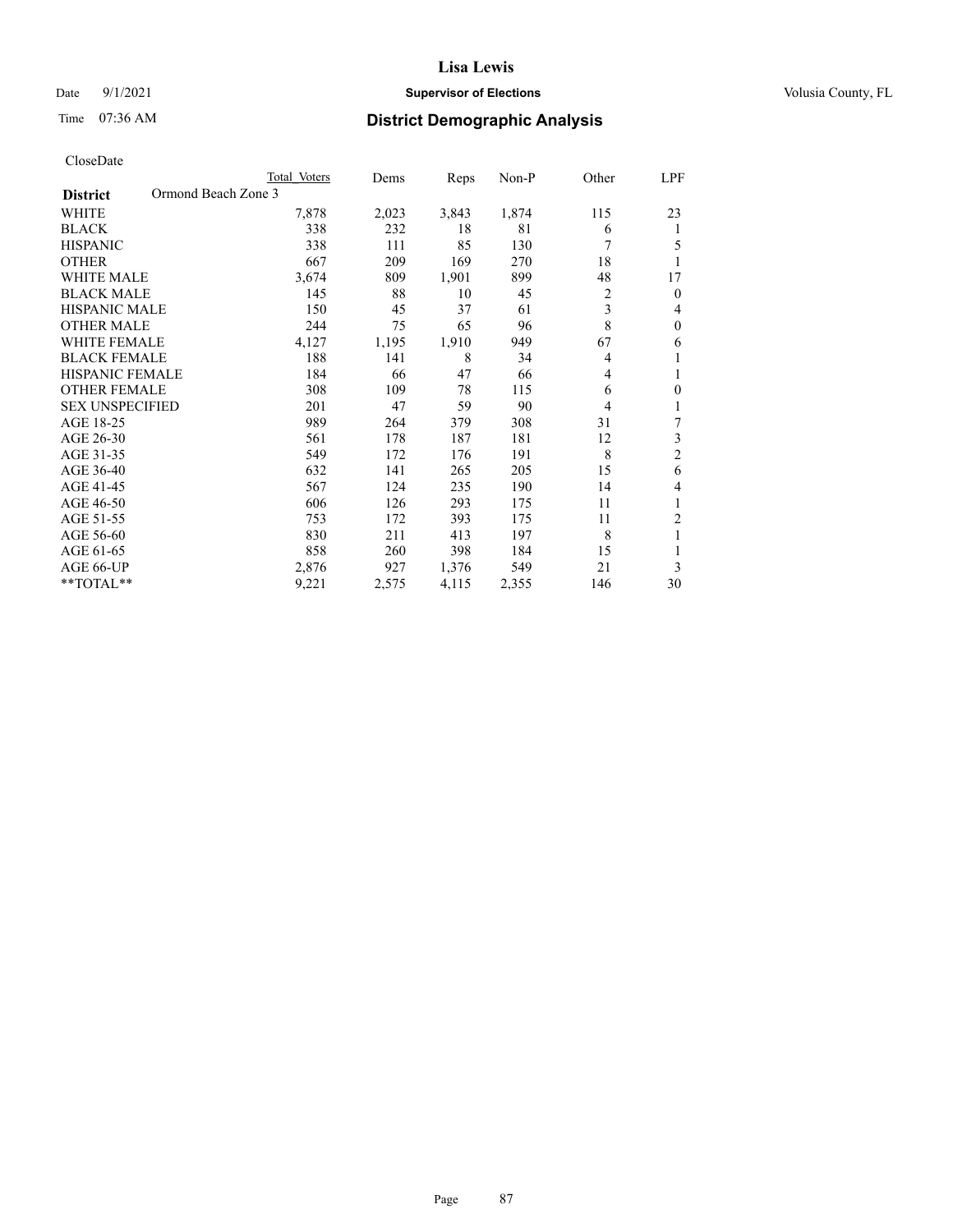# Lisa Lewis

Date 9/1/2021 **Supervisor of Elections** Volusia County, FL

Time 07:36 AM **District Demographic Analysis**

CloseDate

| | Total Voters | Dems | Reps | Non-P | Other | LPF |
|---|---|---|---|---|---|---|
| **District** Ormond Beach Zone 3 | | | | | | |
| WHITE | 7,878 | 2,023 | 3,843 | 1,874 | 115 | 23 |
| BLACK | 338 | 232 | 18 | 81 | 6 | 1 |
| HISPANIC | 338 | 111 | 85 | 130 | 7 | 5 |
| OTHER | 667 | 209 | 169 | 270 | 18 | 1 |
| WHITE MALE | 3,674 | 809 | 1,901 | 899 | 48 | 17 |
| BLACK MALE | 145 | 88 | 10 | 45 | 2 | 0 |
| HISPANIC MALE | 150 | 45 | 37 | 61 | 3 | 4 |
| OTHER MALE | 244 | 75 | 65 | 96 | 8 | 0 |
| WHITE FEMALE | 4,127 | 1,195 | 1,910 | 949 | 67 | 6 |
| BLACK FEMALE | 188 | 141 | 8 | 34 | 4 | 1 |
| HISPANIC FEMALE | 184 | 66 | 47 | 66 | 4 | 1 |
| OTHER FEMALE | 308 | 109 | 78 | 115 | 6 | 0 |
| SEX UNSPECIFIED | 201 | 47 | 59 | 90 | 4 | 1 |
| AGE 18-25 | 989 | 264 | 379 | 308 | 31 | 7 |
| AGE 26-30 | 561 | 178 | 187 | 181 | 12 | 3 |
| AGE 31-35 | 549 | 172 | 176 | 191 | 8 | 2 |
| AGE 36-40 | 632 | 141 | 265 | 205 | 15 | 6 |
| AGE 41-45 | 567 | 124 | 235 | 190 | 14 | 4 |
| AGE 46-50 | 606 | 126 | 293 | 175 | 11 | 1 |
| AGE 51-55 | 753 | 172 | 393 | 175 | 11 | 2 |
| AGE 56-60 | 830 | 211 | 413 | 197 | 8 | 1 |
| AGE 61-65 | 858 | 260 | 398 | 184 | 15 | 1 |
| AGE 66-UP | 2,876 | 927 | 1,376 | 549 | 21 | 3 |
| **TOTAL** | 9,221 | 2,575 | 4,115 | 2,355 | 146 | 30 |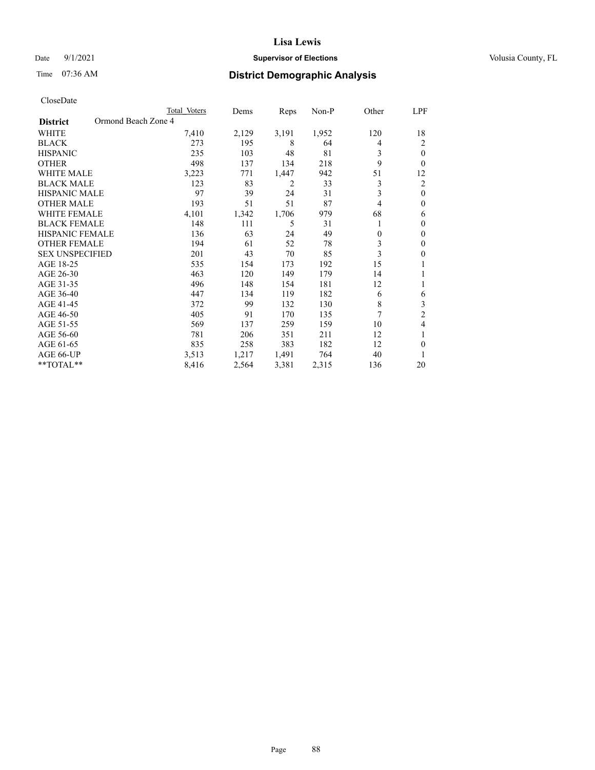# Lisa Lewis

Date 9/1/2021 **Supervisor of Elections** Volusia County, FL

Time 07:36 AM **District Demographic Analysis**

CloseDate

| | Total Voters | Dems | Reps | Non-P | Other | LPF |
|---|---|---|---|---|---|---|
| **District** Ormond Beach Zone 4 | | | | | | |
| WHITE | 7,410 | 2,129 | 3,191 | 1,952 | 120 | 18 |
| BLACK | 273 | 195 | 8 | 64 | 4 | 2 |
| HISPANIC | 235 | 103 | 48 | 81 | 3 | 0 |
| OTHER | 498 | 137 | 134 | 218 | 9 | 0 |
| WHITE MALE | 3,223 | 771 | 1,447 | 942 | 51 | 12 |
| BLACK MALE | 123 | 83 | 2 | 33 | 3 | 2 |
| HISPANIC MALE | 97 | 39 | 24 | 31 | 3 | 0 |
| OTHER MALE | 193 | 51 | 51 | 87 | 4 | 0 |
| WHITE FEMALE | 4,101 | 1,342 | 1,706 | 979 | 68 | 6 |
| BLACK FEMALE | 148 | 111 | 5 | 31 | 1 | 0 |
| HISPANIC FEMALE | 136 | 63 | 24 | 49 | 0 | 0 |
| OTHER FEMALE | 194 | 61 | 52 | 78 | 3 | 0 |
| SEX UNSPECIFIED | 201 | 43 | 70 | 85 | 3 | 0 |
| AGE 18-25 | 535 | 154 | 173 | 192 | 15 | 1 |
| AGE 26-30 | 463 | 120 | 149 | 179 | 14 | 1 |
| AGE 31-35 | 496 | 148 | 154 | 181 | 12 | 1 |
| AGE 36-40 | 447 | 134 | 119 | 182 | 6 | 6 |
| AGE 41-45 | 372 | 99 | 132 | 130 | 8 | 3 |
| AGE 46-50 | 405 | 91 | 170 | 135 | 7 | 2 |
| AGE 51-55 | 569 | 137 | 259 | 159 | 10 | 4 |
| AGE 56-60 | 781 | 206 | 351 | 211 | 12 | 1 |
| AGE 61-65 | 835 | 258 | 383 | 182 | 12 | 0 |
| AGE 66-UP | 3,513 | 1,217 | 1,491 | 764 | 40 | 1 |
| **TOTAL** | 8,416 | 2,564 | 3,381 | 2,315 | 136 | 20 |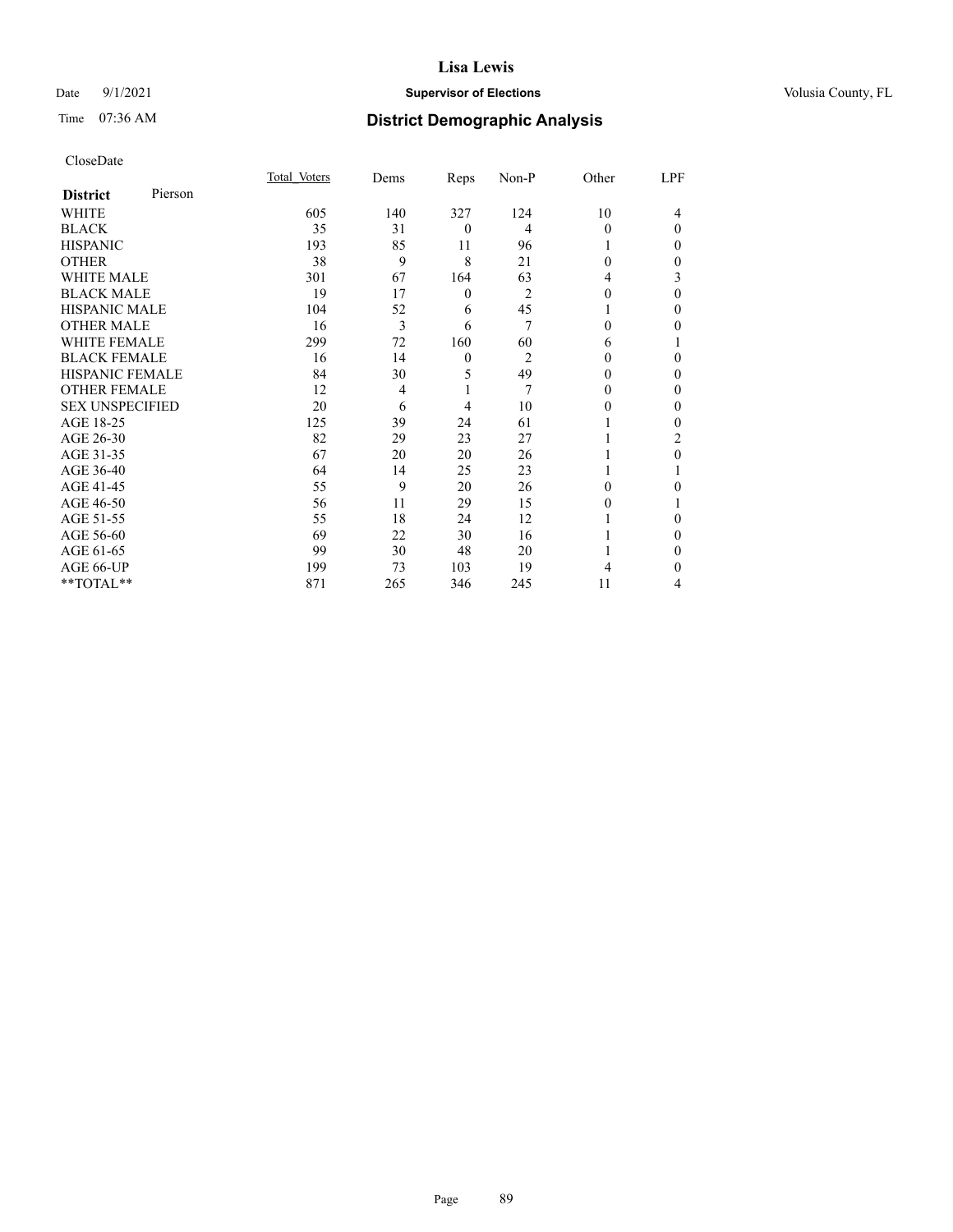CloseDate

| District Pierson | Total_Voters | Dems | Reps | Non-P | Other | LPF |
|---|---|---|---|---|---|---|
| WHITE | 605 | 140 | 327 | 124 | 10 | 4 |
| BLACK | 35 | 31 | 0 | 4 | 0 | 0 |
| HISPANIC | 193 | 85 | 11 | 96 | 1 | 0 |
| OTHER | 38 | 9 | 8 | 21 | 0 | 0 |
| WHITE MALE | 301 | 67 | 164 | 63 | 4 | 3 |
| BLACK MALE | 19 | 17 | 0 | 2 | 0 | 0 |
| HISPANIC MALE | 104 | 52 | 6 | 45 | 1 | 0 |
| OTHER MALE | 16 | 3 | 6 | 7 | 0 | 0 |
| WHITE FEMALE | 299 | 72 | 160 | 60 | 6 | 1 |
| BLACK FEMALE | 16 | 14 | 0 | 2 | 0 | 0 |
| HISPANIC FEMALE | 84 | 30 | 5 | 49 | 0 | 0 |
| OTHER FEMALE | 12 | 4 | 1 | 7 | 0 | 0 |
| SEX UNSPECIFIED | 20 | 6 | 4 | 10 | 0 | 0 |
| AGE 18-25 | 125 | 39 | 24 | 61 | 1 | 0 |
| AGE 26-30 | 82 | 29 | 23 | 27 | 1 | 2 |
| AGE 31-35 | 67 | 20 | 20 | 26 | 1 | 0 |
| AGE 36-40 | 64 | 14 | 25 | 23 | 1 | 1 |
| AGE 41-45 | 55 | 9 | 20 | 26 | 0 | 0 |
| AGE 46-50 | 56 | 11 | 29 | 15 | 0 | 1 |
| AGE 51-55 | 55 | 18 | 24 | 12 | 1 | 0 |
| AGE 56-60 | 69 | 22 | 30 | 16 | 1 | 0 |
| AGE 61-65 | 99 | 30 | 48 | 20 | 1 | 0 |
| AGE 66-UP | 199 | 73 | 103 | 19 | 4 | 0 |
| **TOTAL** | 871 | 265 | 346 | 245 | 11 | 4 |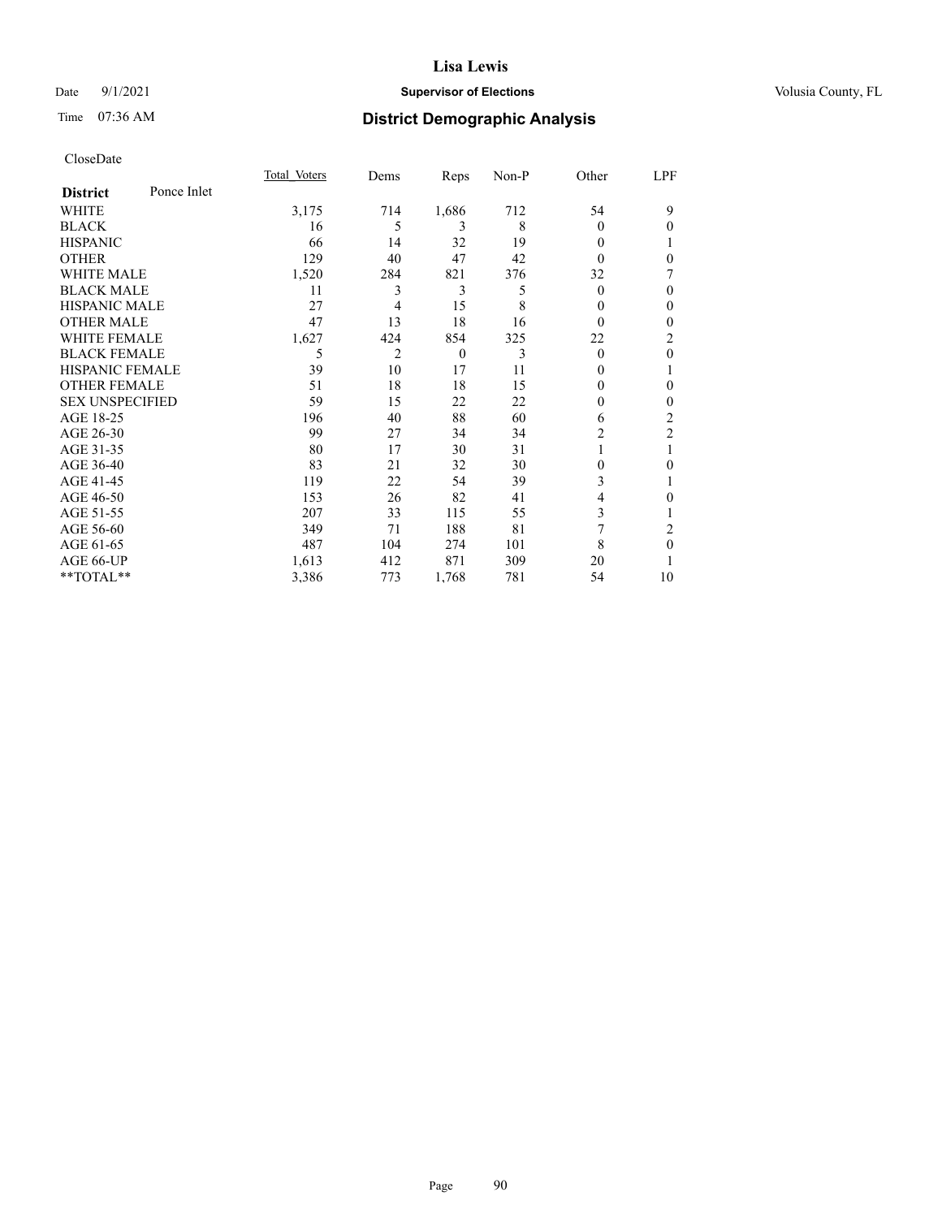CloseDate

| District | Ponce Inlet | Total_Voters | Dems | Reps | Non-P | Other | LPF |
|---|---|---|---|---|---|---|---|
| WHITE | | 3,175 | 714 | 1,686 | 712 | 54 | 9 |
| BLACK | | 16 | 5 | 3 | 8 | 0 | 0 |
| HISPANIC | | 66 | 14 | 32 | 19 | 0 | 1 |
| OTHER | | 129 | 40 | 47 | 42 | 0 | 0 |
| WHITE MALE | | 1,520 | 284 | 821 | 376 | 32 | 7 |
| BLACK MALE | | 11 | 3 | 3 | 5 | 0 | 0 |
| HISPANIC MALE | | 27 | 4 | 15 | 8 | 0 | 0 |
| OTHER MALE | | 47 | 13 | 18 | 16 | 0 | 0 |
| WHITE FEMALE | | 1,627 | 424 | 854 | 325 | 22 | 2 |
| BLACK FEMALE | | 5 | 2 | 0 | 3 | 0 | 0 |
| HISPANIC FEMALE | | 39 | 10 | 17 | 11 | 0 | 1 |
| OTHER FEMALE | | 51 | 18 | 18 | 15 | 0 | 0 |
| SEX UNSPECIFIED | | 59 | 15 | 22 | 22 | 0 | 0 |
| AGE 18-25 | | 196 | 40 | 88 | 60 | 6 | 2 |
| AGE 26-30 | | 99 | 27 | 34 | 34 | 2 | 2 |
| AGE 31-35 | | 80 | 17 | 30 | 31 | 1 | 1 |
| AGE 36-40 | | 83 | 21 | 32 | 30 | 0 | 0 |
| AGE 41-45 | | 119 | 22 | 54 | 39 | 3 | 1 |
| AGE 46-50 | | 153 | 26 | 82 | 41 | 4 | 0 |
| AGE 51-55 | | 207 | 33 | 115 | 55 | 3 | 1 |
| AGE 56-60 | | 349 | 71 | 188 | 81 | 7 | 2 |
| AGE 61-65 | | 487 | 104 | 274 | 101 | 8 | 0 |
| AGE 66-UP | | 1,613 | 412 | 871 | 309 | 20 | 1 |
| **TOTAL** | | 3,386 | 773 | 1,768 | 781 | 54 | 10 |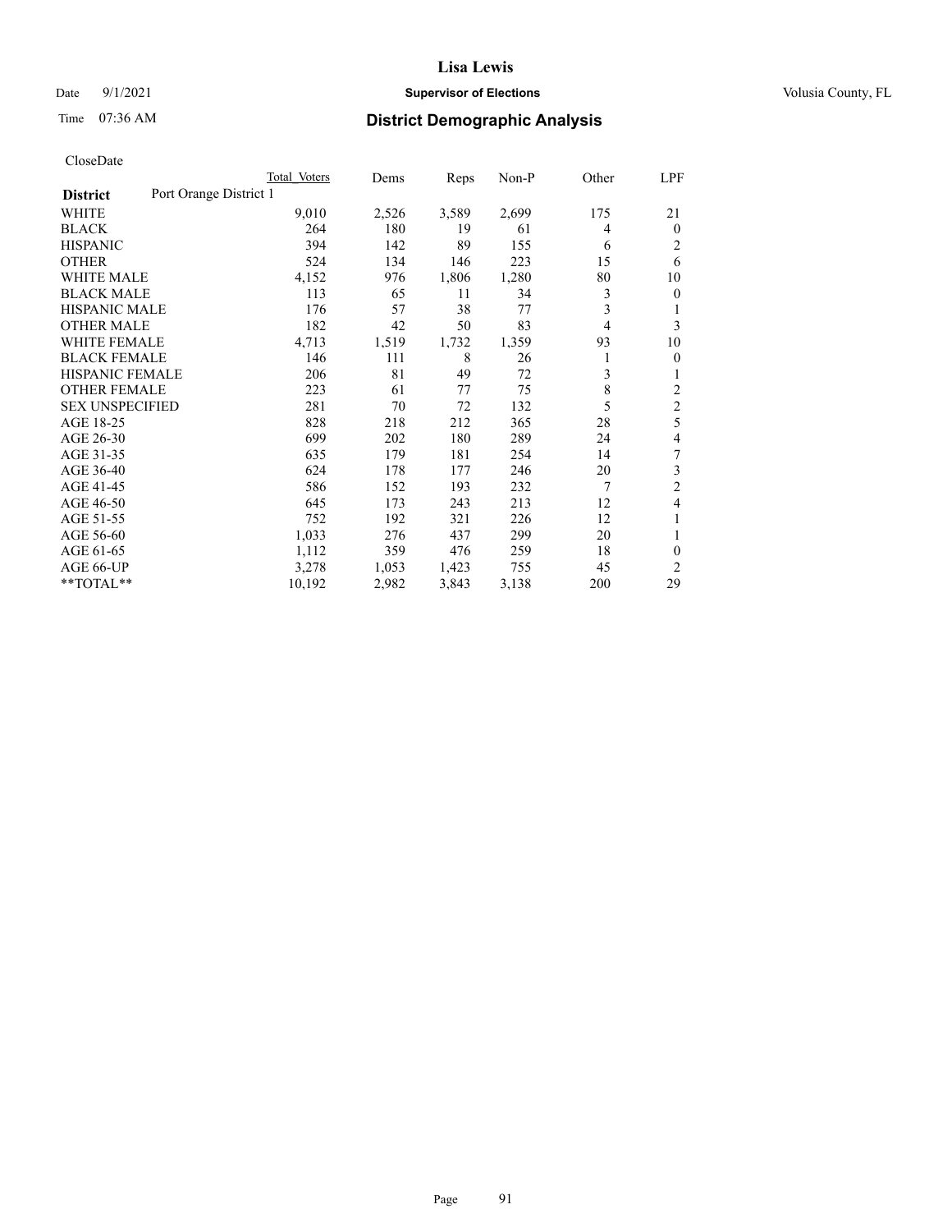# Lisa Lewis

Date 9/1/2021 **Supervisor of Elections** Volusia County, FL

Time 07:36 AM **District Demographic Analysis**

CloseDate

| | Total Voters | Dems | Reps | Non-P | Other | LPF |
|---|---|---|---|---|---|---|
| **District** Port Orange District 1 | | | | | | |
| WHITE | 9,010 | 2,526 | 3,589 | 2,699 | 175 | 21 |
| BLACK | 264 | 180 | 19 | 61 | 4 | 0 |
| HISPANIC | 394 | 142 | 89 | 155 | 6 | 2 |
| OTHER | 524 | 134 | 146 | 223 | 15 | 6 |
| WHITE MALE | 4,152 | 976 | 1,806 | 1,280 | 80 | 10 |
| BLACK MALE | 113 | 65 | 11 | 34 | 3 | 0 |
| HISPANIC MALE | 176 | 57 | 38 | 77 | 3 | 1 |
| OTHER MALE | 182 | 42 | 50 | 83 | 4 | 3 |
| WHITE FEMALE | 4,713 | 1,519 | 1,732 | 1,359 | 93 | 10 |
| BLACK FEMALE | 146 | 111 | 8 | 26 | 1 | 0 |
| HISPANIC FEMALE | 206 | 81 | 49 | 72 | 3 | 1 |
| OTHER FEMALE | 223 | 61 | 77 | 75 | 8 | 2 |
| SEX UNSPECIFIED | 281 | 70 | 72 | 132 | 5 | 2 |
| AGE 18-25 | 828 | 218 | 212 | 365 | 28 | 5 |
| AGE 26-30 | 699 | 202 | 180 | 289 | 24 | 4 |
| AGE 31-35 | 635 | 179 | 181 | 254 | 14 | 7 |
| AGE 36-40 | 624 | 178 | 177 | 246 | 20 | 3 |
| AGE 41-45 | 586 | 152 | 193 | 232 | 7 | 2 |
| AGE 46-50 | 645 | 173 | 243 | 213 | 12 | 4 |
| AGE 51-55 | 752 | 192 | 321 | 226 | 12 | 1 |
| AGE 56-60 | 1,033 | 276 | 437 | 299 | 20 | 1 |
| AGE 61-65 | 1,112 | 359 | 476 | 259 | 18 | 0 |
| AGE 66-UP | 3,278 | 1,053 | 1,423 | 755 | 45 | 2 |
| **TOTAL** | 10,192 | 2,982 | 3,843 | 3,138 | 200 | 29 |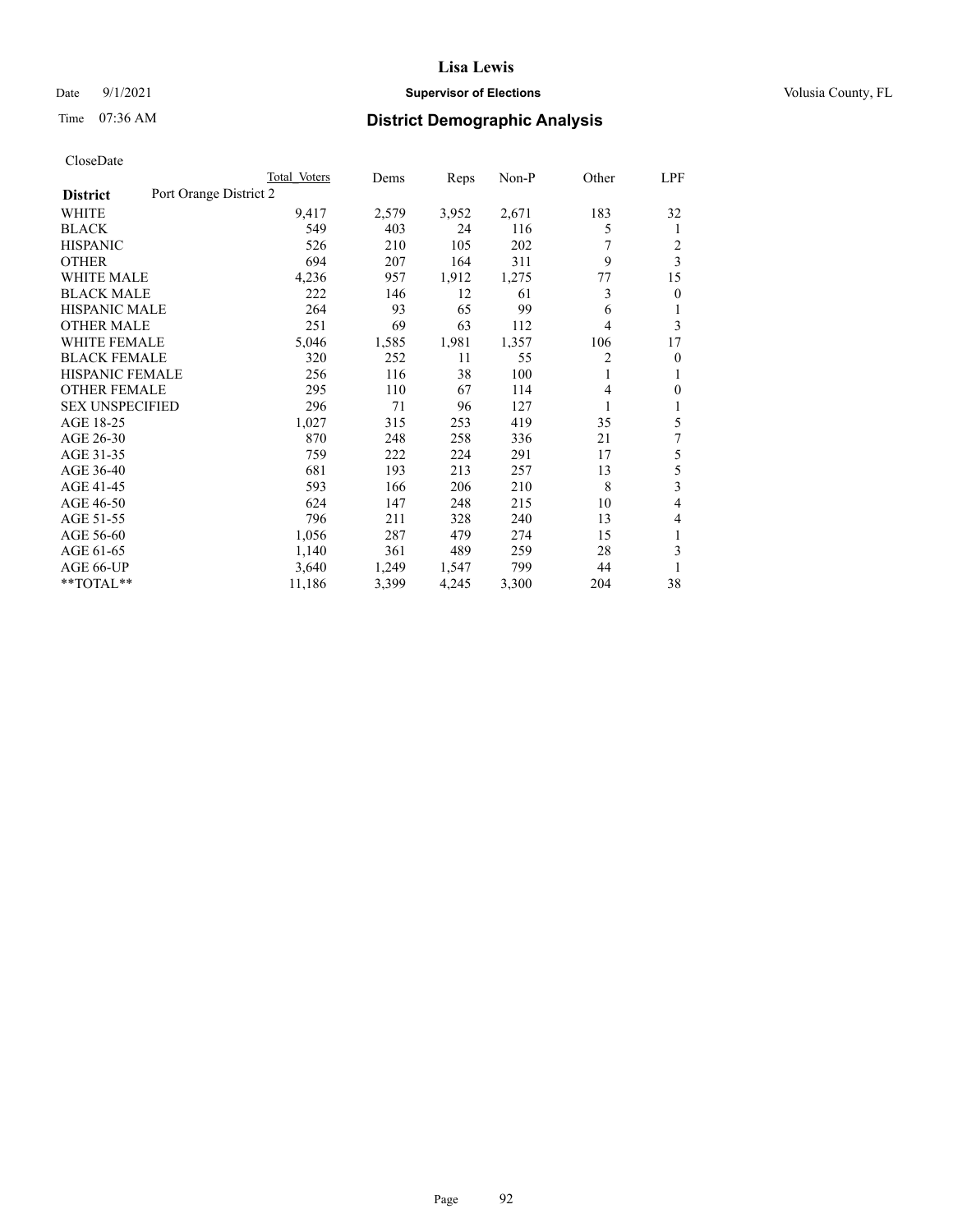CloseDate

| District | Port Orange District 2 | Total Voters | Dems | Reps | Non-P | Other | LPF |
|---|---|---|---|---|---|---|---|
| WHITE | | 9,417 | 2,579 | 3,952 | 2,671 | 183 | 32 |
| BLACK | | 549 | 403 | 24 | 116 | 5 | 1 |
| HISPANIC | | 526 | 210 | 105 | 202 | 7 | 2 |
| OTHER | | 694 | 207 | 164 | 311 | 9 | 3 |
| WHITE MALE | | 4,236 | 957 | 1,912 | 1,275 | 77 | 15 |
| BLACK MALE | | 222 | 146 | 12 | 61 | 3 | 0 |
| HISPANIC MALE | | 264 | 93 | 65 | 99 | 6 | 1 |
| OTHER MALE | | 251 | 69 | 63 | 112 | 4 | 3 |
| WHITE FEMALE | | 5,046 | 1,585 | 1,981 | 1,357 | 106 | 17 |
| BLACK FEMALE | | 320 | 252 | 11 | 55 | 2 | 0 |
| HISPANIC FEMALE | | 256 | 116 | 38 | 100 | 1 | 1 |
| OTHER FEMALE | | 295 | 110 | 67 | 114 | 4 | 0 |
| SEX UNSPECIFIED | | 296 | 71 | 96 | 127 | 1 | 1 |
| AGE 18-25 | | 1,027 | 315 | 253 | 419 | 35 | 5 |
| AGE 26-30 | | 870 | 248 | 258 | 336 | 21 | 7 |
| AGE 31-35 | | 759 | 222 | 224 | 291 | 17 | 5 |
| AGE 36-40 | | 681 | 193 | 213 | 257 | 13 | 5 |
| AGE 41-45 | | 593 | 166 | 206 | 210 | 8 | 3 |
| AGE 46-50 | | 624 | 147 | 248 | 215 | 10 | 4 |
| AGE 51-55 | | 796 | 211 | 328 | 240 | 13 | 4 |
| AGE 56-60 | | 1,056 | 287 | 479 | 274 | 15 | 1 |
| AGE 61-65 | | 1,140 | 361 | 489 | 259 | 28 | 3 |
| AGE 66-UP | | 3,640 | 1,249 | 1,547 | 799 | 44 | 1 |
| **TOTAL** | | 11,186 | 3,399 | 4,245 | 3,300 | 204 | 38 |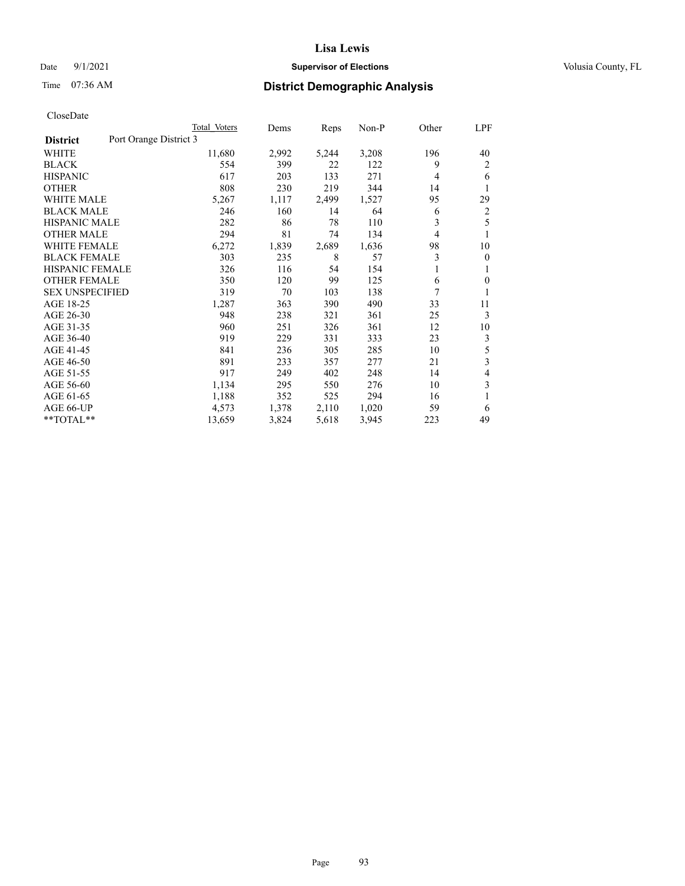# Lisa Lewis

Date 9/1/2021 **Supervisor of Elections** Volusia County, FL

Time 07:36 AM **District Demographic Analysis**

CloseDate

| **District** Port Orange District 3 | Total Voters | Dems | Reps | Non-P | Other | LPF |
|---|---|---|---|---|---|---|
| WHITE | 11,680 | 2,992 | 5,244 | 3,208 | 196 | 40 |
| BLACK | 554 | 399 | 22 | 122 | 9 | 2 |
| HISPANIC | 617 | 203 | 133 | 271 | 4 | 6 |
| OTHER | 808 | 230 | 219 | 344 | 14 | 1 |
| WHITE MALE | 5,267 | 1,117 | 2,499 | 1,527 | 95 | 29 |
| BLACK MALE | 246 | 160 | 14 | 64 | 6 | 2 |
| HISPANIC MALE | 282 | 86 | 78 | 110 | 3 | 5 |
| OTHER MALE | 294 | 81 | 74 | 134 | 4 | 1 |
| WHITE FEMALE | 6,272 | 1,839 | 2,689 | 1,636 | 98 | 10 |
| BLACK FEMALE | 303 | 235 | 8 | 57 | 3 | 0 |
| HISPANIC FEMALE | 326 | 116 | 54 | 154 | 1 | 1 |
| OTHER FEMALE | 350 | 120 | 99 | 125 | 6 | 0 |
| SEX UNSPECIFIED | 319 | 70 | 103 | 138 | 7 | 1 |
| AGE 18-25 | 1,287 | 363 | 390 | 490 | 33 | 11 |
| AGE 26-30 | 948 | 238 | 321 | 361 | 25 | 3 |
| AGE 31-35 | 960 | 251 | 326 | 361 | 12 | 10 |
| AGE 36-40 | 919 | 229 | 331 | 333 | 23 | 3 |
| AGE 41-45 | 841 | 236 | 305 | 285 | 10 | 5 |
| AGE 46-50 | 891 | 233 | 357 | 277 | 21 | 3 |
| AGE 51-55 | 917 | 249 | 402 | 248 | 14 | 4 |
| AGE 56-60 | 1,134 | 295 | 550 | 276 | 10 | 3 |
| AGE 61-65 | 1,188 | 352 | 525 | 294 | 16 | 1 |
| AGE 66-UP | 4,573 | 1,378 | 2,110 | 1,020 | 59 | 6 |
| **TOTAL** | 13,659 | 3,824 | 5,618 | 3,945 | 223 | 49 |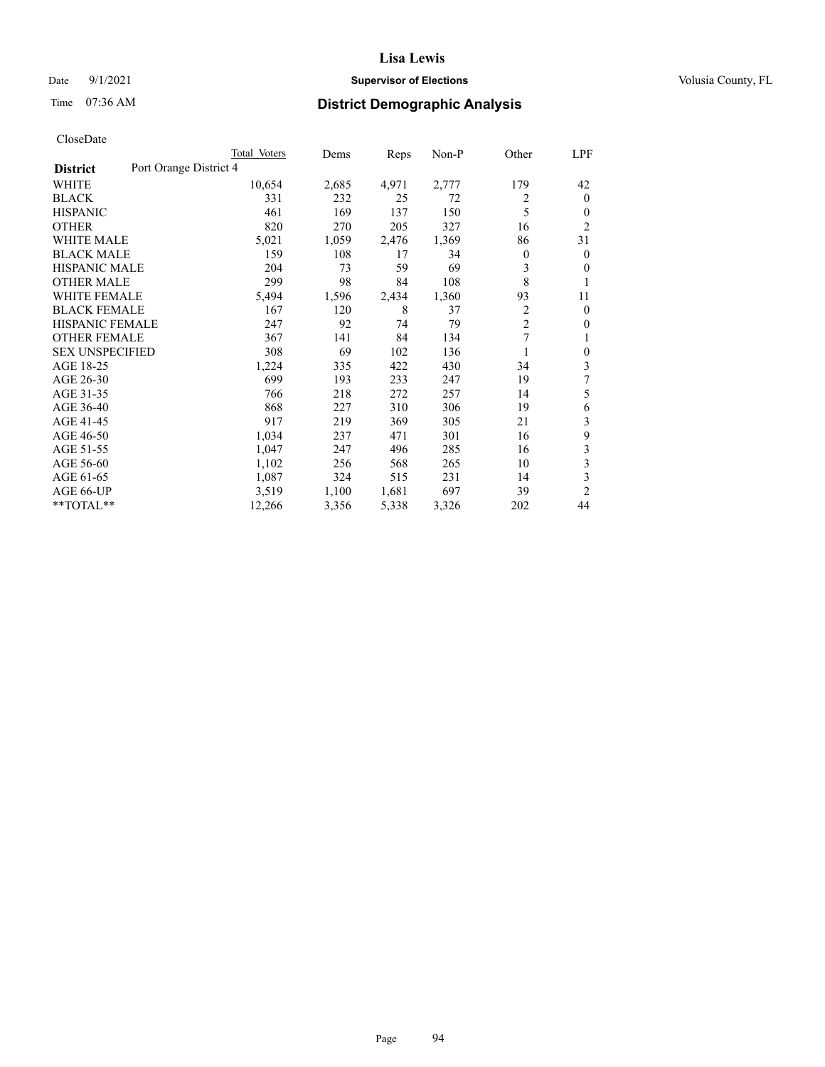# Lisa Lewis

Date 9/1/2021 **Supervisor of Elections** Volusia County, FL

Time 07:36 AM **District Demographic Analysis**

CloseDate

| District | Port Orange District 4 | Total Voters | Dems | Reps | Non-P | Other | LPF |
|---|---|---|---|---|---|---|---|
| WHITE | | 10,654 | 2,685 | 4,971 | 2,777 | 179 | 42 |
| BLACK | | 331 | 232 | 25 | 72 | 2 | 0 |
| HISPANIC | | 461 | 169 | 137 | 150 | 5 | 0 |
| OTHER | | 820 | 270 | 205 | 327 | 16 | 2 |
| WHITE MALE | | 5,021 | 1,059 | 2,476 | 1,369 | 86 | 31 |
| BLACK MALE | | 159 | 108 | 17 | 34 | 0 | 0 |
| HISPANIC MALE | | 204 | 73 | 59 | 69 | 3 | 0 |
| OTHER MALE | | 299 | 98 | 84 | 108 | 8 | 1 |
| WHITE FEMALE | | 5,494 | 1,596 | 2,434 | 1,360 | 93 | 11 |
| BLACK FEMALE | | 167 | 120 | 8 | 37 | 2 | 0 |
| HISPANIC FEMALE | | 247 | 92 | 74 | 79 | 2 | 0 |
| OTHER FEMALE | | 367 | 141 | 84 | 134 | 7 | 1 |
| SEX UNSPECIFIED | | 308 | 69 | 102 | 136 | 1 | 0 |
| AGE 18-25 | | 1,224 | 335 | 422 | 430 | 34 | 3 |
| AGE 26-30 | | 699 | 193 | 233 | 247 | 19 | 7 |
| AGE 31-35 | | 766 | 218 | 272 | 257 | 14 | 5 |
| AGE 36-40 | | 868 | 227 | 310 | 306 | 19 | 6 |
| AGE 41-45 | | 917 | 219 | 369 | 305 | 21 | 3 |
| AGE 46-50 | | 1,034 | 237 | 471 | 301 | 16 | 9 |
| AGE 51-55 | | 1,047 | 247 | 496 | 285 | 16 | 3 |
| AGE 56-60 | | 1,102 | 256 | 568 | 265 | 10 | 3 |
| AGE 61-65 | | 1,087 | 324 | 515 | 231 | 14 | 3 |
| AGE 66-UP | | 3,519 | 1,100 | 1,681 | 697 | 39 | 2 |
| **TOTAL** | | 12,266 | 3,356 | 5,338 | 3,326 | 202 | 44 |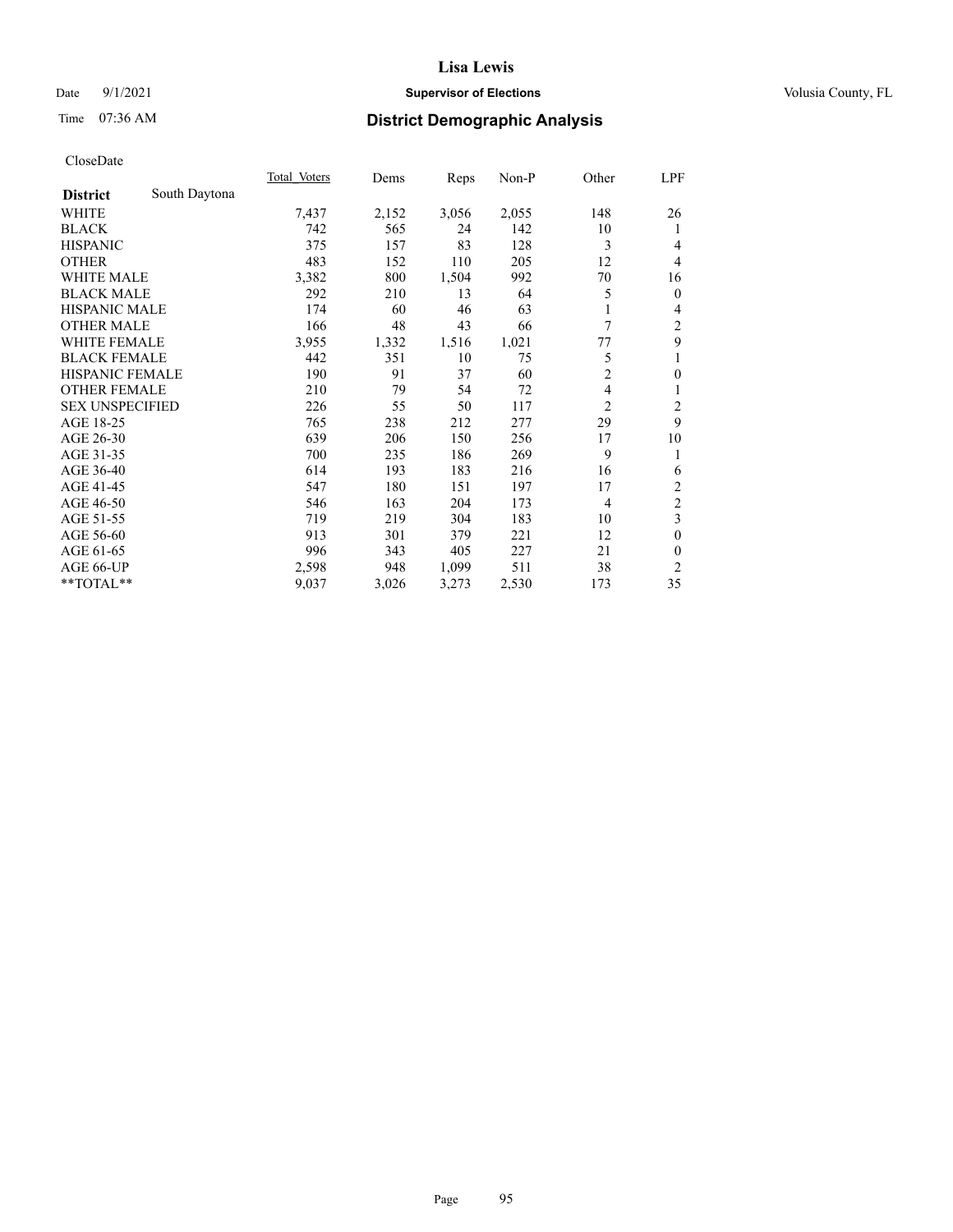CloseDate

| | Total_Voters | Dems | Reps | Non-P | Other | LPF |
|---|---|---|---|---|---|---|
| **District** South Daytona | | | | | | |
| WHITE | 7,437 | 2,152 | 3,056 | 2,055 | 148 | 26 |
| BLACK | 742 | 565 | 24 | 142 | 10 | 1 |
| HISPANIC | 375 | 157 | 83 | 128 | 3 | 4 |
| OTHER | 483 | 152 | 110 | 205 | 12 | 4 |
| WHITE MALE | 3,382 | 800 | 1,504 | 992 | 70 | 16 |
| BLACK MALE | 292 | 210 | 13 | 64 | 5 | 0 |
| HISPANIC MALE | 174 | 60 | 46 | 63 | 1 | 4 |
| OTHER MALE | 166 | 48 | 43 | 66 | 7 | 2 |
| WHITE FEMALE | 3,955 | 1,332 | 1,516 | 1,021 | 77 | 9 |
| BLACK FEMALE | 442 | 351 | 10 | 75 | 5 | 1 |
| HISPANIC FEMALE | 190 | 91 | 37 | 60 | 2 | 0 |
| OTHER FEMALE | 210 | 79 | 54 | 72 | 4 | 1 |
| SEX UNSPECIFIED | 226 | 55 | 50 | 117 | 2 | 2 |
| AGE 18-25 | 765 | 238 | 212 | 277 | 29 | 9 |
| AGE 26-30 | 639 | 206 | 150 | 256 | 17 | 10 |
| AGE 31-35 | 700 | 235 | 186 | 269 | 9 | 1 |
| AGE 36-40 | 614 | 193 | 183 | 216 | 16 | 6 |
| AGE 41-45 | 547 | 180 | 151 | 197 | 17 | 2 |
| AGE 46-50 | 546 | 163 | 204 | 173 | 4 | 2 |
| AGE 51-55 | 719 | 219 | 304 | 183 | 10 | 3 |
| AGE 56-60 | 913 | 301 | 379 | 221 | 12 | 0 |
| AGE 61-65 | 996 | 343 | 405 | 227 | 21 | 0 |
| AGE 66-UP | 2,598 | 948 | 1,099 | 511 | 38 | 2 |
| **TOTAL** | 9,037 | 3,026 | 3,273 | 2,530 | 173 | 35 |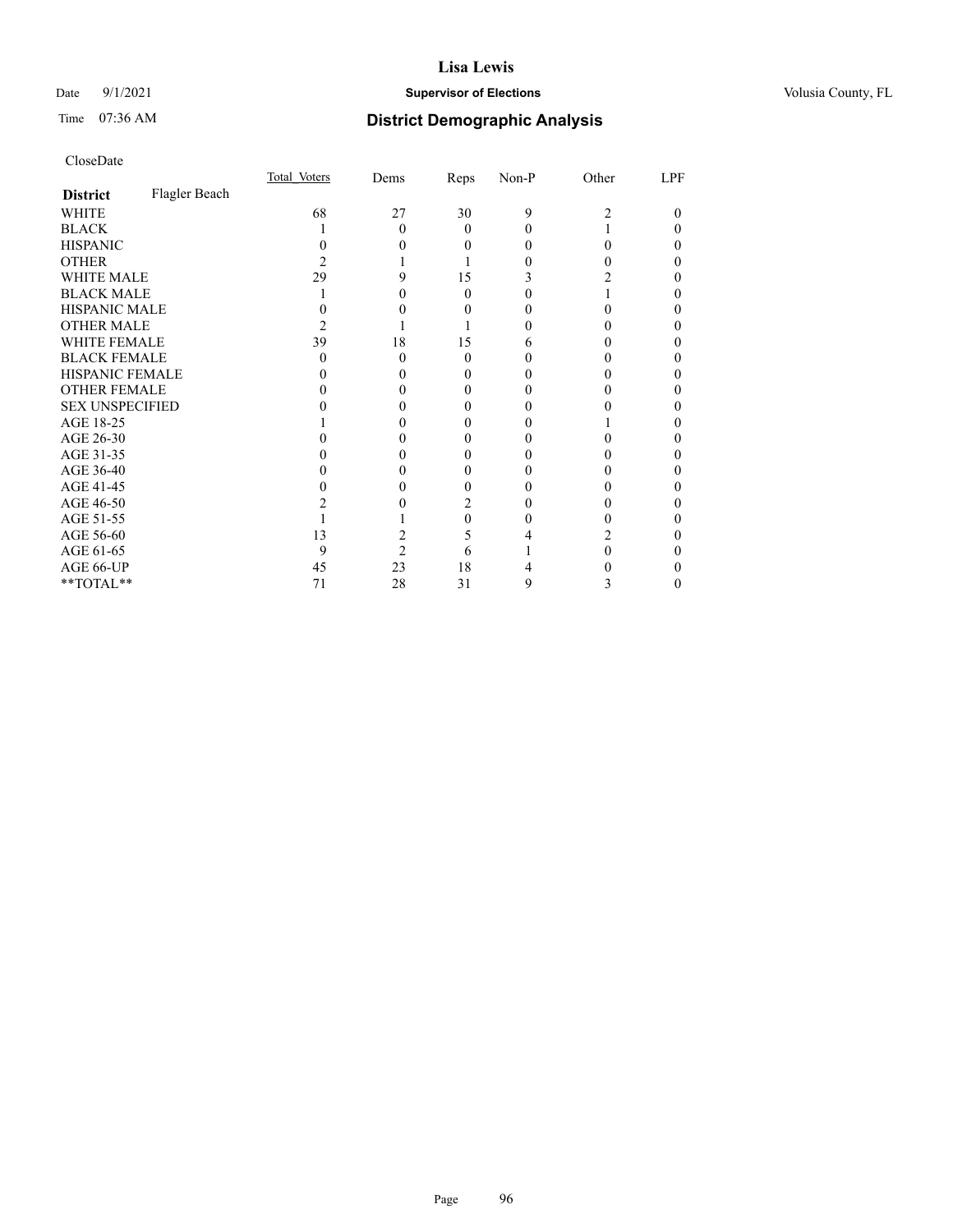# Lisa Lewis

Date 9/1/2021 **Supervisor of Elections** Volusia County, FL

Time 07:36 AM **District Demographic Analysis**

CloseDate

| | Total Voters | Dems | Reps | Non-P | Other | LPF |
|---|---|---|---|---|---|---|
| **District** Flagler Beach | | | | | | |
| WHITE | 68 | 27 | 30 | 9 | 2 | 0 |
| BLACK | 1 | 0 | 0 | 0 | 1 | 0 |
| HISPANIC | 0 | 0 | 0 | 0 | 0 | 0 |
| OTHER | 2 | 1 | 1 | 0 | 0 | 0 |
| WHITE MALE | 29 | 9 | 15 | 3 | 2 | 0 |
| BLACK MALE | 1 | 0 | 0 | 0 | 1 | 0 |
| HISPANIC MALE | 0 | 0 | 0 | 0 | 0 | 0 |
| OTHER MALE | 2 | 1 | 1 | 0 | 0 | 0 |
| WHITE FEMALE | 39 | 18 | 15 | 6 | 0 | 0 |
| BLACK FEMALE | 0 | 0 | 0 | 0 | 0 | 0 |
| HISPANIC FEMALE | 0 | 0 | 0 | 0 | 0 | 0 |
| OTHER FEMALE | 0 | 0 | 0 | 0 | 0 | 0 |
| SEX UNSPECIFIED | 0 | 0 | 0 | 0 | 0 | 0 |
| AGE 18-25 | 1 | 0 | 0 | 0 | 1 | 0 |
| AGE 26-30 | 0 | 0 | 0 | 0 | 0 | 0 |
| AGE 31-35 | 0 | 0 | 0 | 0 | 0 | 0 |
| AGE 36-40 | 0 | 0 | 0 | 0 | 0 | 0 |
| AGE 41-45 | 0 | 0 | 0 | 0 | 0 | 0 |
| AGE 46-50 | 2 | 0 | 2 | 0 | 0 | 0 |
| AGE 51-55 | 1 | 1 | 0 | 0 | 0 | 0 |
| AGE 56-60 | 13 | 2 | 5 | 4 | 2 | 0 |
| AGE 61-65 | 9 | 2 | 6 | 1 | 0 | 0 |
| AGE 66-UP | 45 | 23 | 18 | 4 | 0 | 0 |
| **TOTAL** | 71 | 28 | 31 | 9 | 3 | 0 |